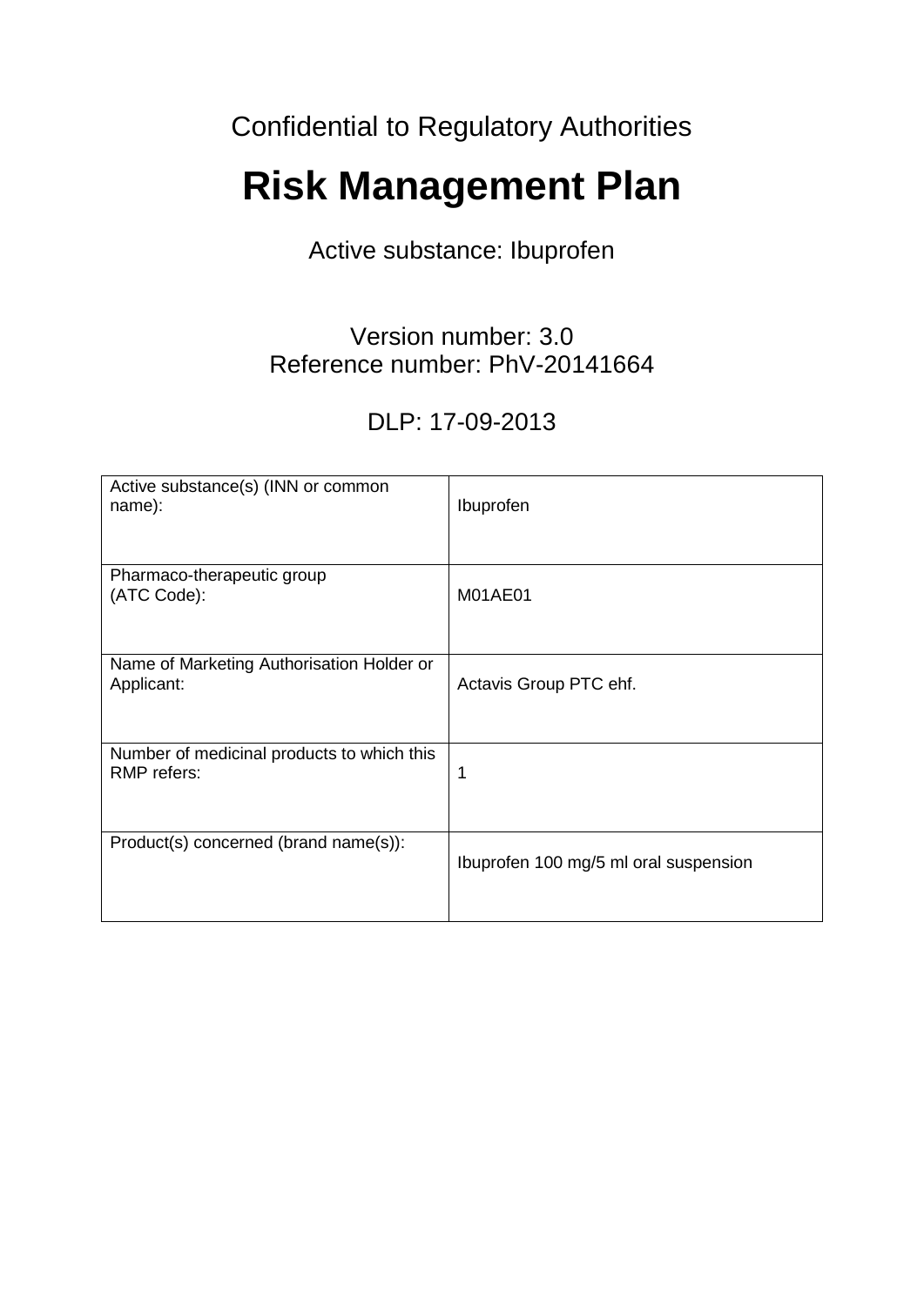Confidential to Regulatory Authorities

# Risk Management Plan

Active substance: Ibuprofen

Version number: 3.0
Reference number: PhV-20141664

DLP: 17-09-2013

| | |
|---|---|
| Active substance(s) (INN or common name): | Ibuprofen |
| Pharmaco-therapeutic group (ATC Code): | M01AE01 |
| Name of Marketing Authorisation Holder or Applicant: | Actavis Group PTC ehf. |
| Number of medicinal products to which this RMP refers: | 1 |
| Product(s) concerned (brand name(s)): | Ibuprofen 100 mg/5 ml oral suspension |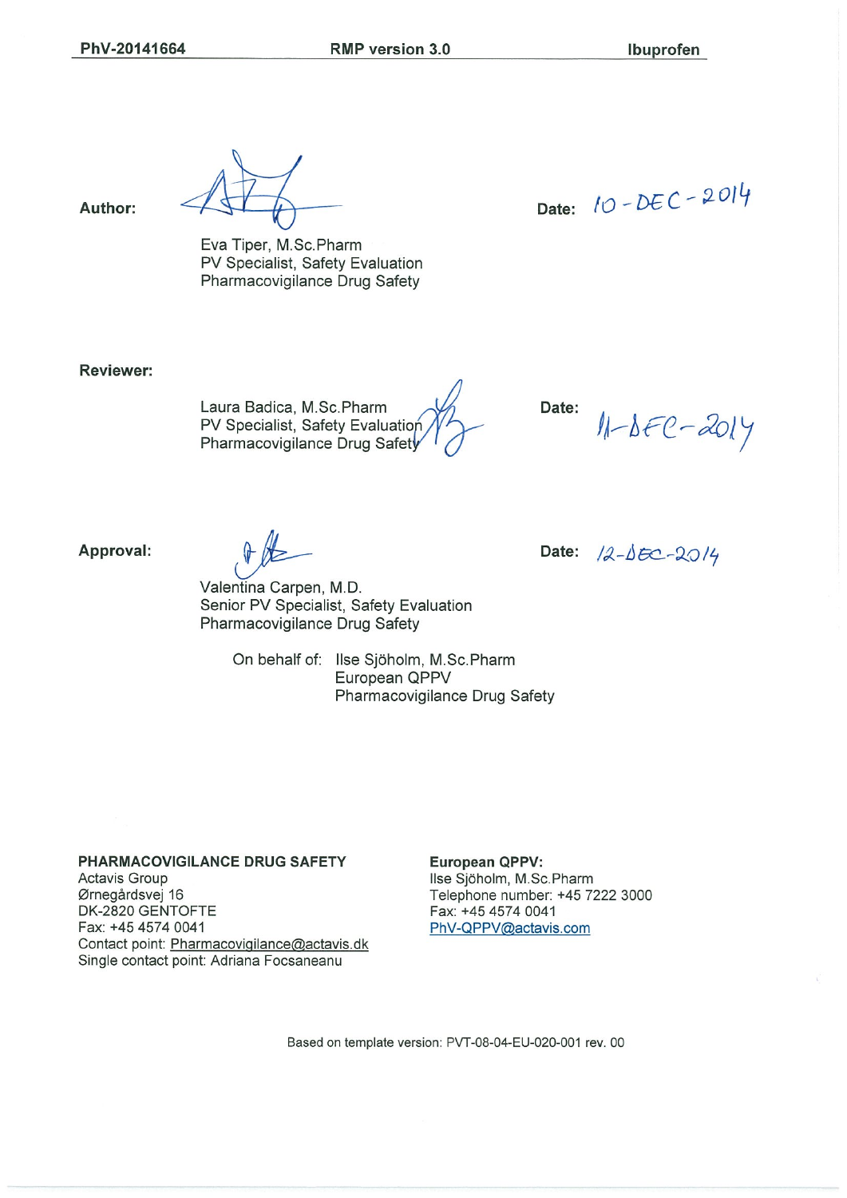**Author:**

Eva Tiper, M.Sc.Pharm
PV Specialist, Safety Evaluation
Pharmacovigilance Drug Safety

**Date:** 10-DEC-2014

**Reviewer:**

Laura Badica, M.Sc.Pharm
PV Specialist, Safety Evaluation
Pharmacovigilance Drug Safety

**Date:** 11-DEC-2014

**Approval:**

Valentina Carpen, M.D.
Senior PV Specialist, Safety Evaluation
Pharmacovigilance Drug Safety

**Date:** 12-DEC-2014

On behalf of: Ilse Sjöholm, M.Sc.Pharm
European QPPV
Pharmacovigilance Drug Safety

**PHARMACOVIGILANCE DRUG SAFETY**
Actavis Group
Ørnegårdsvej 16
DK-2820 GENTOFTE
Fax: +45 4574 0041
Contact point: Pharmacovigilance@actavis.dk
Single contact point: Adriana Focsaneanu

**European QPPV:**
Ilse Sjöholm, M.Sc.Pharm
Telephone number: +45 7222 3000
Fax: +45 4574 0041
PhV-QPPV@actavis.com

Based on template version: PVT-08-04-EU-020-001 rev. 00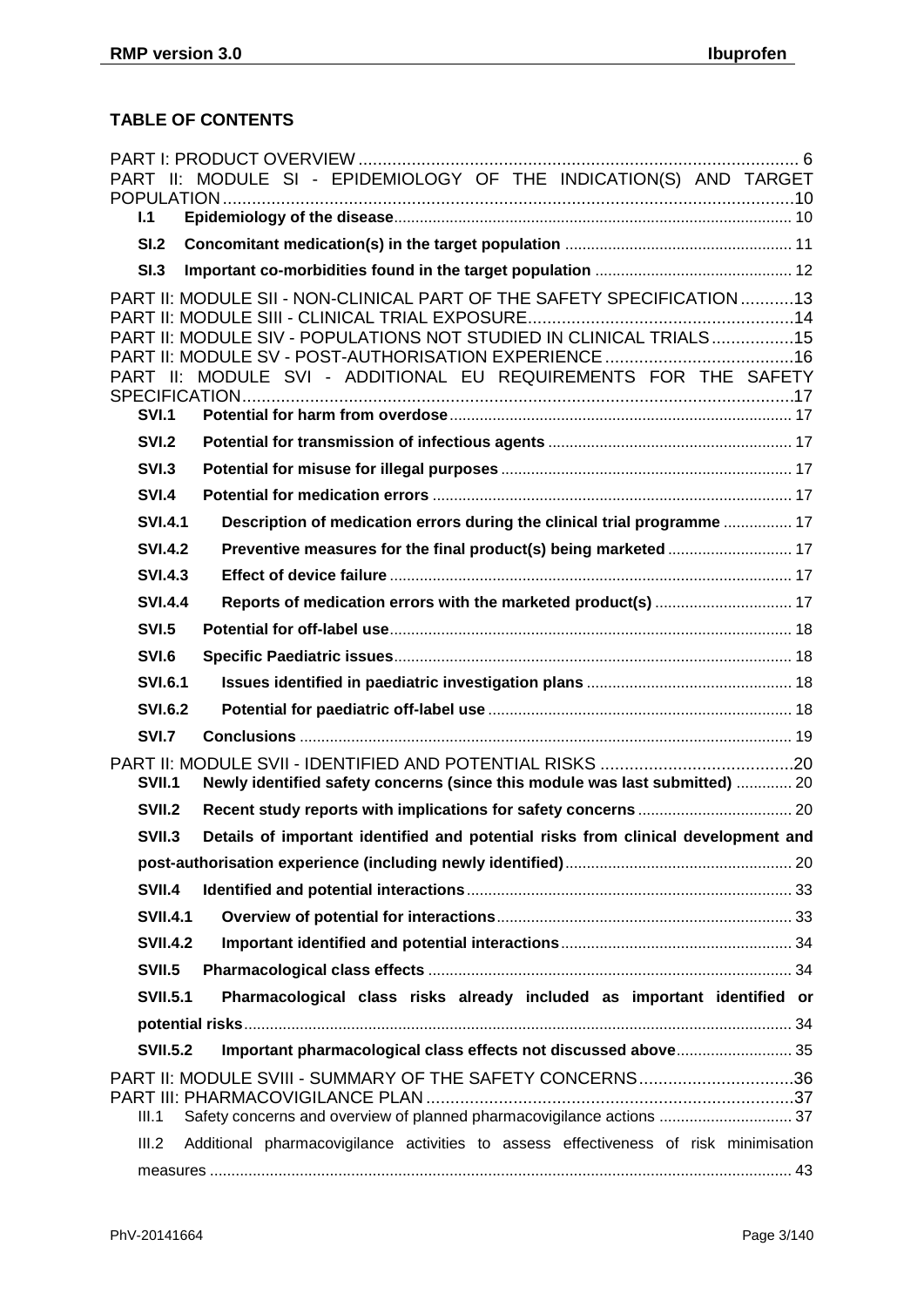## TABLE OF CONTENTS

PART I: PRODUCT OVERVIEW ........................................................................................... 6

PART II: MODULE SI - EPIDEMIOLOGY OF THE INDICATION(S) AND TARGET POPULATION .....................................................................................................................10

**I.1 Epidemiology of the disease** ........................................................................................ 10

**SI.2 Concomitant medication(s) in the target population** .................................................... 11

**SI.3 Important co-morbidities found in the target population** ............................................. 12

PART II: MODULE SII - NON-CLINICAL PART OF THE SAFETY SPECIFICATION ...........13

PART II: MODULE SIII - CLINICAL TRIAL EXPOSURE.......................................................14

PART II: MODULE SIV - POPULATIONS NOT STUDIED IN CLINICAL TRIALS.................15

PART II: MODULE SV - POST-AUTHORISATION EXPERIENCE .......................................16

PART II: MODULE SVI - ADDITIONAL EU REQUIREMENTS FOR THE SAFETY SPECIFICATION...................................................................................................................17

**SVI.1 Potential for harm from overdose** ............................................................................... 17

**SVI.2 Potential for transmission of infectious agents** ......................................................... 17

**SVI.3 Potential for misuse for illegal purposes** ................................................................... 17

**SVI.4 Potential for medication errors** ................................................................................... 17

**SVI.4.1 Description of medication errors during the clinical trial programme** ................ 17

**SVI.4.2 Preventive measures for the final product(s) being marketed** ............................ 17

**SVI.4.3 Effect of device failure** ............................................................................................ 17

**SVI.4.4 Reports of medication errors with the marketed product(s)** ................................ 17

**SVI.5 Potential for off-label use**............................................................................................. 18

**SVI.6 Specific Paediatric issues**............................................................................................ 18

**SVI.6.1 Issues identified in paediatric investigation plans** ................................................ 18

**SVI.6.2 Potential for paediatric off-label use** ...................................................................... 18

**SVI.7 Conclusions** .................................................................................................................. 19

PART II: MODULE SVII - IDENTIFIED AND POTENTIAL RISKS .........................................20

**SVII.1 Newly identified safety concerns (since this module was last submitted)** ............. 20

**SVII.2 Recent study reports with implications for safety concerns** .................................... 20

**SVII.3 Details of important identified and potential risks from clinical development and post-authorisation experience (including newly identified)** ..................................................... 20

**SVII.4 Identified and potential interactions** ........................................................................... 33

**SVII.4.1 Overview of potential for interactions**..................................................................... 33

**SVII.4.2 Important identified and potential interactions**...................................................... 34

**SVII.5 Pharmacological class effects** ..................................................................................... 34

**SVII.5.1 Pharmacological class risks already included as important identified or potential risks**.............................................................................................................................. 34

**SVII.5.2 Important pharmacological class effects not discussed above**........................... 35

PART II: MODULE SVIII - SUMMARY OF THE SAFETY CONCERNS.................................36

PART III: PHARMACOVIGILANCE PLAN .............................................................................37

III.1 Safety concerns and overview of planned pharmacovigilance actions ............................... 37

III.2 Additional pharmacovigilance activities to assess effectiveness of risk minimisation measures ....................................................................................................................... 43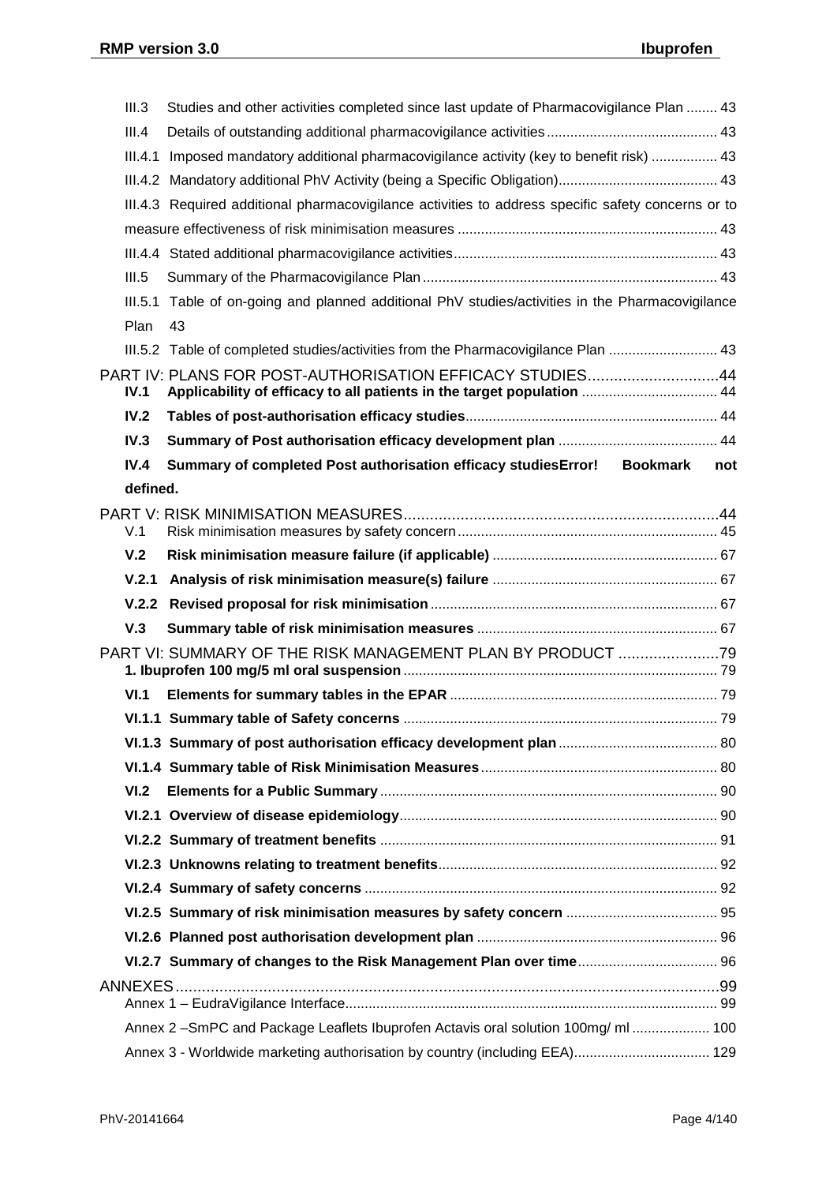III.3 Studies and other activities completed since last update of Pharmacovigilance Plan ........ 43

III.4 Details of outstanding additional pharmacovigilance activities ........................................... 43

III.4.1 Imposed mandatory additional pharmacovigilance activity (key to benefit risk) ................ 43

III.4.2 Mandatory additional PhV Activity (being a Specific Obligation)......................................... 43

III.4.3 Required additional pharmacovigilance activities to address specific safety concerns or to measure effectiveness of risk minimisation measures .................................................................. 43

III.4.4 Stated additional pharmacovigilance activities................................................................... 43

III.5 Summary of the Pharmacovigilance Plan........................................................................... 43

III.5.1 Table of on-going and planned additional PhV studies/activities in the Pharmacovigilance Plan 43

III.5.2 Table of completed studies/activities from the Pharmacovigilance Plan ........................... 43

PART IV: PLANS FOR POST-AUTHORISATION EFFICACY STUDIES..............................44

**IV.1 Applicability of efficacy to all patients in the target population** ................................... 44

**IV.2 Tables of post-authorisation efficacy studies**................................................................ 44

**IV.3 Summary of Post authorisation efficacy development plan** ......................................... 44

**IV.4 Summary of completed Post authorisation efficacy studiesError! Bookmark not defined.**

PART V: RISK MINIMISATION MEASURES.........................................................................44

V.1 Risk minimisation measures by safety concern.................................................................. 45

**V.2 Risk minimisation measure failure (if applicable)** ......................................................... 67

**V.2.1 Analysis of risk minimisation measure(s) failure** ......................................................... 67

**V.2.2 Revised proposal for risk minimisation**......................................................................... 67

**V.3 Summary table of risk minimisation measures** ............................................................. 67

PART VI: SUMMARY OF THE RISK MANAGEMENT PLAN BY PRODUCT .......................79

**1. Ibuprofen 100 mg/5 ml oral suspension**................................................................................ 79

**VI.1 Elements for summary tables in the EPAR** .................................................................... 79

**VI.1.1 Summary table of Safety concerns** ................................................................................ 79

**VI.1.3 Summary of post authorisation efficacy development plan**......................................... 80

**VI.1.4 Summary table of Risk Minimisation Measures**............................................................ 80

**VI.2 Elements for a Public Summary**...................................................................................... 90

**VI.2.1 Overview of disease epidemiology**................................................................................. 90

**VI.2.2 Summary of treatment benefits** ...................................................................................... 91

**VI.2.3 Unknowns relating to treatment benefits**....................................................................... 92

**VI.2.4 Summary of safety concerns** .......................................................................................... 92

**VI.2.5 Summary of risk minimisation measures by safety concern** ....................................... 95

**VI.2.6 Planned post authorisation development plan** ............................................................. 96

**VI.2.7 Summary of changes to the Risk Management Plan over time**.................................... 96

ANNEXES.............................................................................................................................99

Annex 1 – EudraVigilance Interface............................................................................................... 99

Annex 2 –SmPC and Package Leaflets Ibuprofen Actavis oral solution 100mg/ ml .................... 100

Annex 3 - Worldwide marketing authorisation by country (including EEA)................................... 129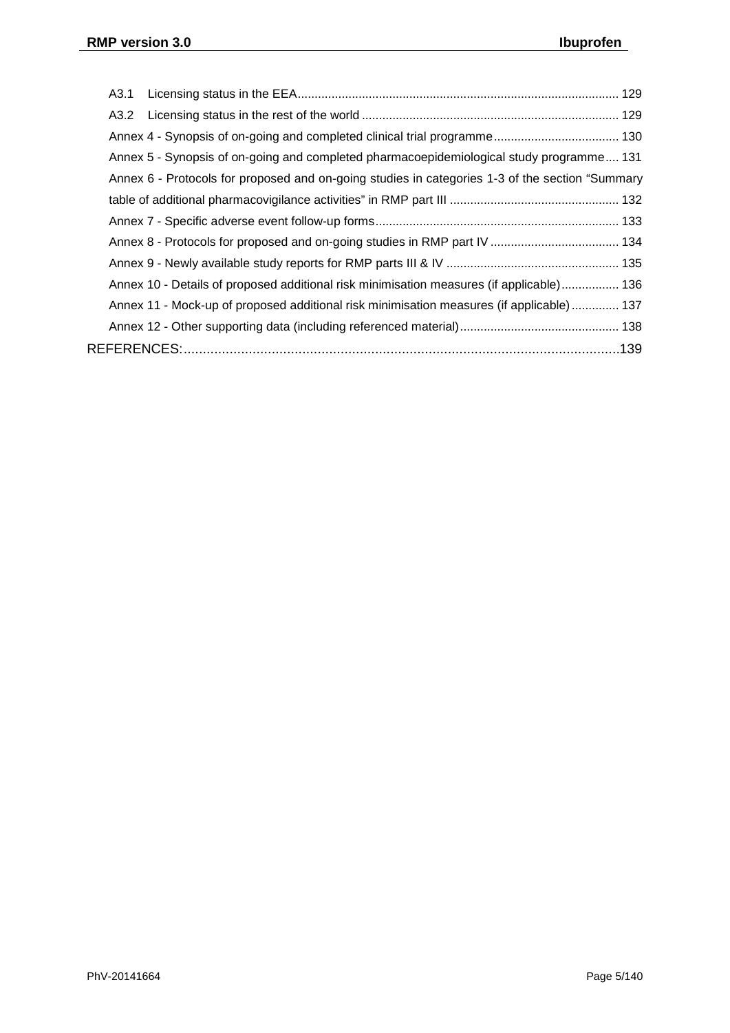A3.1 Licensing status in the EEA .......... 129

A3.2 Licensing status in the rest of the world .......... 129

Annex 4 - Synopsis of on-going and completed clinical trial programme .......... 130

Annex 5 - Synopsis of on-going and completed pharmacoepidemiological study programme .......... 131

Annex 6 - Protocols for proposed and on-going studies in categories 1-3 of the section "Summary table of additional pharmacovigilance activities" in RMP part III .......... 132

Annex 7 - Specific adverse event follow-up forms .......... 133

Annex 8 - Protocols for proposed and on-going studies in RMP part IV .......... 134

Annex 9 - Newly available study reports for RMP parts III & IV .......... 135

Annex 10 - Details of proposed additional risk minimisation measures (if applicable) .......... 136

Annex 11 - Mock-up of proposed additional risk minimisation measures (if applicable) .......... 137

Annex 12 - Other supporting data (including referenced material) .......... 138

REFERENCES: .......... 139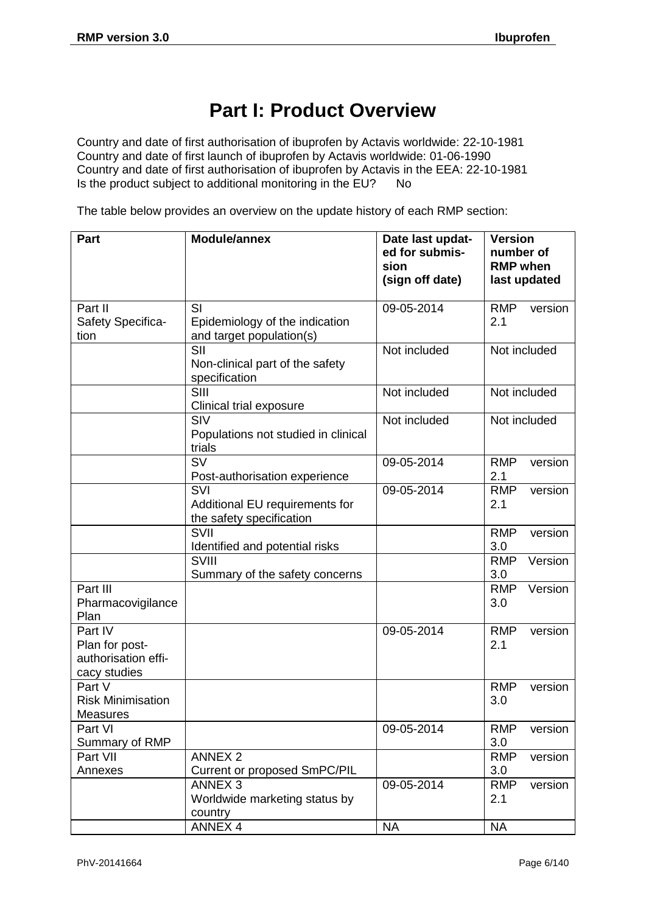# Part I: Product Overview

Country and date of first authorisation of ibuprofen by Actavis worldwide: 22-10-1981
Country and date of first launch of ibuprofen by Actavis worldwide: 01-06-1990
Country and date of first authorisation of ibuprofen by Actavis in the EEA: 22-10-1981
Is the product subject to additional monitoring in the EU? No

The table below provides an overview on the update history of each RMP section:

| Part | Module/annex | Date last updated for submission (sign off date) | Version number of RMP when last updated |
|---|---|---|---|
| Part II Safety Specification | SI Epidemiology of the indication and target population(s) | 09-05-2014 | RMP version 2.1 |
| | SII Non-clinical part of the safety specification | Not included | Not included |
| | SIII Clinical trial exposure | Not included | Not included |
| | SIV Populations not studied in clinical trials | Not included | Not included |
| | SV Post-authorisation experience | 09-05-2014 | RMP version 2.1 |
| | SVI Additional EU requirements for the safety specification | 09-05-2014 | RMP version 2.1 |
| | SVII Identified and potential risks | | RMP version 3.0 |
| | SVIII Summary of the safety concerns | | RMP Version 3.0 |
| Part III Pharmacovigilance Plan | | | RMP Version 3.0 |
| Part IV Plan for post-authorisation efficacy studies | | 09-05-2014 | RMP version 2.1 |
| Part V Risk Minimisation Measures | | | RMP version 3.0 |
| Part VI Summary of RMP | | 09-05-2014 | RMP version 3.0 |
| Part VII Annexes | ANNEX 2 Current or proposed SmPC/PIL | | RMP version 3.0 |
| | ANNEX 3 Worldwide marketing status by country | 09-05-2014 | RMP version 2.1 |
| | ANNEX 4 | NA | NA |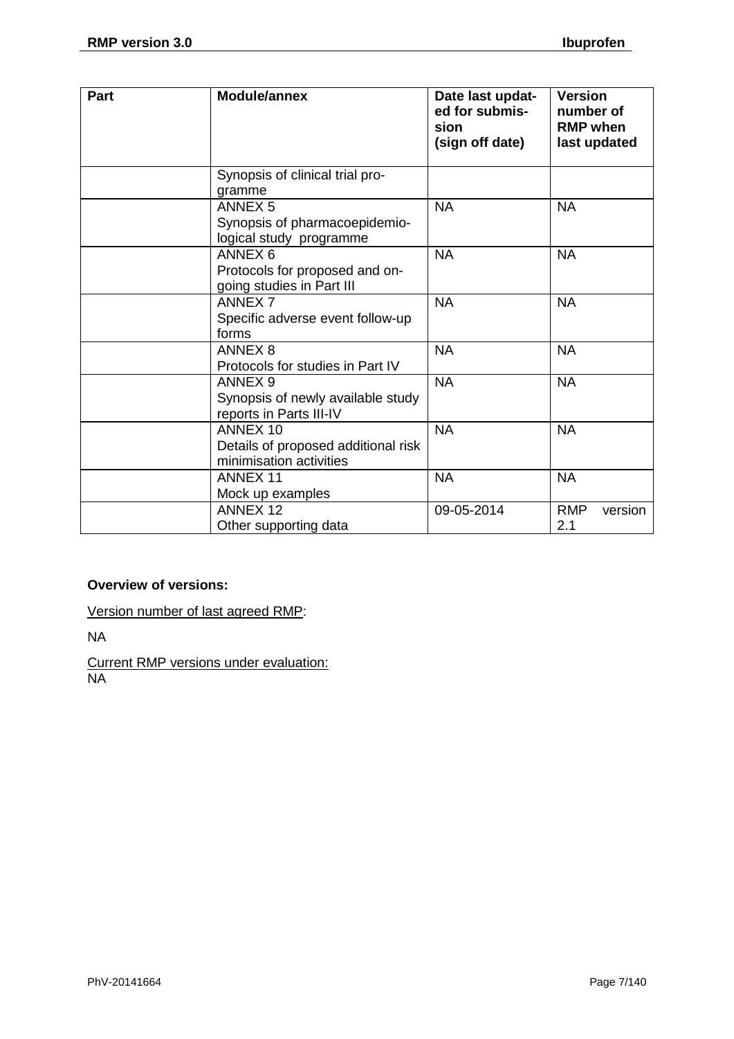| Part | Module/annex | Date last updated for submission (sign off date) | Version number of RMP when last updated |
|---|---|---|---|
| | Synopsis of clinical trial programme | | |
| | ANNEX 5 Synopsis of pharmacoepidemiological study programme | NA | NA |
| | ANNEX 6 Protocols for proposed and on-going studies in Part III | NA | NA |
| | ANNEX 7 Specific adverse event follow-up forms | NA | NA |
| | ANNEX 8 Protocols for studies in Part IV | NA | NA |
| | ANNEX 9 Synopsis of newly available study reports in Parts III-IV | NA | NA |
| | ANNEX 10 Details of proposed additional risk minimisation activities | NA | NA |
| | ANNEX 11 Mock up examples | NA | NA |
| | ANNEX 12 Other supporting data | 09-05-2014 | RMP version 2.1 |

**Overview of versions:**

Version number of last agreed RMP:

NA

Current RMP versions under evaluation:
NA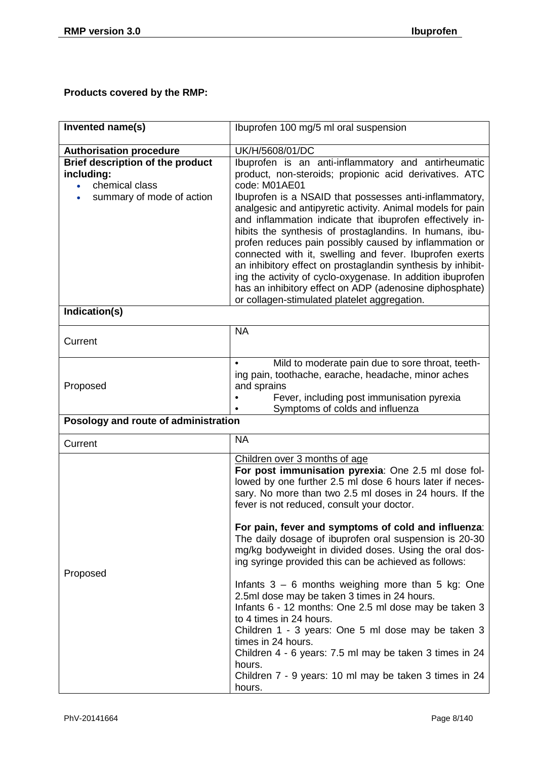**Products covered by the RMP:**

| Invented name(s) | Ibuprofen 100 mg/5 ml oral suspension |
|---|---|
| **Authorisation procedure** | UK/H/5608/01/DC |
| **Brief description of the product including:** <br>• chemical class <br>• summary of mode of action | Ibuprofen is an anti-inflammatory and antirheumatic product, non-steroids; propionic acid derivatives. ATC code: M01AE01<br>Ibuprofen is a NSAID that possesses anti-inflammatory, analgesic and antipyretic activity. Animal models for pain and inflammation indicate that ibuprofen effectively inhibits the synthesis of prostaglandins. In humans, ibuprofen reduces pain possibly caused by inflammation or connected with it, swelling and fever. Ibuprofen exerts an inhibitory effect on prostaglandin synthesis by inhibiting the activity of cyclo-oxygenase. In addition ibuprofen has an inhibitory effect on ADP (adenosine diphosphate) or collagen-stimulated platelet aggregation. |
| **Indication(s)** | |
| Current | NA |
| Proposed | • Mild to moderate pain due to sore throat, teething pain, toothache, earache, headache, minor aches and sprains<br>• Fever, including post immunisation pyrexia<br>• Symptoms of colds and influenza |
| **Posology and route of administration** | |
| Current | NA |
| Proposed | Children over 3 months of age<br>**For post immunisation pyrexia**: One 2.5 ml dose followed by one further 2.5 ml dose 6 hours later if necessary. No more than two 2.5 ml doses in 24 hours. If the fever is not reduced, consult your doctor.<br><br>**For pain, fever and symptoms of cold and influenza**: The daily dosage of ibuprofen oral suspension is 20-30 mg/kg bodyweight in divided doses. Using the oral dosing syringe provided this can be achieved as follows:<br><br>Infants 3 – 6 months weighing more than 5 kg: One 2.5ml dose may be taken 3 times in 24 hours.<br>Infants 6 - 12 months: One 2.5 ml dose may be taken 3 to 4 times in 24 hours.<br>Children 1 - 3 years: One 5 ml dose may be taken 3 times in 24 hours.<br>Children 4 - 6 years: 7.5 ml may be taken 3 times in 24 hours.<br>Children 7 - 9 years: 10 ml may be taken 3 times in 24 hours. |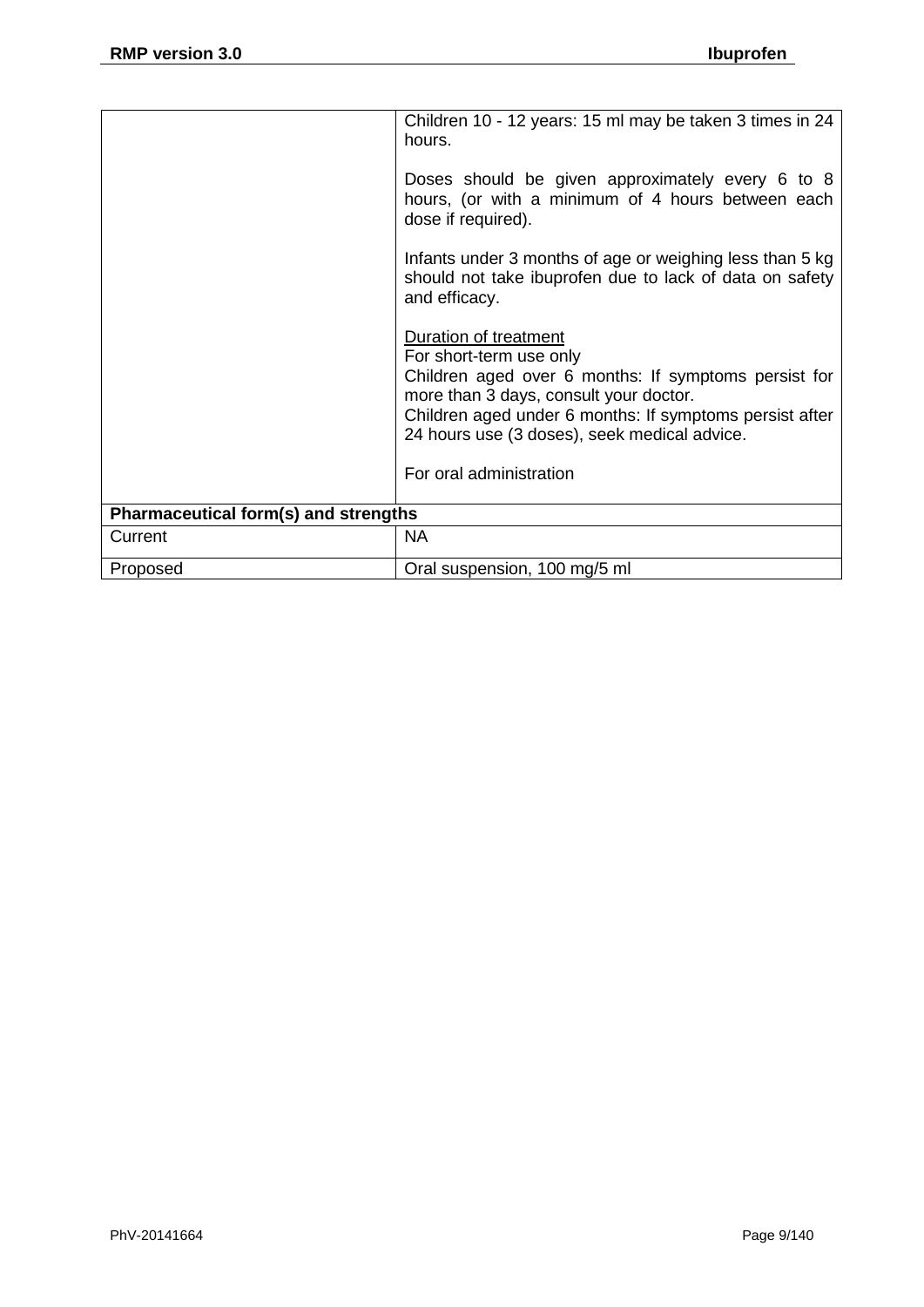| | |
|---|---|
| | Children 10 - 12 years: 15 ml may be taken 3 times in 24 hours.<br><br>Doses should be given approximately every 6 to 8 hours, (or with a minimum of 4 hours between each dose if required).<br><br>Infants under 3 months of age or weighing less than 5 kg should not take ibuprofen due to lack of data on safety and efficacy.<br><br><u>Duration of treatment</u><br>For short-term use only<br>Children aged over 6 months: If symptoms persist for more than 3 days, consult your doctor.<br>Children aged under 6 months: If symptoms persist after 24 hours use (3 doses), seek medical advice.<br><br>For oral administration |
| **Pharmaceutical form(s) and strengths** | |
| Current | NA |
| Proposed | Oral suspension, 100 mg/5 ml |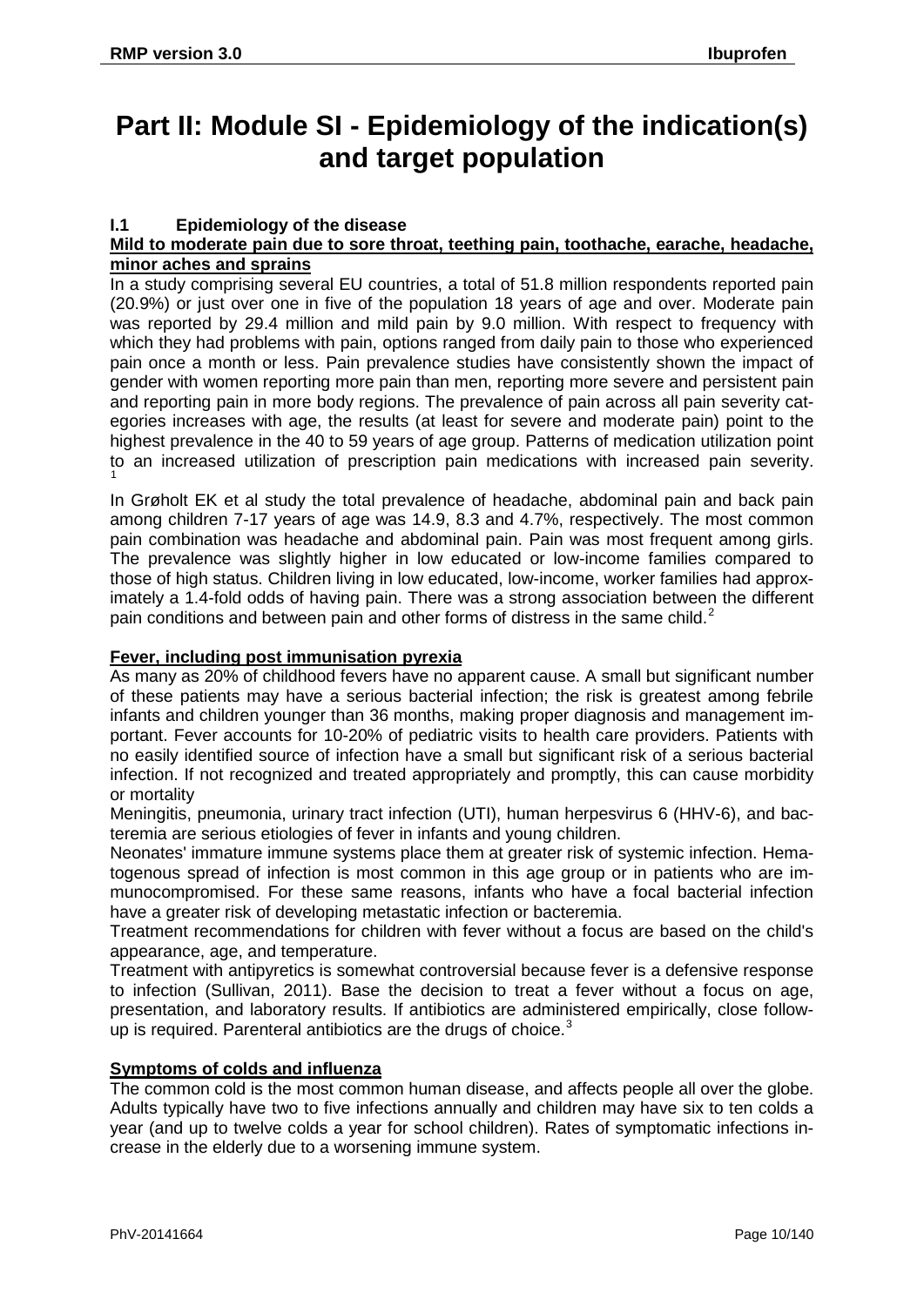# Part II: Module SI - Epidemiology of the indication(s) and target population

## I.1 Epidemiology of the disease

**Mild to moderate pain due to sore throat, teething pain, toothache, earache, headache, minor aches and sprains**

In a study comprising several EU countries, a total of 51.8 million respondents reported pain (20.9%) or just over one in five of the population 18 years of age and over. Moderate pain was reported by 29.4 million and mild pain by 9.0 million. With respect to frequency with which they had problems with pain, options ranged from daily pain to those who experienced pain once a month or less. Pain prevalence studies have consistently shown the impact of gender with women reporting more pain than men, reporting more severe and persistent pain and reporting pain in more body regions. The prevalence of pain across all pain severity categories increases with age, the results (at least for severe and moderate pain) point to the highest prevalence in the 40 to 59 years of age group. Patterns of medication utilization point to an increased utilization of prescription pain medications with increased pain severity.[1]

In Grøholt EK et al study the total prevalence of headache, abdominal pain and back pain among children 7-17 years of age was 14.9, 8.3 and 4.7%, respectively. The most common pain combination was headache and abdominal pain. Pain was most frequent among girls. The prevalence was slightly higher in low educated or low-income families compared to those of high status. Children living in low educated, low-income, worker families had approximately a 1.4-fold odds of having pain. There was a strong association between the different pain conditions and between pain and other forms of distress in the same child.[2]

**Fever, including post immunisation pyrexia**

As many as 20% of childhood fevers have no apparent cause. A small but significant number of these patients may have a serious bacterial infection; the risk is greatest among febrile infants and children younger than 36 months, making proper diagnosis and management important. Fever accounts for 10-20% of pediatric visits to health care providers. Patients with no easily identified source of infection have a small but significant risk of a serious bacterial infection. If not recognized and treated appropriately and promptly, this can cause morbidity or mortality

Meningitis, pneumonia, urinary tract infection (UTI), human herpesvirus 6 (HHV-6), and bacteremia are serious etiologies of fever in infants and young children.

Neonates' immature immune systems place them at greater risk of systemic infection. Hematogenous spread of infection is most common in this age group or in patients who are immunocompromised. For these same reasons, infants who have a focal bacterial infection have a greater risk of developing metastatic infection or bacteremia.

Treatment recommendations for children with fever without a focus are based on the child's appearance, age, and temperature.

Treatment with antipyretics is somewhat controversial because fever is a defensive response to infection (Sullivan, 2011). Base the decision to treat a fever without a focus on age, presentation, and laboratory results. If antibiotics are administered empirically, close follow-up is required. Parenteral antibiotics are the drugs of choice.[3]

**Symptoms of colds and influenza**

The common cold is the most common human disease, and affects people all over the globe. Adults typically have two to five infections annually and children may have six to ten colds a year (and up to twelve colds a year for school children). Rates of symptomatic infections increase in the elderly due to a worsening immune system.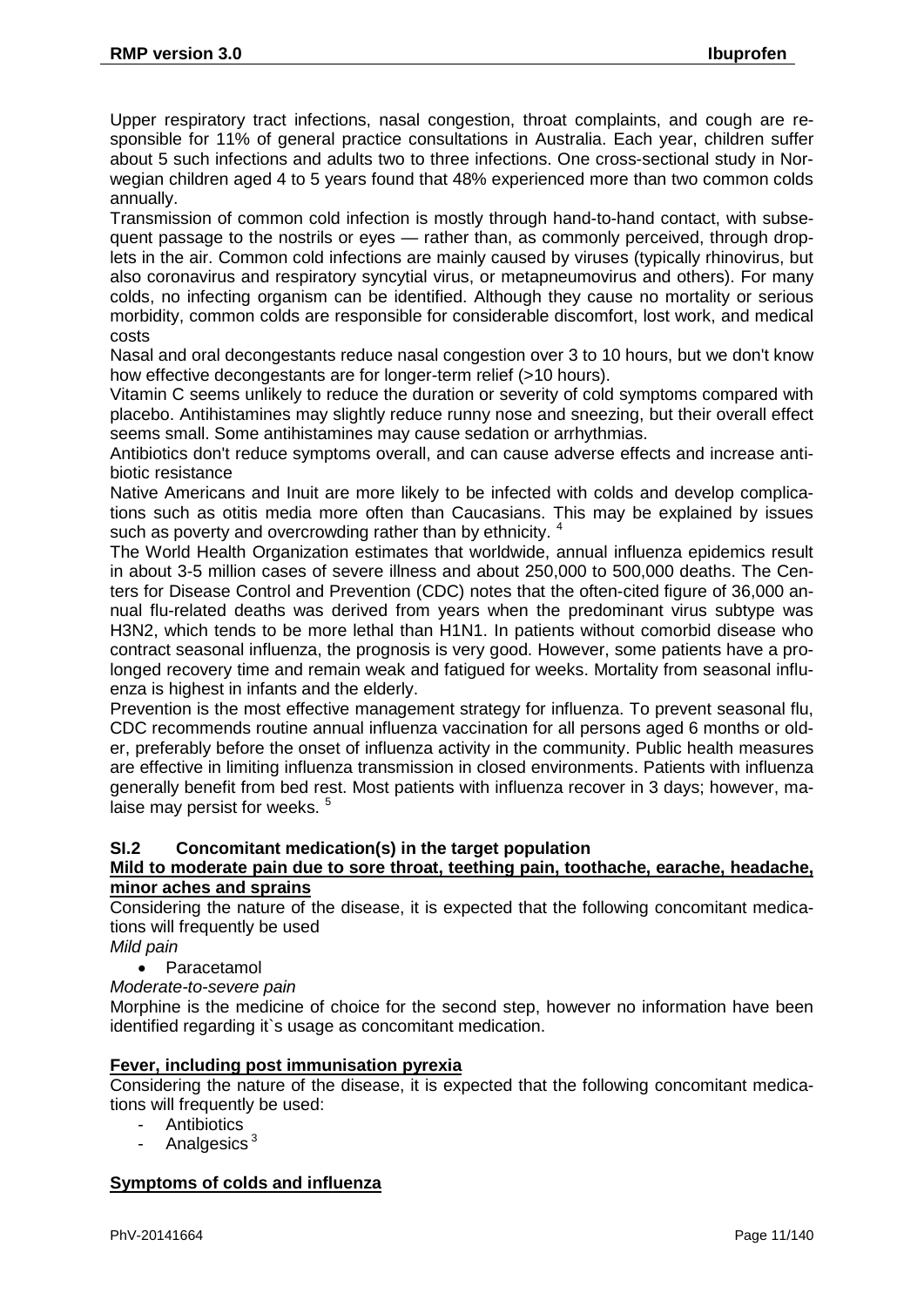Upper respiratory tract infections, nasal congestion, throat complaints, and cough are responsible for 11% of general practice consultations in Australia. Each year, children suffer about 5 such infections and adults two to three infections. One cross-sectional study in Norwegian children aged 4 to 5 years found that 48% experienced more than two common colds annually.

Transmission of common cold infection is mostly through hand-to-hand contact, with subsequent passage to the nostrils or eyes — rather than, as commonly perceived, through droplets in the air. Common cold infections are mainly caused by viruses (typically rhinovirus, but also coronavirus and respiratory syncytial virus, or metapneumovirus and others). For many colds, no infecting organism can be identified. Although they cause no mortality or serious morbidity, common colds are responsible for considerable discomfort, lost work, and medical costs

Nasal and oral decongestants reduce nasal congestion over 3 to 10 hours, but we don't know how effective decongestants are for longer-term relief (>10 hours).

Vitamin C seems unlikely to reduce the duration or severity of cold symptoms compared with placebo. Antihistamines may slightly reduce runny nose and sneezing, but their overall effect seems small. Some antihistamines may cause sedation or arrhythmias.

Antibiotics don't reduce symptoms overall, and can cause adverse effects and increase antibiotic resistance

Native Americans and Inuit are more likely to be infected with colds and develop complications such as otitis media more often than Caucasians. This may be explained by issues such as poverty and overcrowding rather than by ethnicity. [4]

The World Health Organization estimates that worldwide, annual influenza epidemics result in about 3-5 million cases of severe illness and about 250,000 to 500,000 deaths. The Centers for Disease Control and Prevention (CDC) notes that the often-cited figure of 36,000 annual flu-related deaths was derived from years when the predominant virus subtype was H3N2, which tends to be more lethal than H1N1. In patients without comorbid disease who contract seasonal influenza, the prognosis is very good. However, some patients have a prolonged recovery time and remain weak and fatigued for weeks. Mortality from seasonal influenza is highest in infants and the elderly.

Prevention is the most effective management strategy for influenza. To prevent seasonal flu, CDC recommends routine annual influenza vaccination for all persons aged 6 months or older, preferably before the onset of influenza activity in the community. Public health measures are effective in limiting influenza transmission in closed environments. Patients with influenza generally benefit from bed rest. Most patients with influenza recover in 3 days; however, malaise may persist for weeks. [5]

### SI.2 Concomitant medication(s) in the target population

**Mild to moderate pain due to sore throat, teething pain, toothache, earache, headache, minor aches and sprains**

Considering the nature of the disease, it is expected that the following concomitant medications will frequently be used

*Mild pain*

- Paracetamol

*Moderate-to-severe pain*

Morphine is the medicine of choice for the second step, however no information have been identified regarding it`s usage as concomitant medication.

**Fever, including post immunisation pyrexia**

Considering the nature of the disease, it is expected that the following concomitant medications will frequently be used:

- Antibiotics
- Analgesics [3]

**Symptoms of colds and influenza**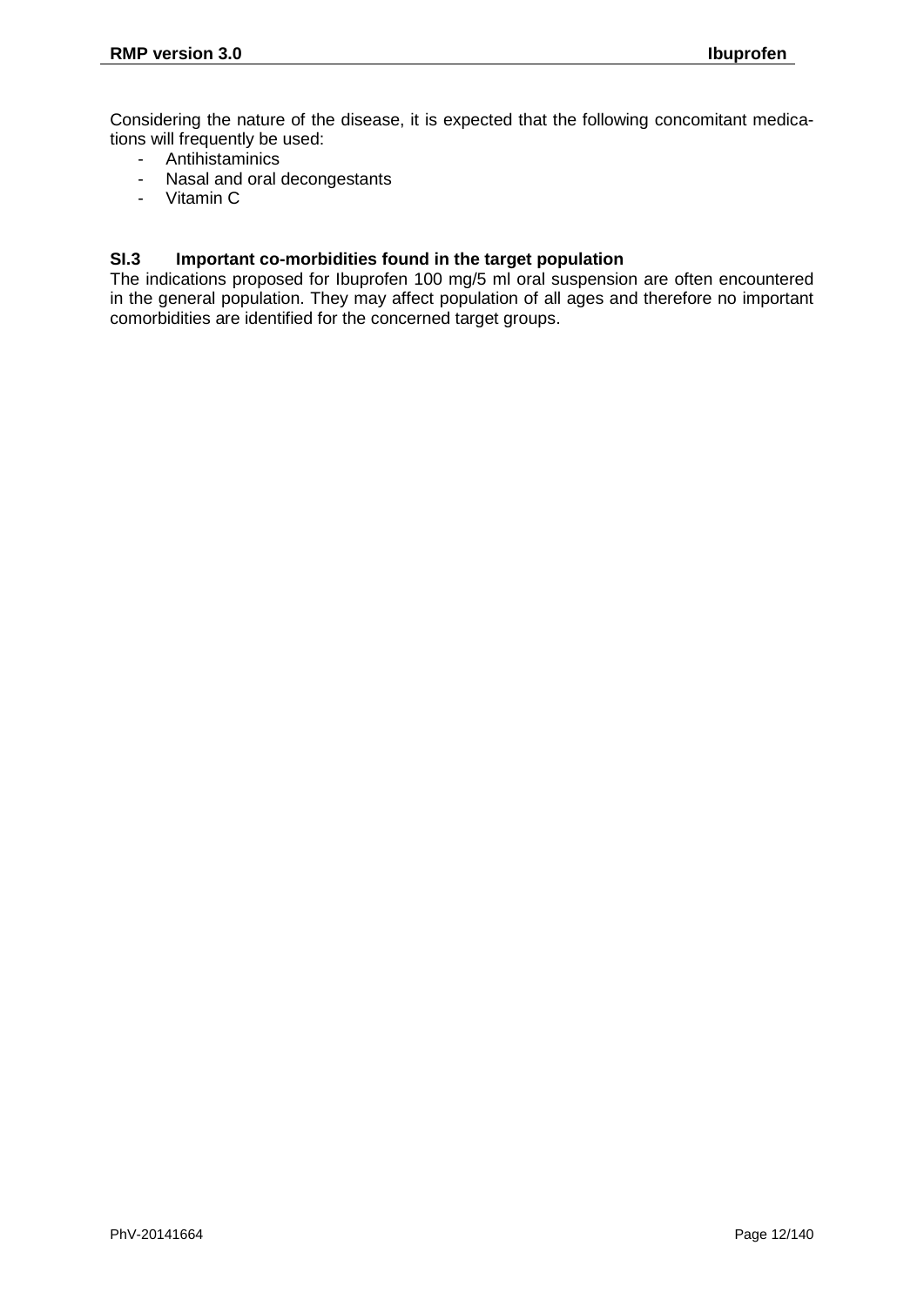Considering the nature of the disease, it is expected that the following concomitant medications will frequently be used:

- Antihistaminics
- Nasal and oral decongestants
- Vitamin C

### SI.3 Important co-morbidities found in the target population

The indications proposed for Ibuprofen 100 mg/5 ml oral suspension are often encountered in the general population. They may affect population of all ages and therefore no important comorbidities are identified for the concerned target groups.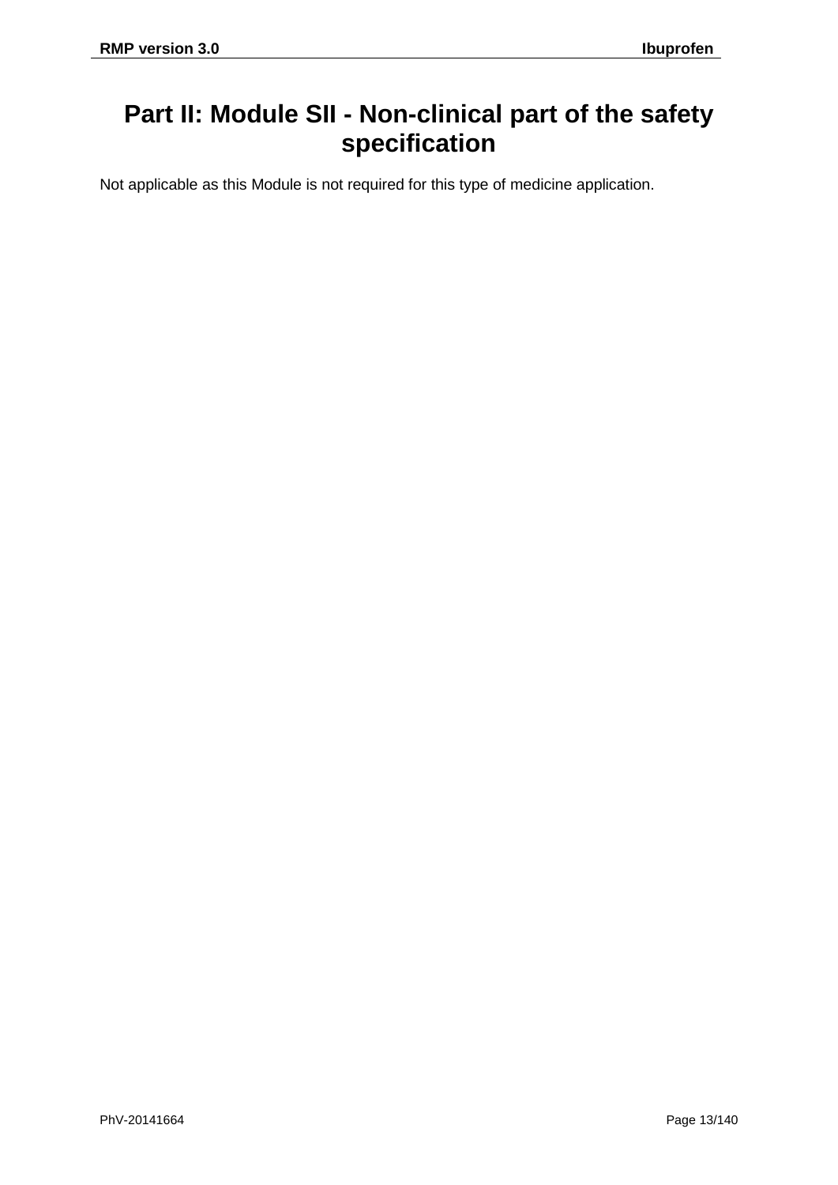# Part II: Module SII - Non-clinical part of the safety specification

Not applicable as this Module is not required for this type of medicine application.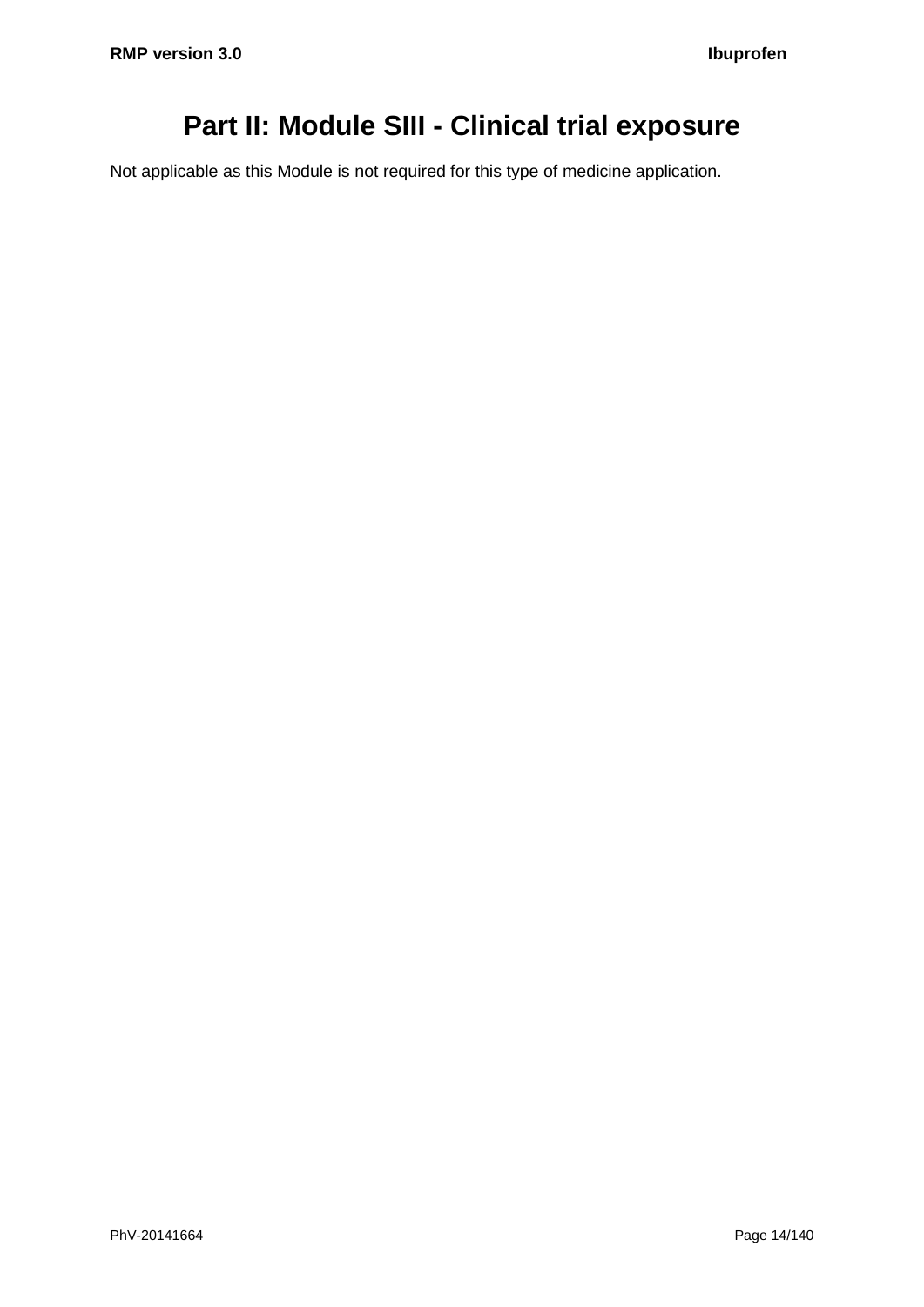# Part II: Module SIII - Clinical trial exposure

Not applicable as this Module is not required for this type of medicine application.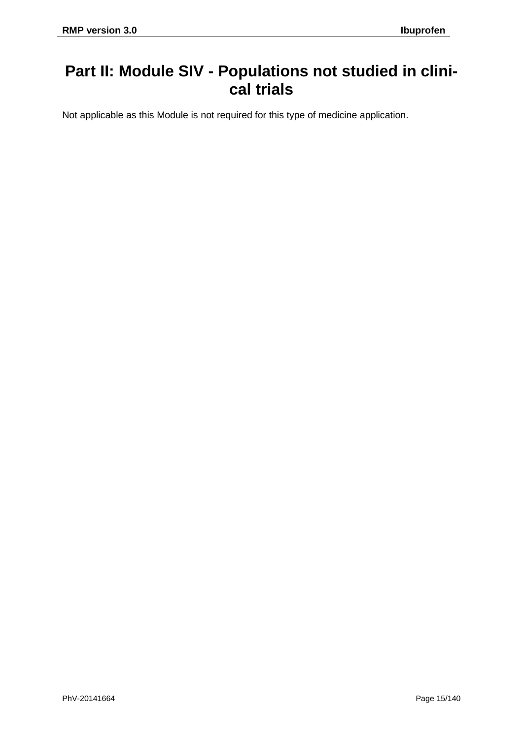# Part II: Module SIV - Populations not studied in clinical trials

Not applicable as this Module is not required for this type of medicine application.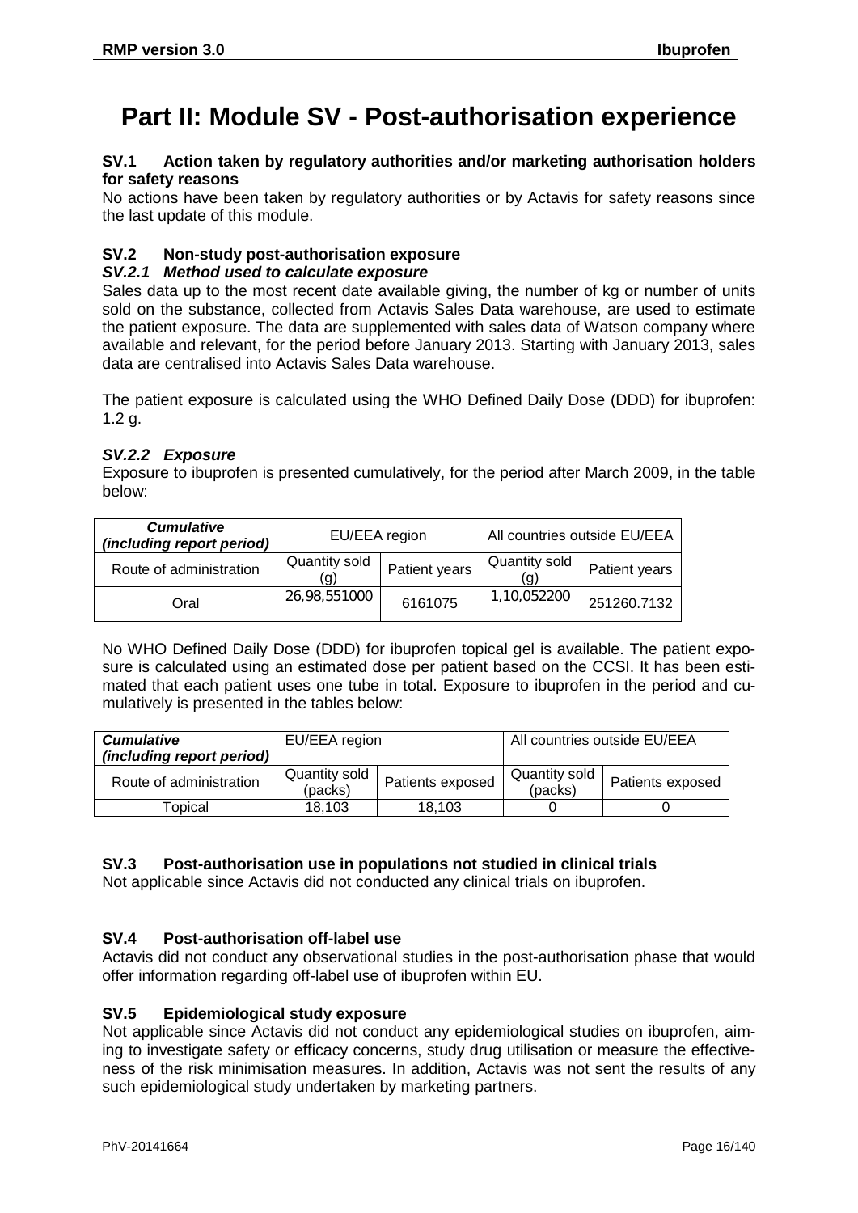# Part II: Module SV - Post-authorisation experience

### SV.1 Action taken by regulatory authorities and/or marketing authorisation holders for safety reasons

No actions have been taken by regulatory authorities or by Actavis for safety reasons since the last update of this module.

### SV.2 Non-study post-authorisation exposure

#### *SV.2.1 Method used to calculate exposure*

Sales data up to the most recent date available giving, the number of kg or number of units sold on the substance, collected from Actavis Sales Data warehouse, are used to estimate the patient exposure. The data are supplemented with sales data of Watson company where available and relevant, for the period before January 2013. Starting with January 2013, sales data are centralised into Actavis Sales Data warehouse.

The patient exposure is calculated using the WHO Defined Daily Dose (DDD) for ibuprofen: 1.2 g.

#### *SV.2.2 Exposure*

Exposure to ibuprofen is presented cumulatively, for the period after March 2009, in the table below:

| ***Cumulative (including report period)*** | EU/EEA region | | All countries outside EU/EEA | |
|---|---|---|---|---|
| Route of administration | Quantity sold (g) | Patient years | Quantity sold (g) | Patient years |
| Oral | 26,98,551000 | 6161075 | 1,10,052200 | 251260.7132 |

No WHO Defined Daily Dose (DDD) for ibuprofen topical gel is available. The patient exposure is calculated using an estimated dose per patient based on the CCSI. It has been estimated that each patient uses one tube in total. Exposure to ibuprofen in the period and cumulatively is presented in the tables below:

| ***Cumulative (including report period)*** | EU/EEA region | | All countries outside EU/EEA | |
|---|---|---|---|---|
| Route of administration | Quantity sold (packs) | Patients exposed | Quantity sold (packs) | Patients exposed |
| Topical | 18,103 | 18,103 | 0 | 0 |

### SV.3 Post-authorisation use in populations not studied in clinical trials

Not applicable since Actavis did not conducted any clinical trials on ibuprofen.

### SV.4 Post-authorisation off-label use

Actavis did not conduct any observational studies in the post-authorisation phase that would offer information regarding off-label use of ibuprofen within EU.

### SV.5 Epidemiological study exposure

Not applicable since Actavis did not conduct any epidemiological studies on ibuprofen, aiming to investigate safety or efficacy concerns, study drug utilisation or measure the effectiveness of the risk minimisation measures. In addition, Actavis was not sent the results of any such epidemiological study undertaken by marketing partners.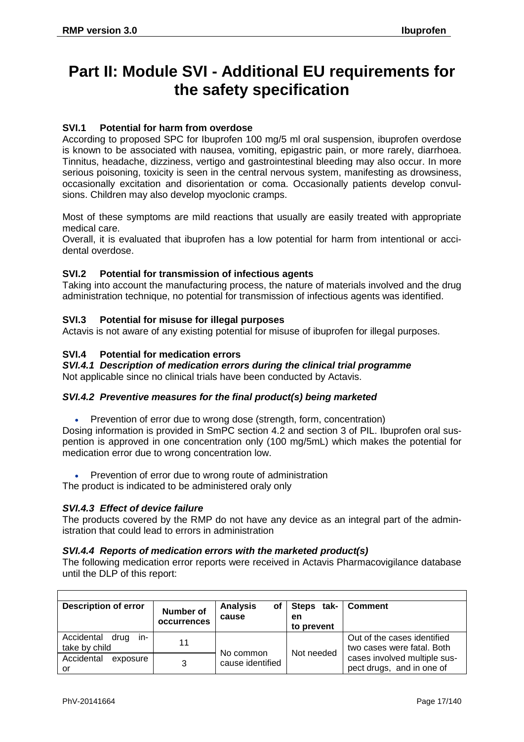# Part II: Module SVI - Additional EU requirements for the safety specification

### SVI.1 Potential for harm from overdose

According to proposed SPC for Ibuprofen 100 mg/5 ml oral suspension, ibuprofen overdose is known to be associated with nausea, vomiting, epigastric pain, or more rarely, diarrhoea. Tinnitus, headache, dizziness, vertigo and gastrointestinal bleeding may also occur. In more serious poisoning, toxicity is seen in the central nervous system, manifesting as drowsiness, occasionally excitation and disorientation or coma. Occasionally patients develop convulsions. Children may also develop myoclonic cramps.

Most of these symptoms are mild reactions that usually are easily treated with appropriate medical care.
Overall, it is evaluated that ibuprofen has a low potential for harm from intentional or accidental overdose.

### SVI.2 Potential for transmission of infectious agents

Taking into account the manufacturing process, the nature of materials involved and the drug administration technique, no potential for transmission of infectious agents was identified.

### SVI.3 Potential for misuse for illegal purposes

Actavis is not aware of any existing potential for misuse of ibuprofen for illegal purposes.

### SVI.4 Potential for medication errors

#### *SVI.4.1 Description of medication errors during the clinical trial programme*

Not applicable since no clinical trials have been conducted by Actavis.

#### *SVI.4.2 Preventive measures for the final product(s) being marketed*

- Prevention of error due to wrong dose (strength, form, concentration)

Dosing information is provided in SmPC section 4.2 and section 3 of PIL. Ibuprofen oral suspention is approved in one concentration only (100 mg/5mL) which makes the potential for medication error due to wrong concentration low.

- Prevention of error due to wrong route of administration

The product is indicated to be administered oraly only

#### *SVI.4.3 Effect of device failure*

The products covered by the RMP do not have any device as an integral part of the administration that could lead to errors in administration

#### *SVI.4.4 Reports of medication errors with the marketed product(s)*

The following medication error reports were received in Actavis Pharmacovigilance database until the DLP of this report:

| Description of error | Number of occurrences | Analysis of cause | Steps taken to prevent | Comment |
|---|---|---|---|---|
| Accidental drug intake by child | 11 | No common cause identified | Not needed | Out of the cases identified two cases were fatal. Both cases involved multiple suspect drugs, and in one of |
| Accidental exposure or | 3 | | | |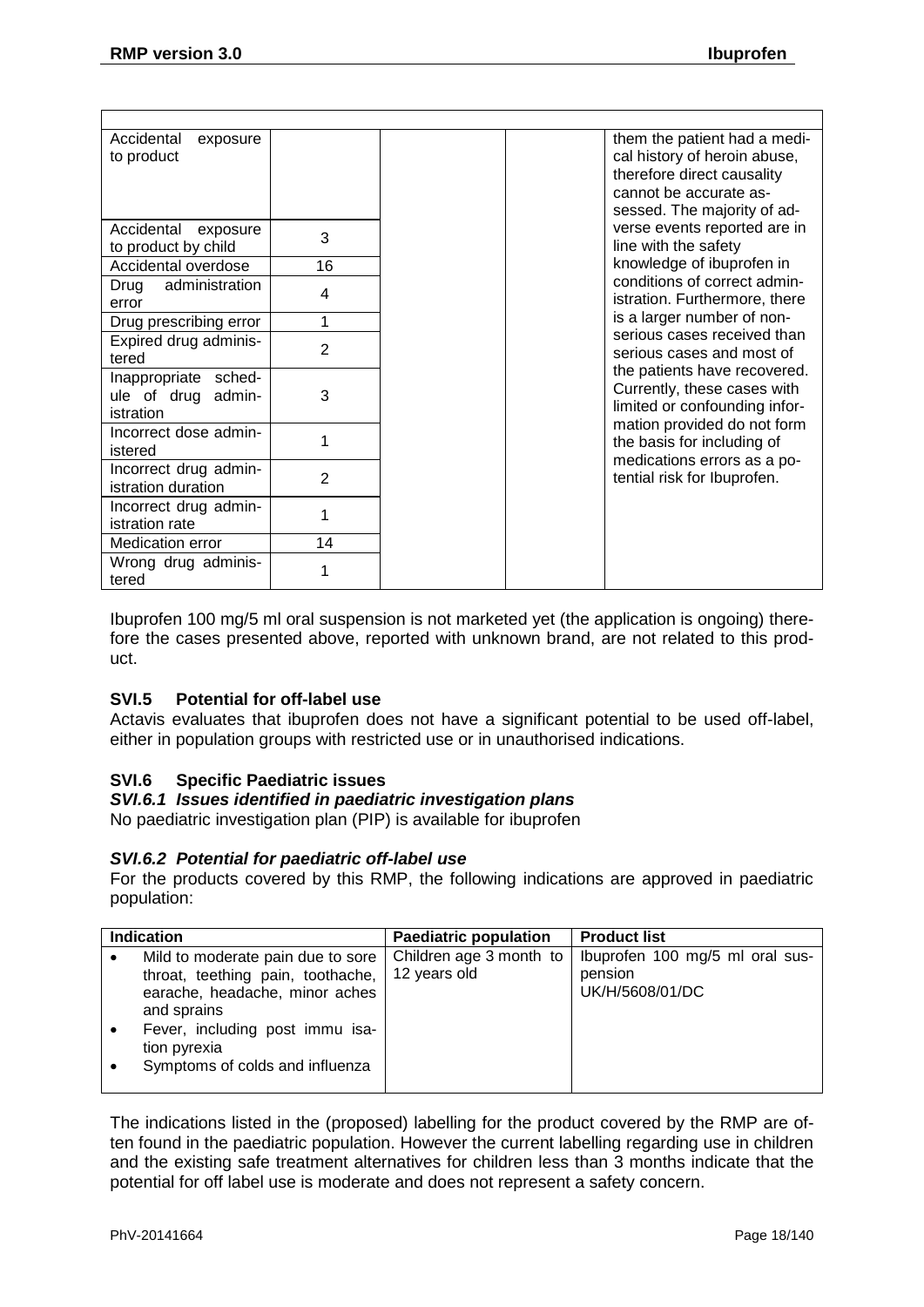| | | | | |
|---|---|---|---|---|
| Accidental exposure to product | | | | them the patient had a medical history of heroin abuse, therefore direct causality cannot be accurate assessed. The majority of adverse events reported are in line with the safety knowledge of ibuprofen in conditions of correct administration. Furthermore, there is a larger number of non-serious cases received than serious cases and most of the patients have recovered. Currently, these cases with limited or confounding information provided do not form the basis for including of medications errors as a potential risk for Ibuprofen. |
| Accidental exposure to product by child | 3 | | | |
| Accidental overdose | 16 | | | |
| Drug administration error | 4 | | | |
| Drug prescribing error | 1 | | | |
| Expired drug administered | 2 | | | |
| Inappropriate schedule of drug administration | 3 | | | |
| Incorrect dose administered | 1 | | | |
| Incorrect drug administration duration | 2 | | | |
| Incorrect drug administration rate | 1 | | | |
| Medication error | 14 | | | |
| Wrong drug administered | 1 | | | |

Ibuprofen 100 mg/5 ml oral suspension is not marketed yet (the application is ongoing) therefore the cases presented above, reported with unknown brand, are not related to this product.

## SVI.5 Potential for off-label use

Actavis evaluates that ibuprofen does not have a significant potential to be used off-label, either in population groups with restricted use or in unauthorised indications.

## SVI.6 Specific Paediatric issues

### *SVI.6.1 Issues identified in paediatric investigation plans*

No paediatric investigation plan (PIP) is available for ibuprofen

### *SVI.6.2 Potential for paediatric off-label use*

For the products covered by this RMP, the following indications are approved in paediatric population:

| Indication | Paediatric population | Product list |
|---|---|---|
| • Mild to moderate pain due to sore throat, teething pain, toothache, earache, headache, minor aches and sprains<br>• Fever, including post immu isation pyrexia<br>• Symptoms of colds and influenza | Children age 3 month to 12 years old | Ibuprofen 100 mg/5 ml oral suspension UK/H/5608/01/DC |

The indications listed in the (proposed) labelling for the product covered by the RMP are often found in the paediatric population. However the current labelling regarding use in children and the existing safe treatment alternatives for children less than 3 months indicate that the potential for off label use is moderate and does not represent a safety concern.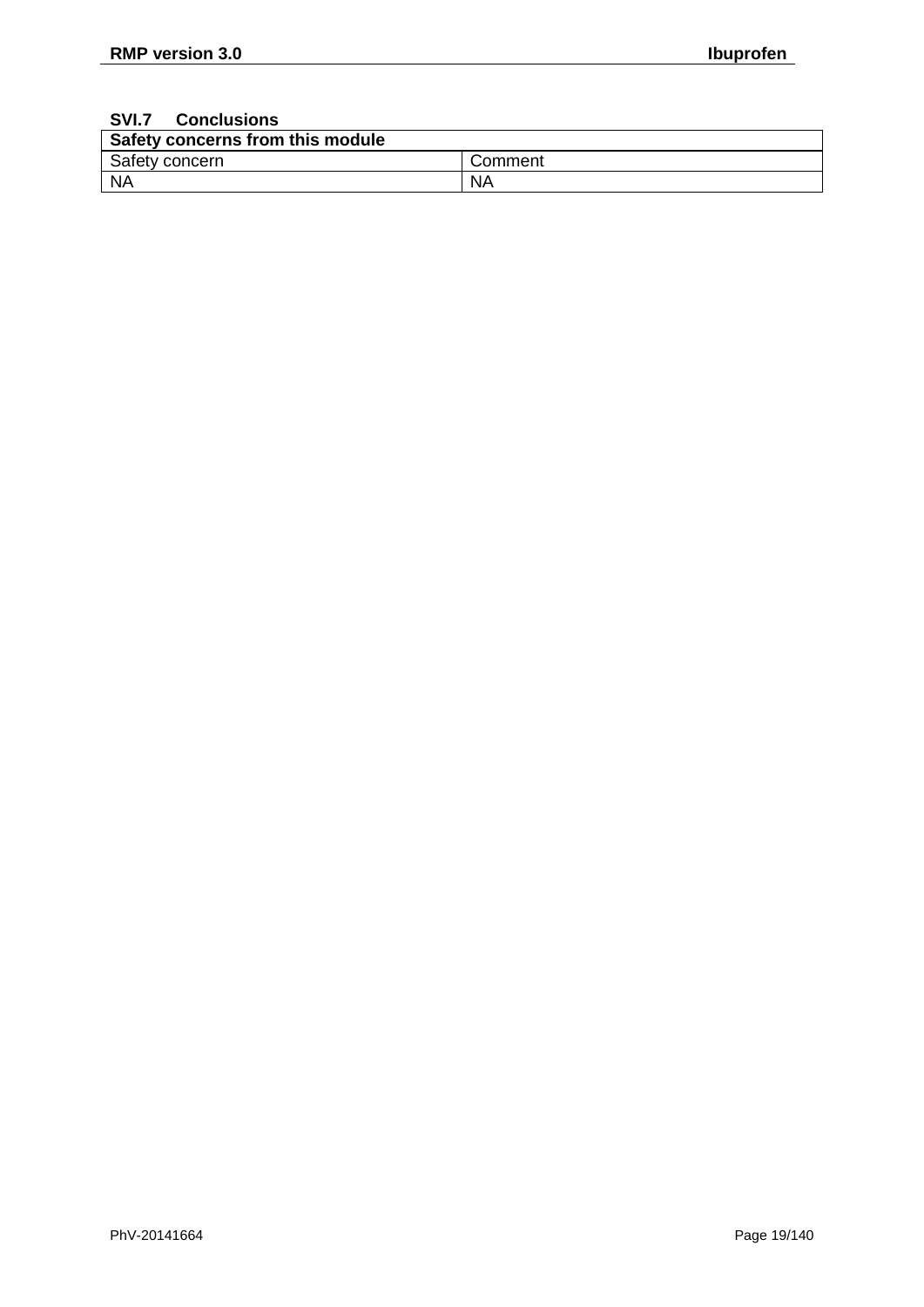### SVI.7 Conclusions

| Safety concerns from this module | |
|---|---|
| Safety concern | Comment |
| NA | NA |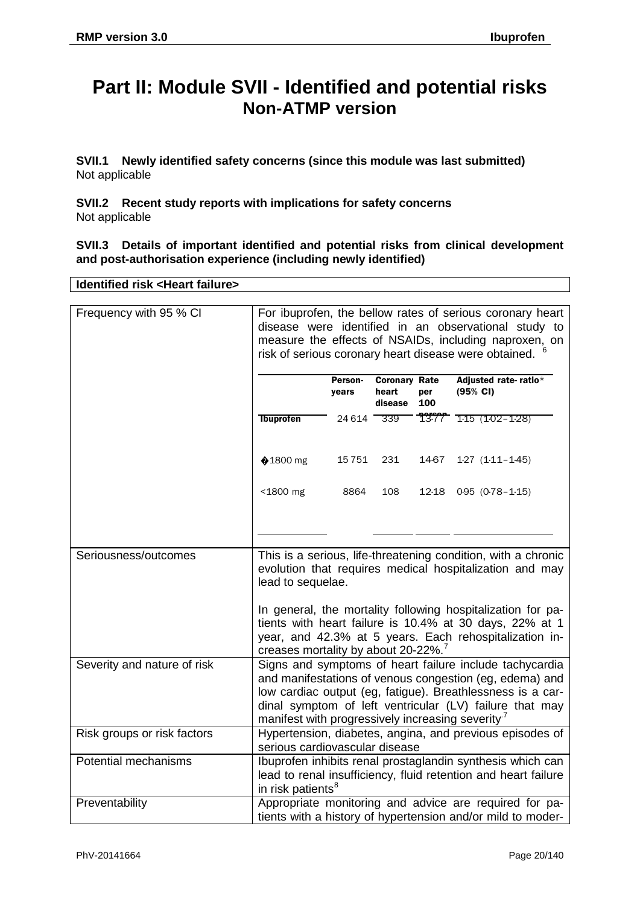# Part II: Module SVII - Identified and potential risks
## Non-ATMP version

**SVII.1 Newly identified safety concerns (since this module was last submitted)**
Not applicable

**SVII.2 Recent study reports with implications for safety concerns**
Not applicable

**SVII.3 Details of important identified and potential risks from clinical development and post-authorisation experience (including newly identified)**

**Identified risk <Heart failure>**

| | |
|---|---|
| Frequency with 95 % CI | For ibuprofen, the bellow rates of serious coronary heart disease were identified in an observational study to measure the effects of NSAIDs, including naproxen, on risk of serious coronary heart disease were obtained. [6] |
| Seriousness/outcomes | This is a serious, life-threatening condition, with a chronic evolution that requires medical hospitalization and may lead to sequelae.<br><br>In general, the mortality following hospitalization for patients with heart failure is 10.4% at 30 days, 22% at 1 year, and 42.3% at 5 years. Each rehospitalization increases mortality by about 20-22%.[7] |
| Severity and nature of risk | Signs and symptoms of heart failure include tachycardia and manifestations of venous congestion (eg, edema) and low cardiac output (eg, fatigue). Breathlessness is a cardinal symptom of left ventricular (LV) failure that may manifest with progressively increasing severity[7] |
| Risk groups or risk factors | Hypertension, diabetes, angina, and previous episodes of serious cardiovascular disease |
| Potential mechanisms | Ibuprofen inhibits renal prostaglandin synthesis which can lead to renal insufficiency, fluid retention and heart failure in risk patients[8] |
| Preventability | Appropriate monitoring and advice are required for patients with a history of hypertension and/or mild to moder- |

| | Person-years | Coronary heart disease | Rate per 100 person | Adjusted rate-ratio* (95% CI) |
|---|---|---|---|---|
| **Ibuprofen** | 24 614 | 339 | 13·77 | 1·15 (1·02–1·28) |
| �1800 mg | 15 751 | 231 | 14·67 | 1·27 (1·11–1·45) |
| <1800 mg | 8864 | 108 | 12·18 | 0·95 (0·78–1·15) |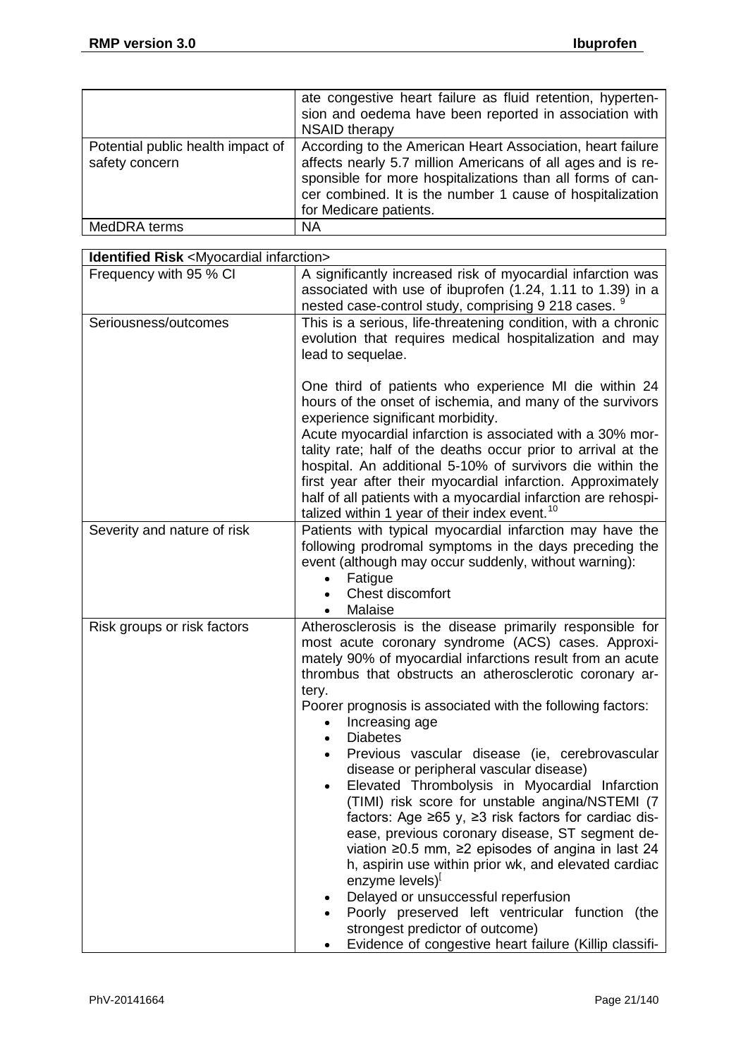| | |
|---|---|
| | ate congestive heart failure as fluid retention, hypertension and oedema have been reported in association with NSAID therapy |
| Potential public health impact of safety concern | According to the American Heart Association, heart failure affects nearly 5.7 million Americans of all ages and is responsible for more hospitalizations than all forms of cancer combined. It is the number 1 cause of hospitalization for Medicare patients. |
| MedDRA terms | NA |

| **Identified Risk** <Myocardial infarction> | |
|---|---|
| Frequency with 95 % CI | A significantly increased risk of myocardial infarction was associated with use of ibuprofen (1.24, 1.11 to 1.39) in a nested case-control study, comprising 9 218 cases. [9] |
| Seriousness/outcomes | This is a serious, life-threatening condition, with a chronic evolution that requires medical hospitalization and may lead to sequelae.<br><br>One third of patients who experience MI die within 24 hours of the onset of ischemia, and many of the survivors experience significant morbidity.<br>Acute myocardial infarction is associated with a 30% mortality rate; half of the deaths occur prior to arrival at the hospital. An additional 5-10% of survivors die within the first year after their myocardial infarction. Approximately half of all patients with a myocardial infarction are rehospitalized within 1 year of their index event.[10] |
| Severity and nature of risk | Patients with typical myocardial infarction may have the following prodromal symptoms in the days preceding the event (although may occur suddenly, without warning):<br>• Fatigue<br>• Chest discomfort<br>• Malaise |
| Risk groups or risk factors | Atherosclerosis is the disease primarily responsible for most acute coronary syndrome (ACS) cases. Approximately 90% of myocardial infarctions result from an acute thrombus that obstructs an atherosclerotic coronary artery.<br>Poorer prognosis is associated with the following factors:<br>• Increasing age<br>• Diabetes<br>• Previous vascular disease (ie, cerebrovascular disease or peripheral vascular disease)<br>• Elevated Thrombolysis in Myocardial Infarction (TIMI) risk score for unstable angina/NSTEMI (7 factors: Age ≥65 y, ≥3 risk factors for cardiac disease, previous coronary disease, ST segment deviation ≥0.5 mm, ≥2 episodes of angina in last 24 h, aspirin use within prior wk, and elevated cardiac enzyme levels)[<br>• Delayed or unsuccessful reperfusion<br>• Poorly preserved left ventricular function (the strongest predictor of outcome)<br>• Evidence of congestive heart failure (Killip classifi- |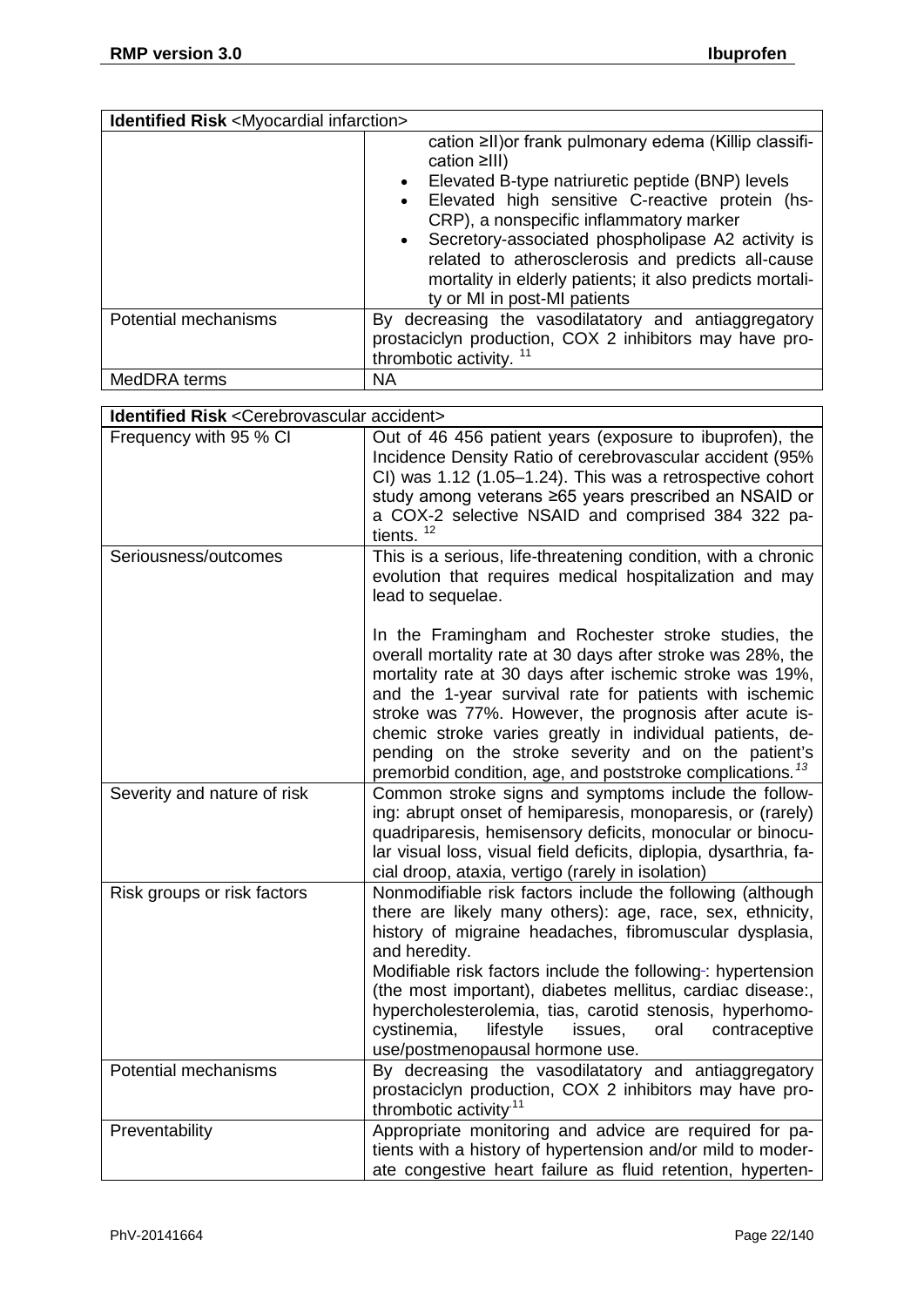| Identified Risk <Myocardial infarction> | |
|---|---|
| | cation ≥II)or frank pulmonary edema (Killip classification ≥III)<br>• Elevated B-type natriuretic peptide (BNP) levels<br>• Elevated high sensitive C-reactive protein (hs-CRP), a nonspecific inflammatory marker<br>• Secretory-associated phospholipase A2 activity is related to atherosclerosis and predicts all-cause mortality in elderly patients; it also predicts mortality or MI in post-MI patients |
| Potential mechanisms | By decreasing the vasodilatatory and antiaggregatory prostaciclyn production, COX 2 inhibitors may have prothrombotic activity. [11] |
| MedDRA terms | NA |

| Identified Risk <Cerebrovascular accident> | |
|---|---|
| Frequency with 95 % CI | Out of 46 456 patient years (exposure to ibuprofen), the Incidence Density Ratio of cerebrovascular accident (95% CI) was 1.12 (1.05–1.24). This was a retrospective cohort study among veterans ≥65 years prescribed an NSAID or a COX-2 selective NSAID and comprised 384 322 patients. [12] |
| Seriousness/outcomes | This is a serious, life-threatening condition, with a chronic evolution that requires medical hospitalization and may lead to sequelae.<br><br>In the Framingham and Rochester stroke studies, the overall mortality rate at 30 days after stroke was 28%, the mortality rate at 30 days after ischemic stroke was 19%, and the 1-year survival rate for patients with ischemic stroke was 77%. However, the prognosis after acute ischemic stroke varies greatly in individual patients, depending on the stroke severity and on the patient's premorbid condition, age, and poststroke complications.[13] |
| Severity and nature of risk | Common stroke signs and symptoms include the following: abrupt onset of hemiparesis, monoparesis, or (rarely) quadriparesis, hemisensory deficits, monocular or binocular visual loss, visual field deficits, diplopia, dysarthria, facial droop, ataxia, vertigo (rarely in isolation) |
| Risk groups or risk factors | Nonmodifiable risk factors include the following (although there are likely many others): age, race, sex, ethnicity, history of migraine headaches, fibromuscular dysplasia, and heredity.<br>Modifiable risk factors include the following: hypertension (the most important), diabetes mellitus, cardiac disease:, hypercholesterolemia, tias, carotid stenosis, hyperhomocystinemia, lifestyle issues, oral contraceptive use/postmenopausal hormone use. |
| Potential mechanisms | By decreasing the vasodilatatory and antiaggregatory prostaciclyn production, COX 2 inhibitors may have prothrombotic activity[11] |
| Preventability | Appropriate monitoring and advice are required for patients with a history of hypertension and/or mild to moderate congestive heart failure as fluid retention, hyperten- |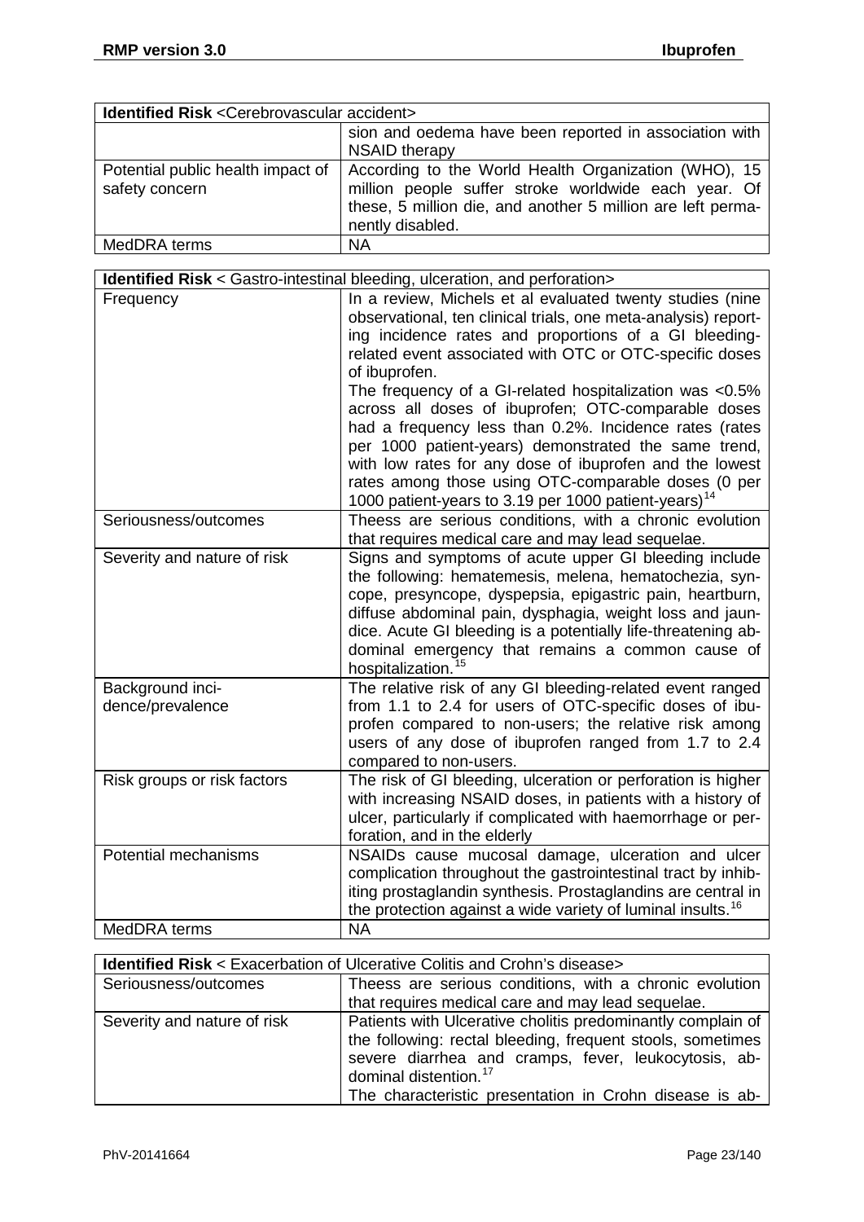| **Identified Risk** <Cerebrovascular accident> | |
|---|---|
| | sion and oedema have been reported in association with NSAID therapy |
| Potential public health impact of safety concern | According to the World Health Organization (WHO), 15 million people suffer stroke worldwide each year. Of these, 5 million die, and another 5 million are left permanently disabled. |
| MedDRA terms | NA |

| **Identified Risk** < Gastro-intestinal bleeding, ulceration, and perforation> | |
|---|---|
| Frequency | In a review, Michels et al evaluated twenty studies (nine observational, ten clinical trials, one meta-analysis) reporting incidence rates and proportions of a GI bleeding-related event associated with OTC or OTC-specific doses of ibuprofen.<br>The frequency of a GI-related hospitalization was <0.5% across all doses of ibuprofen; OTC-comparable doses had a frequency less than 0.2%. Incidence rates (rates per 1000 patient-years) demonstrated the same trend, with low rates for any dose of ibuprofen and the lowest rates among those using OTC-comparable doses (0 per 1000 patient-years to 3.19 per 1000 patient-years)[14] |
| Seriousness/outcomes | Theess are serious conditions, with a chronic evolution that requires medical care and may lead sequelae. |
| Severity and nature of risk | Signs and symptoms of acute upper GI bleeding include the following: hematemesis, melena, hematochezia, syncope, presyncope, dyspepsia, epigastric pain, heartburn, diffuse abdominal pain, dysphagia, weight loss and jaundice. Acute GI bleeding is a potentially life-threatening abdominal emergency that remains a common cause of hospitalization.[15] |
| Background incidence/prevalence | The relative risk of any GI bleeding-related event ranged from 1.1 to 2.4 for users of OTC-specific doses of ibuprofen compared to non-users; the relative risk among users of any dose of ibuprofen ranged from 1.7 to 2.4 compared to non-users. |
| Risk groups or risk factors | The risk of GI bleeding, ulceration or perforation is higher with increasing NSAID doses, in patients with a history of ulcer, particularly if complicated with haemorrhage or perforation, and in the elderly |
| Potential mechanisms | NSAIDs cause mucosal damage, ulceration and ulcer complication throughout the gastrointestinal tract by inhibiting prostaglandin synthesis. Prostaglandins are central in the protection against a wide variety of luminal insults.[16] |
| MedDRA terms | NA |

| **Identified Risk** < Exacerbation of Ulcerative Colitis and Crohn's disease> | |
|---|---|
| Seriousness/outcomes | Theess are serious conditions, with a chronic evolution that requires medical care and may lead sequelae. |
| Severity and nature of risk | Patients with Ulcerative cholitis predominantly complain of the following: rectal bleeding, frequent stools, sometimes severe diarrhea and cramps, fever, leukocytosis, abdominal distention.[17]<br>The characteristic presentation in Crohn disease is ab- |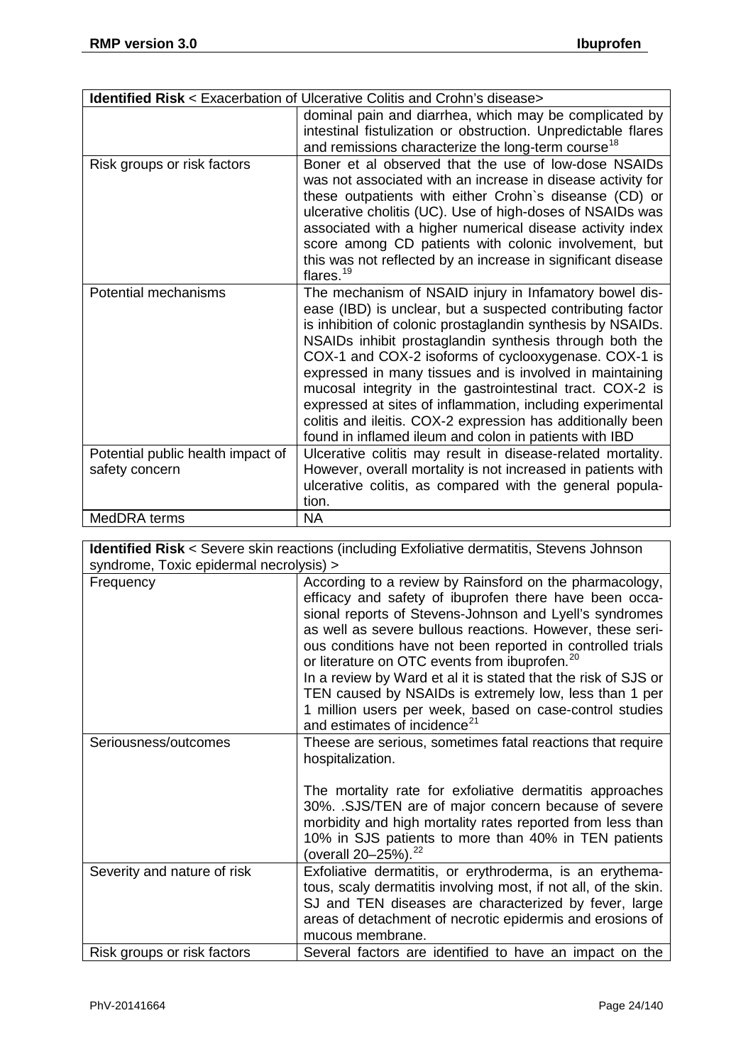| **Identified Risk** < Exacerbation of Ulcerative Colitis and Crohn's disease> | |
|---|---|
| | dominal pain and diarrhea, which may be complicated by intestinal fistulization or obstruction. Unpredictable flares and remissions characterize the long-term course[18] |
| Risk groups or risk factors | Boner et al observed that the use of low-dose NSAIDs was not associated with an increase in disease activity for these outpatients with either Crohn`s diseanse (CD) or ulcerative cholitis (UC). Use of high-doses of NSAIDs was associated with a higher numerical disease activity index score among CD patients with colonic involvement, but this was not reflected by an increase in significant disease flares.[19] |
| Potential mechanisms | The mechanism of NSAID injury in Infamatory bowel disease (IBD) is unclear, but a suspected contributing factor is inhibition of colonic prostaglandin synthesis by NSAIDs. NSAIDs inhibit prostaglandin synthesis through both the COX-1 and COX-2 isoforms of cyclooxygenase. COX-1 is expressed in many tissues and is involved in maintaining mucosal integrity in the gastrointestinal tract. COX-2 is expressed at sites of inflammation, including experimental colitis and ileitis. COX-2 expression has additionally been found in inflamed ileum and colon in patients with IBD |
| Potential public health impact of safety concern | Ulcerative colitis may result in disease-related mortality. However, overall mortality is not increased in patients with ulcerative colitis, as compared with the general population. |
| MedDRA terms | NA |

| **Identified Risk** < Severe skin reactions (including Exfoliative dermatitis, Stevens Johnson syndrome, Toxic epidermal necrolysis) > | |
|---|---|
| Frequency | According to a review by Rainsford on the pharmacology, efficacy and safety of ibuprofen there have been occasional reports of Stevens-Johnson and Lyell's syndromes as well as severe bullous reactions. However, these serious conditions have not been reported in controlled trials or literature on OTC events from ibuprofen.[20]<br>In a review by Ward et al it is stated that the risk of SJS or TEN caused by NSAIDs is extremely low, less than 1 per 1 million users per week, based on case-control studies and estimates of incidence[21] |
| Seriousness/outcomes | Theese are serious, sometimes fatal reactions that require hospitalization.<br><br>The mortality rate for exfoliative dermatitis approaches 30%. .SJS/TEN are of major concern because of severe morbidity and high mortality rates reported from less than 10% in SJS patients to more than 40% in TEN patients (overall 20–25%).[22] |
| Severity and nature of risk | Exfoliative dermatitis, or erythroderma, is an erythematous, scaly dermatitis involving most, if not all, of the skin. SJ and TEN diseases are characterized by fever, large areas of detachment of necrotic epidermis and erosions of mucous membrane. |
| Risk groups or risk factors | Several factors are identified to have an impact on the |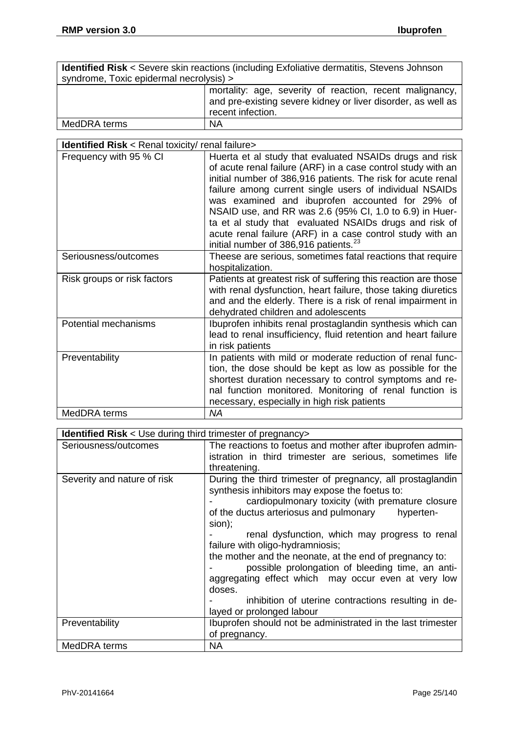| **Identified Risk** < Severe skin reactions (including Exfoliative dermatitis, Stevens Johnson syndrome, Toxic epidermal necrolysis) > | |
|---|---|
| | mortality: age, severity of reaction, recent malignancy, and pre-existing severe kidney or liver disorder, as well as recent infection. |
| MedDRA terms | NA |

| **Identified Risk** < Renal toxicity/ renal failure> | |
|---|---|
| Frequency with 95 % CI | Huerta et al study that evaluated NSAIDs drugs and risk of acute renal failure (ARF) in a case control study with an initial number of 386,916 patients. The risk for acute renal failure among current single users of individual NSAIDs was examined and ibuprofen accounted for 29% of NSAID use, and RR was 2.6 (95% CI, 1.0 to 6.9) in Huerta et al study that evaluated NSAIDs drugs and risk of acute renal failure (ARF) in a case control study with an initial number of 386,916 patients.[23] |
| Seriousness/outcomes | Theese are serious, sometimes fatal reactions that require hospitalization. |
| Risk groups or risk factors | Patients at greatest risk of suffering this reaction are those with renal dysfunction, heart failure, those taking diuretics and and the elderly. There is a risk of renal impairment in dehydrated children and adolescents |
| Potential mechanisms | Ibuprofen inhibits renal prostaglandin synthesis which can lead to renal insufficiency, fluid retention and heart failure in risk patients |
| Preventability | In patients with mild or moderate reduction of renal function, the dose should be kept as low as possible for the shortest duration necessary to control symptoms and renal function monitored. Monitoring of renal function is necessary, especially in high risk patients |
| MedDRA terms | *NA* |

| **Identified Risk** < Use during third trimester of pregnancy> | |
|---|---|
| Seriousness/outcomes | The reactions to foetus and mother after ibuprofen administration in third trimester are serious, sometimes life threatening. |
| Severity and nature of risk | During the third trimester of pregnancy, all prostaglandin synthesis inhibitors may expose the foetus to:<br>- cardiopulmonary toxicity (with premature closure of the ductus arteriosus and pulmonary hypertension);<br>- renal dysfunction, which may progress to renal failure with oligo-hydramniosis;<br>the mother and the neonate, at the end of pregnancy to:<br>- possible prolongation of bleeding time, an anti-aggregating effect which may occur even at very low doses.<br>- inhibition of uterine contractions resulting in delayed or prolonged labour |
| Preventability | Ibuprofen should not be administrated in the last trimester of pregnancy. |
| MedDRA terms | NA |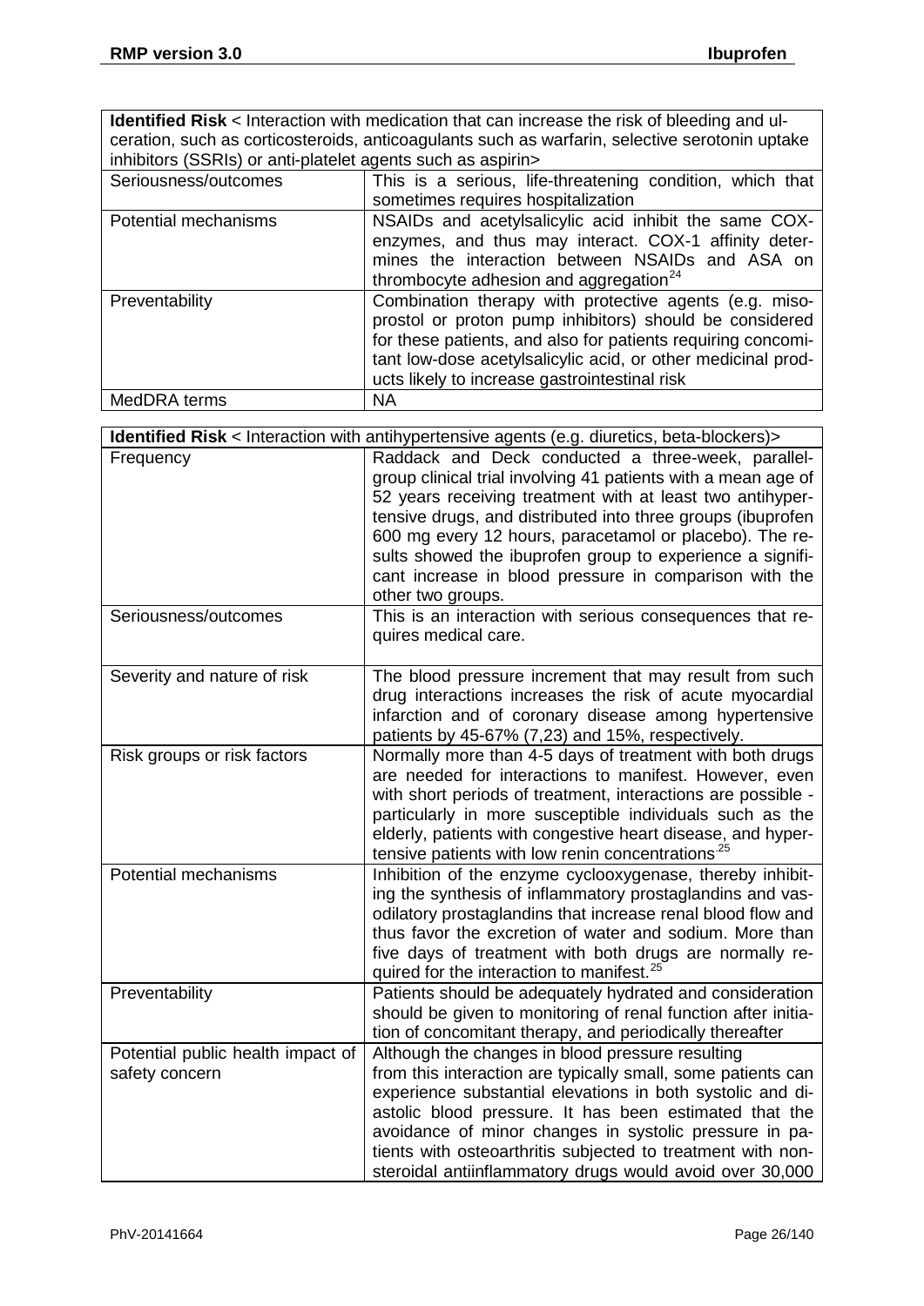| **Identified Risk** < Interaction with medication that can increase the risk of bleeding and ulceration, such as corticosteroids, anticoagulants such as warfarin, selective serotonin uptake inhibitors (SSRIs) or anti-platelet agents such as aspirin> | |
|---|---|
| Seriousness/outcomes | This is a serious, life-threatening condition, which that sometimes requires hospitalization |
| Potential mechanisms | NSAIDs and acetylsalicylic acid inhibit the same COX-enzymes, and thus may interact. COX-1 affinity determines the interaction between NSAIDs and ASA on thrombocyte adhesion and aggregation[24] |
| Preventability | Combination therapy with protective agents (e.g. misoprostol or proton pump inhibitors) should be considered for these patients, and also for patients requiring concomitant low-dose acetylsalicylic acid, or other medicinal products likely to increase gastrointestinal risk |
| MedDRA terms | NA |

| **Identified Risk** < Interaction with antihypertensive agents (e.g. diuretics, beta-blockers)> | |
|---|---|
| Frequency | Raddack and Deck conducted a three-week, parallel-group clinical trial involving 41 patients with a mean age of 52 years receiving treatment with at least two antihypertensive drugs, and distributed into three groups (ibuprofen 600 mg every 12 hours, paracetamol or placebo). The results showed the ibuprofen group to experience a significant increase in blood pressure in comparison with the other two groups. |
| Seriousness/outcomes | This is an interaction with serious consequences that requires medical care. |
| Severity and nature of risk | The blood pressure increment that may result from such drug interactions increases the risk of acute myocardial infarction and of coronary disease among hypertensive patients by 45-67% (7,23) and 15%, respectively. |
| Risk groups or risk factors | Normally more than 4-5 days of treatment with both drugs are needed for interactions to manifest. However, even with short periods of treatment, interactions are possible - particularly in more susceptible individuals such as the elderly, patients with congestive heart disease, and hypertensive patients with low renin concentrations[25] |
| Potential mechanisms | Inhibition of the enzyme cyclooxygenase, thereby inhibiting the synthesis of inflammatory prostaglandins and vasodilatory prostaglandins that increase renal blood flow and thus favor the excretion of water and sodium. More than five days of treatment with both drugs are normally required for the interaction to manifest.[25] |
| Preventability | Patients should be adequately hydrated and consideration should be given to monitoring of renal function after initiation of concomitant therapy, and periodically thereafter |
| Potential public health impact of safety concern | Although the changes in blood pressure resulting from this interaction are typically small, some patients can experience substantial elevations in both systolic and diastolic blood pressure. It has been estimated that the avoidance of minor changes in systolic pressure in patients with osteoarthritis subjected to treatment with nonsteroidal antiinflammatory drugs would avoid over 30,000 |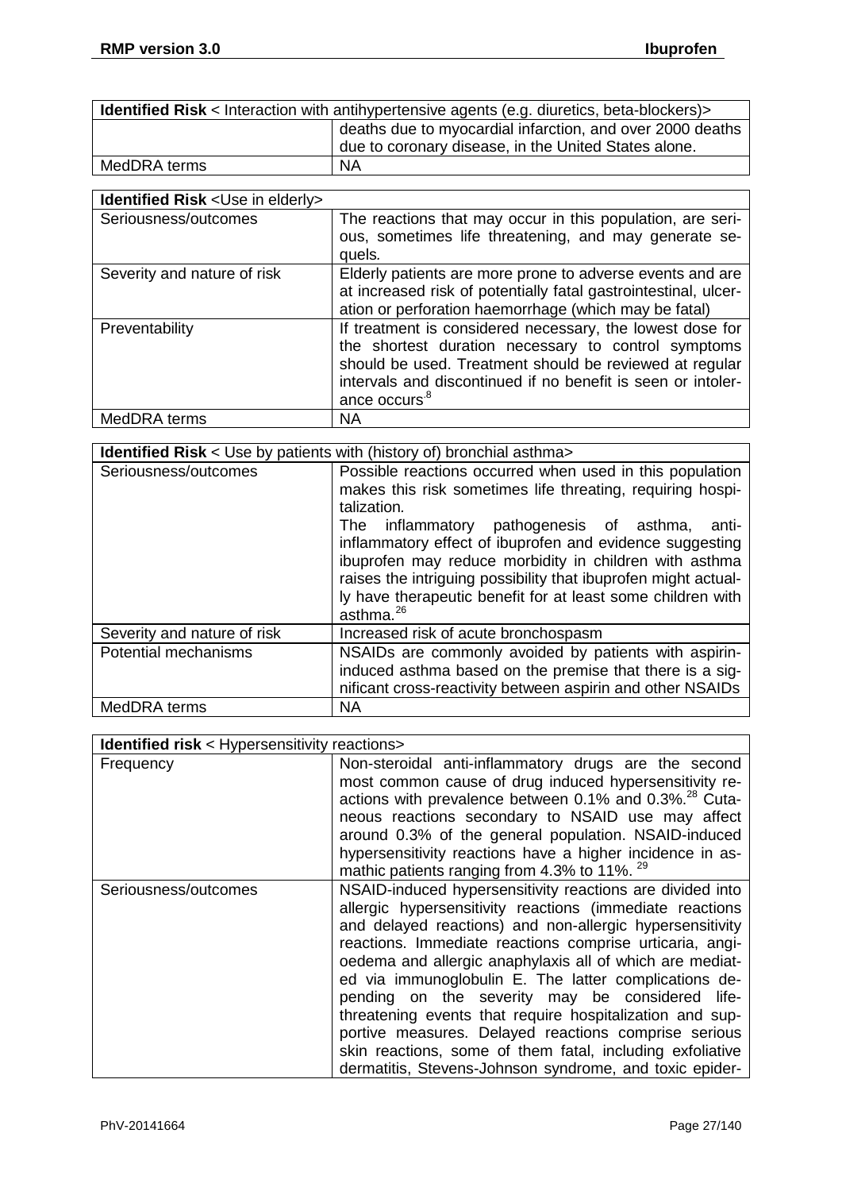| **Identified Risk** < Interaction with antihypertensive agents (e.g. diuretics, beta-blockers)> | |
|---|---|
| | deaths due to myocardial infarction, and over 2000 deaths due to coronary disease, in the United States alone. |
| MedDRA terms | NA |

| **Identified Risk** <Use in elderly> | |
|---|---|
| Seriousness/outcomes | The reactions that may occur in this population, are serious, sometimes life threatening, and may generate sequels. |
| Severity and nature of risk | Elderly patients are more prone to adverse events and are at increased risk of potentially fatal gastrointestinal, ulceration or perforation haemorrhage (which may be fatal) |
| Preventability | If treatment is considered necessary, the lowest dose for the shortest duration necessary to control symptoms should be used. Treatment should be reviewed at regular intervals and discontinued if no benefit is seen or intolerance occurs[8] |
| MedDRA terms | NA |

| **Identified Risk** < Use by patients with (history of) bronchial asthma> | |
|---|---|
| Seriousness/outcomes | Possible reactions occurred when used in this population makes this risk sometimes life threating, requiring hospitalization.<br>The inflammatory pathogenesis of asthma, anti-inflammatory effect of ibuprofen and evidence suggesting ibuprofen may reduce morbidity in children with asthma raises the intriguing possibility that ibuprofen might actually have therapeutic benefit for at least some children with asthma.[26] |
| Severity and nature of risk | Increased risk of acute bronchospasm |
| Potential mechanisms | NSAIDs are commonly avoided by patients with aspirin-induced asthma based on the premise that there is a significant cross-reactivity between aspirin and other NSAIDs |
| MedDRA terms | NA |

| **Identified risk** < Hypersensitivity reactions> | |
|---|---|
| Frequency | Non-steroidal anti-inflammatory drugs are the second most common cause of drug induced hypersensitivity reactions with prevalence between 0.1% and 0.3%.[28] Cutaneous reactions secondary to NSAID use may affect around 0.3% of the general population. NSAID-induced hypersensitivity reactions have a higher incidence in asmathic patients ranging from 4.3% to 11%. [29] |
| Seriousness/outcomes | NSAID-induced hypersensitivity reactions are divided into allergic hypersensitivity reactions (immediate reactions and delayed reactions) and non-allergic hypersensitivity reactions. Immediate reactions comprise urticaria, angioedema and allergic anaphylaxis all of which are mediated via immunoglobulin E. The latter complications depending on the severity may be considered life-threatening events that require hospitalization and supportive measures. Delayed reactions comprise serious skin reactions, some of them fatal, including exfoliative dermatitis, Stevens-Johnson syndrome, and toxic epider- |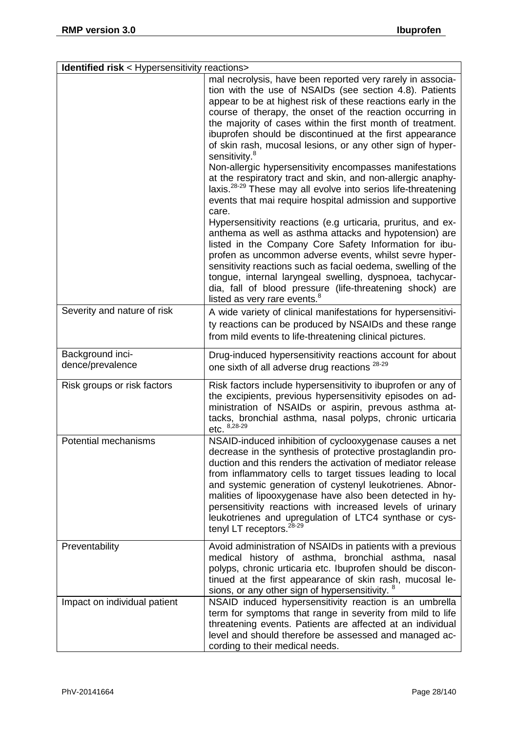| **Identified risk** < Hypersensitivity reactions> | |
|---|---|
| | mal necrolysis, have been reported very rarely in association with the use of NSAIDs (see section 4.8). Patients appear to be at highest risk of these reactions early in the course of therapy, the onset of the reaction occurring in the majority of cases within the first month of treatment. ibuprofen should be discontinued at the first appearance of skin rash, mucosal lesions, or any other sign of hypersensitivity.[8] Non-allergic hypersensitivity encompasses manifestations at the respiratory tract and skin, and non-allergic anaphylaxis.[28-29] These may all evolve into serios life-threatening events that mai require hospital admission and supportive care. Hypersensitivity reactions (e.g urticaria, pruritus, and exanthema as well as asthma attacks and hypotension) are listed in the Company Core Safety Information for ibuprofen as uncommon adverse events, whilst sevre hypersensitivity reactions such as facial oedema, swelling of the tongue, internal laryngeal swelling, dyspnoea, tachycardia, fall of blood pressure (life-threatening shock) are listed as very rare events.[8] |
| Severity and nature of risk | A wide variety of clinical manifestations for hypersensitivity reactions can be produced by NSAIDs and these range from mild events to life-threatening clinical pictures. |
| Background incidence/prevalence | Drug-induced hypersensitivity reactions account for about one sixth of all adverse drug reactions [28-29] |
| Risk groups or risk factors | Risk factors include hypersensitivity to ibuprofen or any of the excipients, previous hypersensitivity episodes on administration of NSAIDs or aspirin, prevous asthma attacks, bronchial asthma, nasal polyps, chronic urticaria etc. [8,28-29] |
| Potential mechanisms | NSAID-induced inhibition of cyclooxygenase causes a net decrease in the synthesis of protective prostaglandin production and this renders the activation of mediator release from inflammatory cells to target tissues leading to local and systemic generation of cystenyl leukotrienes. Abnormalities of lipooxygenase have also been detected in hypersensitivity reactions with increased levels of urinary leukotrienes and upregulation of LTC4 synthase or cystenyl LT receptors.[28-29] |
| Preventability | Avoid administration of NSAIDs in patients with a previous medical history of asthma, bronchial asthma, nasal polyps, chronic urticaria etc. Ibuprofen should be discontinued at the first appearance of skin rash, mucosal lesions, or any other sign of hypersensitivity. [8] |
| Impact on individual patient | NSAID induced hypersensitivity reaction is an umbrella term for symptoms that range in severity from mild to life threatening events. Patients are affected at an individual level and should therefore be assessed and managed according to their medical needs. |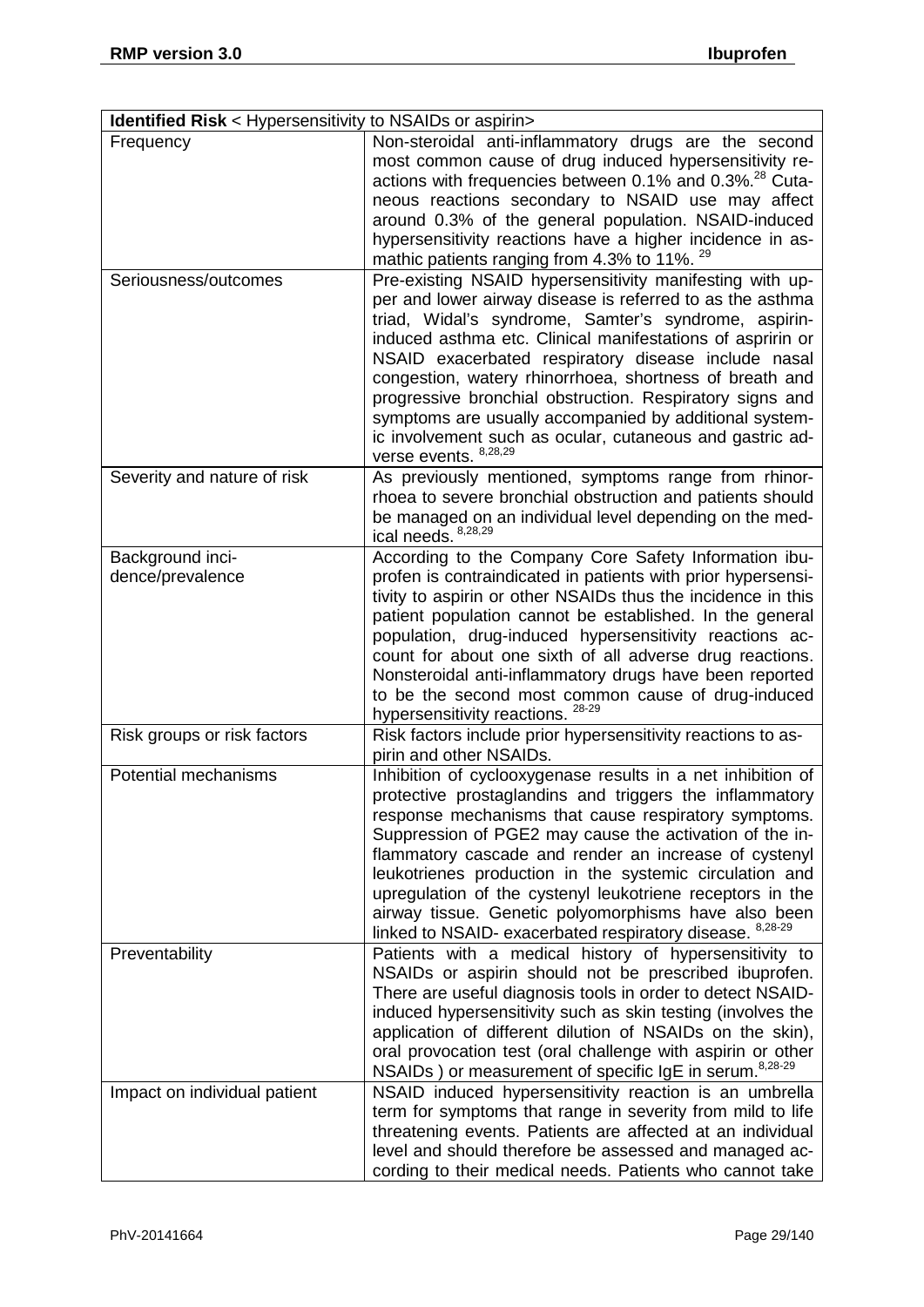| **Identified Risk** < Hypersensitivity to NSAIDs or aspirin> | |
|---|---|
| Frequency | Non-steroidal anti-inflammatory drugs are the second most common cause of drug induced hypersensitivity reactions with frequencies between 0.1% and 0.3%.[28] Cutaneous reactions secondary to NSAID use may affect around 0.3% of the general population. NSAID-induced hypersensitivity reactions have a higher incidence in asmathic patients ranging from 4.3% to 11%. [29] |
| Seriousness/outcomes | Pre-existing NSAID hypersensitivity manifesting with upper and lower airway disease is referred to as the asthma triad, Widal's syndrome, Samter's syndrome, aspirin-induced asthma etc. Clinical manifestations of aspririn or NSAID exacerbated respiratory disease include nasal congestion, watery rhinorrhoea, shortness of breath and progressive bronchial obstruction. Respiratory signs and symptoms are usually accompanied by additional systemic involvement such as ocular, cutaneous and gastric adverse events. [8,28,29] |
| Severity and nature of risk | As previously mentioned, symptoms range from rhinorrhoea to severe bronchial obstruction and patients should be managed on an individual level depending on the medical needs. [8,28,29] |
| Background incidence/prevalence | According to the Company Core Safety Information ibuprofen is contraindicated in patients with prior hypersensitivity to aspirin or other NSAIDs thus the incidence in this patient population cannot be established. In the general population, drug-induced hypersensitivity reactions account for about one sixth of all adverse drug reactions. Nonsteroidal anti-inflammatory drugs have been reported to be the second most common cause of drug-induced hypersensitivity reactions. [28-29] |
| Risk groups or risk factors | Risk factors include prior hypersensitivity reactions to aspirin and other NSAIDs. |
| Potential mechanisms | Inhibition of cyclooxygenase results in a net inhibition of protective prostaglandins and triggers the inflammatory response mechanisms that cause respiratory symptoms. Suppression of PGE2 may cause the activation of the inflammatory cascade and render an increase of cystenyl leukotrienes production in the systemic circulation and upregulation of the cystenyl leukotriene receptors in the airway tissue. Genetic polyomorphisms have also been linked to NSAID- exacerbated respiratory disease. [8,28-29] |
| Preventability | Patients with a medical history of hypersensitivity to NSAIDs or aspirin should not be prescribed ibuprofen. There are useful diagnosis tools in order to detect NSAID-induced hypersensitivity such as skin testing (involves the application of different dilution of NSAIDs on the skin), oral provocation test (oral challenge with aspirin or other NSAIDs ) or measurement of specific IgE in serum.[8,28-29] |
| Impact on individual patient | NSAID induced hypersensitivity reaction is an umbrella term for symptoms that range in severity from mild to life threatening events. Patients are affected at an individual level and should therefore be assessed and managed according to their medical needs. Patients who cannot take |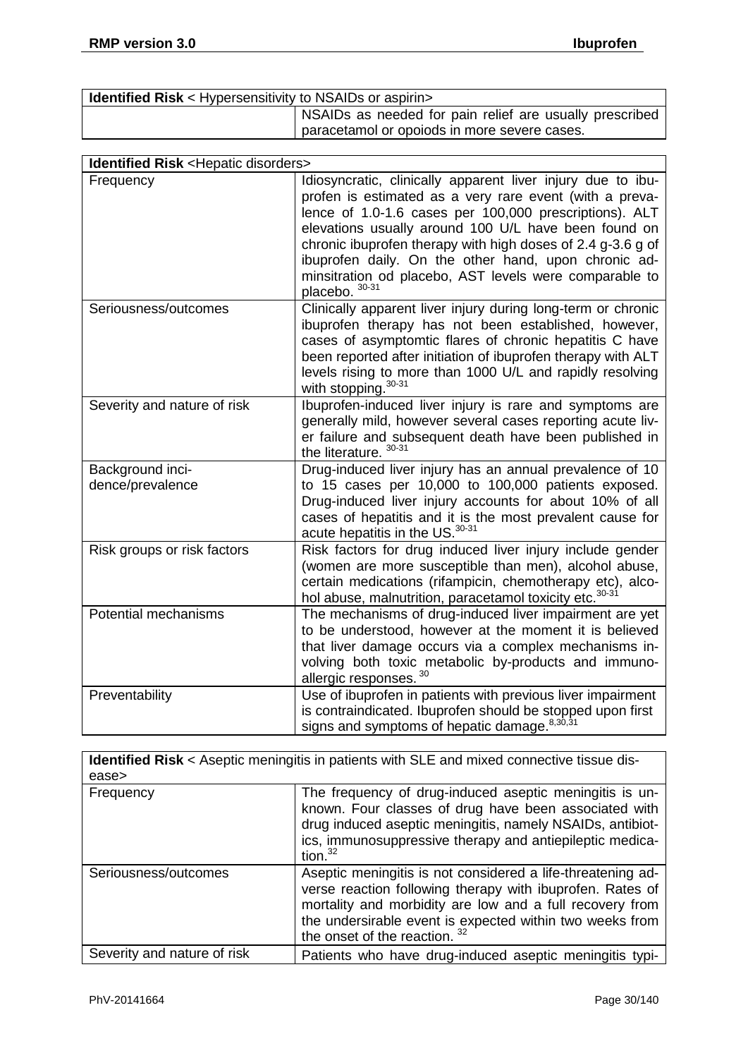| **Identified Risk** < Hypersensitivity to NSAIDs or aspirin> | |
|---|---|
| | NSAIDs as needed for pain relief are usually prescribed paracetamol or opoiods in more severe cases. |

| **Identified Risk** <Hepatic disorders> | |
|---|---|
| Frequency | Idiosyncratic, clinically apparent liver injury due to ibuprofen is estimated as a very rare event (with a prevalence of 1.0-1.6 cases per 100,000 prescriptions). ALT elevations usually around 100 U/L have been found on chronic ibuprofen therapy with high doses of 2.4 g-3.6 g of ibuprofen daily. On the other hand, upon chronic adminsitration od placebo, AST levels were comparable to placebo. [30-31] |
| Seriousness/outcomes | Clinically apparent liver injury during long-term or chronic ibuprofen therapy has not been established, however, cases of asymptomtic flares of chronic hepatitis C have been reported after initiation of ibuprofen therapy with ALT levels rising to more than 1000 U/L and rapidly resolving with stopping.[30-31] |
| Severity and nature of risk | Ibuprofen-induced liver injury is rare and symptoms are generally mild, however several cases reporting acute liver failure and subsequent death have been published in the literature. [30-31] |
| Background incidence/prevalence | Drug-induced liver injury has an annual prevalence of 10 to 15 cases per 10,000 to 100,000 patients exposed. Drug-induced liver injury accounts for about 10% of all cases of hepatitis and it is the most prevalent cause for acute hepatitis in the US.[30-31] |
| Risk groups or risk factors | Risk factors for drug induced liver injury include gender (women are more susceptible than men), alcohol abuse, certain medications (rifampicin, chemotherapy etc), alcohol abuse, malnutrition, paracetamol toxicity etc.[30-31] |
| Potential mechanisms | The mechanisms of drug-induced liver impairment are yet to be understood, however at the moment it is believed that liver damage occurs via a complex mechanisms involving both toxic metabolic by-products and immunoallergic responses. [30] |
| Preventability | Use of ibuprofen in patients with previous liver impairment is contraindicated. Ibuprofen should be stopped upon first signs and symptoms of hepatic damage.[8,30,31] |

| **Identified Risk** < Aseptic meningitis in patients with SLE and mixed connective tissue disease> | |
|---|---|
| Frequency | The frequency of drug-induced aseptic meningitis is unknown. Four classes of drug have been associated with drug induced aseptic meningitis, namely NSAIDs, antibiotics, immunosuppressive therapy and antiepileptic medication.[32] |
| Seriousness/outcomes | Aseptic meningitis is not considered a life-threatening adverse reaction following therapy with ibuprofen. Rates of mortality and morbidity are low and a full recovery from the undersirable event is expected within two weeks from the onset of the reaction. [32] |
| Severity and nature of risk | Patients who have drug-induced aseptic meningitis typi- |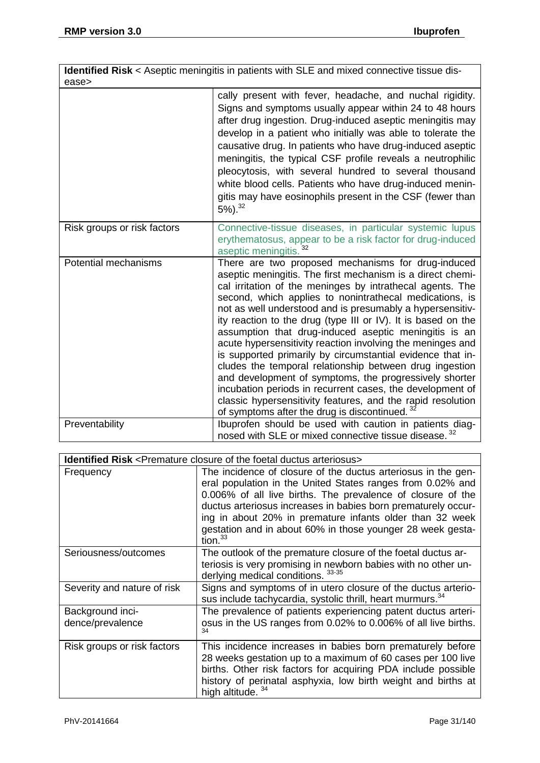| **Identified Risk** < Aseptic meningitis in patients with SLE and mixed connective tissue disease> | |
|---|---|
| | cally present with fever, headache, and nuchal rigidity. Signs and symptoms usually appear within 24 to 48 hours after drug ingestion. Drug-induced aseptic meningitis may develop in a patient who initially was able to tolerate the causative drug. In patients who have drug-induced aseptic meningitis, the typical CSF profile reveals a neutrophilic pleocytosis, with several hundred to several thousand white blood cells. Patients who have drug-induced meningitis may have eosinophils present in the CSF (fewer than 5%).[32] |
| Risk groups or risk factors | Connective-tissue diseases, in particular systemic lupus erythematosus, appear to be a risk factor for drug-induced aseptic meningitis.[32] |
| Potential mechanisms | There are two proposed mechanisms for drug-induced aseptic meningitis. The first mechanism is a direct chemical irritation of the meninges by intrathecal agents. The second, which applies to nonintrathecal medications, is not as well understood and is presumably a hypersensitivity reaction to the drug (type III or IV). It is based on the assumption that drug-induced aseptic meningitis is an acute hypersensitivity reaction involving the meninges and is supported primarily by circumstantial evidence that includes the temporal relationship between drug ingestion and development of symptoms, the progressively shorter incubation periods in recurrent cases, the development of classic hypersensitivity features, and the rapid resolution of symptoms after the drug is discontinued.[32] |
| Preventability | Ibuprofen should be used with caution in patients diagnosed with SLE or mixed connective tissue disease.[32] |

| **Identified Risk** <Premature closure of the foetal ductus arteriosus> | |
|---|---|
| Frequency | The incidence of closure of the ductus arteriosus in the general population in the United States ranges from 0.02% and 0.006% of all live births. The prevalence of closure of the ductus arteriosus increases in babies born prematurely occurring in about 20% in premature infants older than 32 week gestation and in about 60% in those younger 28 week gestation.[33] |
| Seriousness/outcomes | The outlook of the premature closure of the foetal ductus arteriosis is very promising in newborn babies with no other underlying medical conditions.[33-35] |
| Severity and nature of risk | Signs and symptoms of in utero closure of the ductus arteriosus include tachycardia, systolic thrill, heart murmurs.[34] |
| Background incidence/prevalence | The prevalence of patients experiencing patent ductus arteriosus in the US ranges from 0.02% to 0.006% of all live births.[34] |
| Risk groups or risk factors | This incidence increases in babies born prematurely before 28 weeks gestation up to a maximum of 60 cases per 100 live births. Other risk factors for acquiring PDA include possible history of perinatal asphyxia, low birth weight and births at high altitude.[34] |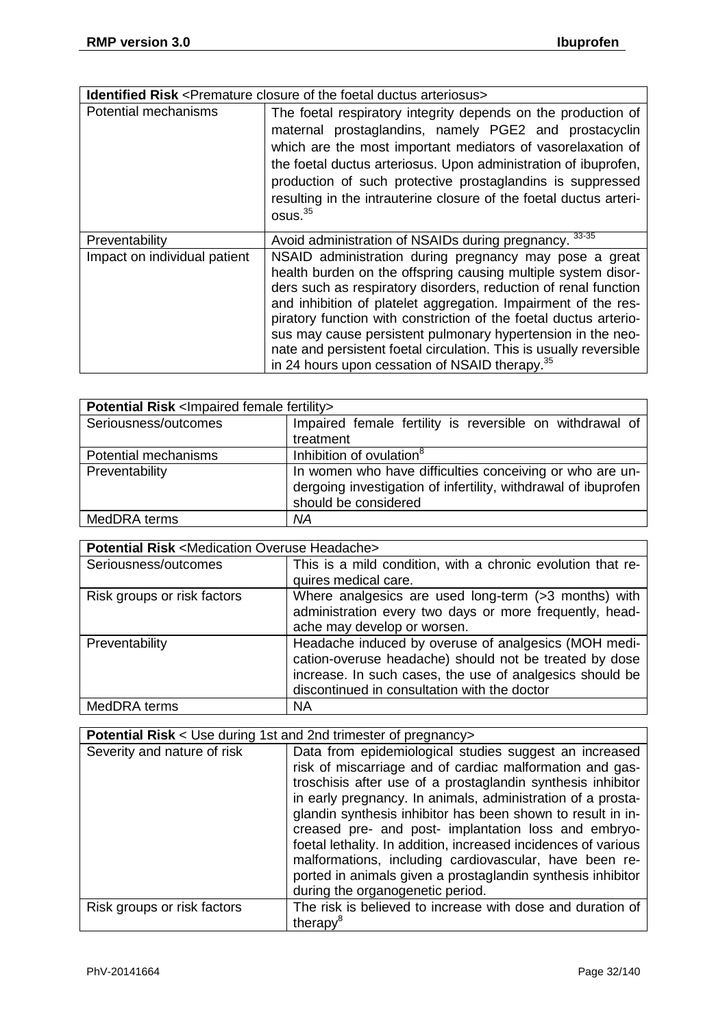| **Identified Risk** <Premature closure of the foetal ductus arteriosus> | |
|---|---|
| Potential mechanisms | The foetal respiratory integrity depends on the production of maternal prostaglandins, namely PGE2 and prostacyclin which are the most important mediators of vasorelaxation of the foetal ductus arteriosus. Upon administration of ibuprofen, production of such protective prostaglandins is suppressed resulting in the intrauterine closure of the foetal ductus arteriosus.[35] |
| Preventability | Avoid administration of NSAIDs during pregnancy. [33-35] |
| Impact on individual patient | NSAID administration during pregnancy may pose a great health burden on the offspring causing multiple system disorders such as respiratory disorders, reduction of renal function and inhibition of platelet aggregation. Impairment of the respiratory function with constriction of the foetal ductus arteriosus may cause persistent pulmonary hypertension in the neonate and persistent foetal circulation. This is usually reversible in 24 hours upon cessation of NSAID therapy.[35] |

| **Potential Risk** <Impaired female fertility> | |
|---|---|
| Seriousness/outcomes | Impaired female fertility is reversible on withdrawal of treatment |
| Potential mechanisms | Inhibition of ovulation[8] |
| Preventability | In women who have difficulties conceiving or who are undergoing investigation of infertility, withdrawal of ibuprofen should be considered |
| MedDRA terms | *NA* |

| **Potential Risk** <Medication Overuse Headache> | |
|---|---|
| Seriousness/outcomes | This is a mild condition, with a chronic evolution that requires medical care. |
| Risk groups or risk factors | Where analgesics are used long-term (>3 months) with administration every two days or more frequently, headache may develop or worsen. |
| Preventability | Headache induced by overuse of analgesics (MOH medication-overuse headache) should not be treated by dose increase. In such cases, the use of analgesics should be discontinued in consultation with the doctor |
| MedDRA terms | NA |

| **Potential Risk** < Use during 1st and 2nd trimester of pregnancy> | |
|---|---|
| Severity and nature of risk | Data from epidemiological studies suggest an increased risk of miscarriage and of cardiac malformation and gastroschisis after use of a prostaglandin synthesis inhibitor in early pregnancy. In animals, administration of a prostaglandin synthesis inhibitor has been shown to result in increased pre- and post- implantation loss and embryo-foetal lethality. In addition, increased incidences of various malformations, including cardiovascular, have been reported in animals given a prostaglandin synthesis inhibitor during the organogenetic period. |
| Risk groups or risk factors | The risk is believed to increase with dose and duration of therapy[8] |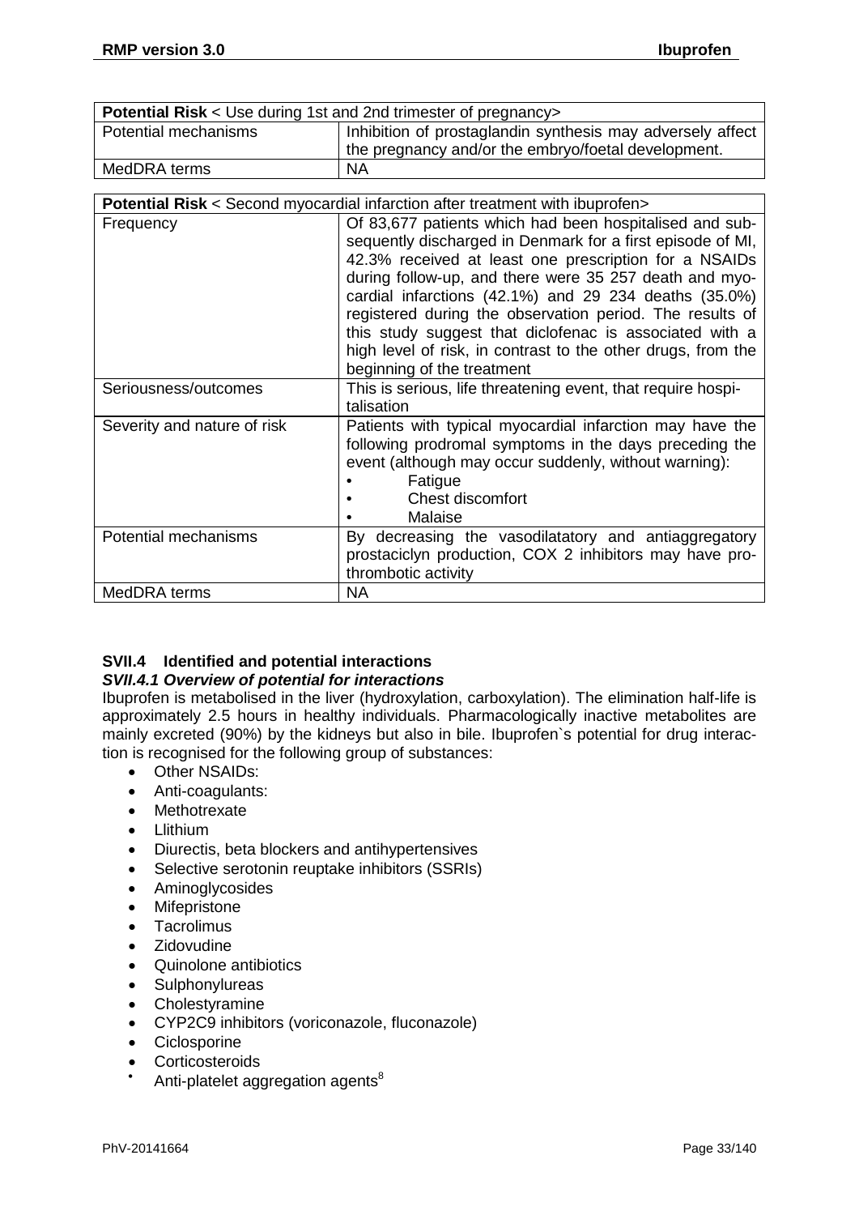| **Potential Risk** < Use during 1st and 2nd trimester of pregnancy> | |
|---|---|
| Potential mechanisms | Inhibition of prostaglandin synthesis may adversely affect the pregnancy and/or the embryo/foetal development. |
| MedDRA terms | NA |

| **Potential Risk** < Second myocardial infarction after treatment with ibuprofen> | |
|---|---|
| Frequency | Of 83,677 patients which had been hospitalised and subsequently discharged in Denmark for a first episode of MI, 42.3% received at least one prescription for a NSAIDs during follow-up, and there were 35 257 death and myocardial infarctions (42.1%) and 29 234 deaths (35.0%) registered during the observation period. The results of this study suggest that diclofenac is associated with a high level of risk, in contrast to the other drugs, from the beginning of the treatment |
| Seriousness/outcomes | This is serious, life threatening event, that require hospitalisation |
| Severity and nature of risk | Patients with typical myocardial infarction may have the following prodromal symptoms in the days preceding the event (although may occur suddenly, without warning):<br>• Fatigue<br>• Chest discomfort<br>• Malaise |
| Potential mechanisms | By decreasing the vasodilatatory and antiaggregatory prostaciclyn production, COX 2 inhibitors may have prothrombotic activity |
| MedDRA terms | NA |

### SVII.4 Identified and potential interactions

#### *SVII.4.1 Overview of potential for interactions*

Ibuprofen is metabolised in the liver (hydroxylation, carboxylation). The elimination half-life is approximately 2.5 hours in healthy individuals. Pharmacologically inactive metabolites are mainly excreted (90%) by the kidneys but also in bile. Ibuprofen`s potential for drug interaction is recognised for the following group of substances:

- Other NSAIDs:
- Anti-coagulants:
- Methotrexate
- Llithium
- Diurectis, beta blockers and antihypertensives
- Selective serotonin reuptake inhibitors (SSRIs)
- Aminoglycosides
- Mifepristone
- Tacrolimus
- Zidovudine
- Quinolone antibiotics
- Sulphonylureas
- Cholestyramine
- CYP2C9 inhibitors (voriconazole, fluconazole)
- Ciclosporine
- Corticosteroids
- Anti-platelet aggregation agents[8]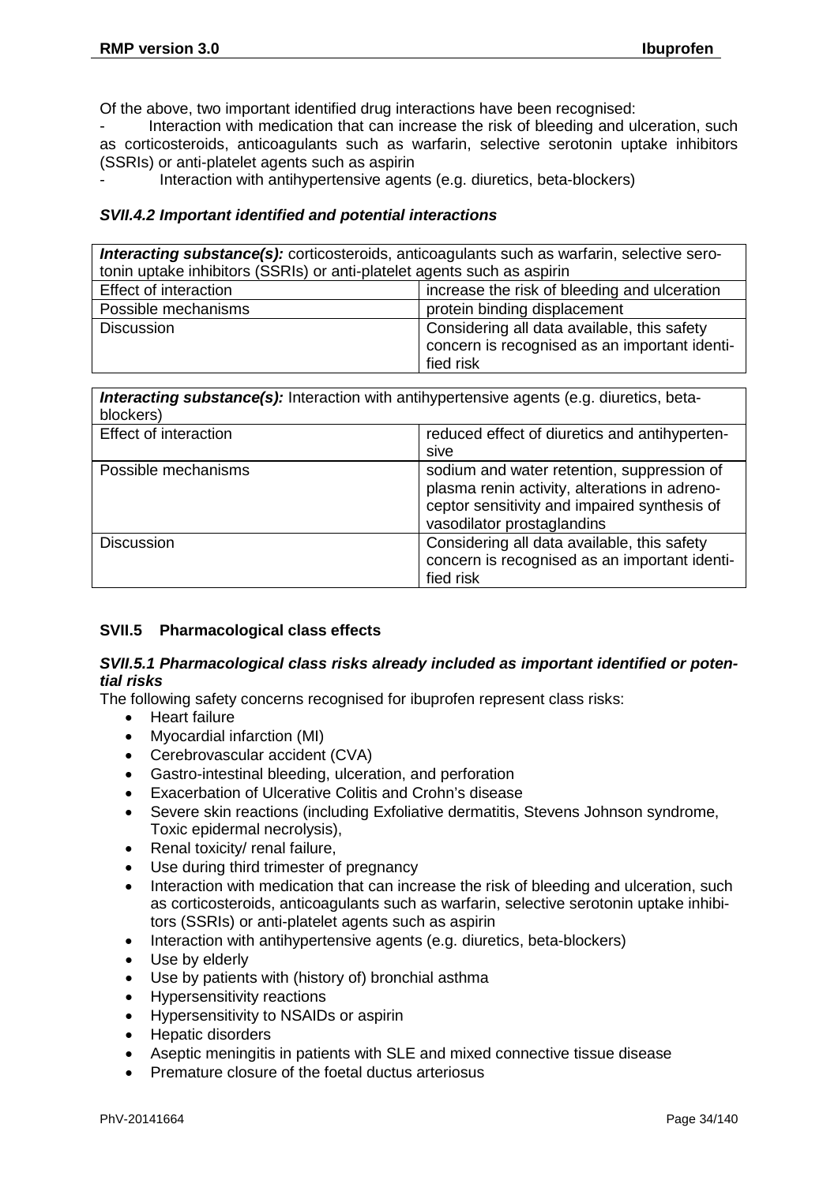Of the above, two important identified drug interactions have been recognised:

- Interaction with medication that can increase the risk of bleeding and ulceration, such as corticosteroids, anticoagulants such as warfarin, selective serotonin uptake inhibitors (SSRIs) or anti-platelet agents such as aspirin
- Interaction with antihypertensive agents (e.g. diuretics, beta-blockers)

### *SVII.4.2 Important identified and potential interactions*

| ***Interacting substance(s):*** corticosteroids, anticoagulants such as warfarin, selective serotonin uptake inhibitors (SSRIs) or anti-platelet agents such as aspirin | |
|---|---|
| Effect of interaction | increase the risk of bleeding and ulceration |
| Possible mechanisms | protein binding displacement |
| Discussion | Considering all data available, this safety concern is recognised as an important identified risk |

| ***Interacting substance(s):*** Interaction with antihypertensive agents (e.g. diuretics, beta-blockers) | |
|---|---|
| Effect of interaction | reduced effect of diuretics and antihypertensive |
| Possible mechanisms | sodium and water retention, suppression of plasma renin activity, alterations in adrenoceptor sensitivity and impaired synthesis of vasodilator prostaglandins |
| Discussion | Considering all data available, this safety concern is recognised as an important identified risk |

## SVII.5 Pharmacological class effects

### *SVII.5.1 Pharmacological class risks already included as important identified or potential risks*

The following safety concerns recognised for ibuprofen represent class risks:

- Heart failure
- Myocardial infarction (MI)
- Cerebrovascular accident (CVA)
- Gastro-intestinal bleeding, ulceration, and perforation
- Exacerbation of Ulcerative Colitis and Crohn's disease
- Severe skin reactions (including Exfoliative dermatitis, Stevens Johnson syndrome, Toxic epidermal necrolysis),
- Renal toxicity/ renal failure,
- Use during third trimester of pregnancy
- Interaction with medication that can increase the risk of bleeding and ulceration, such as corticosteroids, anticoagulants such as warfarin, selective serotonin uptake inhibitors (SSRIs) or anti-platelet agents such as aspirin
- Interaction with antihypertensive agents (e.g. diuretics, beta-blockers)
- Use by elderly
- Use by patients with (history of) bronchial asthma
- Hypersensitivity reactions
- Hypersensitivity to NSAIDs or aspirin
- Hepatic disorders
- Aseptic meningitis in patients with SLE and mixed connective tissue disease
- Premature closure of the foetal ductus arteriosus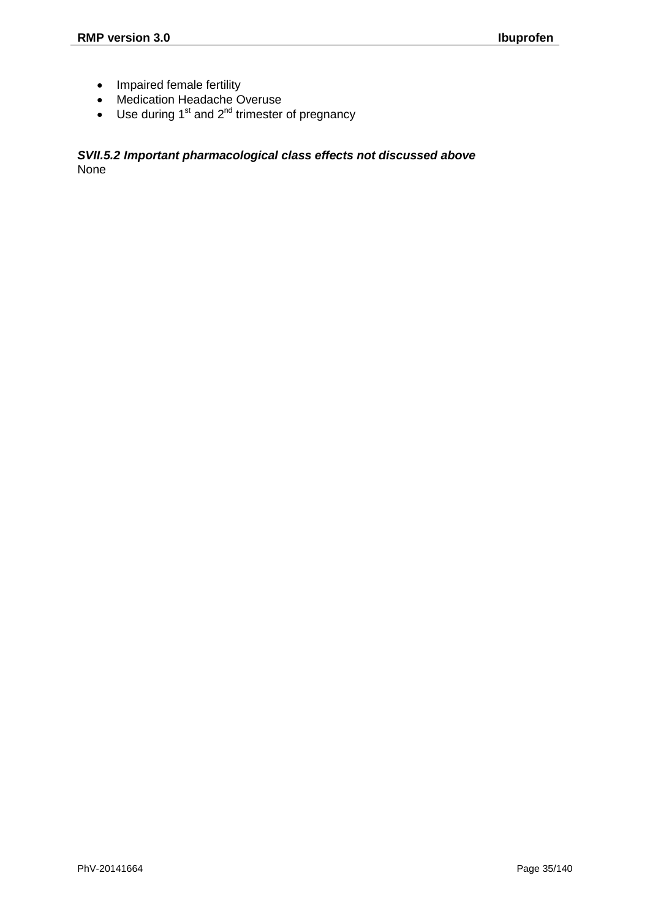- Impaired female fertility
- Medication Headache Overuse
- Use during 1st and 2nd trimester of pregnancy

***SVII.5.2 Important pharmacological class effects not discussed above***

None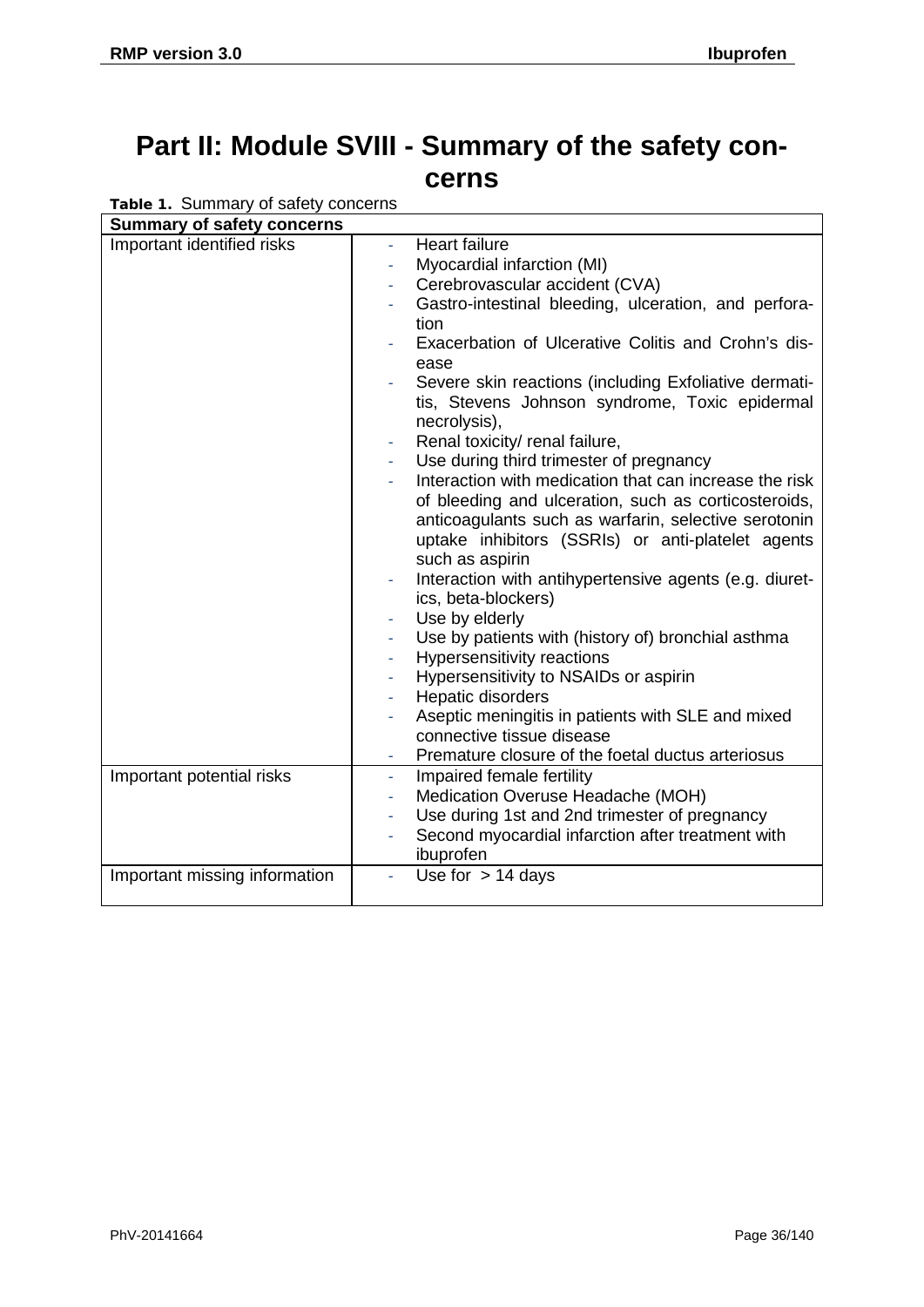# Part II: Module SVIII - Summary of the safety concerns

**Table 1.** Summary of safety concerns

| Summary of safety concerns | |
|---|---|
| Important identified risks | - Heart failure<br>- Myocardial infarction (MI)<br>- Cerebrovascular accident (CVA)<br>- Gastro-intestinal bleeding, ulceration, and perforation<br>- Exacerbation of Ulcerative Colitis and Crohn's disease<br>- Severe skin reactions (including Exfoliative dermatitis, Stevens Johnson syndrome, Toxic epidermal necrolysis),<br>- Renal toxicity/ renal failure,<br>- Use during third trimester of pregnancy<br>- Interaction with medication that can increase the risk of bleeding and ulceration, such as corticosteroids, anticoagulants such as warfarin, selective serotonin uptake inhibitors (SSRIs) or anti-platelet agents such as aspirin<br>- Interaction with antihypertensive agents (e.g. diuretics, beta-blockers)<br>- Use by elderly<br>- Use by patients with (history of) bronchial asthma<br>- Hypersensitivity reactions<br>- Hypersensitivity to NSAIDs or aspirin<br>- Hepatic disorders<br>- Aseptic meningitis in patients with SLE and mixed connective tissue disease<br>- Premature closure of the foetal ductus arteriosus |
| Important potential risks | - Impaired female fertility<br>- Medication Overuse Headache (MOH)<br>- Use during 1st and 2nd trimester of pregnancy<br>- Second myocardial infarction after treatment with ibuprofen |
| Important missing information | - Use for > 14 days |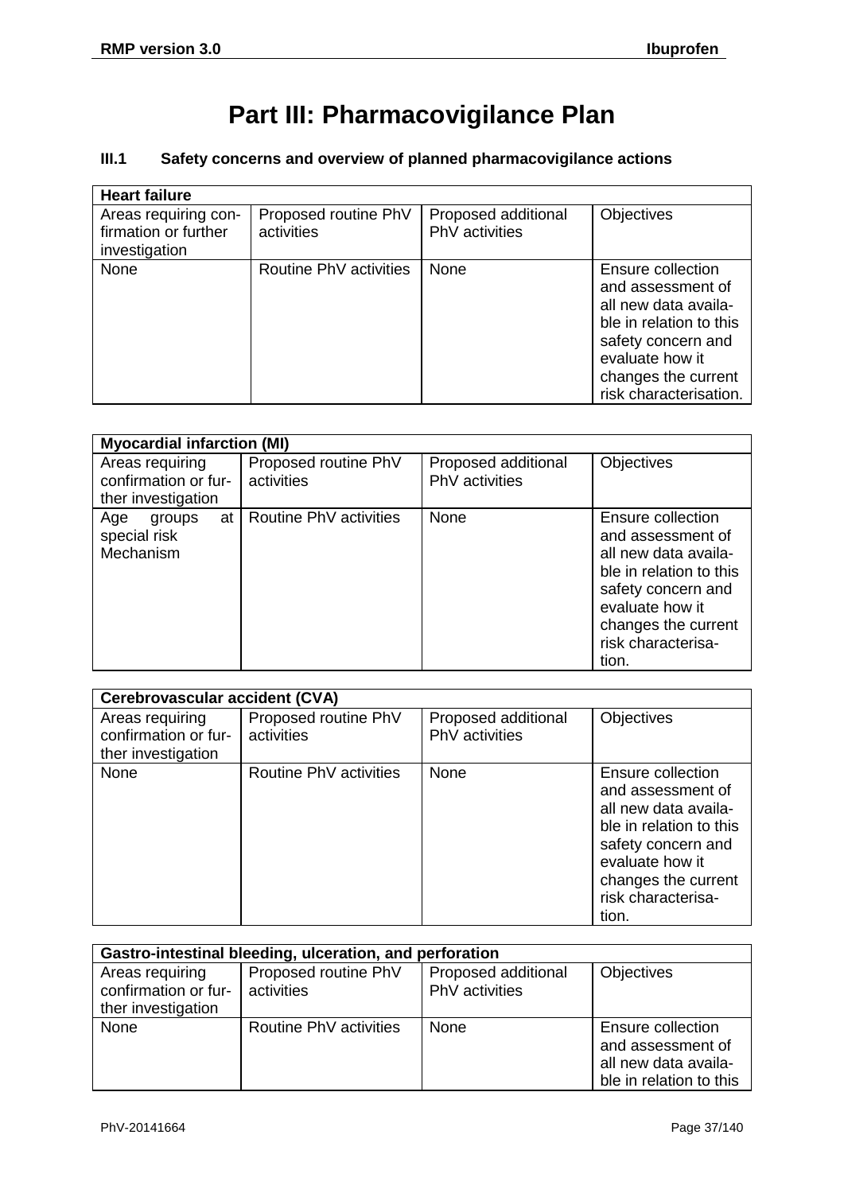# Part III: Pharmacovigilance Plan

## III.1 Safety concerns and overview of planned pharmacovigilance actions

| **Heart failure** | | | |
|---|---|---|---|
| Areas requiring confirmation or further investigation | Proposed routine PhV activities | Proposed additional PhV activities | Objectives |
| None | Routine PhV activities | None | Ensure collection and assessment of all new data available in relation to this safety concern and evaluate how it changes the current risk characterisation. |

| **Myocardial infarction (MI)** | | | |
|---|---|---|---|
| Areas requiring confirmation or further investigation | Proposed routine PhV activities | Proposed additional PhV activities | Objectives |
| Age groups at special risk<br>Mechanism | Routine PhV activities | None | Ensure collection and assessment of all new data available in relation to this safety concern and evaluate how it changes the current risk characterisation. |

| **Cerebrovascular accident (CVA)** | | | |
|---|---|---|---|
| Areas requiring confirmation or further investigation | Proposed routine PhV activities | Proposed additional PhV activities | Objectives |
| None | Routine PhV activities | None | Ensure collection and assessment of all new data available in relation to this safety concern and evaluate how it changes the current risk characterisation. |

| **Gastro-intestinal bleeding, ulceration, and perforation** | | | |
|---|---|---|---|
| Areas requiring confirmation or further investigation | Proposed routine PhV activities | Proposed additional PhV activities | Objectives |
| None | Routine PhV activities | None | Ensure collection and assessment of all new data available in relation to this |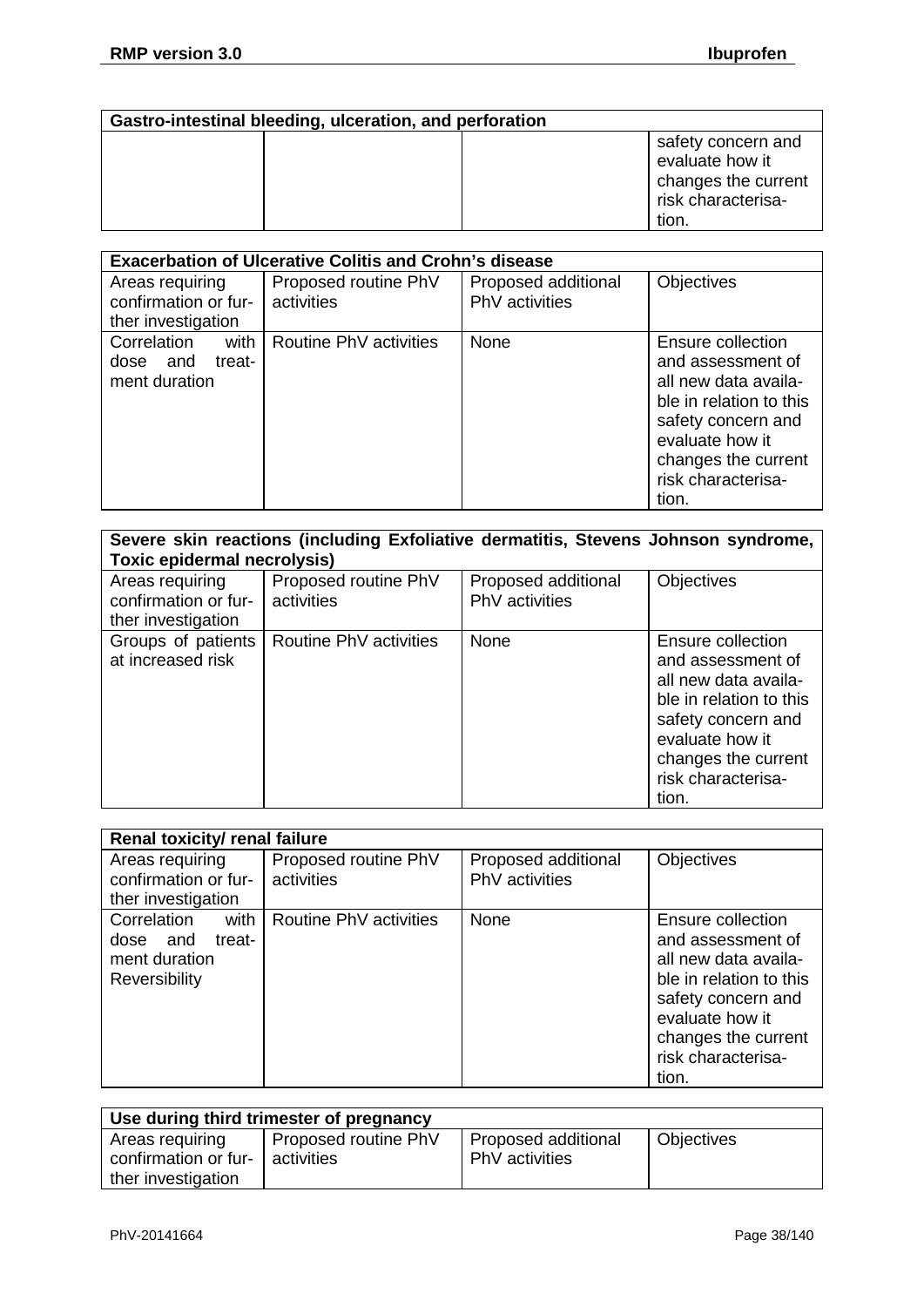| Gastro-intestinal bleeding, ulceration, and perforation | | | |
|---|---|---|---|
| | | | safety concern and evaluate how it changes the current risk characterisation. |

| Exacerbation of Ulcerative Colitis and Crohn's disease | | | |
|---|---|---|---|
| Areas requiring confirmation or further investigation | Proposed routine PhV activities | Proposed additional PhV activities | Objectives |
| Correlation with dose and treatment duration | Routine PhV activities | None | Ensure collection and assessment of all new data available in relation to this safety concern and evaluate how it changes the current risk characterisation. |

| Severe skin reactions (including Exfoliative dermatitis, Stevens Johnson syndrome, Toxic epidermal necrolysis) | | | |
|---|---|---|---|
| Areas requiring confirmation or further investigation | Proposed routine PhV activities | Proposed additional PhV activities | Objectives |
| Groups of patients at increased risk | Routine PhV activities | None | Ensure collection and assessment of all new data available in relation to this safety concern and evaluate how it changes the current risk characterisation. |

| Renal toxicity/ renal failure | | | |
|---|---|---|---|
| Areas requiring confirmation or further investigation | Proposed routine PhV activities | Proposed additional PhV activities | Objectives |
| Correlation with dose and treatment duration<br>Reversibility | Routine PhV activities | None | Ensure collection and assessment of all new data available in relation to this safety concern and evaluate how it changes the current risk characterisation. |

| Use during third trimester of pregnancy | | | |
|---|---|---|---|
| Areas requiring confirmation or further investigation | Proposed routine PhV activities | Proposed additional PhV activities | Objectives |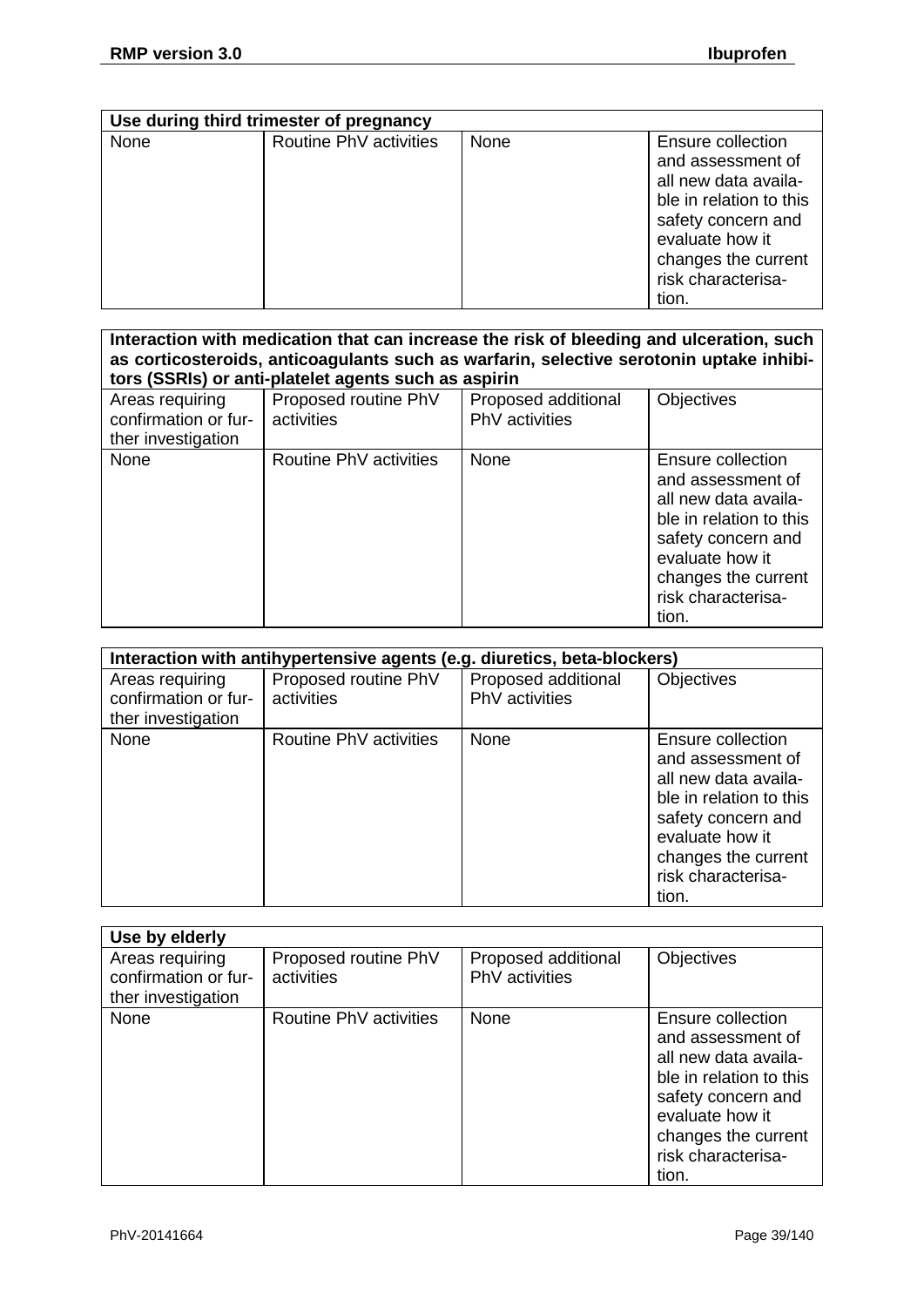| Use during third trimester of pregnancy | | | |
|---|---|---|---|
| None | Routine PhV activities | None | Ensure collection and assessment of all new data available in relation to this safety concern and evaluate how it changes the current risk characterisation. |

| Interaction with medication that can increase the risk of bleeding and ulceration, such as corticosteroids, anticoagulants such as warfarin, selective serotonin uptake inhibitors (SSRIs) or anti-platelet agents such as aspirin | | | |
|---|---|---|---|
| Areas requiring confirmation or further investigation | Proposed routine PhV activities | Proposed additional PhV activities | Objectives |
| None | Routine PhV activities | None | Ensure collection and assessment of all new data available in relation to this safety concern and evaluate how it changes the current risk characterisation. |

| Interaction with antihypertensive agents (e.g. diuretics, beta-blockers) | | | |
|---|---|---|---|
| Areas requiring confirmation or further investigation | Proposed routine PhV activities | Proposed additional PhV activities | Objectives |
| None | Routine PhV activities | None | Ensure collection and assessment of all new data available in relation to this safety concern and evaluate how it changes the current risk characterisation. |

| Use by elderly | | | |
|---|---|---|---|
| Areas requiring confirmation or further investigation | Proposed routine PhV activities | Proposed additional PhV activities | Objectives |
| None | Routine PhV activities | None | Ensure collection and assessment of all new data available in relation to this safety concern and evaluate how it changes the current risk characterisation. |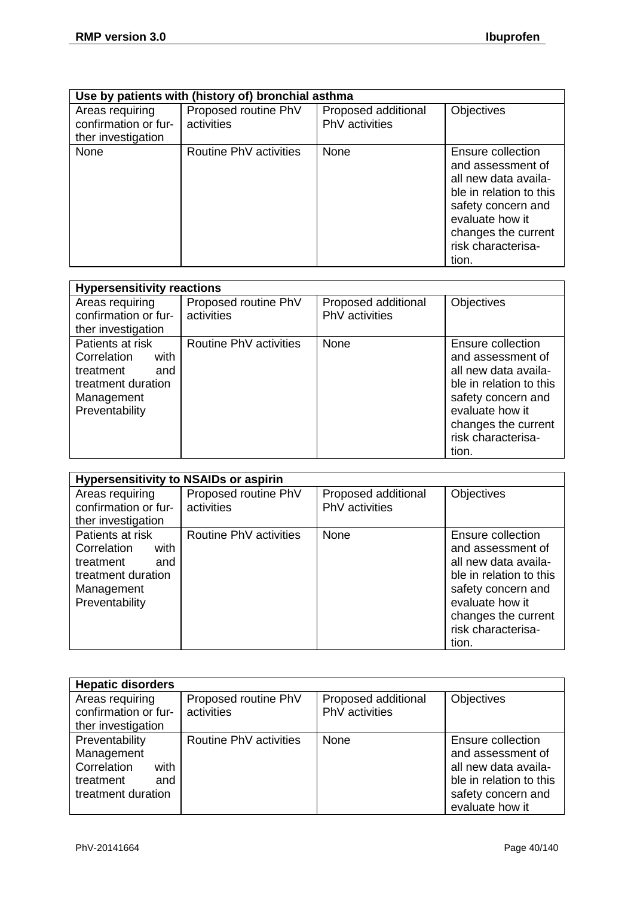| Use by patients with (history of) bronchial asthma | | | |
|---|---|---|---|
| Areas requiring confirmation or further investigation | Proposed routine PhV activities | Proposed additional PhV activities | Objectives |
| None | Routine PhV activities | None | Ensure collection and assessment of all new data available in relation to this safety concern and evaluate how it changes the current risk characterisation. |

| Hypersensitivity reactions | | | |
|---|---|---|---|
| Areas requiring confirmation or further investigation | Proposed routine PhV activities | Proposed additional PhV activities | Objectives |
| Patients at risk<br>Correlation with treatment and treatment duration<br>Management<br>Preventability | Routine PhV activities | None | Ensure collection and assessment of all new data available in relation to this safety concern and evaluate how it changes the current risk characterisation. |

| Hypersensitivity to NSAIDs or aspirin | | | |
|---|---|---|---|
| Areas requiring confirmation or further investigation | Proposed routine PhV activities | Proposed additional PhV activities | Objectives |
| Patients at risk<br>Correlation with treatment and treatment duration<br>Management<br>Preventability | Routine PhV activities | None | Ensure collection and assessment of all new data available in relation to this safety concern and evaluate how it changes the current risk characterisation. |

| Hepatic disorders | | | |
|---|---|---|---|
| Areas requiring confirmation or further investigation | Proposed routine PhV activities | Proposed additional PhV activities | Objectives |
| Preventability<br>Management<br>Correlation with treatment and treatment duration | Routine PhV activities | None | Ensure collection and assessment of all new data available in relation to this safety concern and evaluate how it |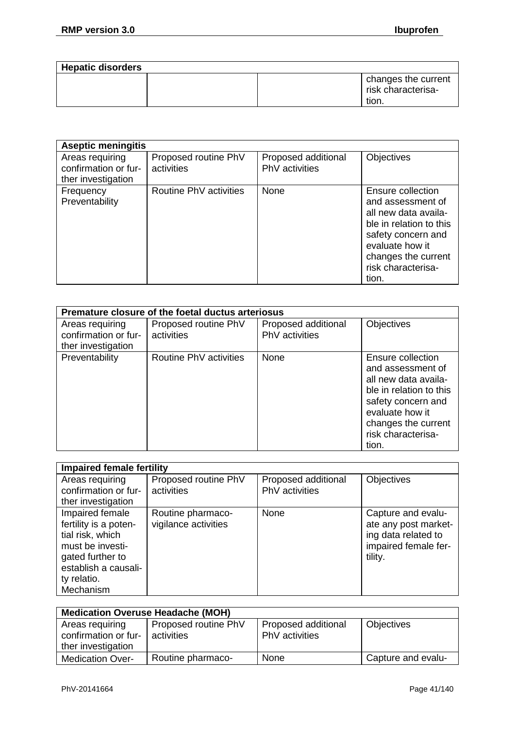| Hepatic disorders | | | |
|---|---|---|---|
| | | | changes the current risk characterisation. |

| Aseptic meningitis | | | |
|---|---|---|---|
| Areas requiring confirmation or further investigation | Proposed routine PhV activities | Proposed additional PhV activities | Objectives |
| Frequency<br>Preventability | Routine PhV activities | None | Ensure collection and assessment of all new data available in relation to this safety concern and evaluate how it changes the current risk characterisation. |

| Premature closure of the foetal ductus arteriosus | | | |
|---|---|---|---|
| Areas requiring confirmation or further investigation | Proposed routine PhV activities | Proposed additional PhV activities | Objectives |
| Preventability | Routine PhV activities | None | Ensure collection and assessment of all new data available in relation to this safety concern and evaluate how it changes the current risk characterisation. |

| Impaired female fertility | | | |
|---|---|---|---|
| Areas requiring confirmation or further investigation | Proposed routine PhV activities | Proposed additional PhV activities | Objectives |
| Impaired female fertility is a potential risk, which must be investigated further to establish a causality relatio.<br>Mechanism | Routine pharmacovigilance activities | None | Capture and evaluate any post marketing data related to impaired female fertility. |

| Medication Overuse Headache (MOH) | | | |
|---|---|---|---|
| Areas requiring confirmation or further investigation | Proposed routine PhV activities | Proposed additional PhV activities | Objectives |
| Medication Over- | Routine pharmaco- | None | Capture and evalu- |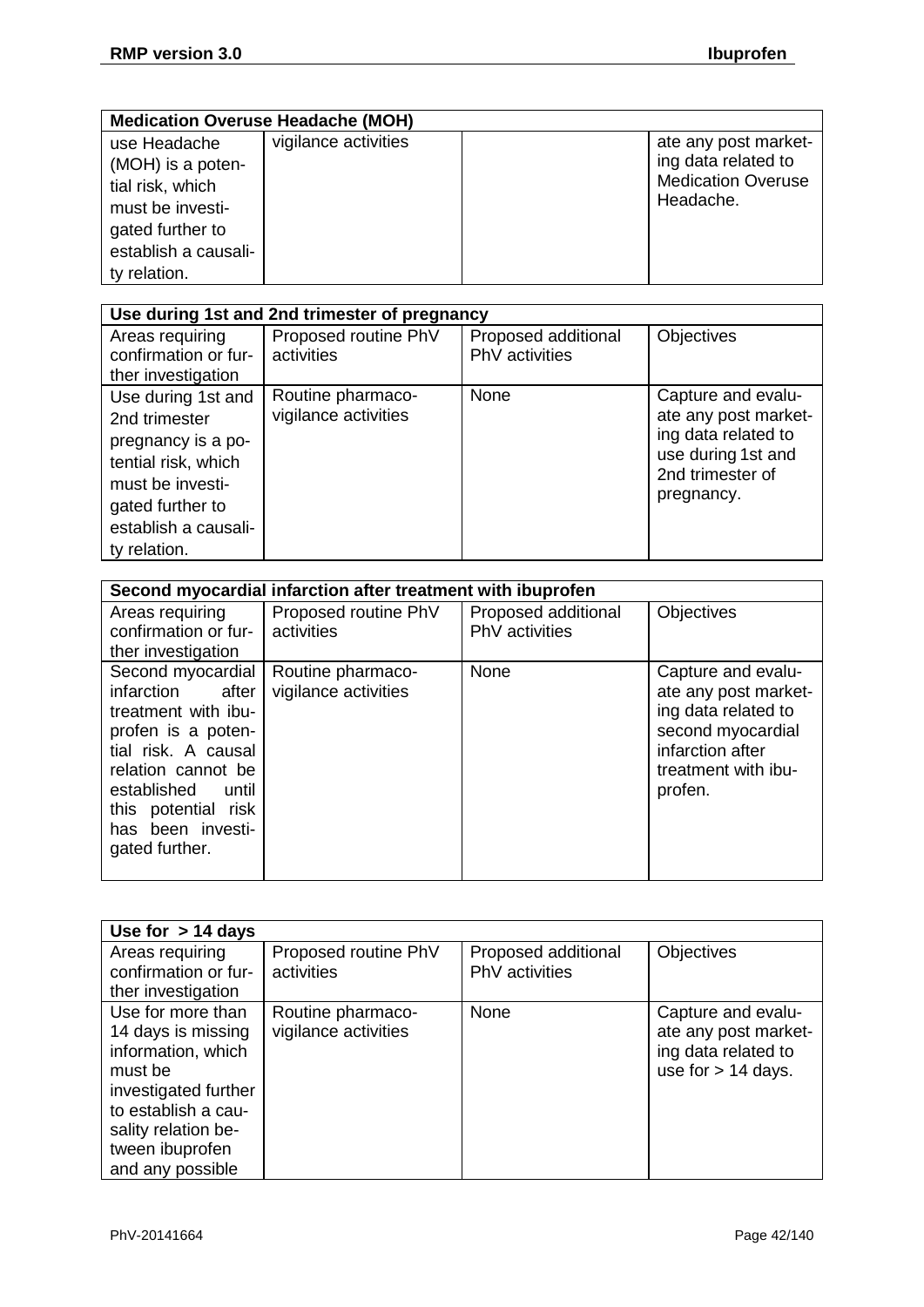| Medication Overuse Headache (MOH) | | | |
|---|---|---|---|
| use Headache (MOH) is a potential risk, which must be investigated further to establish a causality relation. | vigilance activities | | ate any post marketing data related to Medication Overuse Headache. |

| Use during 1st and 2nd trimester of pregnancy | | | |
|---|---|---|---|
| Areas requiring confirmation or further investigation | Proposed routine PhV activities | Proposed additional PhV activities | Objectives |
| Use during 1st and 2nd trimester pregnancy is a potential risk, which must be investigated further to establish a causality relation. | Routine pharmacovigilance activities | None | Capture and evaluate any post marketing data related to use during 1st and 2nd trimester of pregnancy. |

| Second myocardial infarction after treatment with ibuprofen | | | |
|---|---|---|---|
| Areas requiring confirmation or further investigation | Proposed routine PhV activities | Proposed additional PhV activities | Objectives |
| Second myocardial infarction after treatment with ibuprofen is a potential risk. A causal relation cannot be established until this potential risk has been investigated further. | Routine pharmacovigilance activities | None | Capture and evaluate any post marketing data related to second myocardial infarction after treatment with ibuprofen. |

| Use for > 14 days | | | |
|---|---|---|---|
| Areas requiring confirmation or further investigation | Proposed routine PhV activities | Proposed additional PhV activities | Objectives |
| Use for more than 14 days is missing information, which must be investigated further to establish a causality relation between ibuprofen and any possible | Routine pharmacovigilance activities | None | Capture and evaluate any post marketing data related to use for > 14 days. |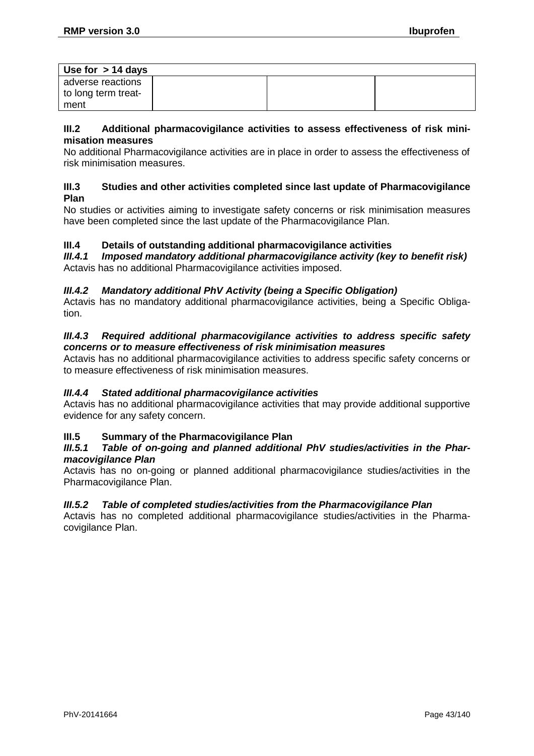| Use for > 14 days | | | |
|---|---|---|---|
| adverse reactions to long term treatment | | | |

### III.2 Additional pharmacovigilance activities to assess effectiveness of risk minimisation measures

No additional Pharmacovigilance activities are in place in order to assess the effectiveness of risk minimisation measures.

### III.3 Studies and other activities completed since last update of Pharmacovigilance Plan

No studies or activities aiming to investigate safety concerns or risk minimisation measures have been completed since the last update of the Pharmacovigilance Plan.

### III.4 Details of outstanding additional pharmacovigilance activities

#### *III.4.1 Imposed mandatory additional pharmacovigilance activity (key to benefit risk)*

Actavis has no additional Pharmacovigilance activities imposed.

#### *III.4.2 Mandatory additional PhV Activity (being a Specific Obligation)*

Actavis has no mandatory additional pharmacovigilance activities, being a Specific Obligation.

#### *III.4.3 Required additional pharmacovigilance activities to address specific safety concerns or to measure effectiveness of risk minimisation measures*

Actavis has no additional pharmacovigilance activities to address specific safety concerns or to measure effectiveness of risk minimisation measures.

#### *III.4.4 Stated additional pharmacovigilance activities*

Actavis has no additional pharmacovigilance activities that may provide additional supportive evidence for any safety concern.

### III.5 Summary of the Pharmacovigilance Plan

#### *III.5.1 Table of on-going and planned additional PhV studies/activities in the Pharmacovigilance Plan*

Actavis has no on-going or planned additional pharmacovigilance studies/activities in the Pharmacovigilance Plan.

#### *III.5.2 Table of completed studies/activities from the Pharmacovigilance Plan*

Actavis has no completed additional pharmacovigilance studies/activities in the Pharmacovigilance Plan.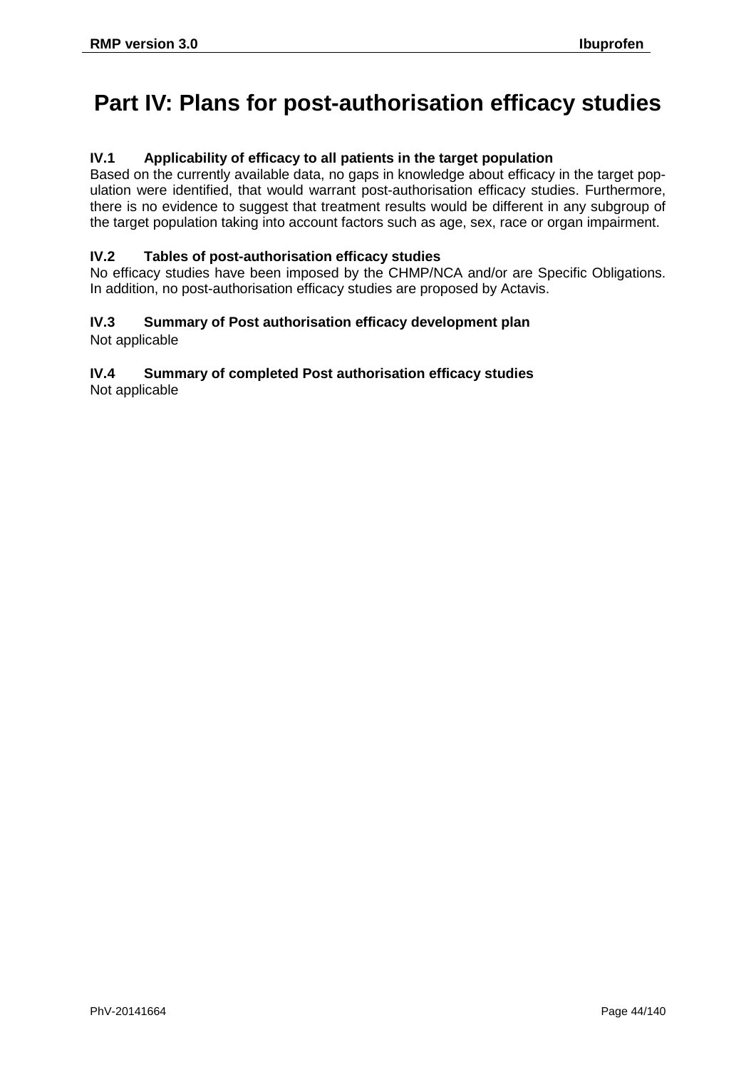# Part IV: Plans for post-authorisation efficacy studies

### IV.1 Applicability of efficacy to all patients in the target population

Based on the currently available data, no gaps in knowledge about efficacy in the target population were identified, that would warrant post-authorisation efficacy studies. Furthermore, there is no evidence to suggest that treatment results would be different in any subgroup of the target population taking into account factors such as age, sex, race or organ impairment.

### IV.2 Tables of post-authorisation efficacy studies

No efficacy studies have been imposed by the CHMP/NCA and/or are Specific Obligations. In addition, no post-authorisation efficacy studies are proposed by Actavis.

### IV.3 Summary of Post authorisation efficacy development plan

Not applicable

### IV.4 Summary of completed Post authorisation efficacy studies

Not applicable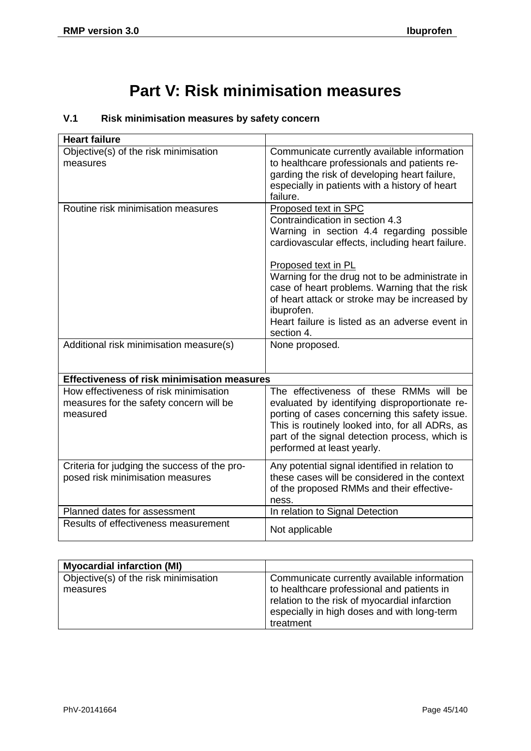# Part V: Risk minimisation measures

## V.1 Risk minimisation measures by safety concern

| **Heart failure** | |
|---|---|
| Objective(s) of the risk minimisation measures | Communicate currently available information to healthcare professionals and patients regarding the risk of developing heart failure, especially in patients with a history of heart failure. |
| Routine risk minimisation measures | Proposed text in SPC<br>Contraindication in section 4.3<br>Warning in section 4.4 regarding possible cardiovascular effects, including heart failure.<br><br>Proposed text in PL<br>Warning for the drug not to be administrate in case of heart problems. Warning that the risk of heart attack or stroke may be increased by ibuprofen.<br>Heart failure is listed as an adverse event in section 4. |
| Additional risk minimisation measure(s) | None proposed. |
| **Effectiveness of risk minimisation measures** | |
| How effectiveness of risk minimisation measures for the safety concern will be measured | The effectiveness of these RMMs will be evaluated by identifying disproportionate reporting of cases concerning this safety issue. This is routinely looked into, for all ADRs, as part of the signal detection process, which is performed at least yearly. |
| Criteria for judging the success of the proposed risk minimisation measures | Any potential signal identified in relation to these cases will be considered in the context of the proposed RMMs and their effectiveness. |
| Planned dates for assessment | In relation to Signal Detection |
| Results of effectiveness measurement | Not applicable |

| **Myocardial infarction (MI)** | |
|---|---|
| Objective(s) of the risk minimisation measures | Communicate currently available information to healthcare professional and patients in relation to the risk of myocardial infarction especially in high doses and with long-term treatment |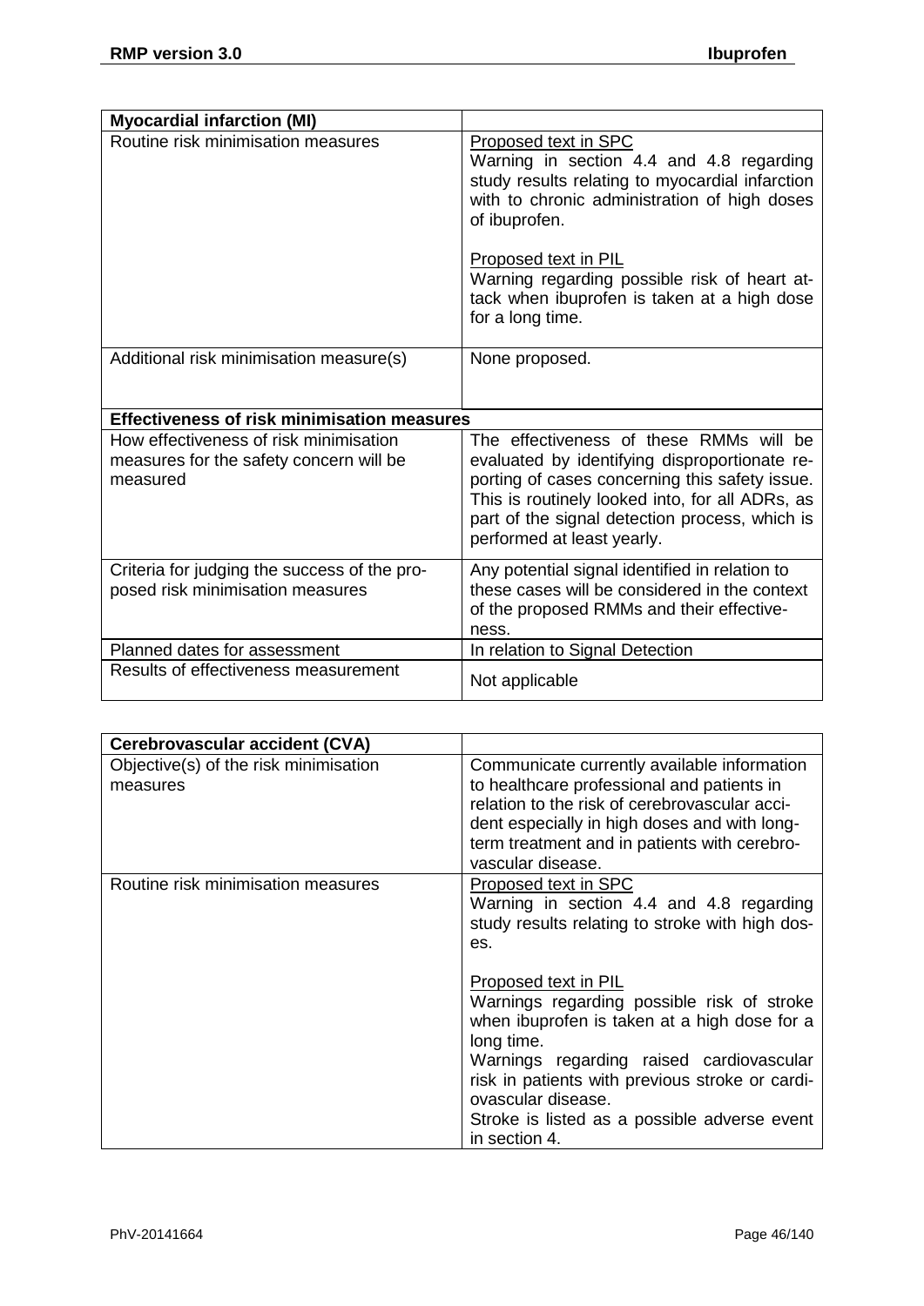| **Myocardial infarction (MI)** | |
|---|---|
| Routine risk minimisation measures | Proposed text in SPC<br>Warning in section 4.4 and 4.8 regarding study results relating to myocardial infarction with to chronic administration of high doses of ibuprofen.<br><br>Proposed text in PIL<br>Warning regarding possible risk of heart attack when ibuprofen is taken at a high dose for a long time. |
| Additional risk minimisation measure(s) | None proposed. |
| **Effectiveness of risk minimisation measures** | |
| How effectiveness of risk minimisation measures for the safety concern will be measured | The effectiveness of these RMMs will be evaluated by identifying disproportionate reporting of cases concerning this safety issue. This is routinely looked into, for all ADRs, as part of the signal detection process, which is performed at least yearly. |
| Criteria for judging the success of the proposed risk minimisation measures | Any potential signal identified in relation to these cases will be considered in the context of the proposed RMMs and their effectiveness. |
| Planned dates for assessment | In relation to Signal Detection |
| Results of effectiveness measurement | Not applicable |

| **Cerebrovascular accident (CVA)** | |
|---|---|
| Objective(s) of the risk minimisation measures | Communicate currently available information to healthcare professional and patients in relation to the risk of cerebrovascular accident especially in high doses and with long-term treatment and in patients with cerebrovascular disease. |
| Routine risk minimisation measures | Proposed text in SPC<br>Warning in section 4.4 and 4.8 regarding study results relating to stroke with high doses.<br><br>Proposed text in PIL<br>Warnings regarding possible risk of stroke when ibuprofen is taken at a high dose for a long time.<br>Warnings regarding raised cardiovascular risk in patients with previous stroke or cardiovascular disease.<br>Stroke is listed as a possible adverse event in section 4. |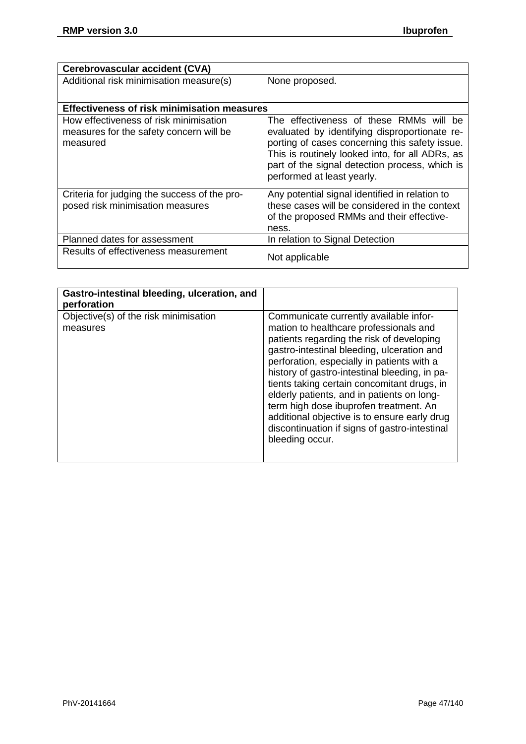| **Cerebrovascular accident (CVA)** | |
|---|---|
| Additional risk minimisation measure(s) | None proposed. |
| **Effectiveness of risk minimisation measures** | |
| How effectiveness of risk minimisation measures for the safety concern will be measured | The effectiveness of these RMMs will be evaluated by identifying disproportionate reporting of cases concerning this safety issue. This is routinely looked into, for all ADRs, as part of the signal detection process, which is performed at least yearly. |
| Criteria for judging the success of the proposed risk minimisation measures | Any potential signal identified in relation to these cases will be considered in the context of the proposed RMMs and their effectiveness. |
| Planned dates for assessment | In relation to Signal Detection |
| Results of effectiveness measurement | Not applicable |

| **Gastro-intestinal bleeding, ulceration, and perforation** | |
|---|---|
| Objective(s) of the risk minimisation measures | Communicate currently available information to healthcare professionals and patients regarding the risk of developing gastro-intestinal bleeding, ulceration and perforation, especially in patients with a history of gastro-intestinal bleeding, in patients taking certain concomitant drugs, in elderly patients, and in patients on long-term high dose ibuprofen treatment. An additional objective is to ensure early drug discontinuation if signs of gastro-intestinal bleeding occur. |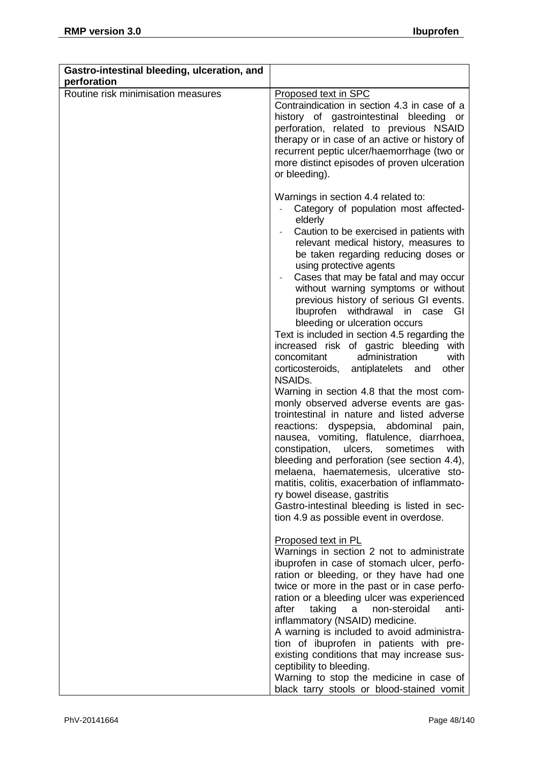| Gastro-intestinal bleeding, ulceration, and perforation | |
|---|---|
| Routine risk minimisation measures | Proposed text in SPC<br>Contraindication in section 4.3 in case of a history of gastrointestinal bleeding or perforation, related to previous NSAID therapy or in case of an active or history of recurrent peptic ulcer/haemorrhage (two or more distinct episodes of proven ulceration or bleeding).<br><br>Warnings in section 4.4 related to:<br>- Category of population most affected-elderly<br>- Caution to be exercised in patients with relevant medical history, measures to be taken regarding reducing doses or using protective agents<br>- Cases that may be fatal and may occur without warning symptoms or without previous history of serious GI events. Ibuprofen withdrawal in case GI bleeding or ulceration occurs<br><br>Text is included in section 4.5 regarding the increased risk of gastric bleeding with concomitant administration with corticosteroids, antiplatelets and other NSAIDs.<br>Warning in section 4.8 that the most commonly observed adverse events are gastrointestinal in nature and listed adverse reactions: dyspepsia, abdominal pain, nausea, vomiting, flatulence, diarrhoea, constipation, ulcers, sometimes with bleeding and perforation (see section 4.4), melaena, haematemesis, ulcerative stomatitis, colitis, exacerbation of inflammatory bowel disease, gastritis<br>Gastro-intestinal bleeding is listed in section 4.9 as possible event in overdose.<br><br>Proposed text in PL<br>Warnings in section 2 not to administrate ibuprofen in case of stomach ulcer, perforation or bleeding, or they have had one twice or more in the past or in case perforation or a bleeding ulcer was experienced after taking a non-steroidal anti-inflammatory (NSAID) medicine.<br>A warning is included to avoid administration of ibuprofen in patients with pre-existing conditions that may increase susceptibility to bleeding.<br>Warning to stop the medicine in case of black tarry stools or blood-stained vomit |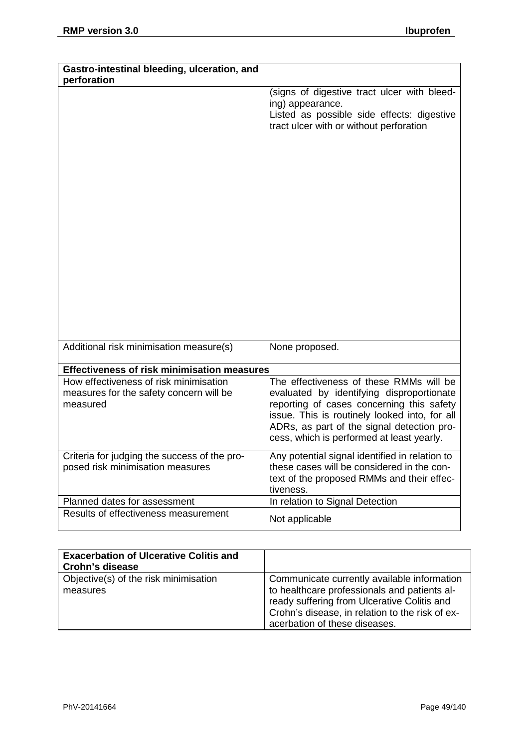| Gastro-intestinal bleeding, ulceration, and perforation | |
|---|---|
| | (signs of digestive tract ulcer with bleeding) appearance.<br>Listed as possible side effects: digestive tract ulcer with or without perforation |
| Additional risk minimisation measure(s) | None proposed. |
| **Effectiveness of risk minimisation measures** | |
| How effectiveness of risk minimisation measures for the safety concern will be measured | The effectiveness of these RMMs will be evaluated by identifying disproportionate reporting of cases concerning this safety issue. This is routinely looked into, for all ADRs, as part of the signal detection process, which is performed at least yearly. |
| Criteria for judging the success of the proposed risk minimisation measures | Any potential signal identified in relation to these cases will be considered in the context of the proposed RMMs and their effectiveness. |
| Planned dates for assessment | In relation to Signal Detection |
| Results of effectiveness measurement | Not applicable |

| Exacerbation of Ulcerative Colitis and Crohn's disease | |
|---|---|
| Objective(s) of the risk minimisation measures | Communicate currently available information to healthcare professionals and patients already suffering from Ulcerative Colitis and Crohn's disease, in relation to the risk of exacerbation of these diseases. |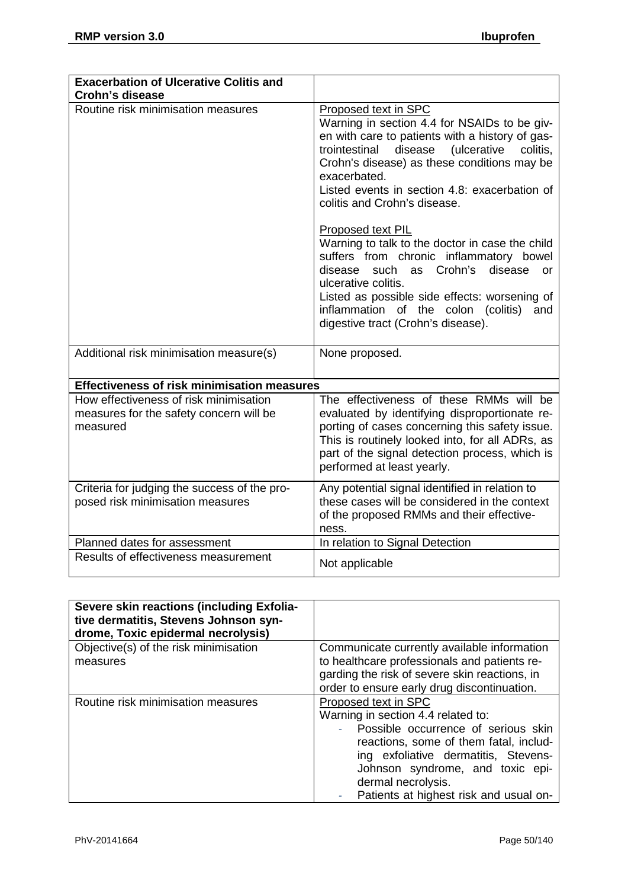| **Exacerbation of Ulcerative Colitis and Crohn's disease** | |
|---|---|
| Routine risk minimisation measures | Proposed text in SPC<br>Warning in section 4.4 for NSAIDs to be given with care to patients with a history of gastrointestinal disease (ulcerative colitis, Crohn's disease) as these conditions may be exacerbated.<br>Listed events in section 4.8: exacerbation of colitis and Crohn's disease.<br><br>Proposed text PIL<br>Warning to talk to the doctor in case the child suffers from chronic inflammatory bowel disease such as Crohn's disease or ulcerative colitis.<br>Listed as possible side effects: worsening of inflammation of the colon (colitis) and digestive tract (Crohn's disease). |
| Additional risk minimisation measure(s) | None proposed. |
| **Effectiveness of risk minimisation measures** | |
| How effectiveness of risk minimisation measures for the safety concern will be measured | The effectiveness of these RMMs will be evaluated by identifying disproportionate reporting of cases concerning this safety issue. This is routinely looked into, for all ADRs, as part of the signal detection process, which is performed at least yearly. |
| Criteria for judging the success of the proposed risk minimisation measures | Any potential signal identified in relation to these cases will be considered in the context of the proposed RMMs and their effectiveness. |
| Planned dates for assessment | In relation to Signal Detection |
| Results of effectiveness measurement | Not applicable |

| **Severe skin reactions (including Exfoliative dermatitis, Stevens Johnson syndrome, Toxic epidermal necrolysis)** | |
|---|---|
| Objective(s) of the risk minimisation measures | Communicate currently available information to healthcare professionals and patients regarding the risk of severe skin reactions, in order to ensure early drug discontinuation. |
| Routine risk minimisation measures | Proposed text in SPC<br>Warning in section 4.4 related to:<br>- Possible occurrence of serious skin reactions, some of them fatal, including exfoliative dermatitis, Stevens-Johnson syndrome, and toxic epidermal necrolysis.<br>- Patients at highest risk and usual on- |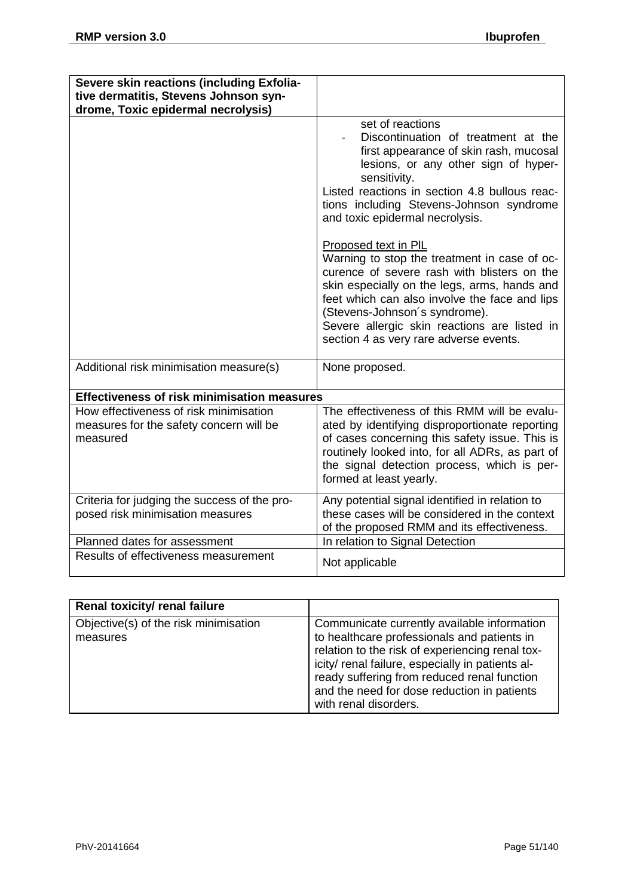| Severe skin reactions (including Exfoliative dermatitis, Stevens Johnson syndrome, Toxic epidermal necrolysis) | |
|---|---|
| | set of reactions<br>- Discontinuation of treatment at the first appearance of skin rash, mucosal lesions, or any other sign of hypersensitivity.<br>Listed reactions in section 4.8 bullous reactions including Stevens-Johnson syndrome and toxic epidermal necrolysis.<br><br>Proposed text in PIL<br>Warning to stop the treatment in case of occurence of severe rash with blisters on the skin especially on the legs, arms, hands and feet which can also involve the face and lips (Stevens-Johnson´s syndrome).<br>Severe allergic skin reactions are listed in section 4 as very rare adverse events. |
| Additional risk minimisation measure(s) | None proposed. |
| **Effectiveness of risk minimisation measures** | |
| How effectiveness of risk minimisation measures for the safety concern will be measured | The effectiveness of this RMM will be evaluated by identifying disproportionate reporting of cases concerning this safety issue. This is routinely looked into, for all ADRs, as part of the signal detection process, which is performed at least yearly. |
| Criteria for judging the success of the proposed risk minimisation measures | Any potential signal identified in relation to these cases will be considered in the context of the proposed RMM and its effectiveness. |
| Planned dates for assessment | In relation to Signal Detection |
| Results of effectiveness measurement | Not applicable |

| Renal toxicity/ renal failure | |
|---|---|
| Objective(s) of the risk minimisation measures | Communicate currently available information to healthcare professionals and patients in relation to the risk of experiencing renal toxicity/ renal failure, especially in patients already suffering from reduced renal function and the need for dose reduction in patients with renal disorders. |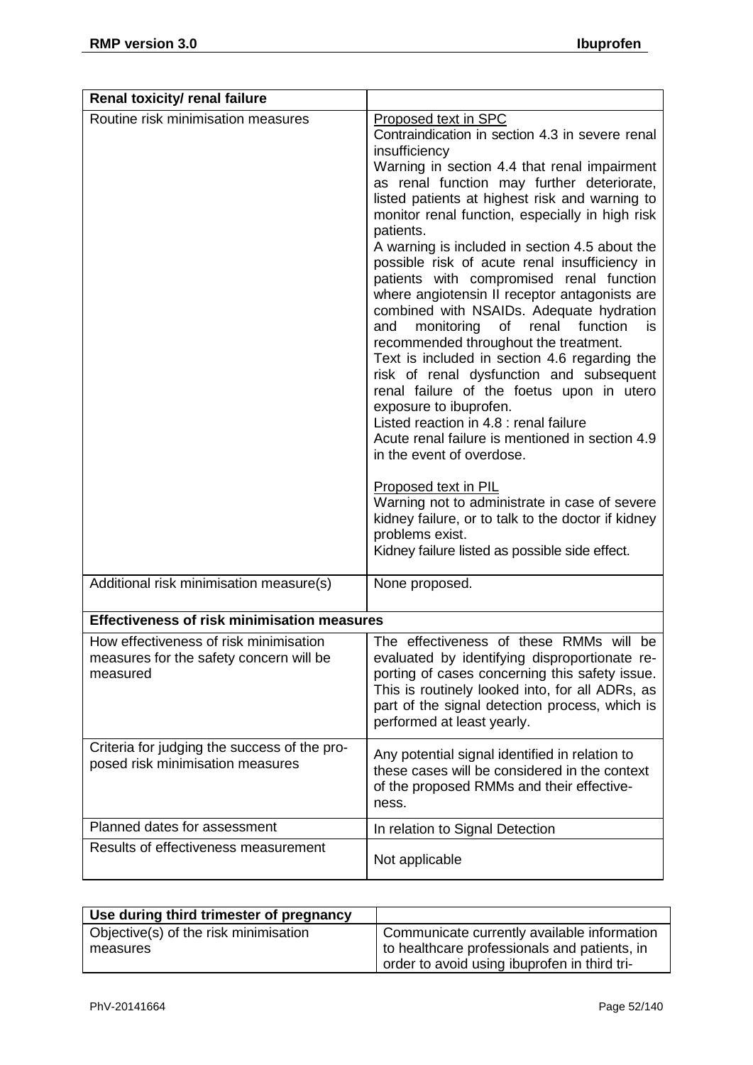| Renal toxicity/ renal failure | |
|---|---|
| Routine risk minimisation measures | Proposed text in SPC<br>Contraindication in section 4.3 in severe renal insufficiency<br>Warning in section 4.4 that renal impairment as renal function may further deteriorate, listed patients at highest risk and warning to monitor renal function, especially in high risk patients.<br>A warning is included in section 4.5 about the possible risk of acute renal insufficiency in patients with compromised renal function where angiotensin II receptor antagonists are combined with NSAIDs. Adequate hydration and monitoring of renal function is recommended throughout the treatment.<br>Text is included in section 4.6 regarding the risk of renal dysfunction and subsequent renal failure of the foetus upon in utero exposure to ibuprofen.<br>Listed reaction in 4.8 : renal failure<br>Acute renal failure is mentioned in section 4.9 in the event of overdose.<br><br>Proposed text in PIL<br>Warning not to administrate in case of severe kidney failure, or to talk to the doctor if kidney problems exist.<br>Kidney failure listed as possible side effect. |
| Additional risk minimisation measure(s) | None proposed. |
| **Effectiveness of risk minimisation measures** | |
| How effectiveness of risk minimisation measures for the safety concern will be measured | The effectiveness of these RMMs will be evaluated by identifying disproportionate re-porting of cases concerning this safety issue. This is routinely looked into, for all ADRs, as part of the signal detection process, which is performed at least yearly. |
| Criteria for judging the success of the pro-posed risk minimisation measures | Any potential signal identified in relation to these cases will be considered in the context of the proposed RMMs and their effective-ness. |
| Planned dates for assessment | In relation to Signal Detection |
| Results of effectiveness measurement | Not applicable |

| Use during third trimester of pregnancy | |
|---|---|
| Objective(s) of the risk minimisation measures | Communicate currently available information to healthcare professionals and patients, in order to avoid using ibuprofen in third tri- |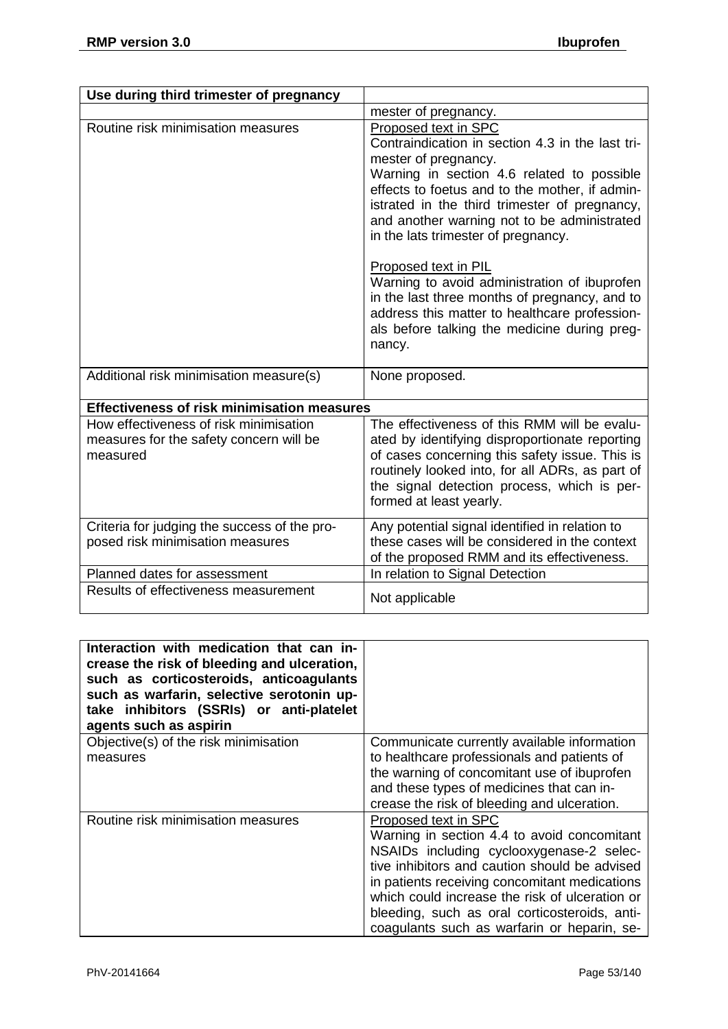| Use during third trimester of pregnancy | |
|---|---|
| | mester of pregnancy. |
| Routine risk minimisation measures | Proposed text in SPC<br>Contraindication in section 4.3 in the last trimester of pregnancy.<br>Warning in section 4.6 related to possible effects to foetus and to the mother, if administrated in the third trimester of pregnancy, and another warning not to be administrated in the lats trimester of pregnancy.<br><br>Proposed text in PIL<br>Warning to avoid administration of ibuprofen in the last three months of pregnancy, and to address this matter to healthcare professionals before talking the medicine during pregnancy. |
| Additional risk minimisation measure(s) | None proposed. |
| **Effectiveness of risk minimisation measures** | |
| How effectiveness of risk minimisation measures for the safety concern will be measured | The effectiveness of this RMM will be evaluated by identifying disproportionate reporting of cases concerning this safety issue. This is routinely looked into, for all ADRs, as part of the signal detection process, which is performed at least yearly. |
| Criteria for judging the success of the proposed risk minimisation measures | Any potential signal identified in relation to these cases will be considered in the context of the proposed RMM and its effectiveness. |
| Planned dates for assessment | In relation to Signal Detection |
| Results of effectiveness measurement | Not applicable |

| Interaction with medication that can increase the risk of bleeding and ulceration, such as corticosteroids, anticoagulants such as warfarin, selective serotonin uptake inhibitors (SSRIs) or anti-platelet agents such as aspirin | |
|---|---|
| Objective(s) of the risk minimisation measures | Communicate currently available information to healthcare professionals and patients of the warning of concomitant use of ibuprofen and these types of medicines that can increase the risk of bleeding and ulceration. |
| Routine risk minimisation measures | Proposed text in SPC<br>Warning in section 4.4 to avoid concomitant NSAIDs including cyclooxygenase-2 selective inhibitors and caution should be advised in patients receiving concomitant medications which could increase the risk of ulceration or bleeding, such as oral corticosteroids, anticoagulants such as warfarin or heparin, se- |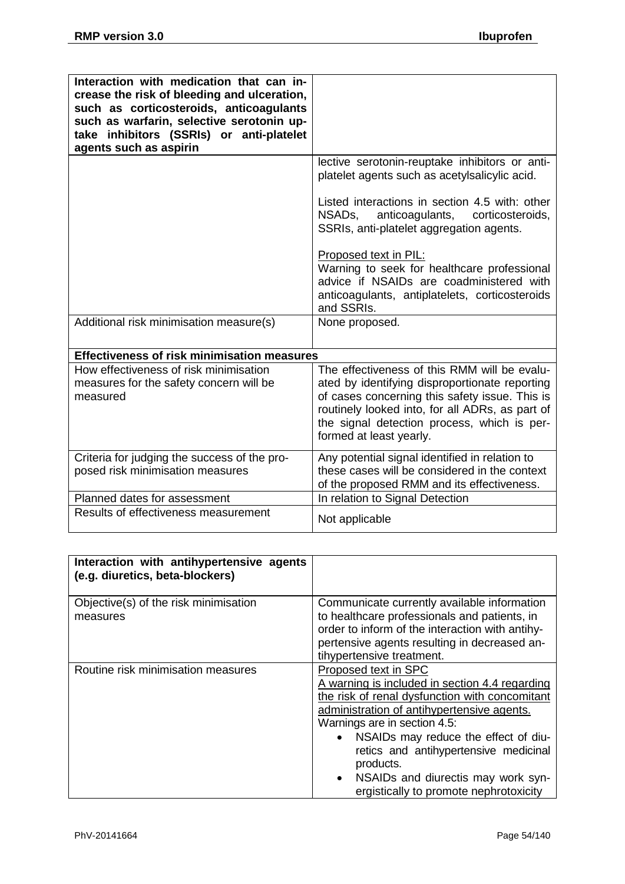| Interaction with medication that can increase the risk of bleeding and ulceration, such as corticosteroids, anticoagulants such as warfarin, selective serotonin uptake inhibitors (SSRIs) or anti-platelet agents such as aspirin | |
|---|---|
| | lective serotonin-reuptake inhibitors or anti-platelet agents such as acetylsalicylic acid.<br><br>Listed interactions in section 4.5 with: other NSADs, anticoagulants, corticosteroids, SSRIs, anti-platelet aggregation agents.<br><br>Proposed text in PIL:<br>Warning to seek for healthcare professional advice if NSAIDs are coadministered with anticoagulants, antiplatelets, corticosteroids and SSRIs. |
| Additional risk minimisation measure(s) | None proposed. |
| **Effectiveness of risk minimisation measures** | |
| How effectiveness of risk minimisation measures for the safety concern will be measured | The effectiveness of this RMM will be evaluated by identifying disproportionate reporting of cases concerning this safety issue. This is routinely looked into, for all ADRs, as part of the signal detection process, which is performed at least yearly. |
| Criteria for judging the success of the proposed risk minimisation measures | Any potential signal identified in relation to these cases will be considered in the context of the proposed RMM and its effectiveness. |
| Planned dates for assessment | In relation to Signal Detection |
| Results of effectiveness measurement | Not applicable |

| Interaction with antihypertensive agents (e.g. diuretics, beta-blockers) | |
|---|---|
| Objective(s) of the risk minimisation measures | Communicate currently available information to healthcare professionals and patients, in order to inform of the interaction with antihypertensive agents resulting in decreased antihypertensive treatment. |
| Routine risk minimisation measures | Proposed text in SPC<br>A warning is included in section 4.4 regarding the risk of renal dysfunction with concomitant administration of antihypertensive agents.<br>Warnings are in section 4.5:<br>• NSAIDs may reduce the effect of diuretics and antihypertensive medicinal products.<br>• NSAIDs and diurectis may work synergistically to promote nephrotoxicity |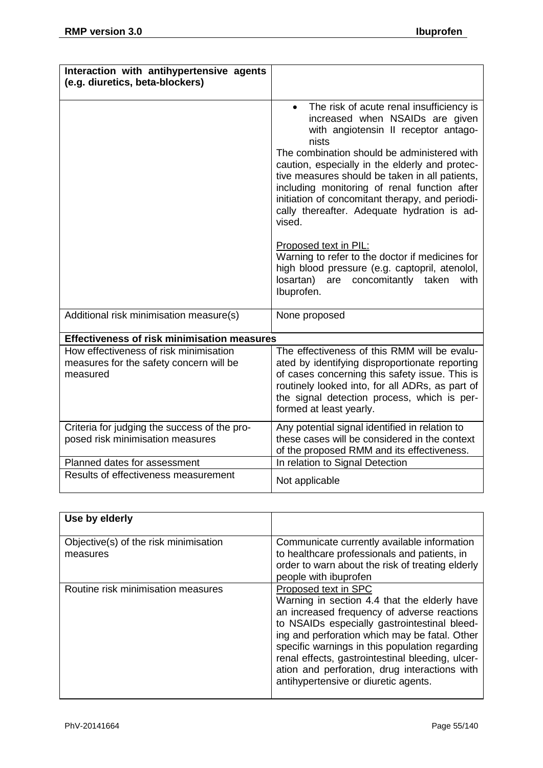| Interaction with antihypertensive agents (e.g. diuretics, beta-blockers) | |
|---|---|
| | • The risk of acute renal insufficiency is increased when NSAIDs are given with angiotensin II receptor antagonists<br>The combination should be administered with caution, especially in the elderly and protective measures should be taken in all patients, including monitoring of renal function after initiation of concomitant therapy, and periodically thereafter. Adequate hydration is advised.<br><br>Proposed text in PIL:<br>Warning to refer to the doctor if medicines for high blood pressure (e.g. captopril, atenolol, losartan) are concomitantly taken with Ibuprofen. |
| Additional risk minimisation measure(s) | None proposed |
| **Effectiveness of risk minimisation measures** | |
| How effectiveness of risk minimisation measures for the safety concern will be measured | The effectiveness of this RMM will be evaluated by identifying disproportionate reporting of cases concerning this safety issue. This is routinely looked into, for all ADRs, as part of the signal detection process, which is performed at least yearly. |
| Criteria for judging the success of the proposed risk minimisation measures | Any potential signal identified in relation to these cases will be considered in the context of the proposed RMM and its effectiveness. |
| Planned dates for assessment | In relation to Signal Detection |
| Results of effectiveness measurement | Not applicable |

| Use by elderly | |
|---|---|
| Objective(s) of the risk minimisation measures | Communicate currently available information to healthcare professionals and patients, in order to warn about the risk of treating elderly people with ibuprofen |
| Routine risk minimisation measures | Proposed text in SPC<br>Warning in section 4.4 that the elderly have an increased frequency of adverse reactions to NSAIDs especially gastrointestinal bleeding and perforation which may be fatal. Other specific warnings in this population regarding renal effects, gastrointestinal bleeding, ulceration and perforation, drug interactions with antihypertensive or diuretic agents. |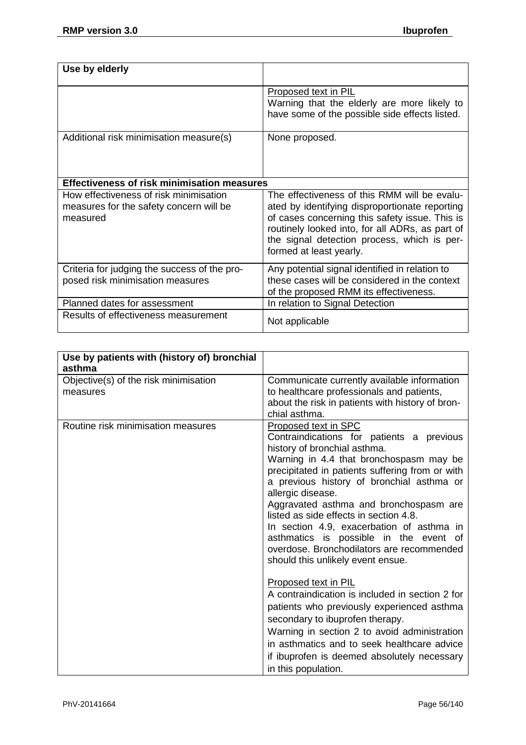| Use by elderly | |
|---|---|
| | Proposed text in PIL<br>Warning that the elderly are more likely to have some of the possible side effects listed. |
| Additional risk minimisation measure(s) | None proposed. |
| **Effectiveness of risk minimisation measures** | |
| How effectiveness of risk minimisation measures for the safety concern will be measured | The effectiveness of this RMM will be evaluated by identifying disproportionate reporting of cases concerning this safety issue. This is routinely looked into, for all ADRs, as part of the signal detection process, which is performed at least yearly. |
| Criteria for judging the success of the proposed risk minimisation measures | Any potential signal identified in relation to these cases will be considered in the context of the proposed RMM its effectiveness. |
| Planned dates for assessment | In relation to Signal Detection |
| Results of effectiveness measurement | Not applicable |

| Use by patients with (history of) bronchial asthma | |
|---|---|
| Objective(s) of the risk minimisation measures | Communicate currently available information to healthcare professionals and patients, about the risk in patients with history of bronchial asthma. |
| Routine risk minimisation measures | Proposed text in SPC<br>Contraindications for patients a previous history of bronchial asthma.<br>Warning in 4.4 that bronchospasm may be precipitated in patients suffering from or with a previous history of bronchial asthma or allergic disease.<br>Aggravated asthma and bronchospasm are listed as side effects in section 4.8.<br>In section 4.9, exacerbation of asthma in asthmatics is possible in the event of overdose. Bronchodilators are recommended should this unlikely event ensue.<br><br>Proposed text in PIL<br>A contraindication is included in section 2 for patients who previously experienced asthma secondary to ibuprofen therapy.<br>Warning in section 2 to avoid administration in asthmatics and to seek healthcare advice if ibuprofen is deemed absolutely necessary in this population. |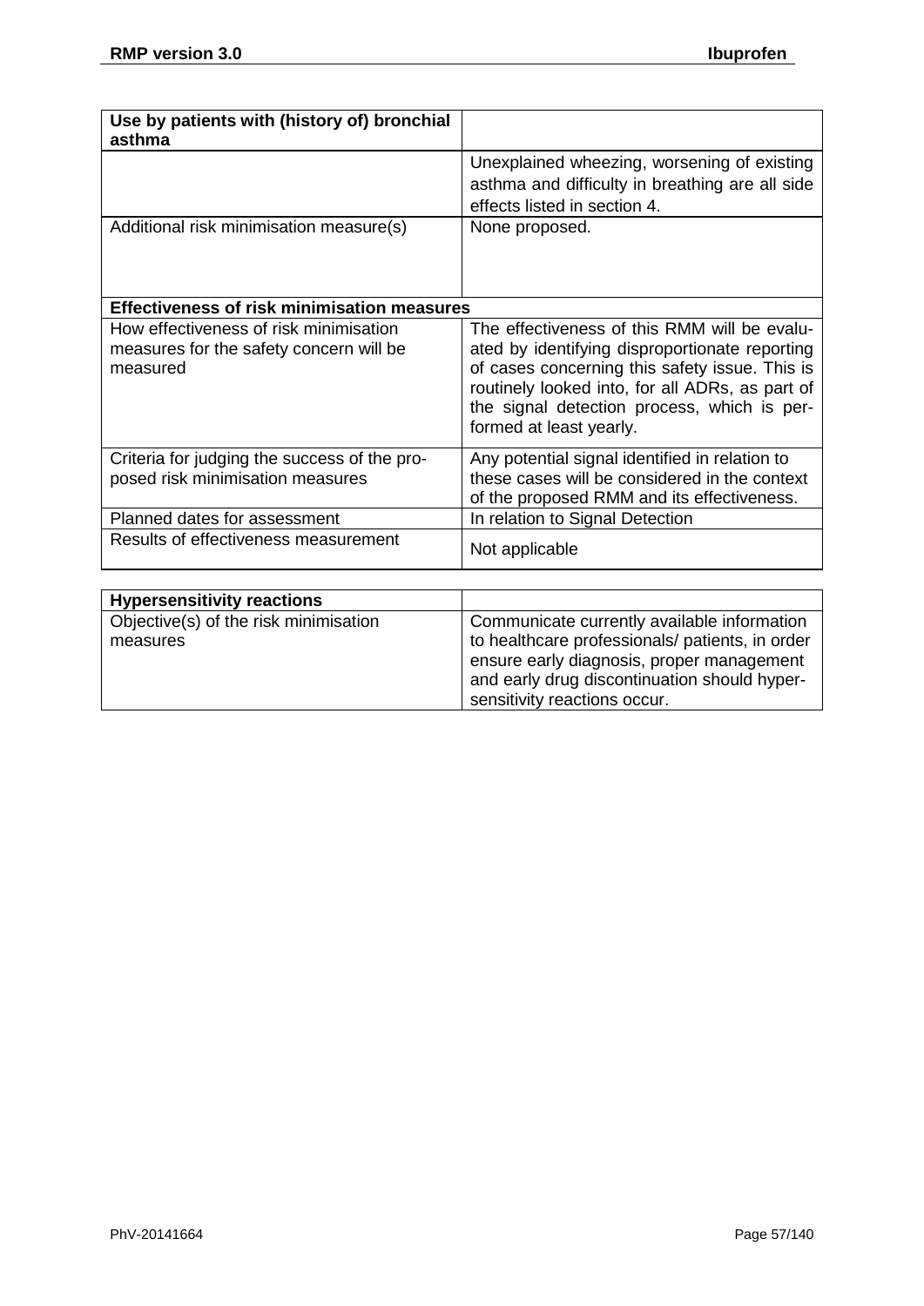| Use by patients with (history of) bronchial asthma | |
|---|---|
| | Unexplained wheezing, worsening of existing asthma and difficulty in breathing are all side effects listed in section 4. |
| Additional risk minimisation measure(s) | None proposed. |
| **Effectiveness of risk minimisation measures** | |
| How effectiveness of risk minimisation measures for the safety concern will be measured | The effectiveness of this RMM will be evaluated by identifying disproportionate reporting of cases concerning this safety issue. This is routinely looked into, for all ADRs, as part of the signal detection process, which is performed at least yearly. |
| Criteria for judging the success of the proposed risk minimisation measures | Any potential signal identified in relation to these cases will be considered in the context of the proposed RMM and its effectiveness. |
| Planned dates for assessment | In relation to Signal Detection |
| Results of effectiveness measurement | Not applicable |

| Hypersensitivity reactions | |
|---|---|
| Objective(s) of the risk minimisation measures | Communicate currently available information to healthcare professionals/ patients, in order ensure early diagnosis, proper management and early drug discontinuation should hypersensitivity reactions occur. |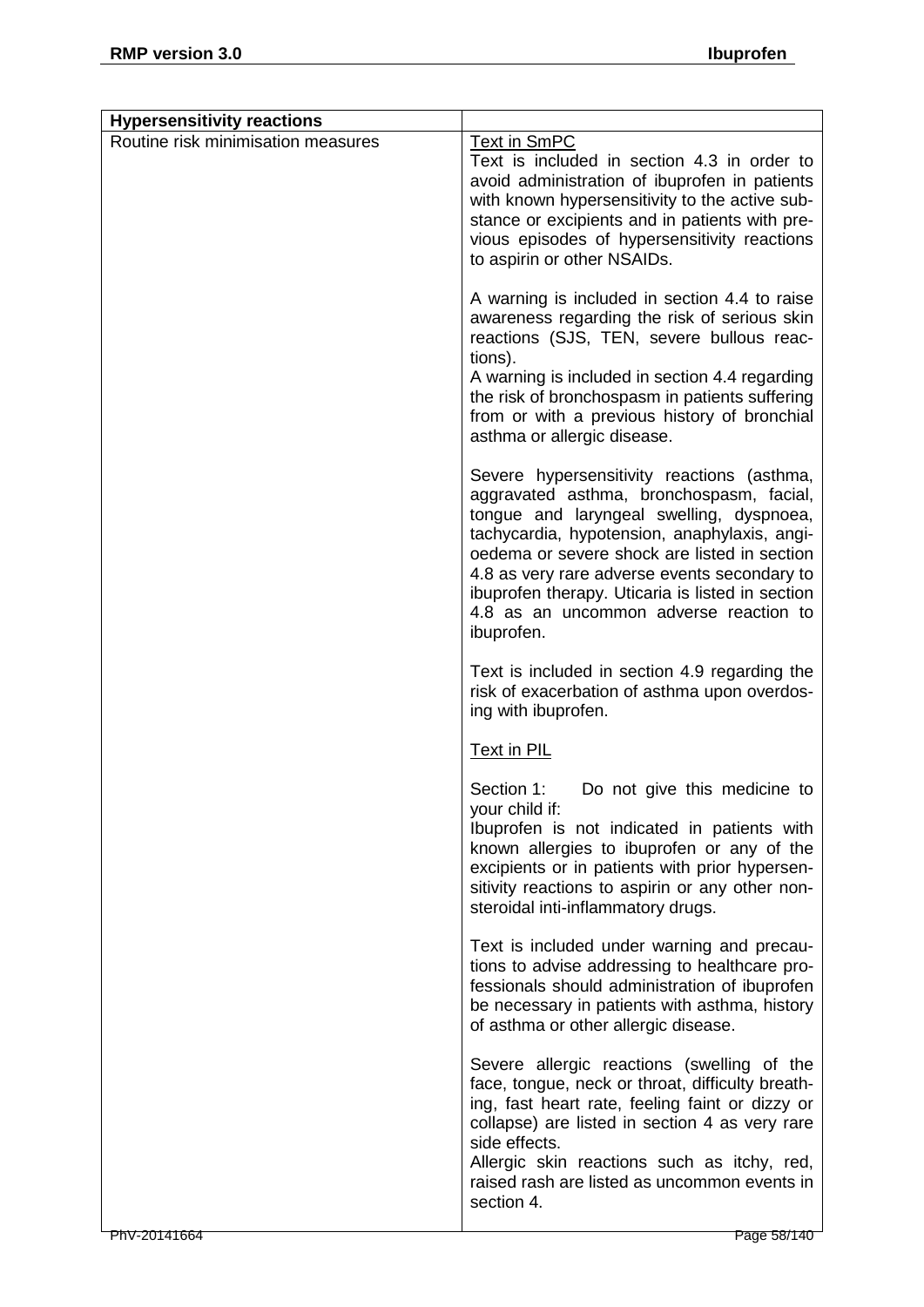| Hypersensitivity reactions | |
|---|---|
| Routine risk minimisation measures | Text in SmPC<br>Text is included in section 4.3 in order to avoid administration of ibuprofen in patients with known hypersensitivity to the active substance or excipients and in patients with previous episodes of hypersensitivity reactions to aspirin or other NSAIDs.<br><br>A warning is included in section 4.4 to raise awareness regarding the risk of serious skin reactions (SJS, TEN, severe bullous reactions).<br>A warning is included in section 4.4 regarding the risk of bronchospasm in patients suffering from or with a previous history of bronchial asthma or allergic disease.<br><br>Severe hypersensitivity reactions (asthma, aggravated asthma, bronchospasm, facial, tongue and laryngeal swelling, dyspnoea, tachycardia, hypotension, anaphylaxis, angioedema or severe shock are listed in section 4.8 as very rare adverse events secondary to ibuprofen therapy. Uticaria is listed in section 4.8 as an uncommon adverse reaction to ibuprofen.<br><br>Text is included in section 4.9 regarding the risk of exacerbation of asthma upon overdosing with ibuprofen.<br><br>Text in PIL<br><br>Section 1: Do not give this medicine to your child if:<br>Ibuprofen is not indicated in patients with known allergies to ibuprofen or any of the excipients or in patients with prior hypersensitivity reactions to aspirin or any other non-steroidal inti-inflammatory drugs.<br><br>Text is included under warning and precautions to advise addressing to healthcare professionals should administration of ibuprofen be necessary in patients with asthma, history of asthma or other allergic disease.<br><br>Severe allergic reactions (swelling of the face, tongue, neck or throat, difficulty breathing, fast heart rate, feeling faint or dizzy or collapse) are listed in section 4 as very rare side effects.<br>Allergic skin reactions such as itchy, red, raised rash are listed as uncommon events in section 4. |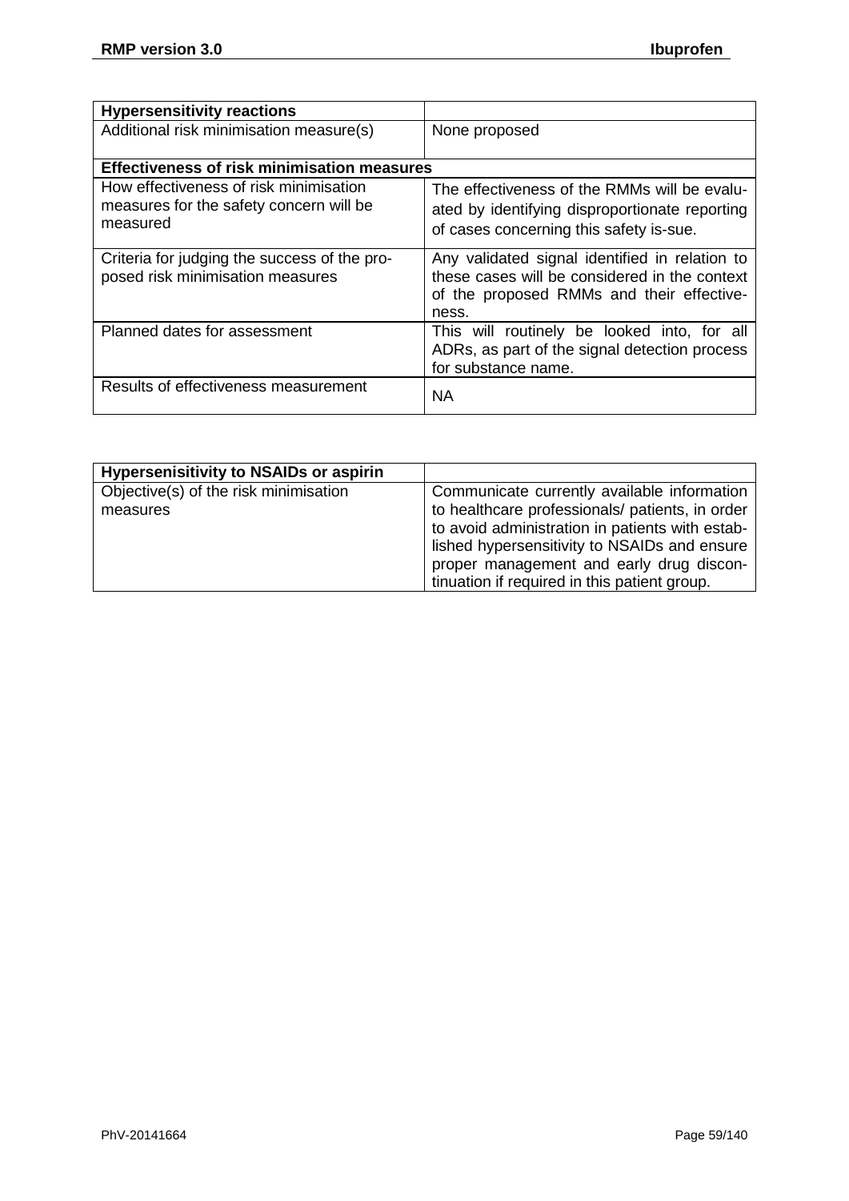| **Hypersensitivity reactions** | |
|---|---|
| Additional risk minimisation measure(s) | None proposed |
| **Effectiveness of risk minimisation measures** | |
| How effectiveness of risk minimisation measures for the safety concern will be measured | The effectiveness of the RMMs will be evaluated by identifying disproportionate reporting of cases concerning this safety is-sue. |
| Criteria for judging the success of the proposed risk minimisation measures | Any validated signal identified in relation to these cases will be considered in the context of the proposed RMMs and their effectiveness. |
| Planned dates for assessment | This will routinely be looked into, for all ADRs, as part of the signal detection process for substance name. |
| Results of effectiveness measurement | NA |

| **Hypersenisitivity to NSAIDs or aspirin** | |
|---|---|
| Objective(s) of the risk minimisation measures | Communicate currently available information to healthcare professionals/ patients, in order to avoid administration in patients with established hypersensitivity to NSAIDs and ensure proper management and early drug discontinuation if required in this patient group. |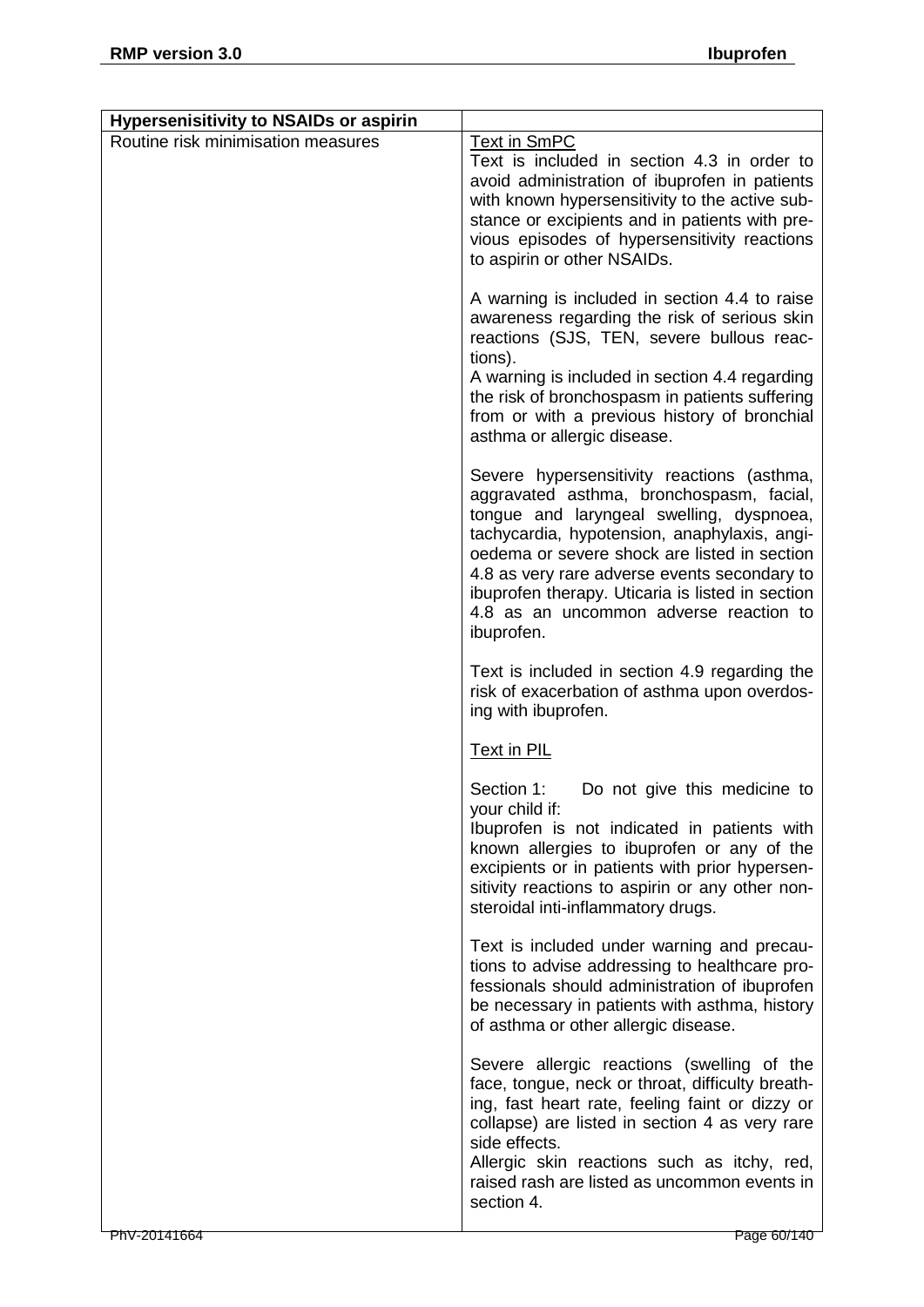| **Hypersenisitivity to NSAIDs or aspirin** | |
|---|---|
| Routine risk minimisation measures | <u>Text in SmPC</u><br>Text is included in section 4.3 in order to avoid administration of ibuprofen in patients with known hypersensitivity to the active substance or excipients and in patients with previous episodes of hypersensitivity reactions to aspirin or other NSAIDs.<br><br>A warning is included in section 4.4 to raise awareness regarding the risk of serious skin reactions (SJS, TEN, severe bullous reactions).<br>A warning is included in section 4.4 regarding the risk of bronchospasm in patients suffering from or with a previous history of bronchial asthma or allergic disease.<br><br>Severe hypersensitivity reactions (asthma, aggravated asthma, bronchospasm, facial, tongue and laryngeal swelling, dyspnoea, tachycardia, hypotension, anaphylaxis, angioedema or severe shock are listed in section 4.8 as very rare adverse events secondary to ibuprofen therapy. Uticaria is listed in section 4.8 as an uncommon adverse reaction to ibuprofen.<br><br>Text is included in section 4.9 regarding the risk of exacerbation of asthma upon overdosing with ibuprofen.<br><br><u>Text in PIL</u><br><br>Section 1: Do not give this medicine to your child if:<br>Ibuprofen is not indicated in patients with known allergies to ibuprofen or any of the excipients or in patients with prior hypersensitivity reactions to aspirin or any other non-steroidal inti-inflammatory drugs.<br><br>Text is included under warning and precautions to advise addressing to healthcare professionals should administration of ibuprofen be necessary in patients with asthma, history of asthma or other allergic disease.<br><br>Severe allergic reactions (swelling of the face, tongue, neck or throat, difficulty breathing, fast heart rate, feeling faint or dizzy or collapse) are listed in section 4 as very rare side effects.<br>Allergic skin reactions such as itchy, red, raised rash are listed as uncommon events in section 4. |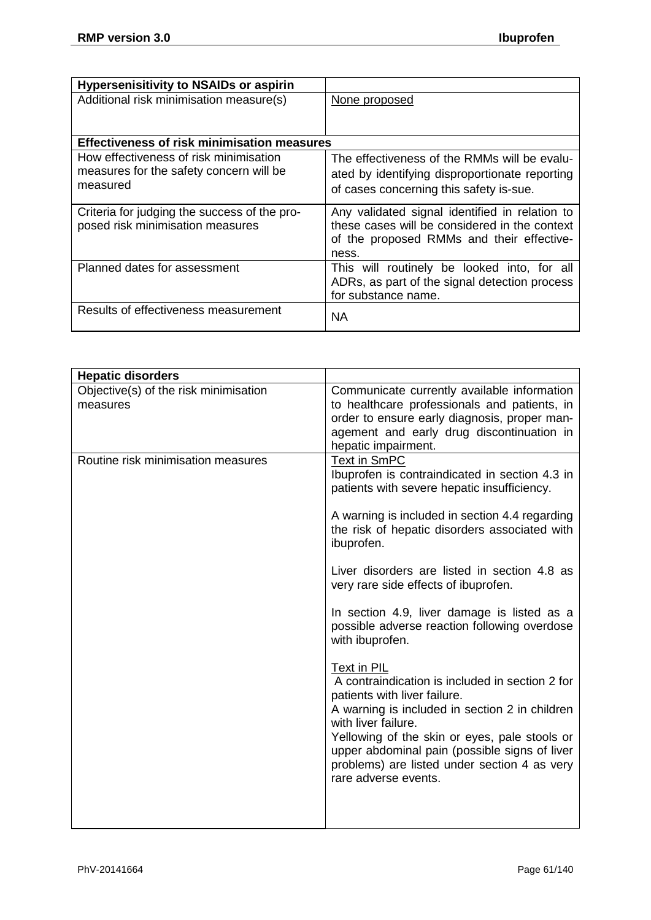| **Hypersenisitivity to NSAIDs or aspirin** | |
|---|---|
| Additional risk minimisation measure(s) | None proposed |
| **Effectiveness of risk minimisation measures** | |
| How effectiveness of risk minimisation measures for the safety concern will be measured | The effectiveness of the RMMs will be evaluated by identifying disproportionate reporting of cases concerning this safety is-sue. |
| Criteria for judging the success of the proposed risk minimisation measures | Any validated signal identified in relation to these cases will be considered in the context of the proposed RMMs and their effectiveness. |
| Planned dates for assessment | This will routinely be looked into, for all ADRs, as part of the signal detection process for substance name. |
| Results of effectiveness measurement | NA |

| **Hepatic disorders** | |
|---|---|
| Objective(s) of the risk minimisation measures | Communicate currently available information to healthcare professionals and patients, in order to ensure early diagnosis, proper management and early drug discontinuation in hepatic impairment. |
| Routine risk minimisation measures | Text in SmPC<br>Ibuprofen is contraindicated in section 4.3 in patients with severe hepatic insufficiency.<br><br>A warning is included in section 4.4 regarding the risk of hepatic disorders associated with ibuprofen.<br><br>Liver disorders are listed in section 4.8 as very rare side effects of ibuprofen.<br><br>In section 4.9, liver damage is listed as a possible adverse reaction following overdose with ibuprofen.<br><br>Text in PIL<br>A contraindication is included in section 2 for patients with liver failure.<br>A warning is included in section 2 in children with liver failure.<br>Yellowing of the skin or eyes, pale stools or upper abdominal pain (possible signs of liver problems) are listed under section 4 as very rare adverse events. |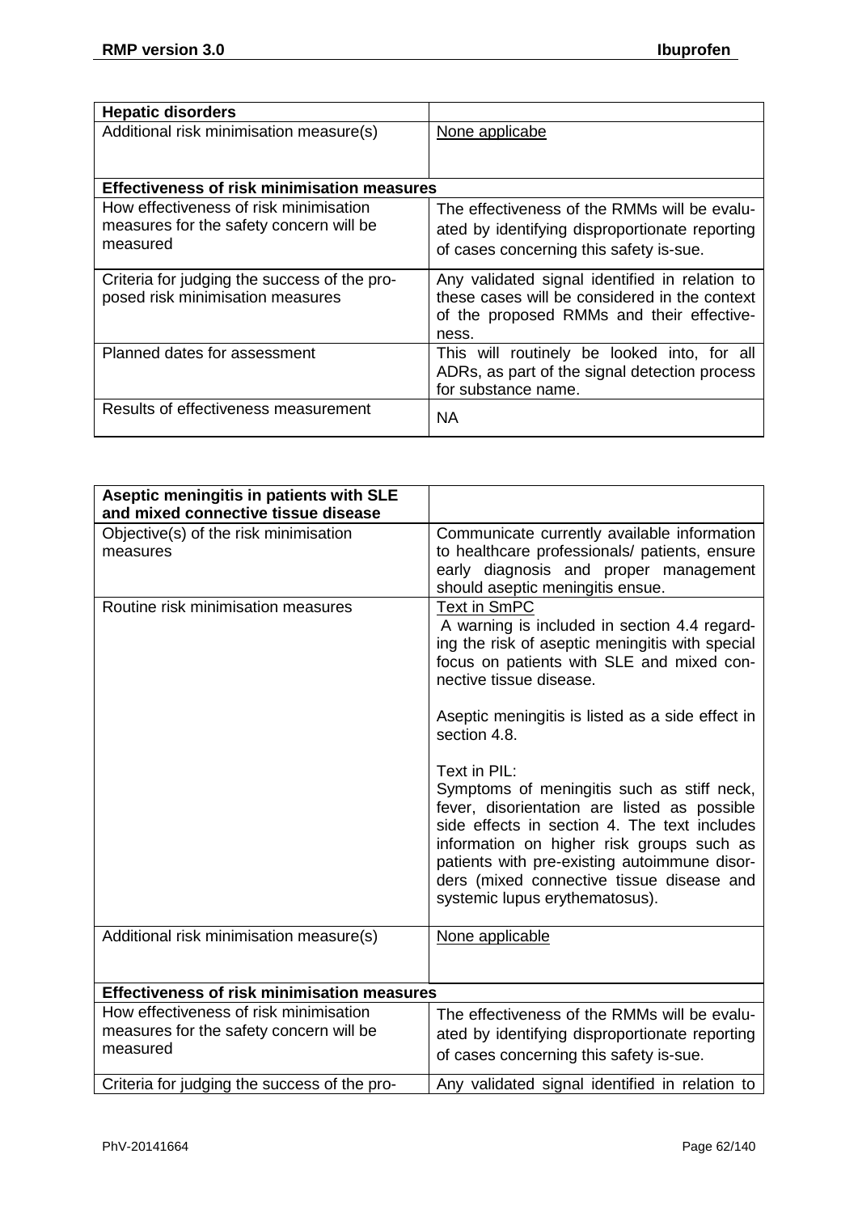| Hepatic disorders | |
|---|---|
| Additional risk minimisation measure(s) | None applicabe |
| **Effectiveness of risk minimisation measures** | |
| How effectiveness of risk minimisation measures for the safety concern will be measured | The effectiveness of the RMMs will be evaluated by identifying disproportionate reporting of cases concerning this safety is-sue. |
| Criteria for judging the success of the proposed risk minimisation measures | Any validated signal identified in relation to these cases will be considered in the context of the proposed RMMs and their effectiveness. |
| Planned dates for assessment | This will routinely be looked into, for all ADRs, as part of the signal detection process for substance name. |
| Results of effectiveness measurement | NA |

| Aseptic meningitis in patients with SLE and mixed connective tissue disease | |
|---|---|
| Objective(s) of the risk minimisation measures | Communicate currently available information to healthcare professionals/ patients, ensure early diagnosis and proper management should aseptic meningitis ensue. |
| Routine risk minimisation measures | Text in SmPC<br>A warning is included in section 4.4 regarding the risk of aseptic meningitis with special focus on patients with SLE and mixed connective tissue disease.<br><br>Aseptic meningitis is listed as a side effect in section 4.8.<br><br>Text in PIL:<br>Symptoms of meningitis such as stiff neck, fever, disorientation are listed as possible side effects in section 4. The text includes information on higher risk groups such as patients with pre-existing autoimmune disorders (mixed connective tissue disease and systemic lupus erythematosus). |
| Additional risk minimisation measure(s) | None applicable |
| **Effectiveness of risk minimisation measures** | |
| How effectiveness of risk minimisation measures for the safety concern will be measured | The effectiveness of the RMMs will be evaluated by identifying disproportionate reporting of cases concerning this safety is-sue. |
| Criteria for judging the success of the pro- | Any validated signal identified in relation to |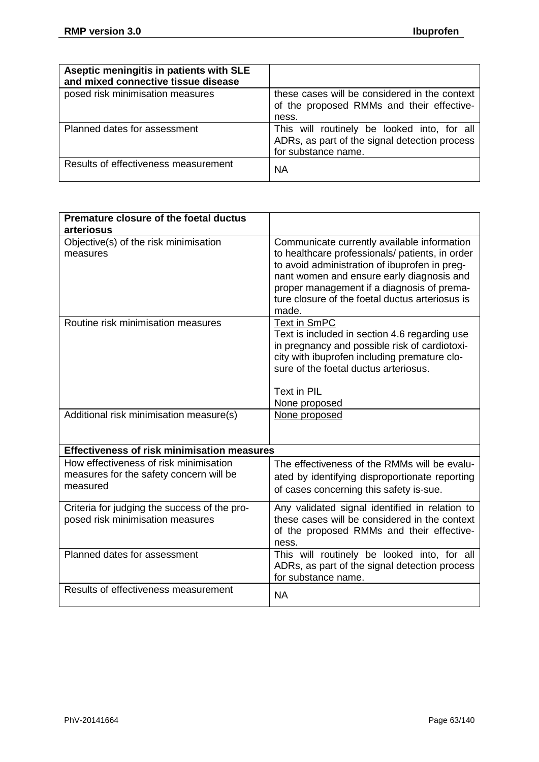| Aseptic meningitis in patients with SLE and mixed connective tissue disease | |
|---|---|
| posed risk minimisation measures | these cases will be considered in the context of the proposed RMMs and their effective-ness. |
| Planned dates for assessment | This will routinely be looked into, for all ADRs, as part of the signal detection process for substance name. |
| Results of effectiveness measurement | NA |

| Premature closure of the foetal ductus arteriosus | |
|---|---|
| Objective(s) of the risk minimisation measures | Communicate currently available information to healthcare professionals/ patients, in order to avoid administration of ibuprofen in preg-nant women and ensure early diagnosis and proper management if a diagnosis of prema-ture closure of the foetal ductus arteriosus is made. |
| Routine risk minimisation measures | Text in SmPC<br>Text is included in section 4.6 regarding use in pregnancy and possible risk of cardiotoxi-city with ibuprofen including premature clo-sure of the foetal ductus arteriosus.<br><br>Text in PIL<br>None proposed |
| Additional risk minimisation measure(s) | None proposed |
| **Effectiveness of risk minimisation measures** | |
| How effectiveness of risk minimisation measures for the safety concern will be measured | The effectiveness of the RMMs will be evalu-ated by identifying disproportionate reporting of cases concerning this safety is-sue. |
| Criteria for judging the success of the pro-posed risk minimisation measures | Any validated signal identified in relation to these cases will be considered in the context of the proposed RMMs and their effective-ness. |
| Planned dates for assessment | This will routinely be looked into, for all ADRs, as part of the signal detection process for substance name. |
| Results of effectiveness measurement | NA |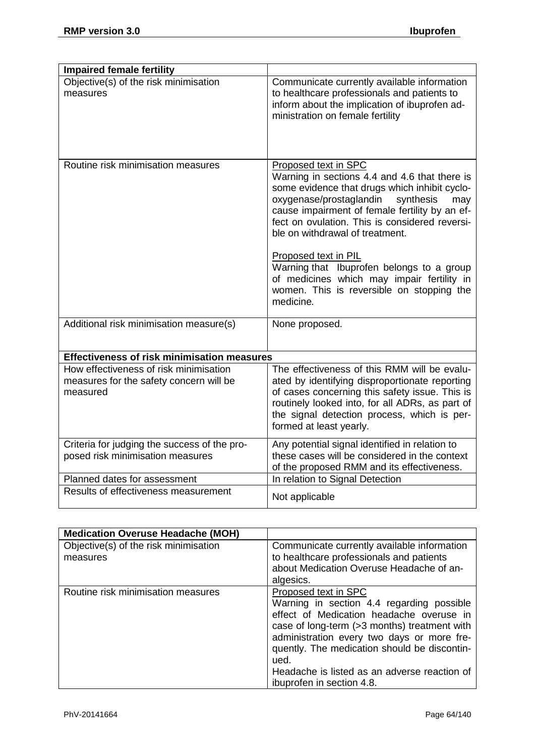| **Impaired female fertility** | |
|---|---|
| Objective(s) of the risk minimisation measures | Communicate currently available information to healthcare professionals and patients to inform about the implication of ibuprofen administration on female fertility |
| Routine risk minimisation measures | Proposed text in SPC<br>Warning in sections 4.4 and 4.6 that there is some evidence that drugs which inhibit cyclo-oxygenase/prostaglandin synthesis may cause impairment of female fertility by an effect on ovulation. This is considered reversible on withdrawal of treatment.<br><br>Proposed text in PIL<br>Warning that Ibuprofen belongs to a group of medicines which may impair fertility in women. This is reversible on stopping the medicine. |
| Additional risk minimisation measure(s) | None proposed. |
| **Effectiveness of risk minimisation measures** | |
| How effectiveness of risk minimisation measures for the safety concern will be measured | The effectiveness of this RMM will be evaluated by identifying disproportionate reporting of cases concerning this safety issue. This is routinely looked into, for all ADRs, as part of the signal detection process, which is performed at least yearly. |
| Criteria for judging the success of the proposed risk minimisation measures | Any potential signal identified in relation to these cases will be considered in the context of the proposed RMM and its effectiveness. |
| Planned dates for assessment | In relation to Signal Detection |
| Results of effectiveness measurement | Not applicable |

| **Medication Overuse Headache (MOH)** | |
|---|---|
| Objective(s) of the risk minimisation measures | Communicate currently available information to healthcare professionals and patients about Medication Overuse Headache of analgesics. |
| Routine risk minimisation measures | Proposed text in SPC<br>Warning in section 4.4 regarding possible effect of Medication headache overuse in case of long-term (>3 months) treatment with administration every two days or more frequently. The medication should be discontinued.<br>Headache is listed as an adverse reaction of ibuprofen in section 4.8. |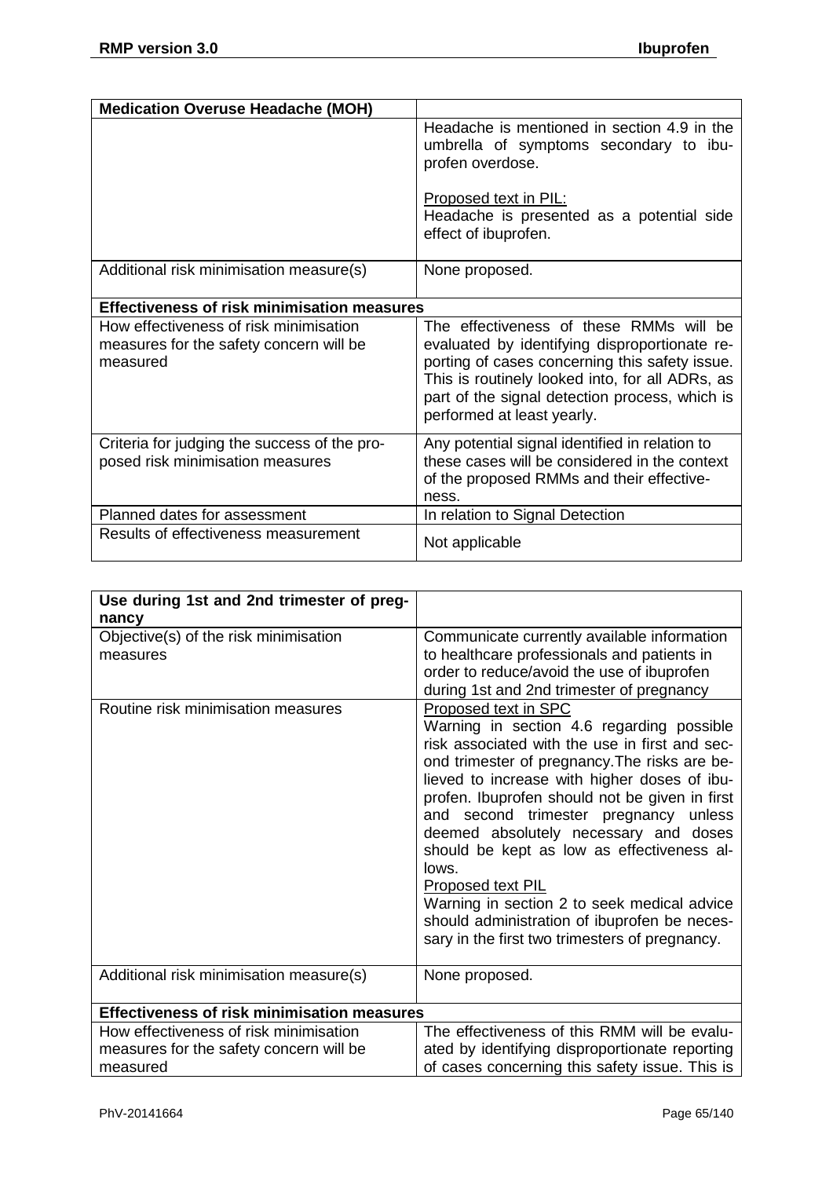| Medication Overuse Headache (MOH) | |
|---|---|
| | Headache is mentioned in section 4.9 in the umbrella of symptoms secondary to ibuprofen overdose.<br><br>Proposed text in PIL:<br>Headache is presented as a potential side effect of ibuprofen. |
| Additional risk minimisation measure(s) | None proposed. |
| **Effectiveness of risk minimisation measures** | |
| How effectiveness of risk minimisation measures for the safety concern will be measured | The effectiveness of these RMMs will be evaluated by identifying disproportionate reporting of cases concerning this safety issue. This is routinely looked into, for all ADRs, as part of the signal detection process, which is performed at least yearly. |
| Criteria for judging the success of the proposed risk minimisation measures | Any potential signal identified in relation to these cases will be considered in the context of the proposed RMMs and their effectiveness. |
| Planned dates for assessment | In relation to Signal Detection |
| Results of effectiveness measurement | Not applicable |

| Use during 1st and 2nd trimester of pregnancy | |
|---|---|
| Objective(s) of the risk minimisation measures | Communicate currently available information to healthcare professionals and patients in order to reduce/avoid the use of ibuprofen during 1st and 2nd trimester of pregnancy |
| Routine risk minimisation measures | Proposed text in SPC<br>Warning in section 4.6 regarding possible risk associated with the use in first and second trimester of pregnancy.The risks are believed to increase with higher doses of ibuprofen. Ibuprofen should not be given in first and second trimester pregnancy unless deemed absolutely necessary and doses should be kept as low as effectiveness allows.<br>Proposed text PIL<br>Warning in section 2 to seek medical advice should administration of ibuprofen be necessary in the first two trimesters of pregnancy. |
| Additional risk minimisation measure(s) | None proposed. |
| **Effectiveness of risk minimisation measures** | |
| How effectiveness of risk minimisation measures for the safety concern will be measured | The effectiveness of this RMM will be evaluated by identifying disproportionate reporting of cases concerning this safety issue. This is |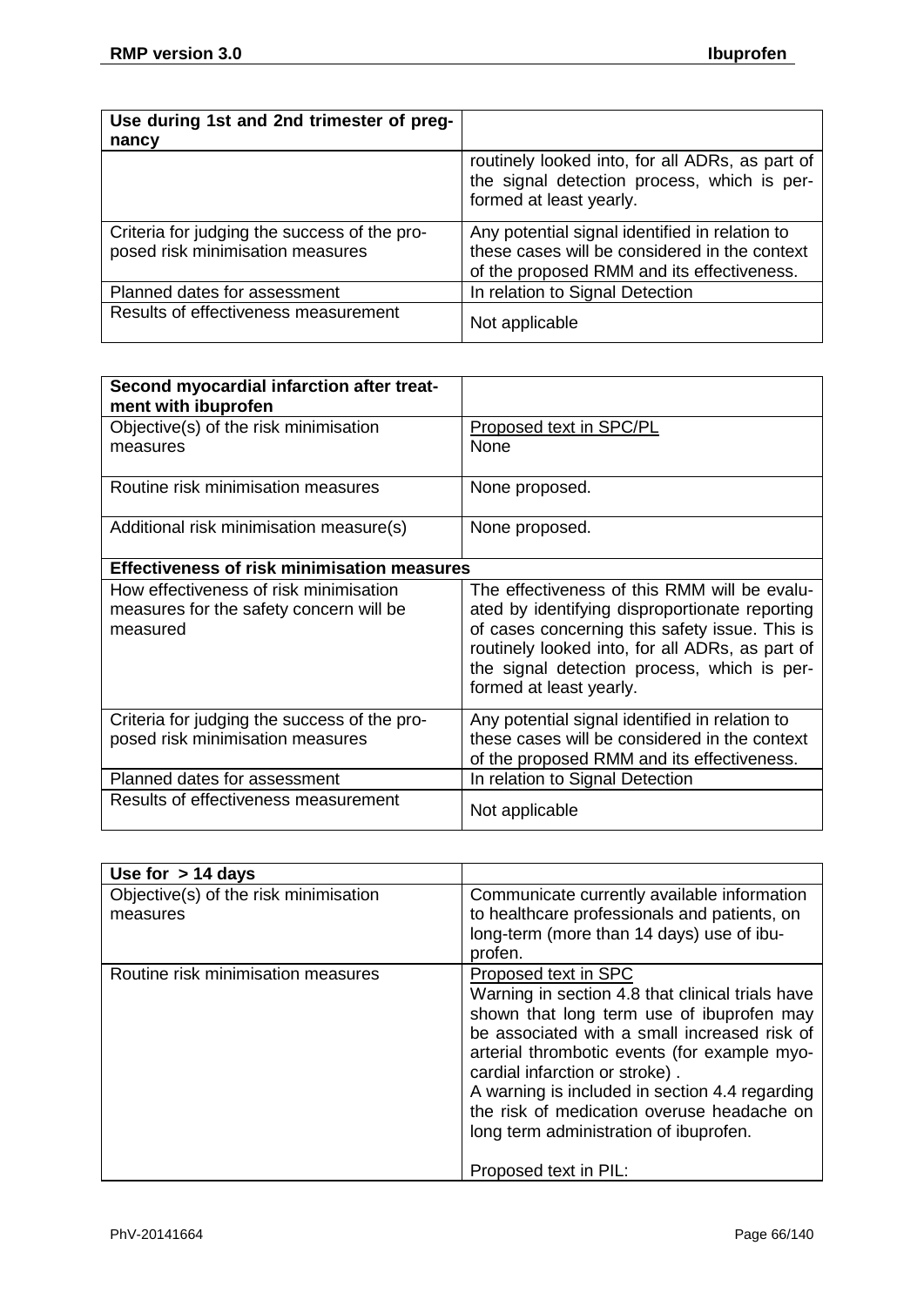| Use during 1st and 2nd trimester of pregnancy | |
|---|---|
| | routinely looked into, for all ADRs, as part of the signal detection process, which is performed at least yearly. |
| Criteria for judging the success of the proposed risk minimisation measures | Any potential signal identified in relation to these cases will be considered in the context of the proposed RMM and its effectiveness. |
| Planned dates for assessment | In relation to Signal Detection |
| Results of effectiveness measurement | Not applicable |

| Second myocardial infarction after treatment with ibuprofen | |
|---|---|
| Objective(s) of the risk minimisation measures | Proposed text in SPC/PL<br>None |
| Routine risk minimisation measures | None proposed. |
| Additional risk minimisation measure(s) | None proposed. |
| **Effectiveness of risk minimisation measures** | |
| How effectiveness of risk minimisation measures for the safety concern will be measured | The effectiveness of this RMM will be evaluated by identifying disproportionate reporting of cases concerning this safety issue. This is routinely looked into, for all ADRs, as part of the signal detection process, which is performed at least yearly. |
| Criteria for judging the success of the proposed risk minimisation measures | Any potential signal identified in relation to these cases will be considered in the context of the proposed RMM and its effectiveness. |
| Planned dates for assessment | In relation to Signal Detection |
| Results of effectiveness measurement | Not applicable |

| Use for > 14 days | |
|---|---|
| Objective(s) of the risk minimisation measures | Communicate currently available information to healthcare professionals and patients, on long-term (more than 14 days) use of ibuprofen. |
| Routine risk minimisation measures | Proposed text in SPC<br>Warning in section 4.8 that clinical trials have shown that long term use of ibuprofen may be associated with a small increased risk of arterial thrombotic events (for example myocardial infarction or stroke) .<br>A warning is included in section 4.4 regarding the risk of medication overuse headache on long term administration of ibuprofen.<br><br>Proposed text in PIL: |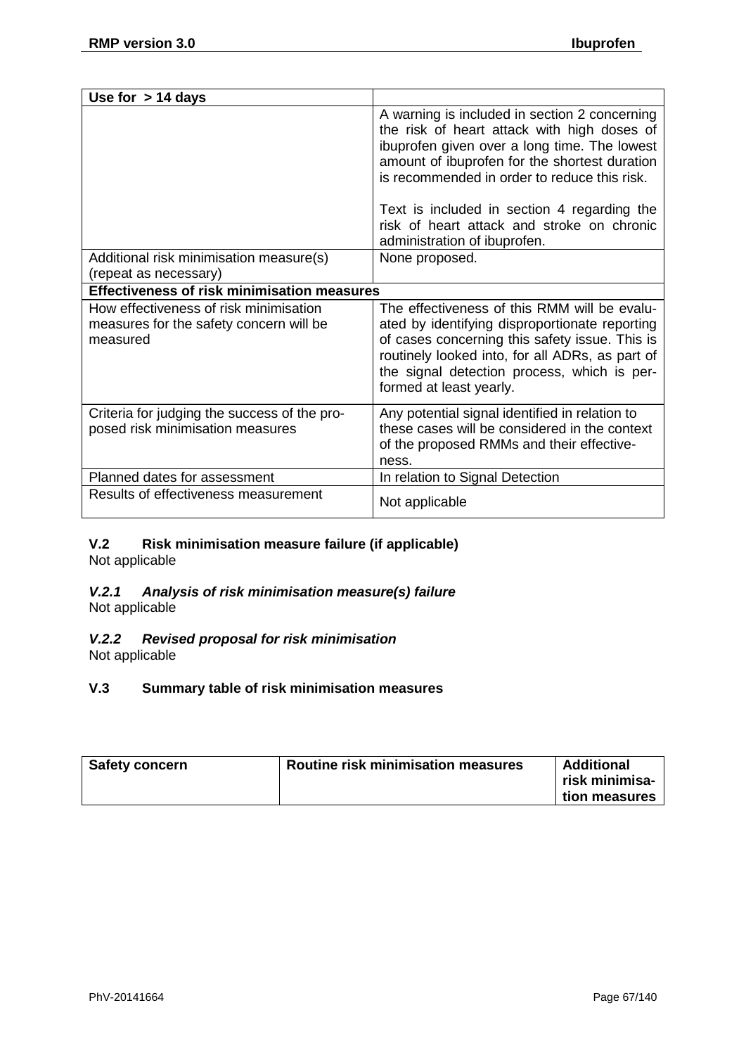| Use for > 14 days | |
|---|---|
| | A warning is included in section 2 concerning the risk of heart attack with high doses of ibuprofen given over a long time. The lowest amount of ibuprofen for the shortest duration is recommended in order to reduce this risk.<br><br>Text is included in section 4 regarding the risk of heart attack and stroke on chronic administration of ibuprofen. |
| Additional risk minimisation measure(s) (repeat as necessary) | None proposed. |
| **Effectiveness of risk minimisation measures** | |
| How effectiveness of risk minimisation measures for the safety concern will be measured | The effectiveness of this RMM will be evaluated by identifying disproportionate reporting of cases concerning this safety issue. This is routinely looked into, for all ADRs, as part of the signal detection process, which is performed at least yearly. |
| Criteria for judging the success of the proposed risk minimisation measures | Any potential signal identified in relation to these cases will be considered in the context of the proposed RMMs and their effectiveness. |
| Planned dates for assessment | In relation to Signal Detection |
| Results of effectiveness measurement | Not applicable |

## V.2 Risk minimisation measure failure (if applicable)

Not applicable

### *V.2.1 Analysis of risk minimisation measure(s) failure*

Not applicable

### *V.2.2 Revised proposal for risk minimisation*

Not applicable

## V.3 Summary table of risk minimisation measures

| Safety concern | Routine risk minimisation measures | Additional risk minimisation measures |
|---|---|---|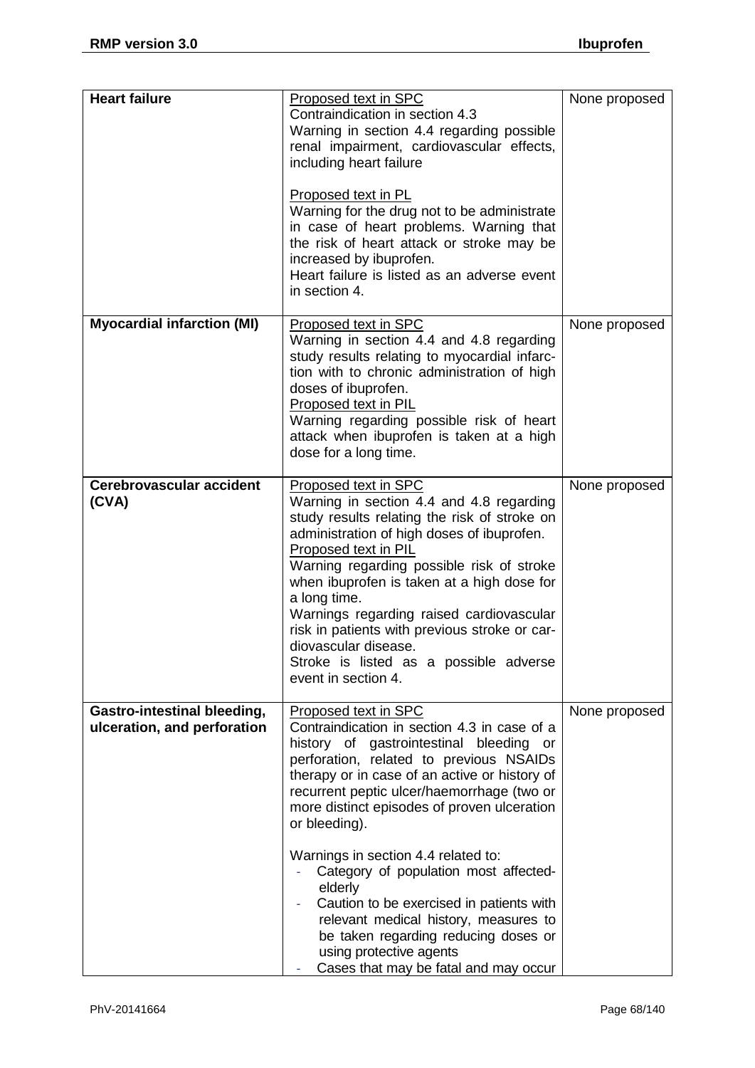| | | |
|---|---|---|
| **Heart failure** | Proposed text in SPC<br>Contraindication in section 4.3<br>Warning in section 4.4 regarding possible renal impairment, cardiovascular effects, including heart failure<br><br>Proposed text in PL<br>Warning for the drug not to be administrate in case of heart problems. Warning that the risk of heart attack or stroke may be increased by ibuprofen.<br>Heart failure is listed as an adverse event in section 4. | None proposed |
| **Myocardial infarction (MI)** | Proposed text in SPC<br>Warning in section 4.4 and 4.8 regarding study results relating to myocardial infarction with to chronic administration of high doses of ibuprofen.<br>Proposed text in PIL<br>Warning regarding possible risk of heart attack when ibuprofen is taken at a high dose for a long time. | None proposed |
| **Cerebrovascular accident (CVA)** | Proposed text in SPC<br>Warning in section 4.4 and 4.8 regarding study results relating the risk of stroke on administration of high doses of ibuprofen.<br>Proposed text in PIL<br>Warning regarding possible risk of stroke when ibuprofen is taken at a high dose for a long time.<br>Warnings regarding raised cardiovascular risk in patients with previous stroke or cardiovascular disease.<br>Stroke is listed as a possible adverse event in section 4. | None proposed |
| **Gastro-intestinal bleeding, ulceration, and perforation** | Proposed text in SPC<br>Contraindication in section 4.3 in case of a history of gastrointestinal bleeding or perforation, related to previous NSAIDs therapy or in case of an active or history of recurrent peptic ulcer/haemorrhage (two or more distinct episodes of proven ulceration or bleeding).<br><br>Warnings in section 4.4 related to:<br>- Category of population most affected- elderly<br>- Caution to be exercised in patients with relevant medical history, measures to be taken regarding reducing doses or using protective agents<br>- Cases that may be fatal and may occur | None proposed |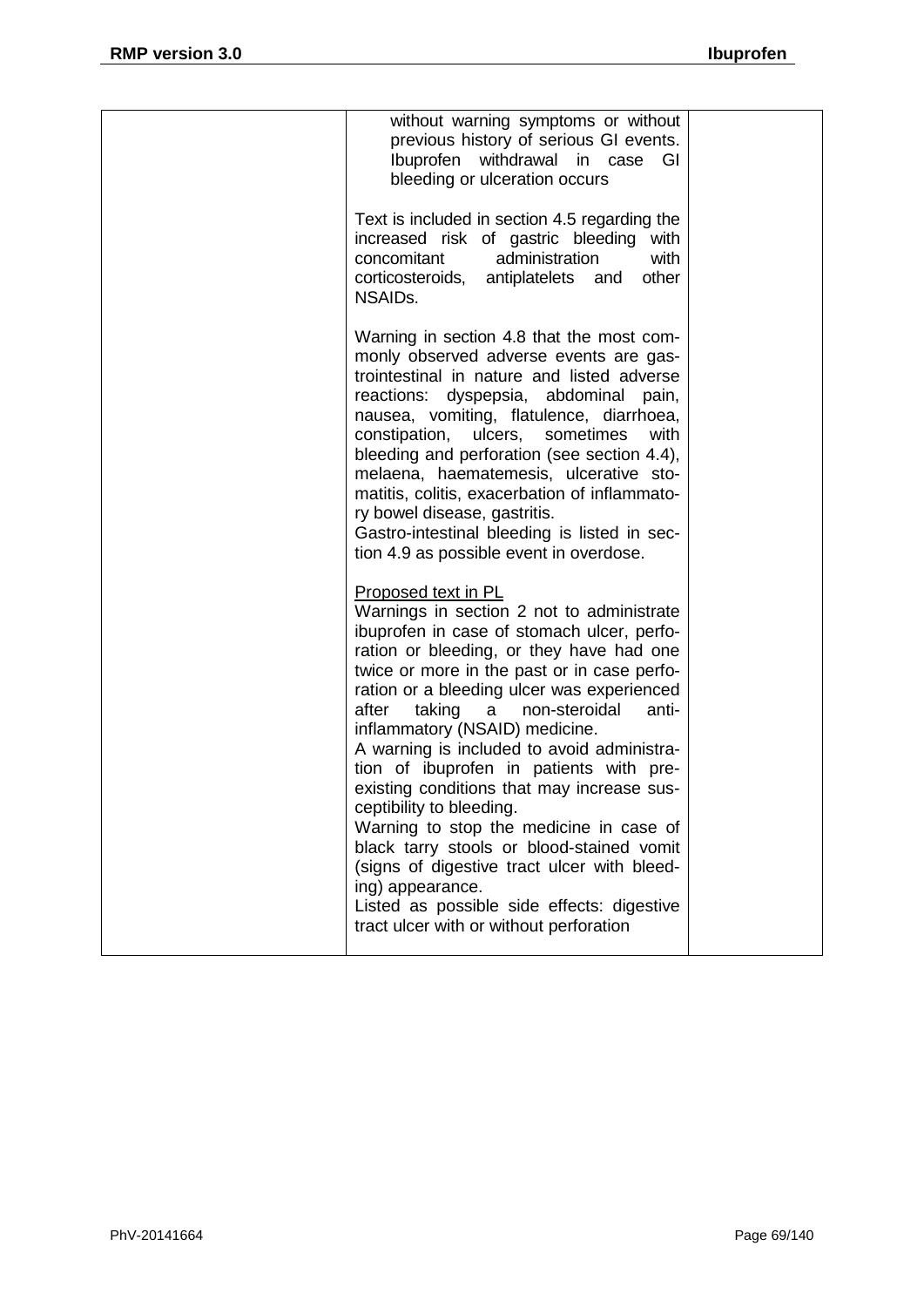| | | |
|---|---|---|
| | without warning symptoms or without previous history of serious GI events. Ibuprofen withdrawal in case GI bleeding or ulceration occurs<br><br>Text is included in section 4.5 regarding the increased risk of gastric bleeding with concomitant administration with corticosteroids, antiplatelets and other NSAIDs.<br><br>Warning in section 4.8 that the most commonly observed adverse events are gastrointestinal in nature and listed adverse reactions: dyspepsia, abdominal pain, nausea, vomiting, flatulence, diarrhoea, constipation, ulcers, sometimes with bleeding and perforation (see section 4.4), melaena, haematemesis, ulcerative stomatitis, colitis, exacerbation of inflammatory bowel disease, gastritis.<br>Gastro-intestinal bleeding is listed in section 4.9 as possible event in overdose.<br><br><u>Proposed text in PL</u><br>Warnings in section 2 not to administrate ibuprofen in case of stomach ulcer, perforation or bleeding, or they have had one twice or more in the past or in case perforation or a bleeding ulcer was experienced after taking a non-steroidal anti-inflammatory (NSAID) medicine.<br>A warning is included to avoid administration of ibuprofen in patients with pre-existing conditions that may increase susceptibility to bleeding.<br>Warning to stop the medicine in case of black tarry stools or blood-stained vomit (signs of digestive tract ulcer with bleeding) appearance.<br>Listed as possible side effects: digestive tract ulcer with or without perforation | |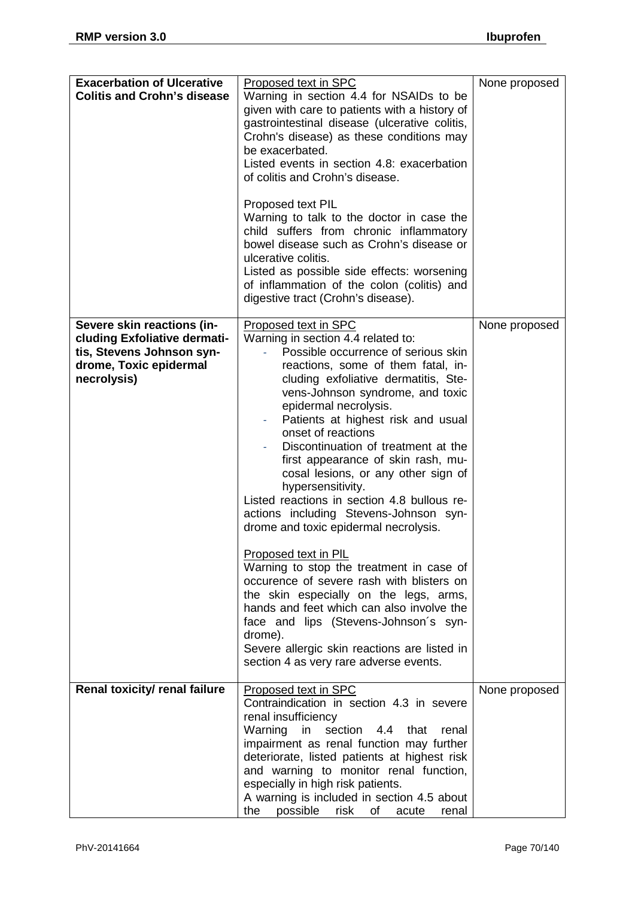| | | |
|---|---|---|
| **Exacerbation of Ulcerative Colitis and Crohn's disease** | Proposed text in SPC<br>Warning in section 4.4 for NSAIDs to be given with care to patients with a history of gastrointestinal disease (ulcerative colitis, Crohn's disease) as these conditions may be exacerbated.<br>Listed events in section 4.8: exacerbation of colitis and Crohn's disease.<br><br>Proposed text PIL<br>Warning to talk to the doctor in case the child suffers from chronic inflammatory bowel disease such as Crohn's disease or ulcerative colitis.<br>Listed as possible side effects: worsening of inflammation of the colon (colitis) and digestive tract (Crohn's disease). | None proposed |
| **Severe skin reactions (including Exfoliative dermatitis, Stevens Johnson syndrome, Toxic epidermal necrolysis)** | Proposed text in SPC<br>Warning in section 4.4 related to:<br>- Possible occurrence of serious skin reactions, some of them fatal, including exfoliative dermatitis, Stevens-Johnson syndrome, and toxic epidermal necrolysis.<br>- Patients at highest risk and usual onset of reactions<br>- Discontinuation of treatment at the first appearance of skin rash, mucosal lesions, or any other sign of hypersensitivity.<br>Listed reactions in section 4.8 bullous reactions including Stevens-Johnson syndrome and toxic epidermal necrolysis.<br><br>Proposed text in PIL<br>Warning to stop the treatment in case of occurence of severe rash with blisters on the skin especially on the legs, arms, hands and feet which can also involve the face and lips (Stevens-Johnson´s syndrome).<br>Severe allergic skin reactions are listed in section 4 as very rare adverse events. | None proposed |
| **Renal toxicity/ renal failure** | Proposed text in SPC<br>Contraindication in section 4.3 in severe renal insufficiency<br>Warning in section 4.4 that renal impairment as renal function may further deteriorate, listed patients at highest risk and warning to monitor renal function, especially in high risk patients.<br>A warning is included in section 4.5 about the possible risk of acute renal | None proposed |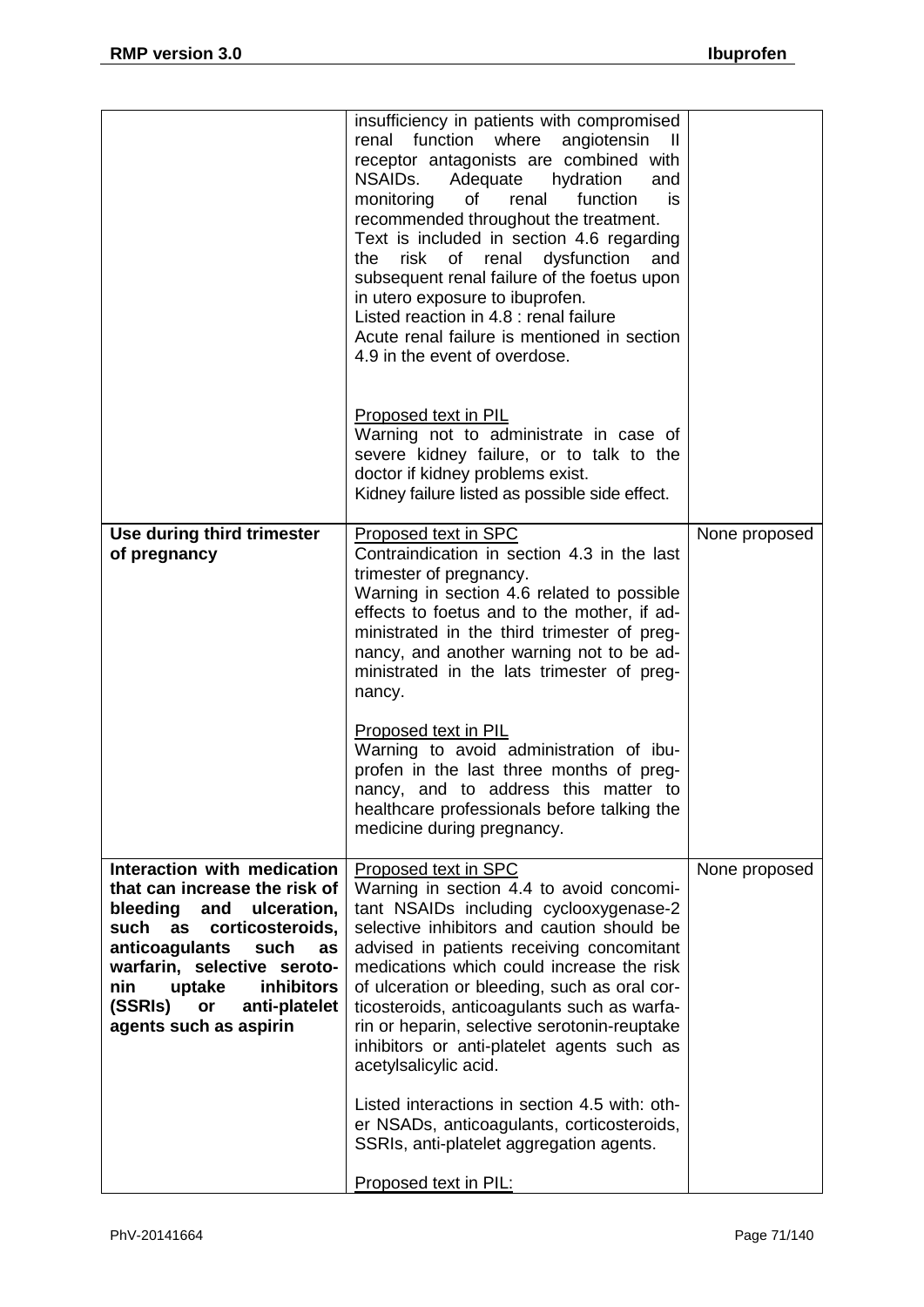| | | |
|---|---|---|
| | insufficiency in patients with compromised renal function where angiotensin II receptor antagonists are combined with NSAIDs. Adequate hydration and monitoring of renal function is recommended throughout the treatment.<br>Text is included in section 4.6 regarding the risk of renal dysfunction and subsequent renal failure of the foetus upon in utero exposure to ibuprofen.<br>Listed reaction in 4.8 : renal failure<br>Acute renal failure is mentioned in section 4.9 in the event of overdose.<br><br><u>Proposed text in PIL</u><br>Warning not to administrate in case of severe kidney failure, or to talk to the doctor if kidney problems exist.<br>Kidney failure listed as possible side effect. | |
| **Use during third trimester of pregnancy** | <u>Proposed text in SPC</u><br>Contraindication in section 4.3 in the last trimester of pregnancy.<br>Warning in section 4.6 related to possible effects to foetus and to the mother, if administrated in the third trimester of pregnancy, and another warning not to be administrated in the lats trimester of pregnancy.<br><br><u>Proposed text in PIL</u><br>Warning to avoid administration of ibuprofen in the last three months of pregnancy, and to address this matter to healthcare professionals before talking the medicine during pregnancy. | None proposed |
| **Interaction with medication that can increase the risk of bleeding and ulceration, such as corticosteroids, anticoagulants such as warfarin, selective serotonin uptake inhibitors (SSRIs) or anti-platelet agents such as aspirin** | <u>Proposed text in SPC</u><br>Warning in section 4.4 to avoid concomitant NSAIDs including cyclooxygenase-2 selective inhibitors and caution should be advised in patients receiving concomitant medications which could increase the risk of ulceration or bleeding, such as oral corticosteroids, anticoagulants such as warfarin or heparin, selective serotonin-reuptake inhibitors or anti-platelet agents such as acetylsalicylic acid.<br><br>Listed interactions in section 4.5 with: other NSADs, anticoagulants, corticosteroids, SSRIs, anti-platelet aggregation agents.<br><br><u>Proposed text in PIL:</u> | None proposed |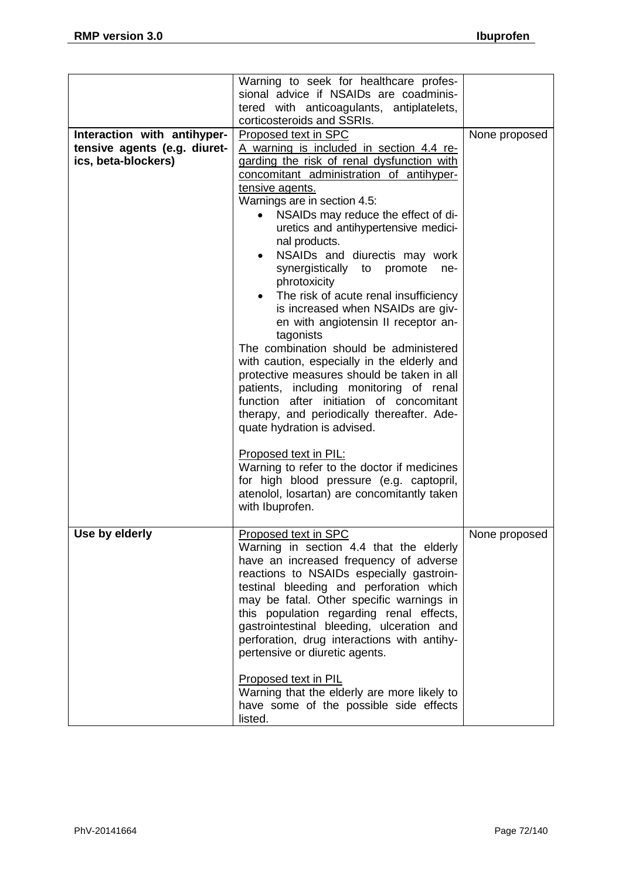| | | |
|---|---|---|
| | Warning to seek for healthcare professional advice if NSAIDs are coadministered with anticoagulants, antiplatelets, corticosteroids and SSRIs. | |
| **Interaction with antihypertensive agents (e.g. diuretics, beta-blockers)** | Proposed text in SPC<br>A warning is included in section 4.4 regarding the risk of renal dysfunction with concomitant administration of antihypertensive agents.<br>Warnings are in section 4.5:<br>• NSAIDs may reduce the effect of diuretics and antihypertensive medicinal products.<br>• NSAIDs and diurectis may work synergistically to promote nephrotoxicity<br>• The risk of acute renal insufficiency is increased when NSAIDs are given with angiotensin II receptor antagonists<br>The combination should be administered with caution, especially in the elderly and protective measures should be taken in all patients, including monitoring of renal function after initiation of concomitant therapy, and periodically thereafter. Adequate hydration is advised.<br><br>Proposed text in PIL:<br>Warning to refer to the doctor if medicines for high blood pressure (e.g. captopril, atenolol, losartan) are concomitantly taken with Ibuprofen. | None proposed |
| **Use by elderly** | Proposed text in SPC<br>Warning in section 4.4 that the elderly have an increased frequency of adverse reactions to NSAIDs especially gastrointestinal bleeding and perforation which may be fatal. Other specific warnings in this population regarding renal effects, gastrointestinal bleeding, ulceration and perforation, drug interactions with antihypertensive or diuretic agents.<br><br>Proposed text in PIL<br>Warning that the elderly are more likely to have some of the possible side effects listed. | None proposed |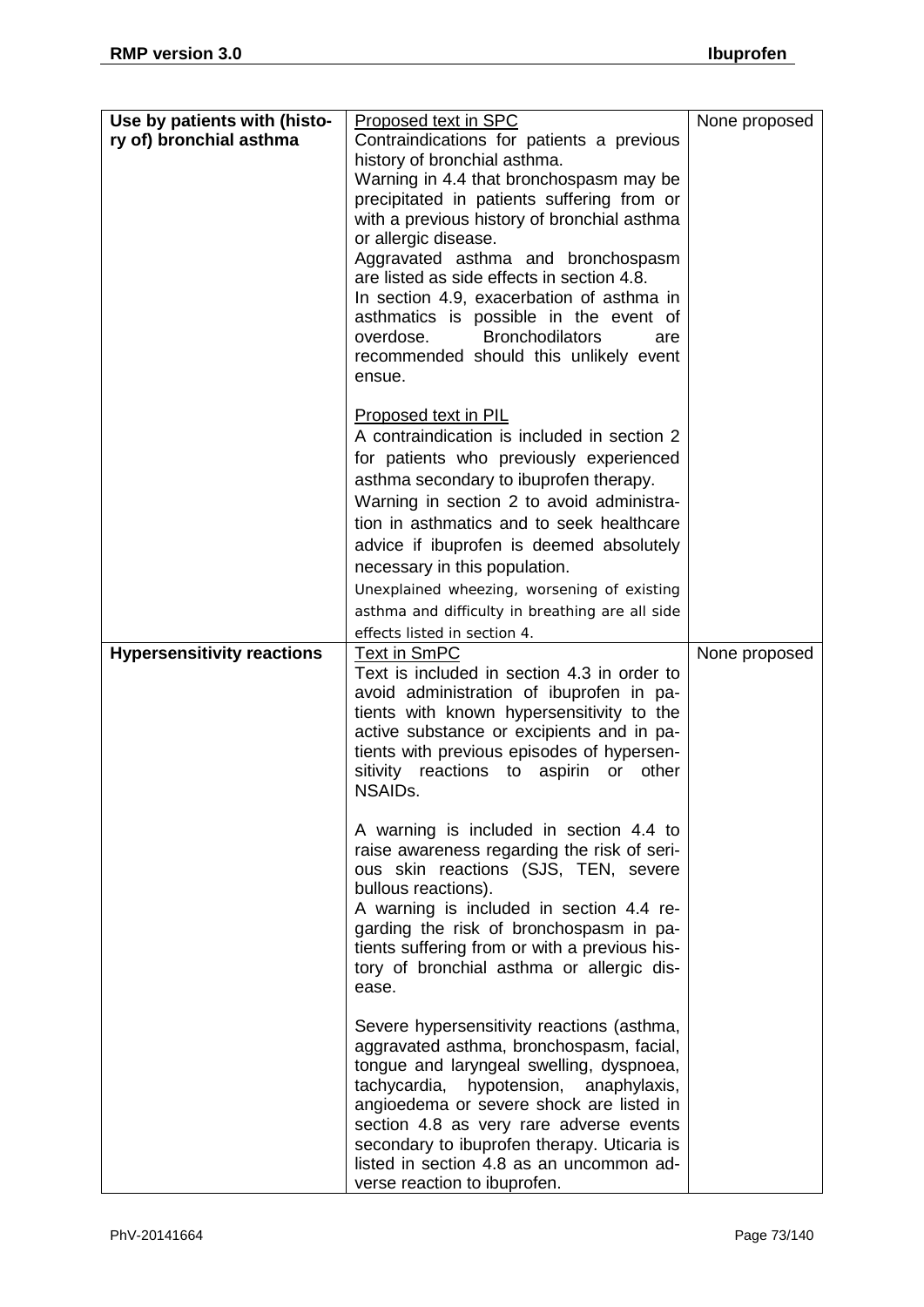| | | |
|---|---|---|
| **Use by patients with (history of) bronchial asthma** | Proposed text in SPC<br>Contraindications for patients a previous history of bronchial asthma.<br>Warning in 4.4 that bronchospasm may be precipitated in patients suffering from or with a previous history of bronchial asthma or allergic disease.<br>Aggravated asthma and bronchospasm are listed as side effects in section 4.8.<br>In section 4.9, exacerbation of asthma in asthmatics is possible in the event of overdose. Bronchodilators are recommended should this unlikely event ensue.<br><br>Proposed text in PIL<br>A contraindication is included in section 2 for patients who previously experienced asthma secondary to ibuprofen therapy.<br>Warning in section 2 to avoid administration in asthmatics and to seek healthcare advice if ibuprofen is deemed absolutely necessary in this population.<br>Unexplained wheezing, worsening of existing asthma and difficulty in breathing are all side effects listed in section 4. | None proposed |
| **Hypersensitivity reactions** | Text in SmPC<br>Text is included in section 4.3 in order to avoid administration of ibuprofen in patients with known hypersensitivity to the active substance or excipients and in patients with previous episodes of hypersensitivity reactions to aspirin or other NSAIDs.<br><br>A warning is included in section 4.4 to raise awareness regarding the risk of serious skin reactions (SJS, TEN, severe bullous reactions).<br>A warning is included in section 4.4 regarding the risk of bronchospasm in patients suffering from or with a previous history of bronchial asthma or allergic disease.<br><br>Severe hypersensitivity reactions (asthma, aggravated asthma, bronchospasm, facial, tongue and laryngeal swelling, dyspnoea, tachycardia, hypotension, anaphylaxis, angioedema or severe shock are listed in section 4.8 as very rare adverse events secondary to ibuprofen therapy. Uticaria is listed in section 4.8 as an uncommon adverse reaction to ibuprofen. | None proposed |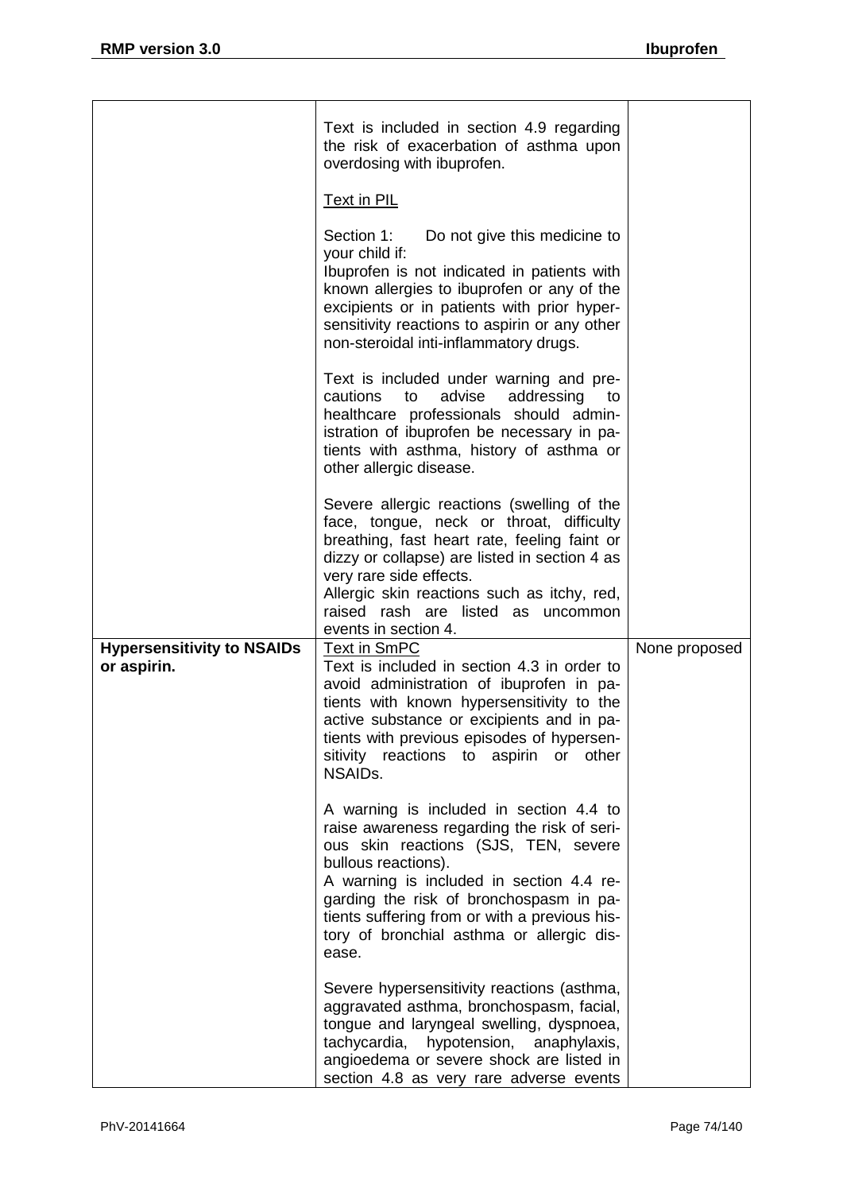| | | |
|---|---|---|
| | Text is included in section 4.9 regarding the risk of exacerbation of asthma upon overdosing with ibuprofen.<br><br><u>Text in PIL</u><br><br>Section 1: Do not give this medicine to your child if:<br>Ibuprofen is not indicated in patients with known allergies to ibuprofen or any of the excipients or in patients with prior hypersensitivity reactions to aspirin or any other non-steroidal inti-inflammatory drugs.<br><br>Text is included under warning and precautions to advise addressing to healthcare professionals should administration of ibuprofen be necessary in patients with asthma, history of asthma or other allergic disease.<br><br>Severe allergic reactions (swelling of the face, tongue, neck or throat, difficulty breathing, fast heart rate, feeling faint or dizzy or collapse) are listed in section 4 as very rare side effects.<br>Allergic skin reactions such as itchy, red, raised rash are listed as uncommon events in section 4. | |
| **Hypersensitivity to NSAIDs or aspirin.** | <u>Text in SmPC</u><br>Text is included in section 4.3 in order to avoid administration of ibuprofen in patients with known hypersensitivity to the active substance or excipients and in patients with previous episodes of hypersensitivity reactions to aspirin or other NSAIDs.<br><br>A warning is included in section 4.4 to raise awareness regarding the risk of serious skin reactions (SJS, TEN, severe bullous reactions).<br>A warning is included in section 4.4 regarding the risk of bronchospasm in patients suffering from or with a previous history of bronchial asthma or allergic disease.<br><br>Severe hypersensitivity reactions (asthma, aggravated asthma, bronchospasm, facial, tongue and laryngeal swelling, dyspnoea, tachycardia, hypotension, anaphylaxis, angioedema or severe shock are listed in section 4.8 as very rare adverse events | None proposed |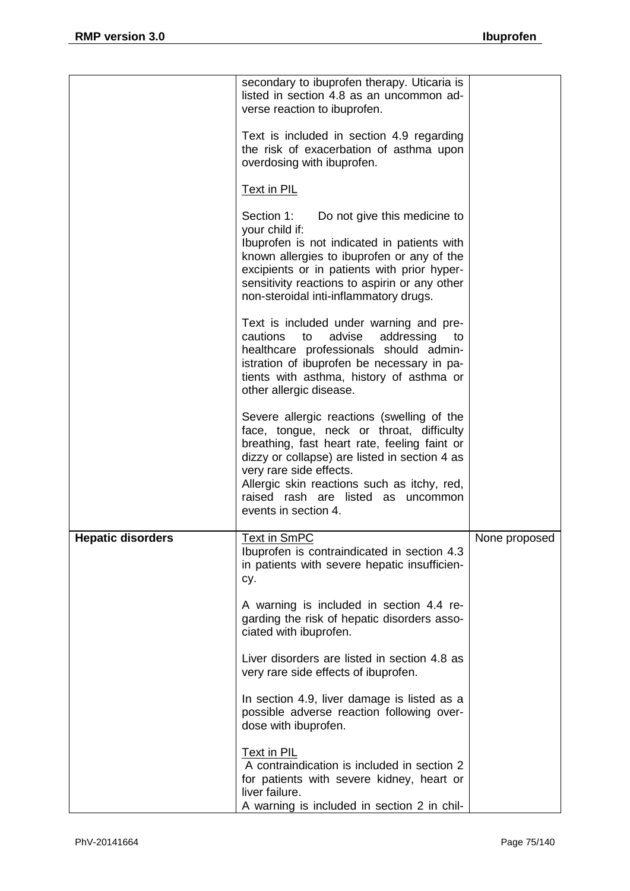| | | |
|---|---|---|
| | secondary to ibuprofen therapy. Uticaria is listed in section 4.8 as an uncommon adverse reaction to ibuprofen.<br><br>Text is included in section 4.9 regarding the risk of exacerbation of asthma upon overdosing with ibuprofen.<br><br><u>Text in PIL</u><br><br>Section 1: Do not give this medicine to your child if:<br>Ibuprofen is not indicated in patients with known allergies to ibuprofen or any of the excipients or in patients with prior hypersensitivity reactions to aspirin or any other non-steroidal inti-inflammatory drugs.<br><br>Text is included under warning and precautions to advise addressing to healthcare professionals should administration of ibuprofen be necessary in patients with asthma, history of asthma or other allergic disease.<br><br>Severe allergic reactions (swelling of the face, tongue, neck or throat, difficulty breathing, fast heart rate, feeling faint or dizzy or collapse) are listed in section 4 as very rare side effects.<br>Allergic skin reactions such as itchy, red, raised rash are listed as uncommon events in section 4. | |
| **Hepatic disorders** | <u>Text in SmPC</u><br>Ibuprofen is contraindicated in section 4.3 in patients with severe hepatic insufficiency.<br><br>A warning is included in section 4.4 regarding the risk of hepatic disorders associated with ibuprofen.<br><br>Liver disorders are listed in section 4.8 as very rare side effects of ibuprofen.<br><br>In section 4.9, liver damage is listed as a possible adverse reaction following overdose with ibuprofen.<br><br><u>Text in PIL</u><br>A contraindication is included in section 2 for patients with severe kidney, heart or liver failure.<br>A warning is included in section 2 in chil- | None proposed |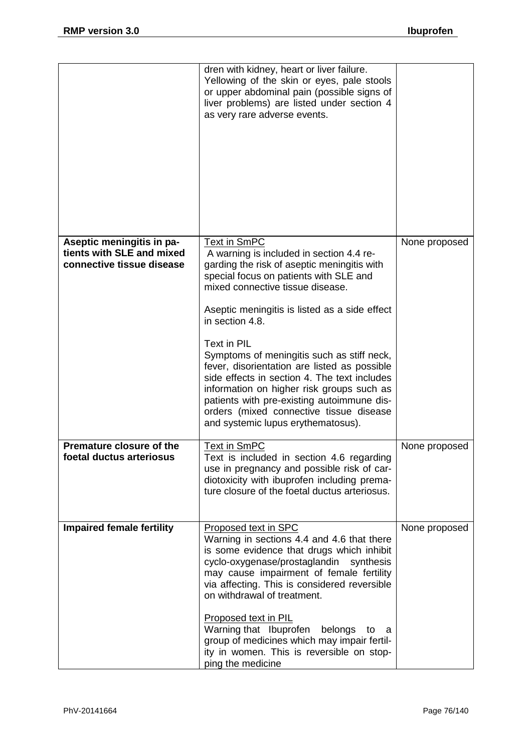| | | |
|---|---|---|
| | dren with kidney, heart or liver failure. Yellowing of the skin or eyes, pale stools or upper abdominal pain (possible signs of liver problems) are listed under section 4 as very rare adverse events. | |
| **Aseptic meningitis in patients with SLE and mixed connective tissue disease** | Text in SmPC<br>A warning is included in section 4.4 regarding the risk of aseptic meningitis with special focus on patients with SLE and mixed connective tissue disease.<br><br>Aseptic meningitis is listed as a side effect in section 4.8.<br><br>Text in PIL<br>Symptoms of meningitis such as stiff neck, fever, disorientation are listed as possible side effects in section 4. The text includes information on higher risk groups such as patients with pre-existing autoimmune disorders (mixed connective tissue disease and systemic lupus erythematosus). | None proposed |
| **Premature closure of the foetal ductus arteriosus** | Text in SmPC<br>Text is included in section 4.6 regarding use in pregnancy and possible risk of cardiotoxicity with ibuprofen including premature closure of the foetal ductus arteriosus. | None proposed |
| **Impaired female fertility** | Proposed text in SPC<br>Warning in sections 4.4 and 4.6 that there is some evidence that drugs which inhibit cyclo-oxygenase/prostaglandin synthesis may cause impairment of female fertility via affecting. This is considered reversible on withdrawal of treatment.<br><br>Proposed text in PIL<br>Warning that Ibuprofen belongs to a group of medicines which may impair fertility in women. This is reversible on stopping the medicine | None proposed |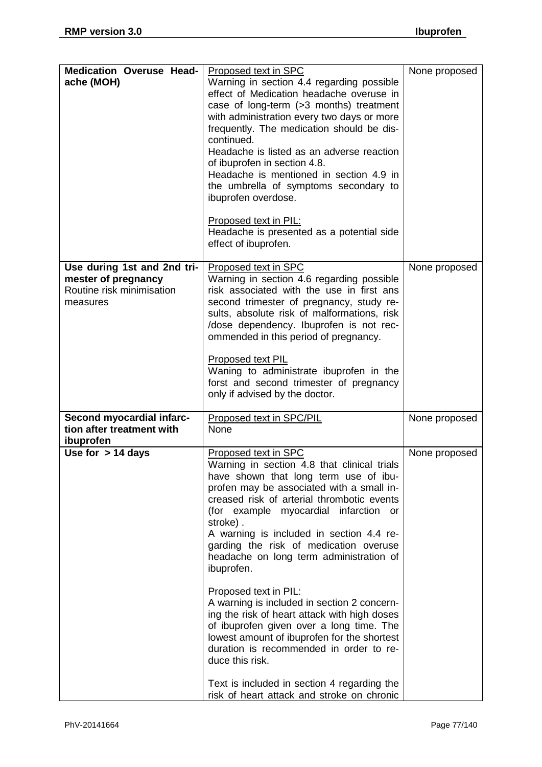| | | |
|---|---|---|
| **Medication Overuse Headache (MOH)** | Proposed text in SPC<br>Warning in section 4.4 regarding possible effect of Medication headache overuse in case of long-term (>3 months) treatment with administration every two days or more frequently. The medication should be discontinued.<br>Headache is listed as an adverse reaction of ibuprofen in section 4.8.<br>Headache is mentioned in section 4.9 in the umbrella of symptoms secondary to ibuprofen overdose.<br><br>Proposed text in PIL:<br>Headache is presented as a potential side effect of ibuprofen. | None proposed |
| **Use during 1st and 2nd trimester of pregnancy**<br>Routine risk minimisation measures | Proposed text in SPC<br>Warning in section 4.6 regarding possible risk associated with the use in first ans second trimester of pregnancy, study results, absolute risk of malformations, risk /dose dependency. Ibuprofen is not recommended in this period of pregnancy.<br><br>Proposed text PIL<br>Waning to administrate ibuprofen in the forst and second trimester of pregnancy only if advised by the doctor. | None proposed |
| **Second myocardial infarction after treatment with ibuprofen** | Proposed text in SPC/PIL<br>None | None proposed |
| **Use for > 14 days** | Proposed text in SPC<br>Warning in section 4.8 that clinical trials have shown that long term use of ibuprofen may be associated with a small increased risk of arterial thrombotic events (for example myocardial infarction or stroke) .<br>A warning is included in section 4.4 regarding the risk of medication overuse headache on long term administration of ibuprofen.<br><br>Proposed text in PIL:<br>A warning is included in section 2 concerning the risk of heart attack with high doses of ibuprofen given over a long time. The lowest amount of ibuprofen for the shortest duration is recommended in order to reduce this risk.<br><br>Text is included in section 4 regarding the risk of heart attack and stroke on chronic | None proposed |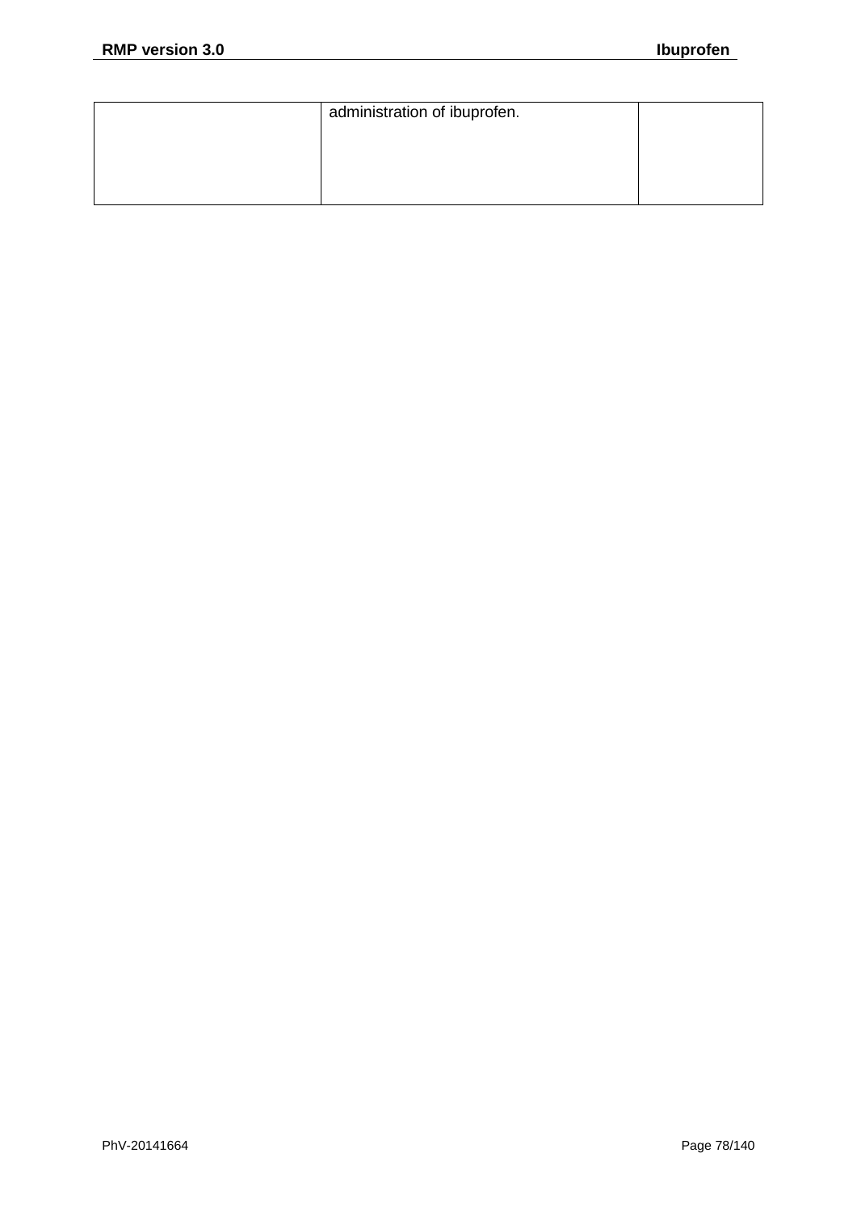| | | |
|---|---|---|
| | administration of ibuprofen. | |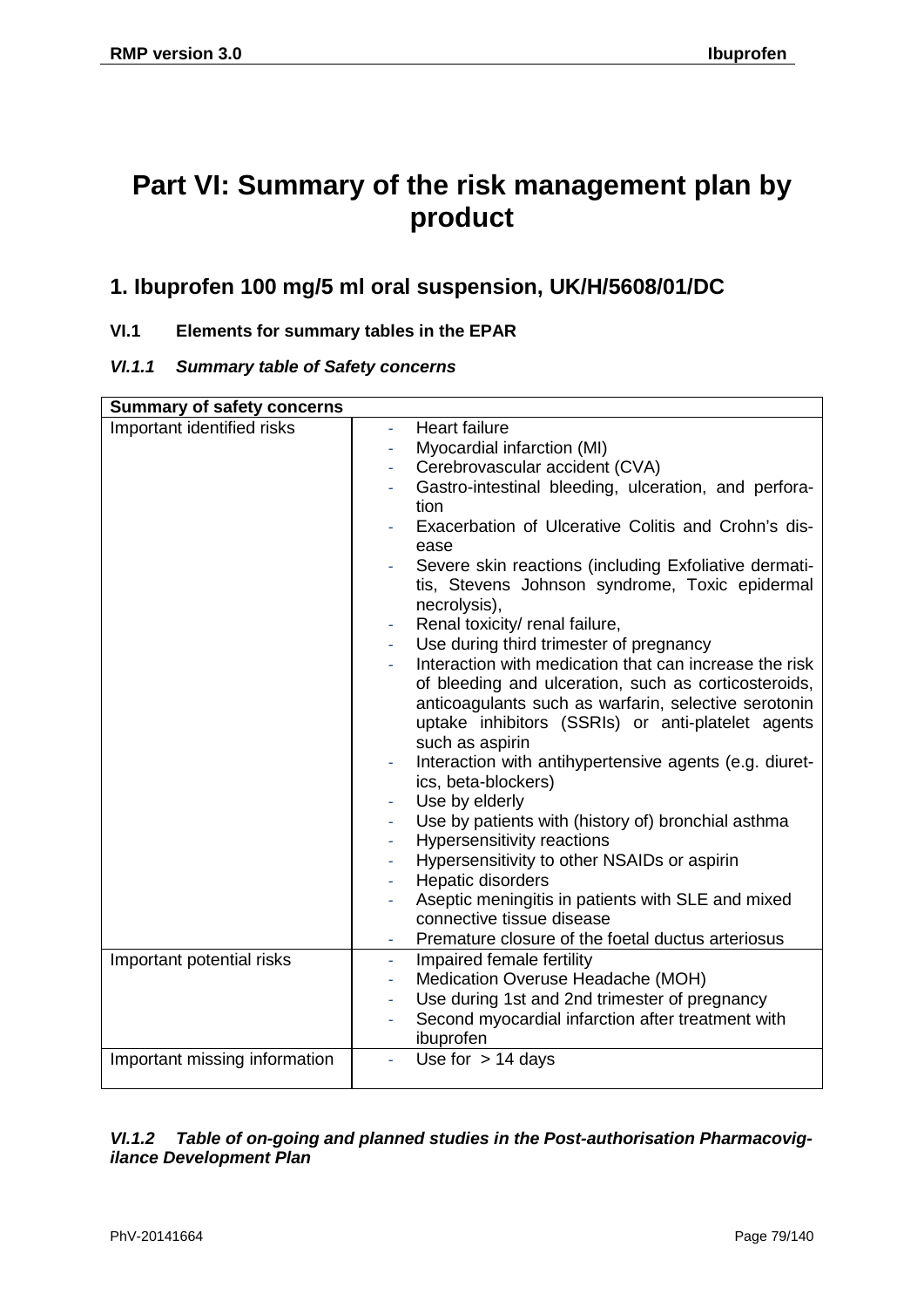# Part VI: Summary of the risk management plan by product

## 1. Ibuprofen 100 mg/5 ml oral suspension, UK/H/5608/01/DC

### VI.1 Elements for summary tables in the EPAR

#### *VI.1.1 Summary table of Safety concerns*

| Summary of safety concerns | |
|---|---|
| Important identified risks | - Heart failure<br>- Myocardial infarction (MI)<br>- Cerebrovascular accident (CVA)<br>- Gastro-intestinal bleeding, ulceration, and perforation<br>- Exacerbation of Ulcerative Colitis and Crohn's disease<br>- Severe skin reactions (including Exfoliative dermatitis, Stevens Johnson syndrome, Toxic epidermal necrolysis),<br>- Renal toxicity/ renal failure,<br>- Use during third trimester of pregnancy<br>- Interaction with medication that can increase the risk of bleeding and ulceration, such as corticosteroids, anticoagulants such as warfarin, selective serotonin uptake inhibitors (SSRIs) or anti-platelet agents such as aspirin<br>- Interaction with antihypertensive agents (e.g. diuretics, beta-blockers)<br>- Use by elderly<br>- Use by patients with (history of) bronchial asthma<br>- Hypersensitivity reactions<br>- Hypersensitivity to other NSAIDs or aspirin<br>- Hepatic disorders<br>- Aseptic meningitis in patients with SLE and mixed connective tissue disease<br>- Premature closure of the foetal ductus arteriosus |
| Important potential risks | - Impaired female fertility<br>- Medication Overuse Headache (MOH)<br>- Use during 1st and 2nd trimester of pregnancy<br>- Second myocardial infarction after treatment with ibuprofen |
| Important missing information | - Use for > 14 days |

#### *VI.1.2 Table of on-going and planned studies in the Post-authorisation Pharmacovigilance Development Plan*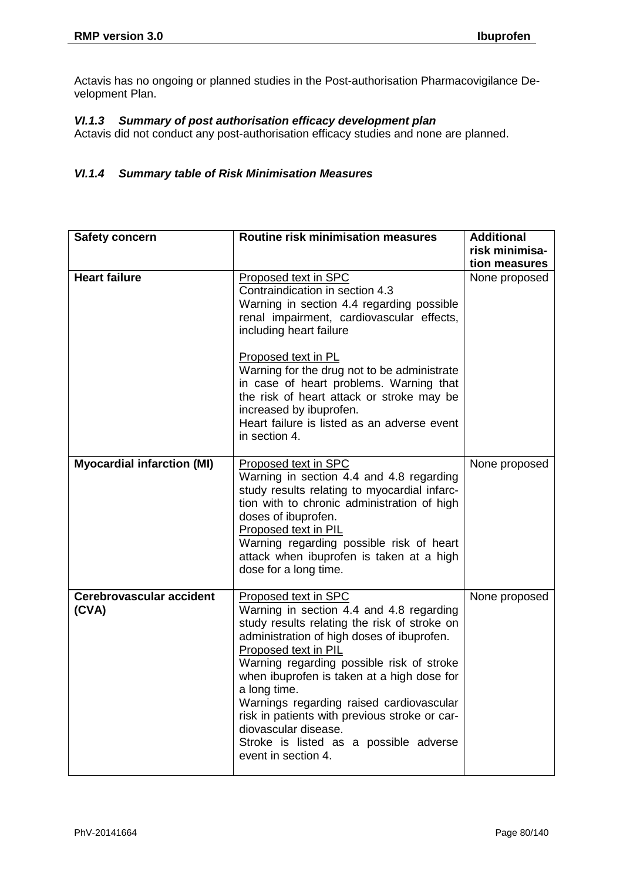Actavis has no ongoing or planned studies in the Post-authorisation Pharmacovigilance Development Plan.

### *VI.1.3 Summary of post authorisation efficacy development plan*

Actavis did not conduct any post-authorisation efficacy studies and none are planned.

### *VI.1.4 Summary table of Risk Minimisation Measures*

| Safety concern | Routine risk minimisation measures | Additional risk minimisation measures |
|---|---|---|
| **Heart failure** | Proposed text in SPC<br>Contraindication in section 4.3<br>Warning in section 4.4 regarding possible renal impairment, cardiovascular effects, including heart failure<br><br>Proposed text in PL<br>Warning for the drug not to be administrate in case of heart problems. Warning that the risk of heart attack or stroke may be increased by ibuprofen.<br>Heart failure is listed as an adverse event in section 4. | None proposed |
| **Myocardial infarction (MI)** | Proposed text in SPC<br>Warning in section 4.4 and 4.8 regarding study results relating to myocardial infarction with to chronic administration of high doses of ibuprofen.<br>Proposed text in PIL<br>Warning regarding possible risk of heart attack when ibuprofen is taken at a high dose for a long time. | None proposed |
| **Cerebrovascular accident (CVA)** | Proposed text in SPC<br>Warning in section 4.4 and 4.8 regarding study results relating the risk of stroke on administration of high doses of ibuprofen.<br>Proposed text in PIL<br>Warning regarding possible risk of stroke when ibuprofen is taken at a high dose for a long time.<br>Warnings regarding raised cardiovascular risk in patients with previous stroke or cardiovascular disease.<br>Stroke is listed as a possible adverse event in section 4. | None proposed |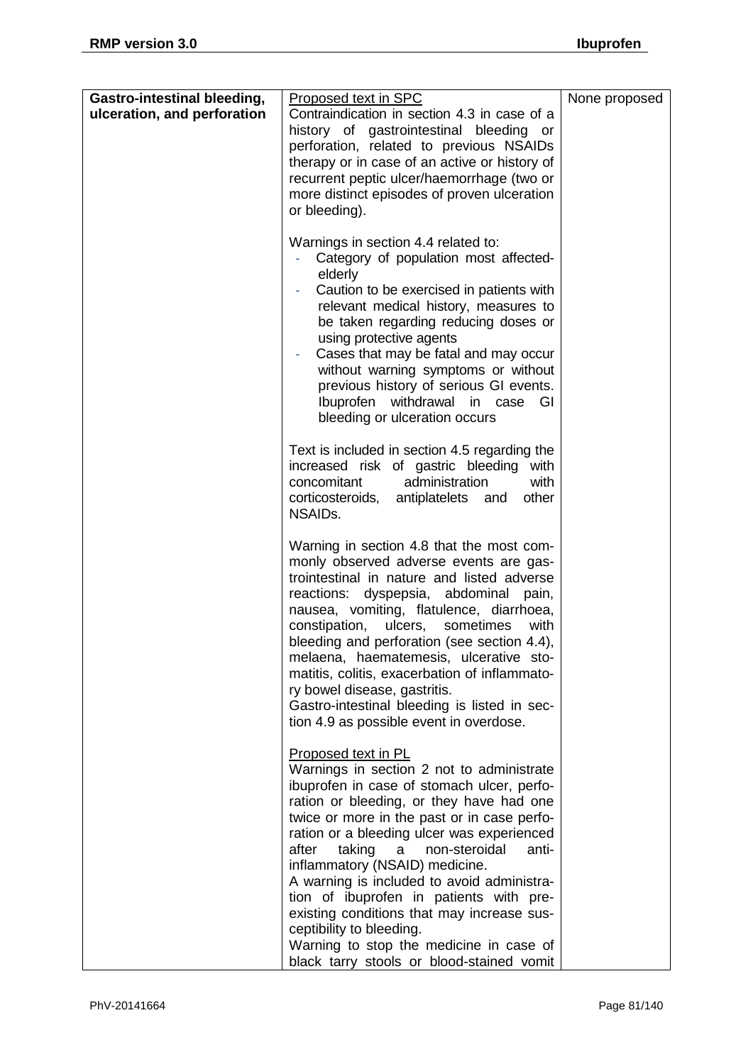| | | |
|---|---|---|
| **Gastro-intestinal bleeding, ulceration, and perforation** | Proposed text in SPC<br>Contraindication in section 4.3 in case of a history of gastrointestinal bleeding or perforation, related to previous NSAIDs therapy or in case of an active or history of recurrent peptic ulcer/haemorrhage (two or more distinct episodes of proven ulceration or bleeding).<br><br>Warnings in section 4.4 related to:<br>- Category of population most affected-elderly<br>- Caution to be exercised in patients with relevant medical history, measures to be taken regarding reducing doses or using protective agents<br>- Cases that may be fatal and may occur without warning symptoms or without previous history of serious GI events. Ibuprofen withdrawal in case GI bleeding or ulceration occurs<br><br>Text is included in section 4.5 regarding the increased risk of gastric bleeding with concomitant administration with corticosteroids, antiplatelets and other NSAIDs.<br><br>Warning in section 4.8 that the most commonly observed adverse events are gastrointestinal in nature and listed adverse reactions: dyspepsia, abdominal pain, nausea, vomiting, flatulence, diarrhoea, constipation, ulcers, sometimes with bleeding and perforation (see section 4.4), melaena, haematemesis, ulcerative stomatitis, colitis, exacerbation of inflammatory bowel disease, gastritis.<br>Gastro-intestinal bleeding is listed in section 4.9 as possible event in overdose.<br><br>Proposed text in PL<br>Warnings in section 2 not to administrate ibuprofen in case of stomach ulcer, perforation or bleeding, or they have had one twice or more in the past or in case perforation or a bleeding ulcer was experienced after taking a non-steroidal anti-inflammatory (NSAID) medicine.<br>A warning is included to avoid administration of ibuprofen in patients with pre-existing conditions that may increase susceptibility to bleeding.<br>Warning to stop the medicine in case of black tarry stools or blood-stained vomit | None proposed |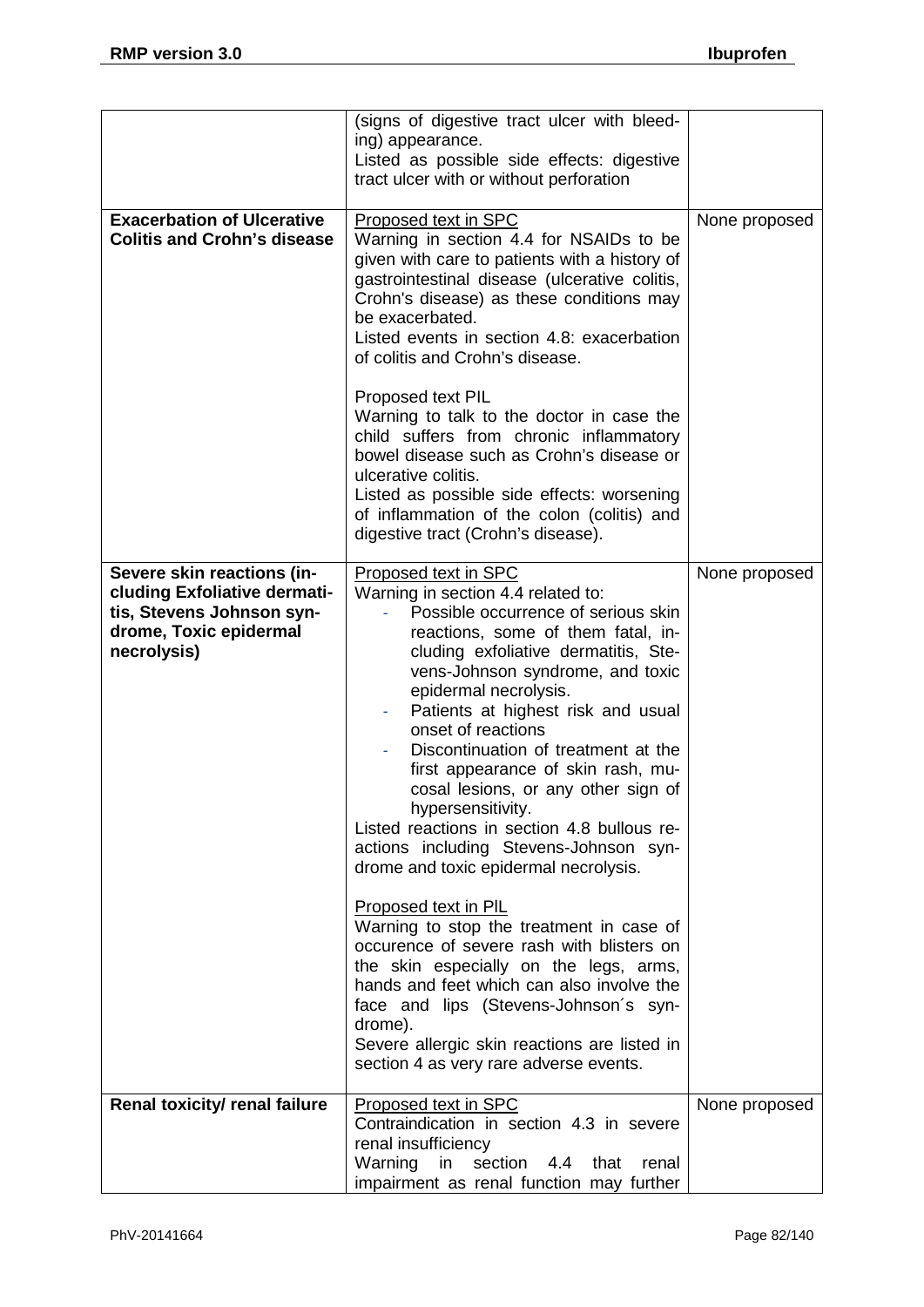| | | |
|---|---|---|
| | (signs of digestive tract ulcer with bleeding) appearance.<br>Listed as possible side effects: digestive tract ulcer with or without perforation | |
| **Exacerbation of Ulcerative Colitis and Crohn's disease** | Proposed text in SPC<br>Warning in section 4.4 for NSAIDs to be given with care to patients with a history of gastrointestinal disease (ulcerative colitis, Crohn's disease) as these conditions may be exacerbated.<br>Listed events in section 4.8: exacerbation of colitis and Crohn's disease.<br><br>Proposed text PIL<br>Warning to talk to the doctor in case the child suffers from chronic inflammatory bowel disease such as Crohn's disease or ulcerative colitis.<br>Listed as possible side effects: worsening of inflammation of the colon (colitis) and digestive tract (Crohn's disease). | None proposed |
| **Severe skin reactions (including Exfoliative dermatitis, Stevens Johnson syndrome, Toxic epidermal necrolysis)** | Proposed text in SPC<br>Warning in section 4.4 related to:<br>- Possible occurrence of serious skin reactions, some of them fatal, including exfoliative dermatitis, Stevens-Johnson syndrome, and toxic epidermal necrolysis.<br>- Patients at highest risk and usual onset of reactions<br>- Discontinuation of treatment at the first appearance of skin rash, mucosal lesions, or any other sign of hypersensitivity.<br>Listed reactions in section 4.8 bullous reactions including Stevens-Johnson syndrome and toxic epidermal necrolysis.<br><br>Proposed text in PIL<br>Warning to stop the treatment in case of occurence of severe rash with blisters on the skin especially on the legs, arms, hands and feet which can also involve the face and lips (Stevens-Johnson´s syndrome).<br>Severe allergic skin reactions are listed in section 4 as very rare adverse events. | None proposed |
| **Renal toxicity/ renal failure** | Proposed text in SPC<br>Contraindication in section 4.3 in severe renal insufficiency<br>Warning in section 4.4 that renal impairment as renal function may further | None proposed |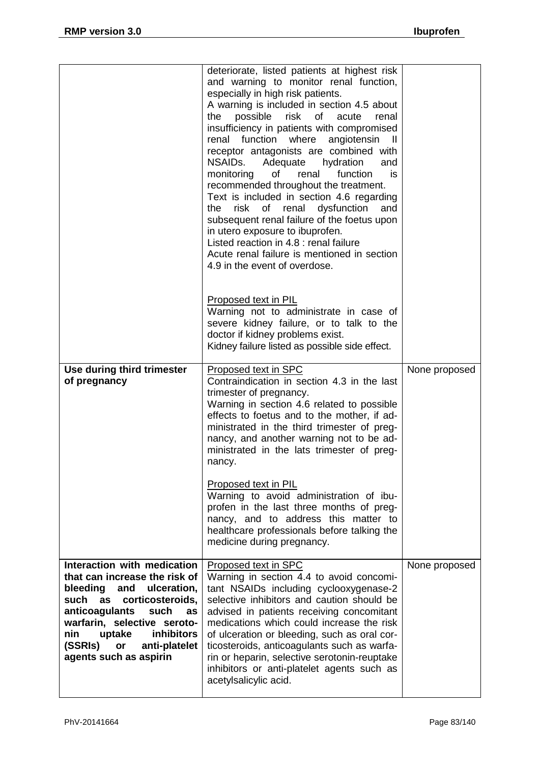| | | |
|---|---|---|
| | deteriorate, listed patients at highest risk and warning to monitor renal function, especially in high risk patients.<br>A warning is included in section 4.5 about the possible risk of acute renal insufficiency in patients with compromised renal function where angiotensin II receptor antagonists are combined with NSAIDs. Adequate hydration and monitoring of renal function is recommended throughout the treatment.<br>Text is included in section 4.6 regarding the risk of renal dysfunction and subsequent renal failure of the foetus upon in utero exposure to ibuprofen.<br>Listed reaction in 4.8 : renal failure<br>Acute renal failure is mentioned in section 4.9 in the event of overdose.<br><br>Proposed text in PIL<br>Warning not to administrate in case of severe kidney failure, or to talk to the doctor if kidney problems exist.<br>Kidney failure listed as possible side effect. | |
| **Use during third trimester of pregnancy** | Proposed text in SPC<br>Contraindication in section 4.3 in the last trimester of pregnancy.<br>Warning in section 4.6 related to possible effects to foetus and to the mother, if administrated in the third trimester of pregnancy, and another warning not to be administrated in the lats trimester of pregnancy.<br><br>Proposed text in PIL<br>Warning to avoid administration of ibuprofen in the last three months of pregnancy, and to address this matter to healthcare professionals before talking the medicine during pregnancy. | None proposed |
| **Interaction with medication that can increase the risk of bleeding and ulceration, such as corticosteroids, anticoagulants such as warfarin, selective serotonin uptake inhibitors (SSRIs) or anti-platelet agents such as aspirin** | Proposed text in SPC<br>Warning in section 4.4 to avoid concomitant NSAIDs including cyclooxygenase-2 selective inhibitors and caution should be advised in patients receiving concomitant medications which could increase the risk of ulceration or bleeding, such as oral corticosteroids, anticoagulants such as warfarin or heparin, selective serotonin-reuptake inhibitors or anti-platelet agents such as acetylsalicylic acid. | None proposed |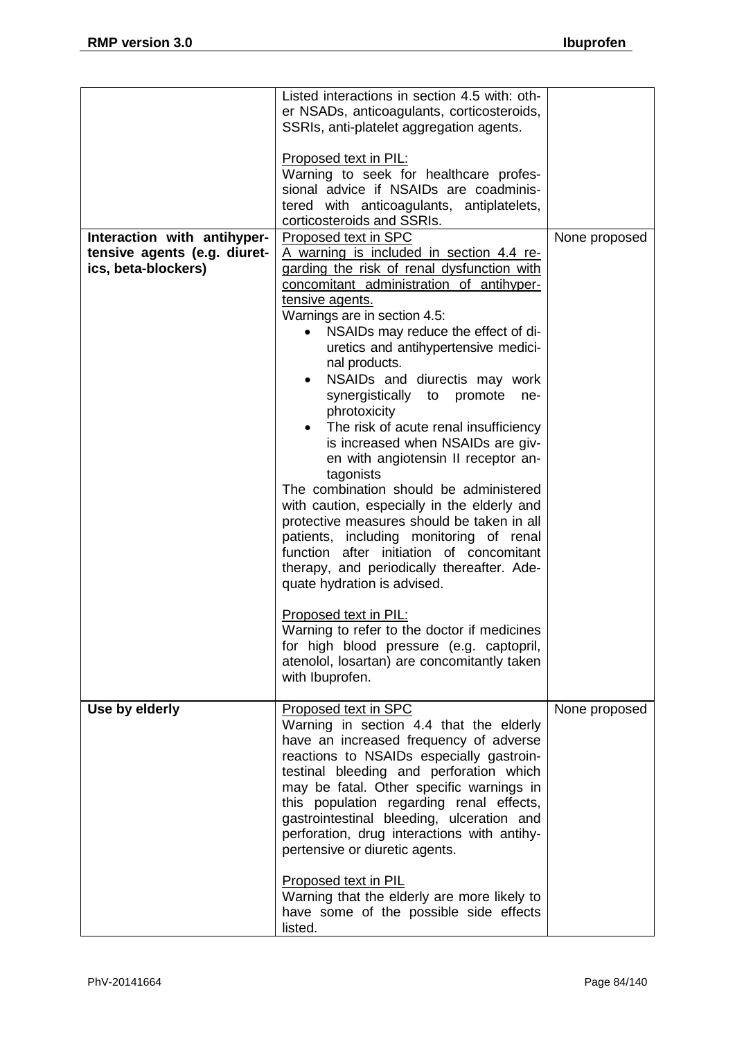| | | |
|---|---|---|
| | Listed interactions in section 4.5 with: other NSADs, anticoagulants, corticosteroids, SSRIs, anti-platelet aggregation agents.<br><br><u>Proposed text in PIL:</u><br>Warning to seek for healthcare professional advice if NSAIDs are coadministered with anticoagulants, antiplatelets, corticosteroids and SSRIs. | |
| **Interaction with antihypertensive agents (e.g. diuretics, beta-blockers)** | <u>Proposed text in SPC</u><br><u>A warning is included in section 4.4 regarding the risk of renal dysfunction with concomitant administration of antihypertensive agents.</u><br>Warnings are in section 4.5:<br>• NSAIDs may reduce the effect of diuretics and antihypertensive medicinal products.<br>• NSAIDs and diurectis may work synergistically to promote nephrotoxicity<br>• The risk of acute renal insufficiency is increased when NSAIDs are given with angiotensin II receptor antagonists<br>The combination should be administered with caution, especially in the elderly and protective measures should be taken in all patients, including monitoring of renal function after initiation of concomitant therapy, and periodically thereafter. Adequate hydration is advised.<br><br><u>Proposed text in PIL:</u><br>Warning to refer to the doctor if medicines for high blood pressure (e.g. captopril, atenolol, losartan) are concomitantly taken with Ibuprofen. | None proposed |
| **Use by elderly** | <u>Proposed text in SPC</u><br>Warning in section 4.4 that the elderly have an increased frequency of adverse reactions to NSAIDs especially gastrointestinal bleeding and perforation which may be fatal. Other specific warnings in this population regarding renal effects, gastrointestinal bleeding, ulceration and perforation, drug interactions with antihypertensive or diuretic agents.<br><br><u>Proposed text in PIL</u><br>Warning that the elderly are more likely to have some of the possible side effects listed. | None proposed |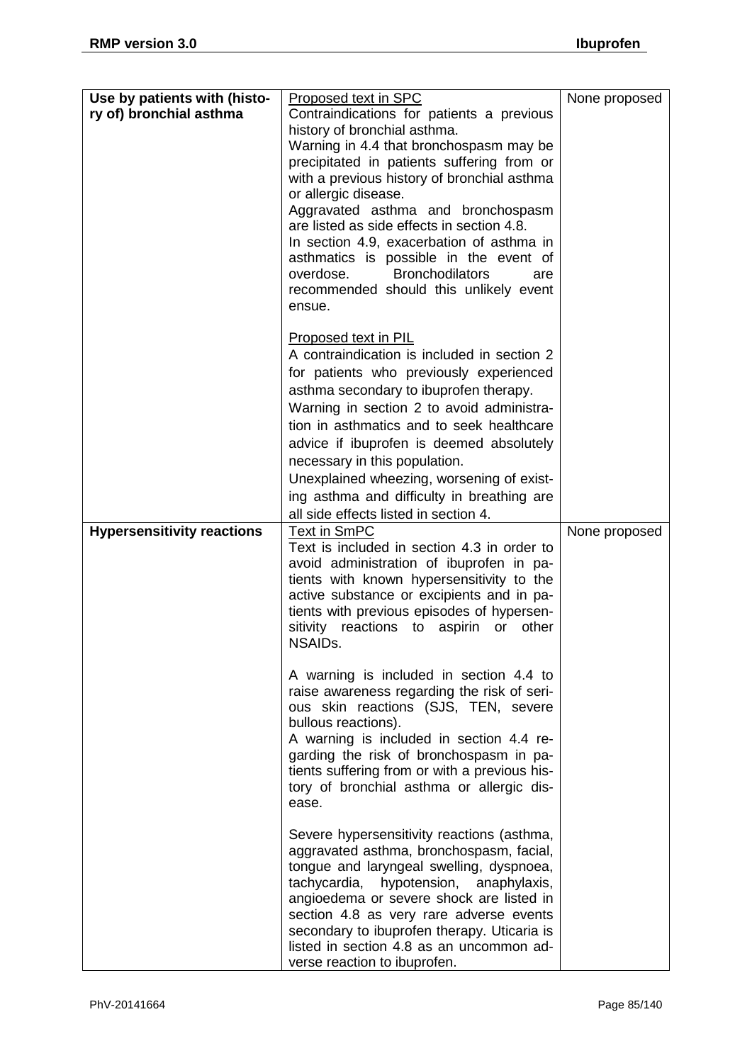| | | |
|---|---|---|
| **Use by patients with (history of) bronchial asthma** | Proposed text in SPC<br>Contraindications for patients a previous history of bronchial asthma.<br>Warning in 4.4 that bronchospasm may be precipitated in patients suffering from or with a previous history of bronchial asthma or allergic disease.<br>Aggravated asthma and bronchospasm are listed as side effects in section 4.8.<br>In section 4.9, exacerbation of asthma in asthmatics is possible in the event of overdose. Bronchodilators are recommended should this unlikely event ensue.<br><br>Proposed text in PIL<br>A contraindication is included in section 2 for patients who previously experienced asthma secondary to ibuprofen therapy.<br>Warning in section 2 to avoid administration in asthmatics and to seek healthcare advice if ibuprofen is deemed absolutely necessary in this population.<br>Unexplained wheezing, worsening of existing asthma and difficulty in breathing are all side effects listed in section 4. | None proposed |
| **Hypersensitivity reactions** | Text in SmPC<br>Text is included in section 4.3 in order to avoid administration of ibuprofen in patients with known hypersensitivity to the active substance or excipients and in patients with previous episodes of hypersensitivity reactions to aspirin or other NSAIDs.<br><br>A warning is included in section 4.4 to raise awareness regarding the risk of serious skin reactions (SJS, TEN, severe bullous reactions).<br>A warning is included in section 4.4 regarding the risk of bronchospasm in patients suffering from or with a previous history of bronchial asthma or allergic disease.<br><br>Severe hypersensitivity reactions (asthma, aggravated asthma, bronchospasm, facial, tongue and laryngeal swelling, dyspnoea, tachycardia, hypotension, anaphylaxis, angioedema or severe shock are listed in section 4.8 as very rare adverse events secondary to ibuprofen therapy. Uticaria is listed in section 4.8 as an uncommon adverse reaction to ibuprofen. | None proposed |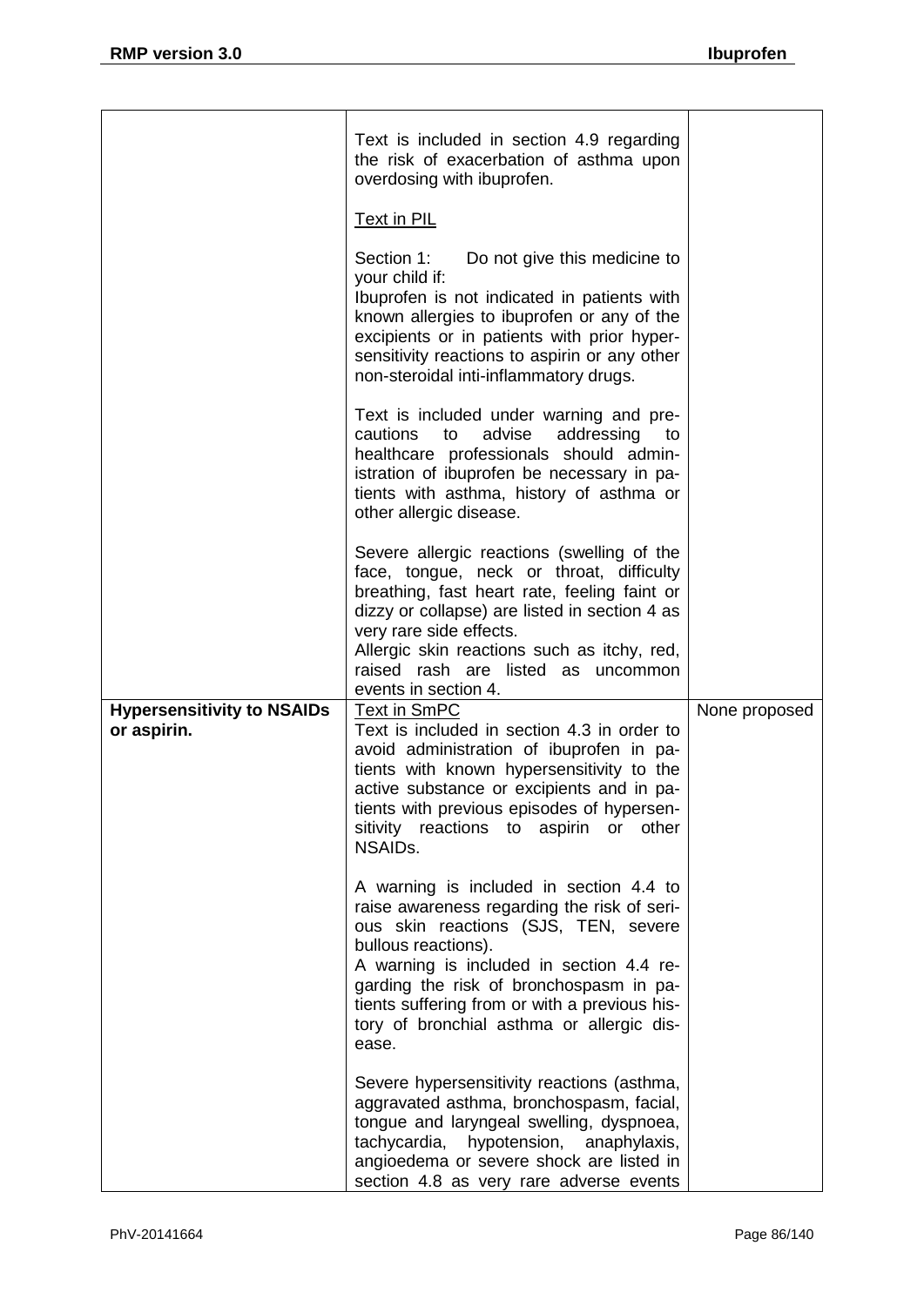| | | |
|---|---|---|
| | Text is included in section 4.9 regarding the risk of exacerbation of asthma upon overdosing with ibuprofen.<br><br><u>Text in PIL</u><br><br>Section 1: Do not give this medicine to your child if:<br>Ibuprofen is not indicated in patients with known allergies to ibuprofen or any of the excipients or in patients with prior hypersensitivity reactions to aspirin or any other non-steroidal inti-inflammatory drugs.<br><br>Text is included under warning and precautions to advise addressing to healthcare professionals should administration of ibuprofen be necessary in patients with asthma, history of asthma or other allergic disease.<br><br>Severe allergic reactions (swelling of the face, tongue, neck or throat, difficulty breathing, fast heart rate, feeling faint or dizzy or collapse) are listed in section 4 as very rare side effects.<br>Allergic skin reactions such as itchy, red, raised rash are listed as uncommon events in section 4. | |
| **Hypersensitivity to NSAIDs or aspirin.** | <u>Text in SmPC</u><br>Text is included in section 4.3 in order to avoid administration of ibuprofen in patients with known hypersensitivity to the active substance or excipients and in patients with previous episodes of hypersensitivity reactions to aspirin or other NSAIDs.<br><br>A warning is included in section 4.4 to raise awareness regarding the risk of serious skin reactions (SJS, TEN, severe bullous reactions).<br>A warning is included in section 4.4 regarding the risk of bronchospasm in patients suffering from or with a previous history of bronchial asthma or allergic disease.<br><br>Severe hypersensitivity reactions (asthma, aggravated asthma, bronchospasm, facial, tongue and laryngeal swelling, dyspnoea, tachycardia, hypotension, anaphylaxis, angioedema or severe shock are listed in section 4.8 as very rare adverse events | None proposed |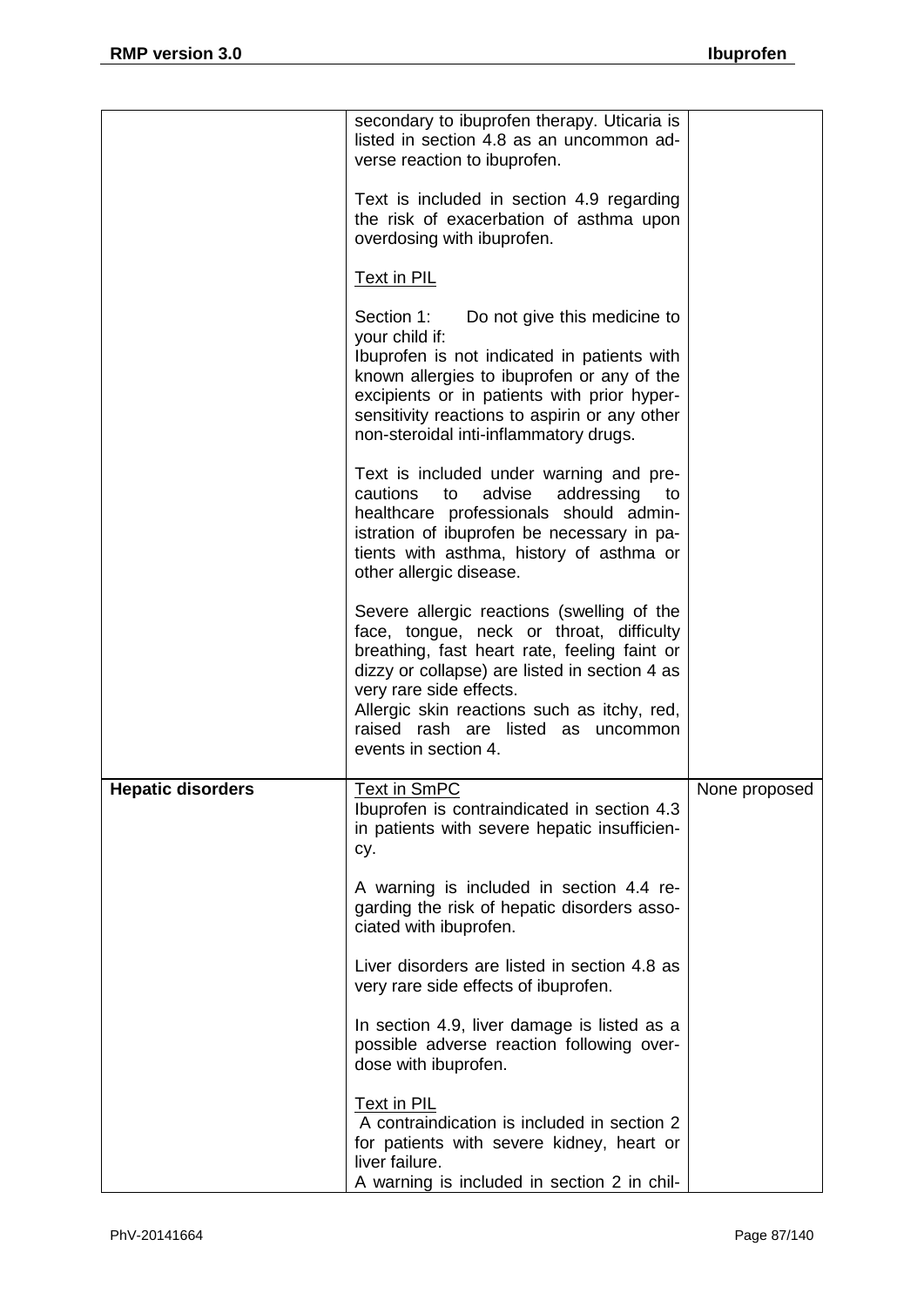| | | |
|---|---|---|
| | secondary to ibuprofen therapy. Uticaria is listed in section 4.8 as an uncommon adverse reaction to ibuprofen.<br><br>Text is included in section 4.9 regarding the risk of exacerbation of asthma upon overdosing with ibuprofen.<br><br><u>Text in PIL</u><br><br>Section 1: Do not give this medicine to your child if:<br>Ibuprofen is not indicated in patients with known allergies to ibuprofen or any of the excipients or in patients with prior hypersensitivity reactions to aspirin or any other non-steroidal inti-inflammatory drugs.<br><br>Text is included under warning and precautions to advise addressing to healthcare professionals should administration of ibuprofen be necessary in patients with asthma, history of asthma or other allergic disease.<br><br>Severe allergic reactions (swelling of the face, tongue, neck or throat, difficulty breathing, fast heart rate, feeling faint or dizzy or collapse) are listed in section 4 as very rare side effects.<br>Allergic skin reactions such as itchy, red, raised rash are listed as uncommon events in section 4. | |
| **Hepatic disorders** | <u>Text in SmPC</u><br>Ibuprofen is contraindicated in section 4.3 in patients with severe hepatic insufficiency.<br><br>A warning is included in section 4.4 regarding the risk of hepatic disorders associated with ibuprofen.<br><br>Liver disorders are listed in section 4.8 as very rare side effects of ibuprofen.<br><br>In section 4.9, liver damage is listed as a possible adverse reaction following overdose with ibuprofen.<br><br><u>Text in PIL</u><br>A contraindication is included in section 2 for patients with severe kidney, heart or liver failure.<br>A warning is included in section 2 in chil- | None proposed |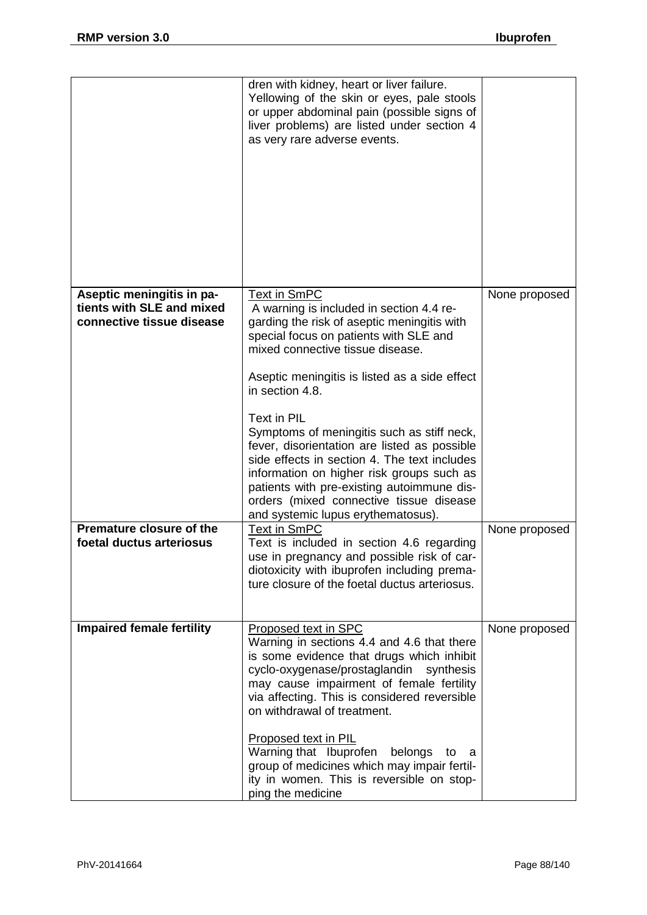| | | |
|---|---|---|
| | dren with kidney, heart or liver failure. Yellowing of the skin or eyes, pale stools or upper abdominal pain (possible signs of liver problems) are listed under section 4 as very rare adverse events. | |
| **Aseptic meningitis in patients with SLE and mixed connective tissue disease** | Text in SmPC<br>A warning is included in section 4.4 regarding the risk of aseptic meningitis with special focus on patients with SLE and mixed connective tissue disease.<br><br>Aseptic meningitis is listed as a side effect in section 4.8.<br><br>Text in PIL<br>Symptoms of meningitis such as stiff neck, fever, disorientation are listed as possible side effects in section 4. The text includes information on higher risk groups such as patients with pre-existing autoimmune disorders (mixed connective tissue disease and systemic lupus erythematosus). | None proposed |
| **Premature closure of the foetal ductus arteriosus** | Text in SmPC<br>Text is included in section 4.6 regarding use in pregnancy and possible risk of cardiotoxicity with ibuprofen including premature closure of the foetal ductus arteriosus. | None proposed |
| **Impaired female fertility** | Proposed text in SPC<br>Warning in sections 4.4 and 4.6 that there is some evidence that drugs which inhibit cyclo-oxygenase/prostaglandin synthesis may cause impairment of female fertility via affecting. This is considered reversible on withdrawal of treatment.<br><br>Proposed text in PIL<br>Warning that Ibuprofen belongs to a group of medicines which may impair fertility in women. This is reversible on stopping the medicine | None proposed |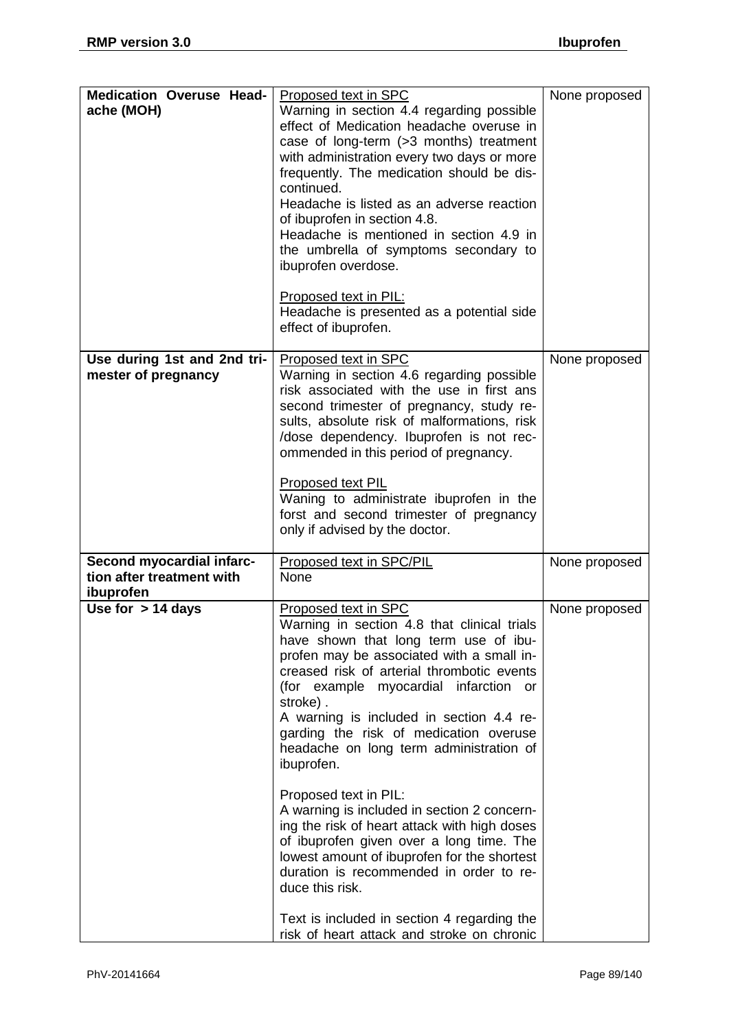| | | |
|---|---|---|
| **Medication Overuse Headache (MOH)** | Proposed text in SPC<br>Warning in section 4.4 regarding possible effect of Medication headache overuse in case of long-term (>3 months) treatment with administration every two days or more frequently. The medication should be discontinued.<br>Headache is listed as an adverse reaction of ibuprofen in section 4.8.<br>Headache is mentioned in section 4.9 in the umbrella of symptoms secondary to ibuprofen overdose.<br><br>Proposed text in PIL:<br>Headache is presented as a potential side effect of ibuprofen. | None proposed |
| **Use during 1st and 2nd trimester of pregnancy** | Proposed text in SPC<br>Warning in section 4.6 regarding possible risk associated with the use in first ans second trimester of pregnancy, study results, absolute risk of malformations, risk /dose dependency. Ibuprofen is not recommended in this period of pregnancy.<br><br>Proposed text PIL<br>Waning to administrate ibuprofen in the forst and second trimester of pregnancy only if advised by the doctor. | None proposed |
| **Second myocardial infarction after treatment with ibuprofen** | Proposed text in SPC/PIL<br>None | None proposed |
| **Use for > 14 days** | Proposed text in SPC<br>Warning in section 4.8 that clinical trials have shown that long term use of ibuprofen may be associated with a small increased risk of arterial thrombotic events (for example myocardial infarction or stroke) .<br>A warning is included in section 4.4 regarding the risk of medication overuse headache on long term administration of ibuprofen.<br><br>Proposed text in PIL:<br>A warning is included in section 2 concerning the risk of heart attack with high doses of ibuprofen given over a long time. The lowest amount of ibuprofen for the shortest duration is recommended in order to reduce this risk.<br><br>Text is included in section 4 regarding the risk of heart attack and stroke on chronic | None proposed |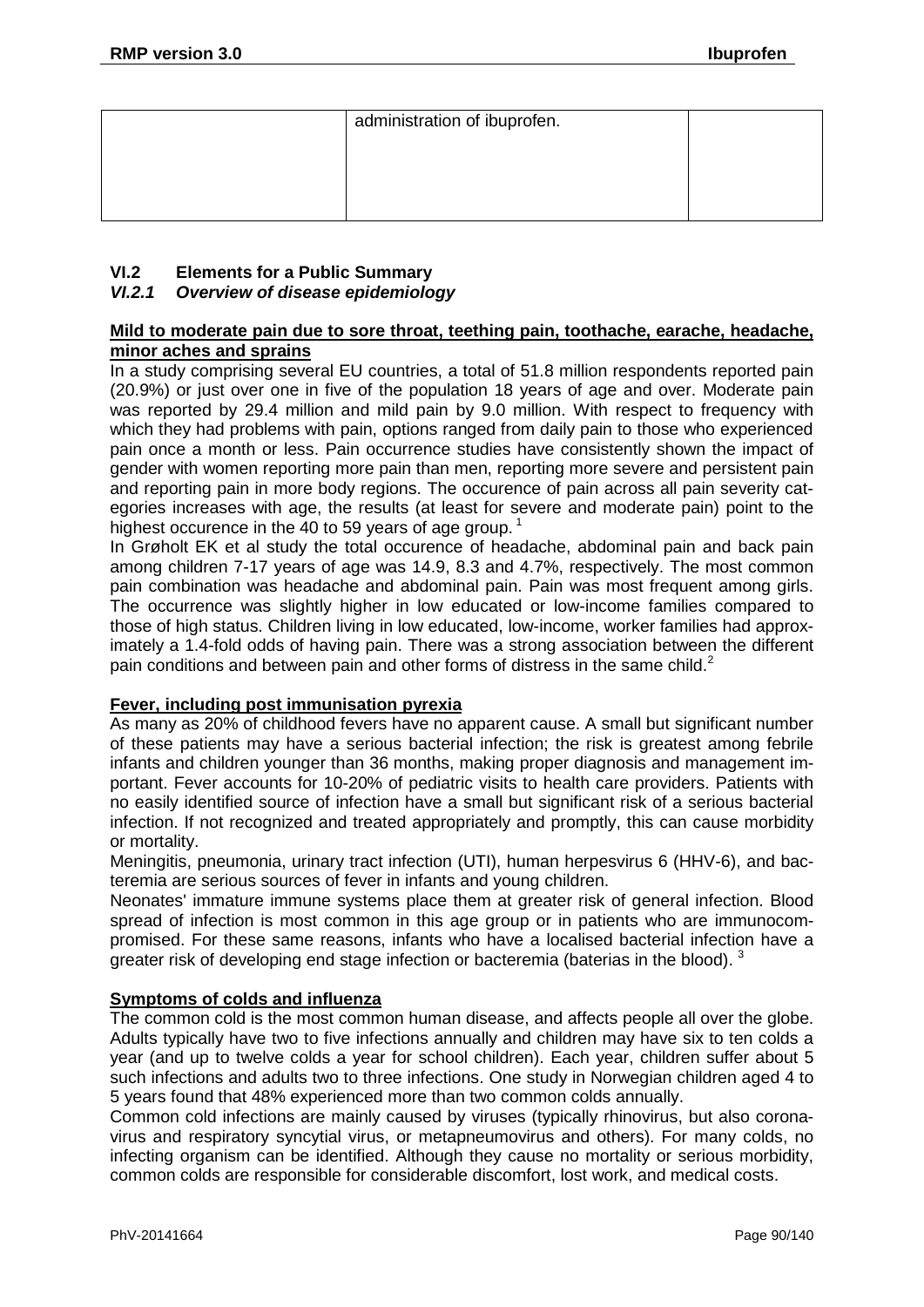|  | administration of ibuprofen. |  |
| --- | --- | --- |

## VI.2 Elements for a Public Summary

### *VI.2.1 Overview of disease epidemiology*

**Mild to moderate pain due to sore throat, teething pain, toothache, earache, headache, minor aches and sprains**

In a study comprising several EU countries, a total of 51.8 million respondents reported pain (20.9%) or just over one in five of the population 18 years of age and over. Moderate pain was reported by 29.4 million and mild pain by 9.0 million. With respect to frequency with which they had problems with pain, options ranged from daily pain to those who experienced pain once a month or less. Pain occurrence studies have consistently shown the impact of gender with women reporting more pain than men, reporting more severe and persistent pain and reporting pain in more body regions. The occurence of pain across all pain severity categories increases with age, the results (at least for severe and moderate pain) point to the highest occurence in the 40 to 59 years of age group. [1]

In Grøholt EK et al study the total occurence of headache, abdominal pain and back pain among children 7-17 years of age was 14.9, 8.3 and 4.7%, respectively. The most common pain combination was headache and abdominal pain. Pain was most frequent among girls. The occurrence was slightly higher in low educated or low-income families compared to those of high status. Children living in low educated, low-income, worker families had approximately a 1.4-fold odds of having pain. There was a strong association between the different pain conditions and between pain and other forms of distress in the same child.[2]

**Fever, including post immunisation pyrexia**

As many as 20% of childhood fevers have no apparent cause. A small but significant number of these patients may have a serious bacterial infection; the risk is greatest among febrile infants and children younger than 36 months, making proper diagnosis and management important. Fever accounts for 10-20% of pediatric visits to health care providers. Patients with no easily identified source of infection have a small but significant risk of a serious bacterial infection. If not recognized and treated appropriately and promptly, this can cause morbidity or mortality.

Meningitis, pneumonia, urinary tract infection (UTI), human herpesvirus 6 (HHV-6), and bacteremia are serious sources of fever in infants and young children.

Neonates' immature immune systems place them at greater risk of general infection. Blood spread of infection is most common in this age group or in patients who are immunocompromised. For these same reasons, infants who have a localised bacterial infection have a greater risk of developing end stage infection or bacteremia (baterias in the blood). [3]

**Symptoms of colds and influenza**

The common cold is the most common human disease, and affects people all over the globe. Adults typically have two to five infections annually and children may have six to ten colds a year (and up to twelve colds a year for school children). Each year, children suffer about 5 such infections and adults two to three infections. One study in Norwegian children aged 4 to 5 years found that 48% experienced more than two common colds annually.

Common cold infections are mainly caused by viruses (typically rhinovirus, but also coronavirus and respiratory syncytial virus, or metapneumovirus and others). For many colds, no infecting organism can be identified. Although they cause no mortality or serious morbidity, common colds are responsible for considerable discomfort, lost work, and medical costs.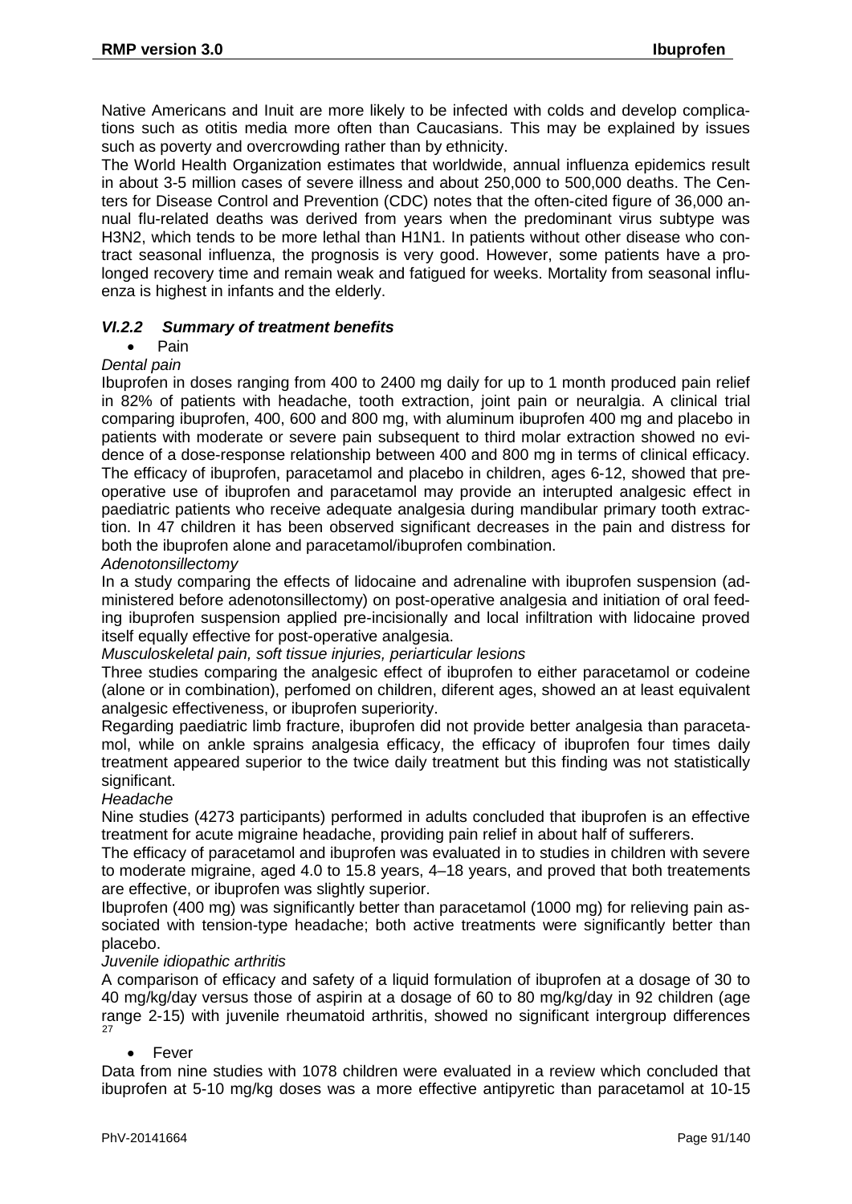Native Americans and Inuit are more likely to be infected with colds and develop complications such as otitis media more often than Caucasians. This may be explained by issues such as poverty and overcrowding rather than by ethnicity.

The World Health Organization estimates that worldwide, annual influenza epidemics result in about 3-5 million cases of severe illness and about 250,000 to 500,000 deaths. The Centers for Disease Control and Prevention (CDC) notes that the often-cited figure of 36,000 annual flu-related deaths was derived from years when the predominant virus subtype was H3N2, which tends to be more lethal than H1N1. In patients without other disease who contract seasonal influenza, the prognosis is very good. However, some patients have a prolonged recovery time and remain weak and fatigued for weeks. Mortality from seasonal influenza is highest in infants and the elderly.

### *VI.2.2 Summary of treatment benefits*

- Pain

*Dental pain*

Ibuprofen in doses ranging from 400 to 2400 mg daily for up to 1 month produced pain relief in 82% of patients with headache, tooth extraction, joint pain or neuralgia. A clinical trial comparing ibuprofen, 400, 600 and 800 mg, with aluminum ibuprofen 400 mg and placebo in patients with moderate or severe pain subsequent to third molar extraction showed no evidence of a dose-response relationship between 400 and 800 mg in terms of clinical efficacy. The efficacy of ibuprofen, paracetamol and placebo in children, ages 6-12, showed that preoperative use of ibuprofen and paracetamol may provide an interupted analgesic effect in paediatric patients who receive adequate analgesia during mandibular primary tooth extraction. In 47 children it has been observed significant decreases in the pain and distress for both the ibuprofen alone and paracetamol/ibuprofen combination.

*Adenotonsillectomy*

In a study comparing the effects of lidocaine and adrenaline with ibuprofen suspension (administered before adenotonsillectomy) on post-operative analgesia and initiation of oral feeding ibuprofen suspension applied pre-incisionally and local infiltration with lidocaine proved itself equally effective for post-operative analgesia.

*Musculoskeletal pain, soft tissue injuries, periarticular lesions*

Three studies comparing the analgesic effect of ibuprofen to either paracetamol or codeine (alone or in combination), perfomed on children, diferent ages, showed an at least equivalent analgesic effectiveness, or ibuprofen superiority.

Regarding paediatric limb fracture, ibuprofen did not provide better analgesia than paracetamol, while on ankle sprains analgesia efficacy, the efficacy of ibuprofen four times daily treatment appeared superior to the twice daily treatment but this finding was not statistically significant.

*Headache*

Nine studies (4273 participants) performed in adults concluded that ibuprofen is an effective treatment for acute migraine headache, providing pain relief in about half of sufferers.

The efficacy of paracetamol and ibuprofen was evaluated in to studies in children with severe to moderate migraine, aged 4.0 to 15.8 years, 4–18 years, and proved that both treatements are effective, or ibuprofen was slightly superior.

Ibuprofen (400 mg) was significantly better than paracetamol (1000 mg) for relieving pain associated with tension-type headache; both active treatments were significantly better than placebo.

*Juvenile idiopathic arthritis*

A comparison of efficacy and safety of a liquid formulation of ibuprofen at a dosage of 30 to 40 mg/kg/day versus those of aspirin at a dosage of 60 to 80 mg/kg/day in 92 children (age range 2-15) with juvenile rheumatoid arthritis, showed no significant intergroup differences [27]

- Fever

Data from nine studies with 1078 children were evaluated in a review which concluded that ibuprofen at 5-10 mg/kg doses was a more effective antipyretic than paracetamol at 10-15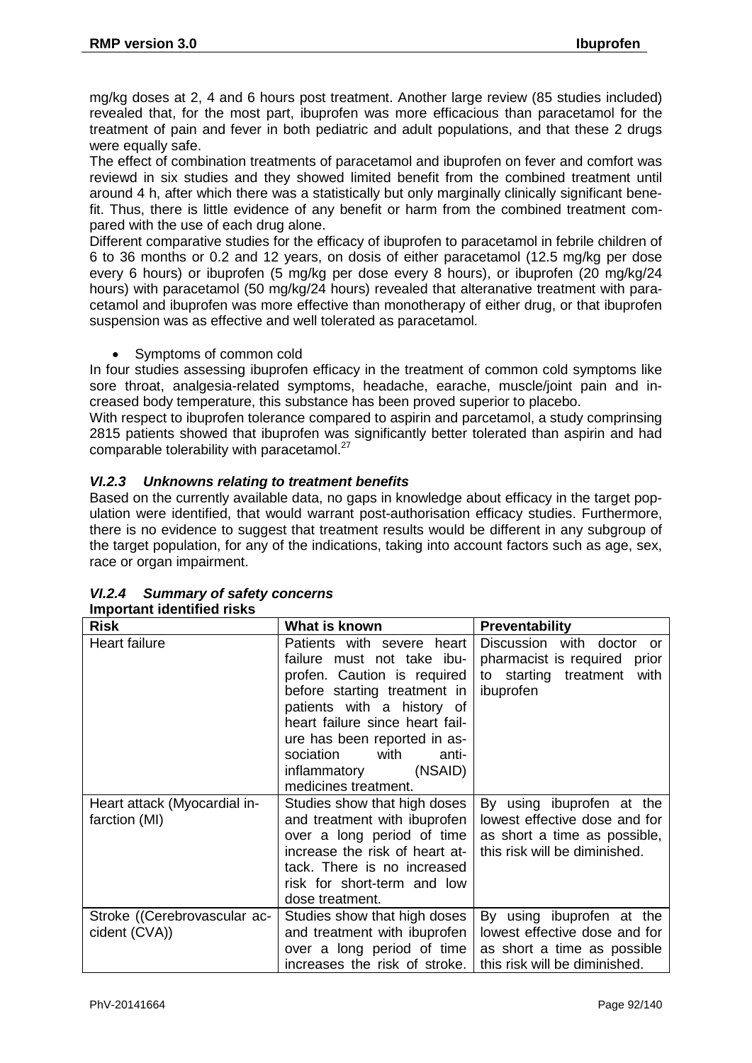mg/kg doses at 2, 4 and 6 hours post treatment. Another large review (85 studies included) revealed that, for the most part, ibuprofen was more efficacious than paracetamol for the treatment of pain and fever in both pediatric and adult populations, and that these 2 drugs were equally safe.

The effect of combination treatments of paracetamol and ibuprofen on fever and comfort was reviewd in six studies and they showed limited benefit from the combined treatment until around 4 h, after which there was a statistically but only marginally clinically significant benefit. Thus, there is little evidence of any benefit or harm from the combined treatment compared with the use of each drug alone.

Different comparative studies for the efficacy of ibuprofen to paracetamol in febrile children of 6 to 36 months or 0.2 and 12 years, on dosis of either paracetamol (12.5 mg/kg per dose every 6 hours) or ibuprofen (5 mg/kg per dose every 8 hours), or ibuprofen (20 mg/kg/24 hours) with paracetamol (50 mg/kg/24 hours) revealed that alteranative treatment with paracetamol and ibuprofen was more effective than monotherapy of either drug, or that ibuprofen suspension was as effective and well tolerated as paracetamol.

- Symptoms of common cold

In four studies assessing ibuprofen efficacy in the treatment of common cold symptoms like sore throat, analgesia-related symptoms, headache, earache, muscle/joint pain and increased body temperature, this substance has been proved superior to placebo.

With respect to ibuprofen tolerance compared to aspirin and parcetamol, a study comprinsing 2815 patients showed that ibuprofen was significantly better tolerated than aspirin and had comparable tolerability with paracetamol.[27]

### *VI.2.3 Unknowns relating to treatment benefits*

Based on the currently available data, no gaps in knowledge about efficacy in the target population were identified, that would warrant post-authorisation efficacy studies. Furthermore, there is no evidence to suggest that treatment results would be different in any subgroup of the target population, for any of the indications, taking into account factors such as age, sex, race or organ impairment.

### *VI.2.4 Summary of safety concerns*

**Important identified risks**

| Risk | What is known | Preventability |
|---|---|---|
| Heart failure | Patients with severe heart failure must not take ibuprofen. Caution is required before starting treatment in patients with a history of heart failure since heart failure has been reported in association with anti-inflammatory (NSAID) medicines treatment. | Discussion with doctor or pharmacist is required prior to starting treatment with ibuprofen |
| Heart attack (Myocardial infarction (MI) | Studies show that high doses and treatment with ibuprofen over a long period of time increase the risk of heart attack. There is no increased risk for short-term and low dose treatment. | By using ibuprofen at the lowest effective dose and for as short a time as possible, this risk will be diminished. |
| Stroke ((Cerebrovascular accident (CVA)) | Studies show that high doses and treatment with ibuprofen over a long period of time increases the risk of stroke. | By using ibuprofen at the lowest effective dose and for as short a time as possible this risk will be diminished. |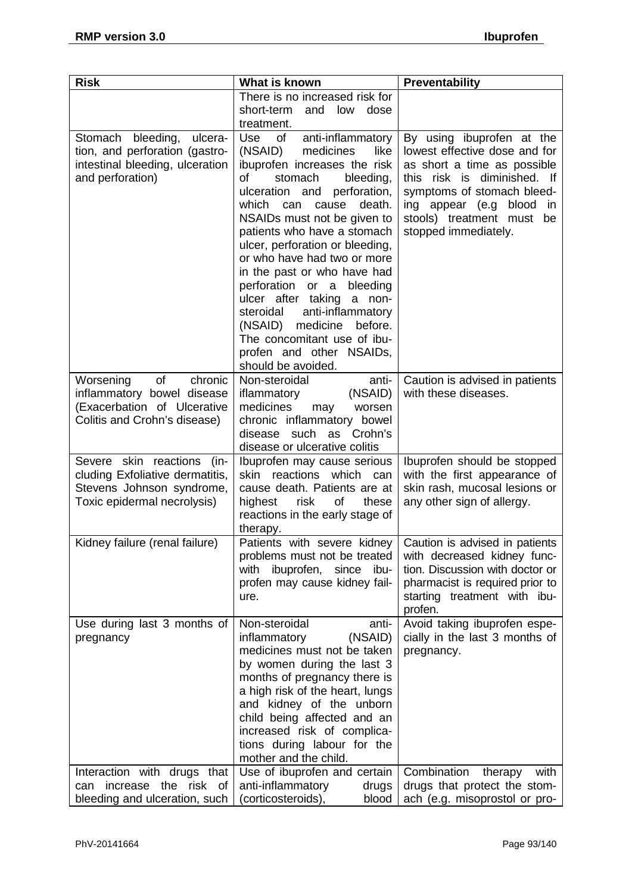| Risk | What is known | Preventability |
|---|---|---|
| | There is no increased risk for short-term and low dose treatment. | |
| Stomach bleeding, ulceration, and perforation (gastrointestinal bleeding, ulceration and perforation) | Use of anti-inflammatory (NSAID) medicines like ibuprofen increases the risk of stomach bleeding, ulceration and perforation, which can cause death. NSAIDs must not be given to patients who have a stomach ulcer, perforation or bleeding, or who have had two or more in the past or who have had perforation or a bleeding ulcer after taking a non-steroidal anti-inflammatory (NSAID) medicine before. The concomitant use of ibuprofen and other NSAIDs, should be avoided. | By using ibuprofen at the lowest effective dose and for as short a time as possible this risk is diminished. If symptoms of stomach bleeding appear (e.g blood in stools) treatment must be stopped immediately. |
| Worsening of chronic inflammatory bowel disease (Exacerbation of Ulcerative Colitis and Crohn's disease) | Non-steroidal anti-iflammatory (NSAID) medicines may worsen chronic inflammatory bowel disease such as Crohn's disease or ulcerative colitis | Caution is advised in patients with these diseases. |
| Severe skin reactions (including Exfoliative dermatitis, Stevens Johnson syndrome, Toxic epidermal necrolysis) | Ibuprofen may cause serious skin reactions which can cause death. Patients are at highest risk of these reactions in the early stage of therapy. | Ibuprofen should be stopped with the first appearance of skin rash, mucosal lesions or any other sign of allergy. |
| Kidney failure (renal failure) | Patients with severe kidney problems must not be treated with ibuprofen, since ibuprofen may cause kidney failure. | Caution is advised in patients with decreased kidney function. Discussion with doctor or pharmacist is required prior to starting treatment with ibuprofen. |
| Use during last 3 months of pregnancy | Non-steroidal anti-inflammatory (NSAID) medicines must not be taken by women during the last 3 months of pregnancy there is a high risk of the heart, lungs and kidney of the unborn child being affected and an increased risk of complications during labour for the mother and the child. | Avoid taking ibuprofen especially in the last 3 months of pregnancy. |
| Interaction with drugs that can increase the risk of bleeding and ulceration, such | Use of ibuprofen and certain anti-inflammatory drugs (corticosteroids), blood | Combination therapy with drugs that protect the stomach (e.g. misoprostol or pro- |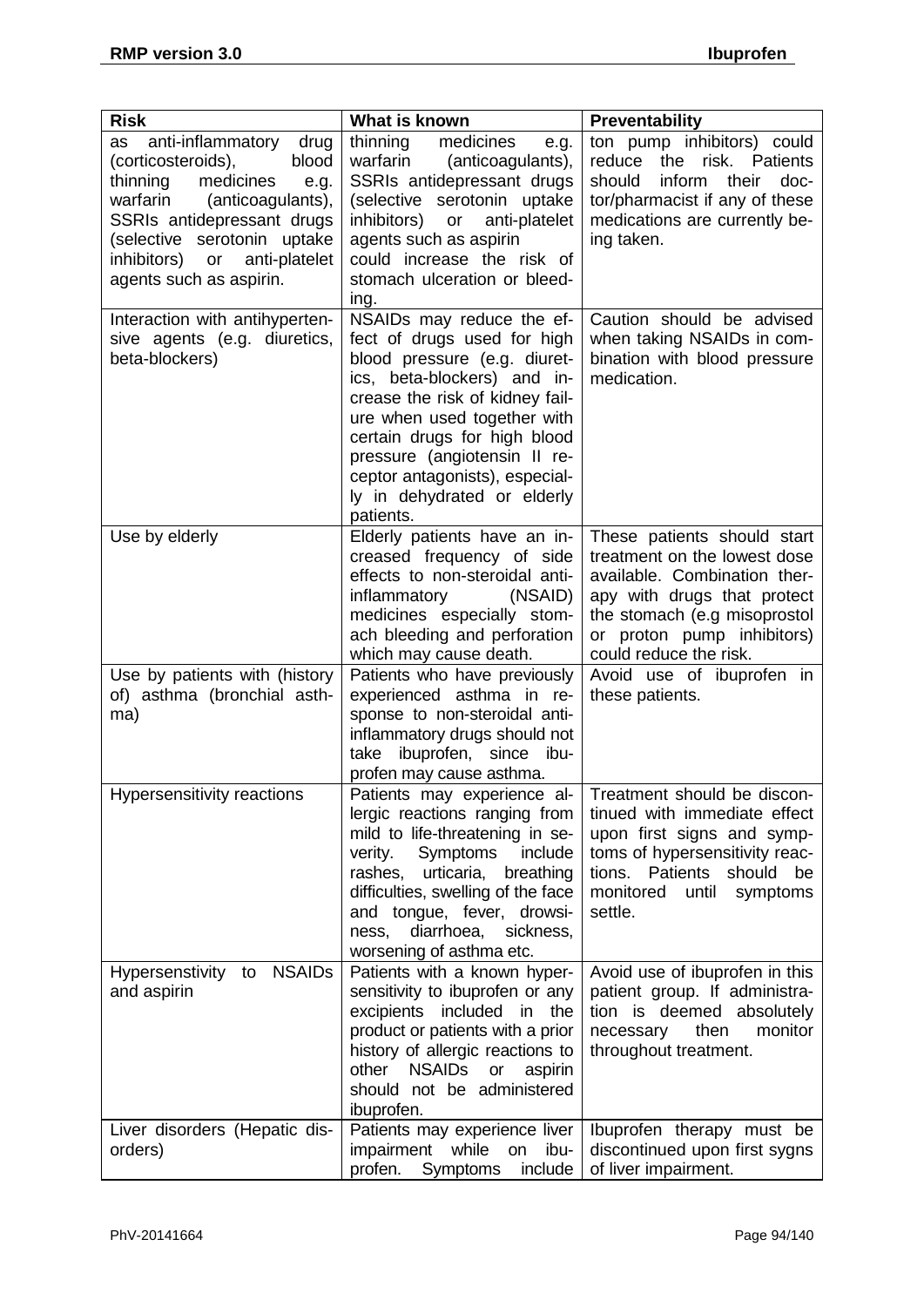| Risk | What is known | Preventability |
|---|---|---|
| as anti-inflammatory drug (corticosteroids), blood thinning medicines e.g. warfarin (anticoagulants), SSRIs antidepressant drugs (selective serotonin uptake inhibitors) or anti-platelet agents such as aspirin. | thinning medicines e.g. warfarin (anticoagulants), SSRIs antidepressant drugs (selective serotonin uptake inhibitors) or anti-platelet agents such as aspirin could increase the risk of stomach ulceration or bleeding. | ton pump inhibitors) could reduce the risk. Patients should inform their doctor/pharmacist if any of these medications are currently being taken. |
| Interaction with antihypertensive agents (e.g. diuretics, beta-blockers) | NSAIDs may reduce the effect of drugs used for high blood pressure (e.g. diuretics, beta-blockers) and increase the risk of kidney failure when used together with certain drugs for high blood pressure (angiotensin II receptor antagonists), especially in dehydrated or elderly patients. | Caution should be advised when taking NSAIDs in combination with blood pressure medication. |
| Use by elderly | Elderly patients have an increased frequency of side effects to non-steroidal anti-inflammatory (NSAID) medicines especially stomach bleeding and perforation which may cause death. | These patients should start treatment on the lowest dose available. Combination therapy with drugs that protect the stomach (e.g misoprostol or proton pump inhibitors) could reduce the risk. |
| Use by patients with (history of) asthma (bronchial asthma) | Patients who have previously experienced asthma in response to non-steroidal anti-inflammatory drugs should not take ibuprofen, since ibuprofen may cause asthma. | Avoid use of ibuprofen in these patients. |
| Hypersensitivity reactions | Patients may experience allergic reactions ranging from mild to life-threatening in severity. Symptoms include rashes, urticaria, breathing difficulties, swelling of the face and tongue, fever, drowsiness, diarrhoea, sickness, worsening of asthma etc. | Treatment should be discontinued with immediate effect upon first signs and symptoms of hypersensitivity reactions. Patients should be monitored until symptoms settle. |
| Hypersenstivity to NSAIDs and aspirin | Patients with a known hypersensitivity to ibuprofen or any excipients included in the product or patients with a prior history of allergic reactions to other NSAIDs or aspirin should not be administered ibuprofen. | Avoid use of ibuprofen in this patient group. If administration is deemed absolutely necessary then monitor throughout treatment. |
| Liver disorders (Hepatic disorders) | Patients may experience liver impairment while on ibuprofen. Symptoms include | Ibuprofen therapy must be discontinued upon first sygns of liver impairment. |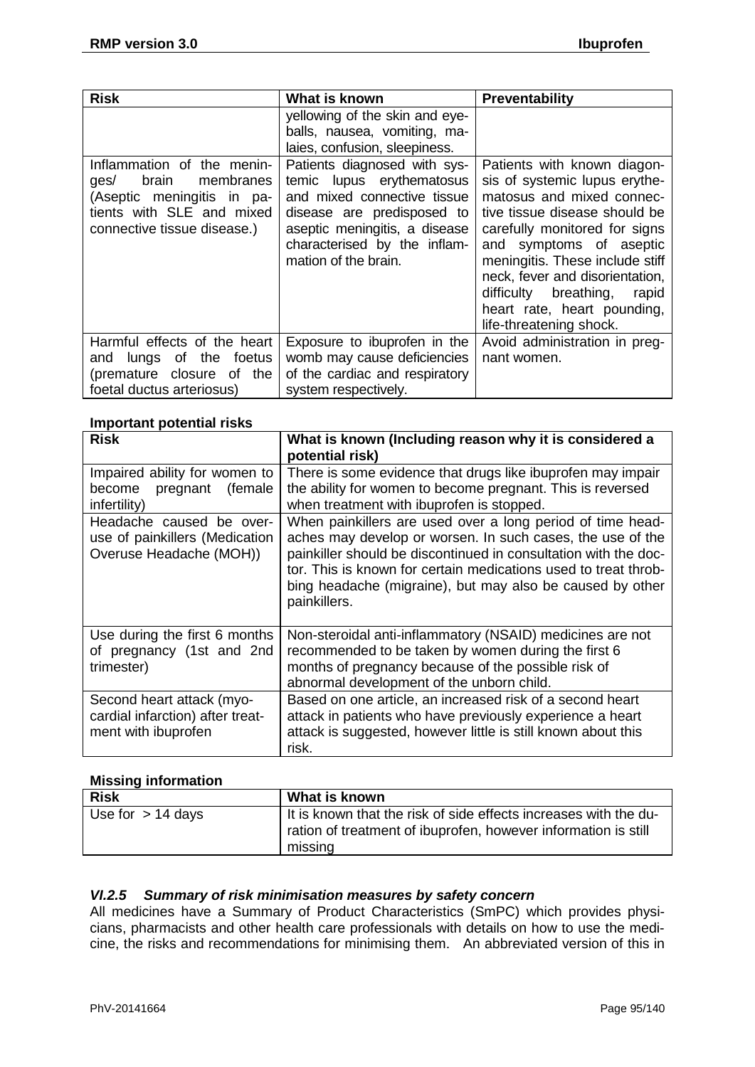| Risk | What is known | Preventability |
|---|---|---|
| | yellowing of the skin and eyeballs, nausea, vomiting, malaies, confusion, sleepiness. | |
| Inflammation of the meninges/ brain membranes (Aseptic meningitis in patients with SLE and mixed connective tissue disease.) | Patients diagnosed with systemic lupus erythematosus and mixed connective tissue disease are predisposed to aseptic meningitis, a disease characterised by the inflammation of the brain. | Patients with known diagonsis of systemic lupus erythematosus and mixed connective tissue disease should be carefully monitored for signs and symptoms of aseptic meningitis. These include stiff neck, fever and disorientation, difficulty breathing, rapid heart rate, heart pounding, life-threatening shock. |
| Harmful effects of the heart and lungs of the foetus (premature closure of the foetal ductus arteriosus) | Exposure to ibuprofen in the womb may cause deficiencies of the cardiac and respiratory system respectively. | Avoid administration in pregnant women. |

**Important potential risks**

| Risk | What is known (Including reason why it is considered a potential risk) |
|---|---|
| Impaired ability for women to become pregnant (female infertility) | There is some evidence that drugs like ibuprofen may impair the ability for women to become pregnant. This is reversed when treatment with ibuprofen is stopped. |
| Headache caused be overuse of painkillers (Medication Overuse Headache (MOH)) | When painkillers are used over a long period of time headaches may develop or worsen. In such cases, the use of the painkiller should be discontinued in consultation with the doctor. This is known for certain medications used to treat throbbing headache (migraine), but may also be caused by other painkillers. |
| Use during the first 6 months of pregnancy (1st and 2nd trimester) | Non-steroidal anti-inflammatory (NSAID) medicines are not recommended to be taken by women during the first 6 months of pregnancy because of the possible risk of abnormal development of the unborn child. |
| Second heart attack (myocardial infarction) after treatment with ibuprofen | Based on one article, an increased risk of a second heart attack in patients who have previously experience a heart attack is suggested, however little is still known about this risk. |

**Missing information**

| Risk | What is known |
|---|---|
| Use for > 14 days | It is known that the risk of side effects increases with the duration of treatment of ibuprofen, however information is still missing |

### *VI.2.5 Summary of risk minimisation measures by safety concern*

All medicines have a Summary of Product Characteristics (SmPC) which provides physicians, pharmacists and other health care professionals with details on how to use the medicine, the risks and recommendations for minimising them. An abbreviated version of this in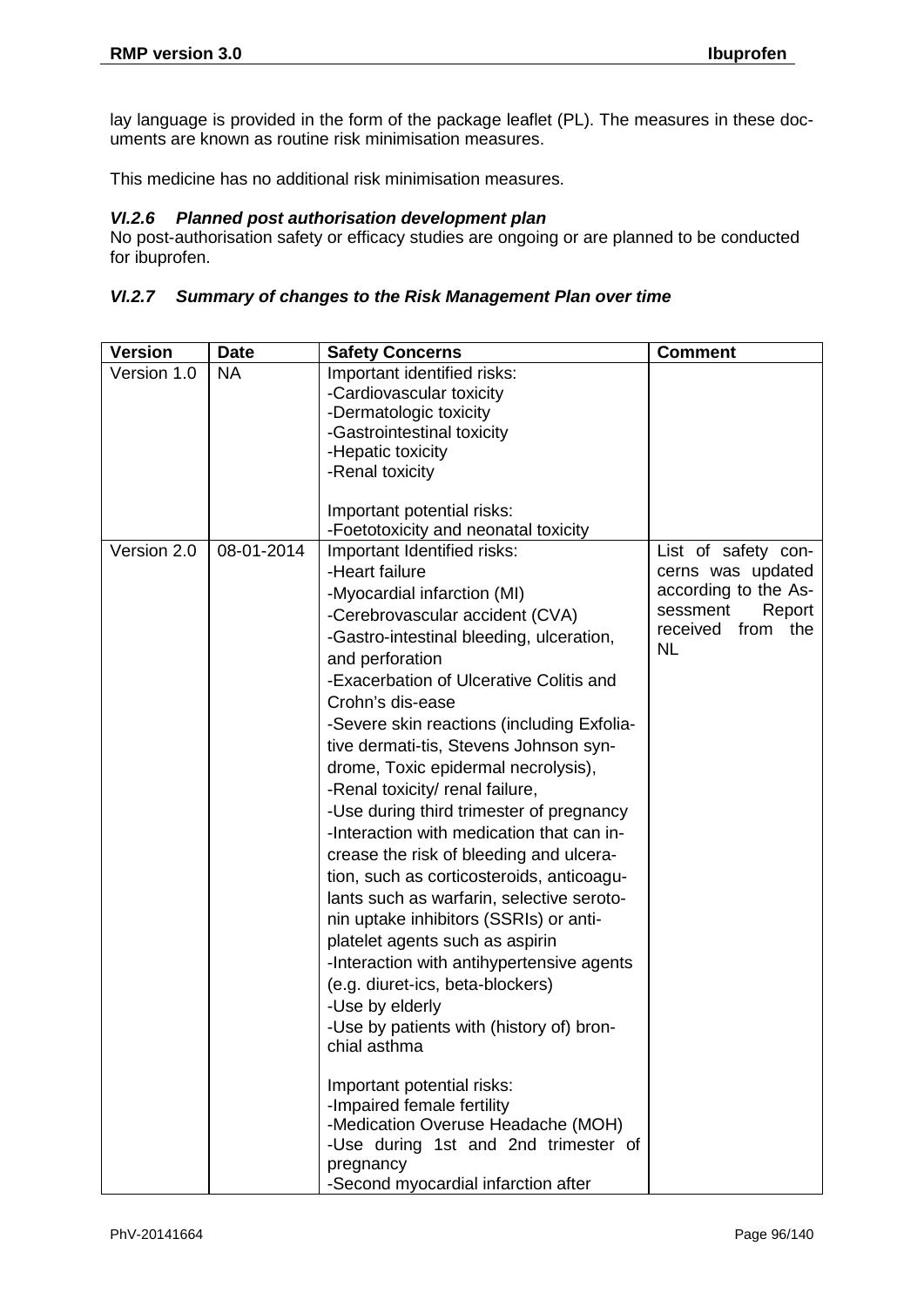lay language is provided in the form of the package leaflet (PL). The measures in these documents are known as routine risk minimisation measures.

This medicine has no additional risk minimisation measures.

### *VI.2.6 Planned post authorisation development plan*

No post-authorisation safety or efficacy studies are ongoing or are planned to be conducted for ibuprofen.

### *VI.2.7 Summary of changes to the Risk Management Plan over time*

| Version | Date | Safety Concerns | Comment |
|---|---|---|---|
| Version 1.0 | NA | Important identified risks:<br>-Cardiovascular toxicity<br>-Dermatologic toxicity<br>-Gastrointestinal toxicity<br>-Hepatic toxicity<br>-Renal toxicity<br><br>Important potential risks:<br>-Foetotoxicity and neonatal toxicity | |
| Version 2.0 | 08-01-2014 | Important Identified risks:<br>-Heart failure<br>-Myocardial infarction (MI)<br>-Cerebrovascular accident (CVA)<br>-Gastro-intestinal bleeding, ulceration, and perforation<br>-Exacerbation of Ulcerative Colitis and Crohn's dis-ease<br>-Severe skin reactions (including Exfolia-tive dermati-tis, Stevens Johnson syn-drome, Toxic epidermal necrolysis),<br>-Renal toxicity/ renal failure,<br>-Use during third trimester of pregnancy<br>-Interaction with medication that can in-crease the risk of bleeding and ulcera-tion, such as corticosteroids, anticoagu-lants such as warfarin, selective seroto-nin uptake inhibitors (SSRIs) or anti-platelet agents such as aspirin<br>-Interaction with antihypertensive agents (e.g. diuret-ics, beta-blockers)<br>-Use by elderly<br>-Use by patients with (history of) bron-chial asthma<br><br>Important potential risks:<br>-Impaired female fertility<br>-Medication Overuse Headache (MOH)<br>-Use during 1st and 2nd trimester of pregnancy<br>-Second myocardial infarction after | List of safety con-cerns was updated according to the As-sessment Report received from the NL |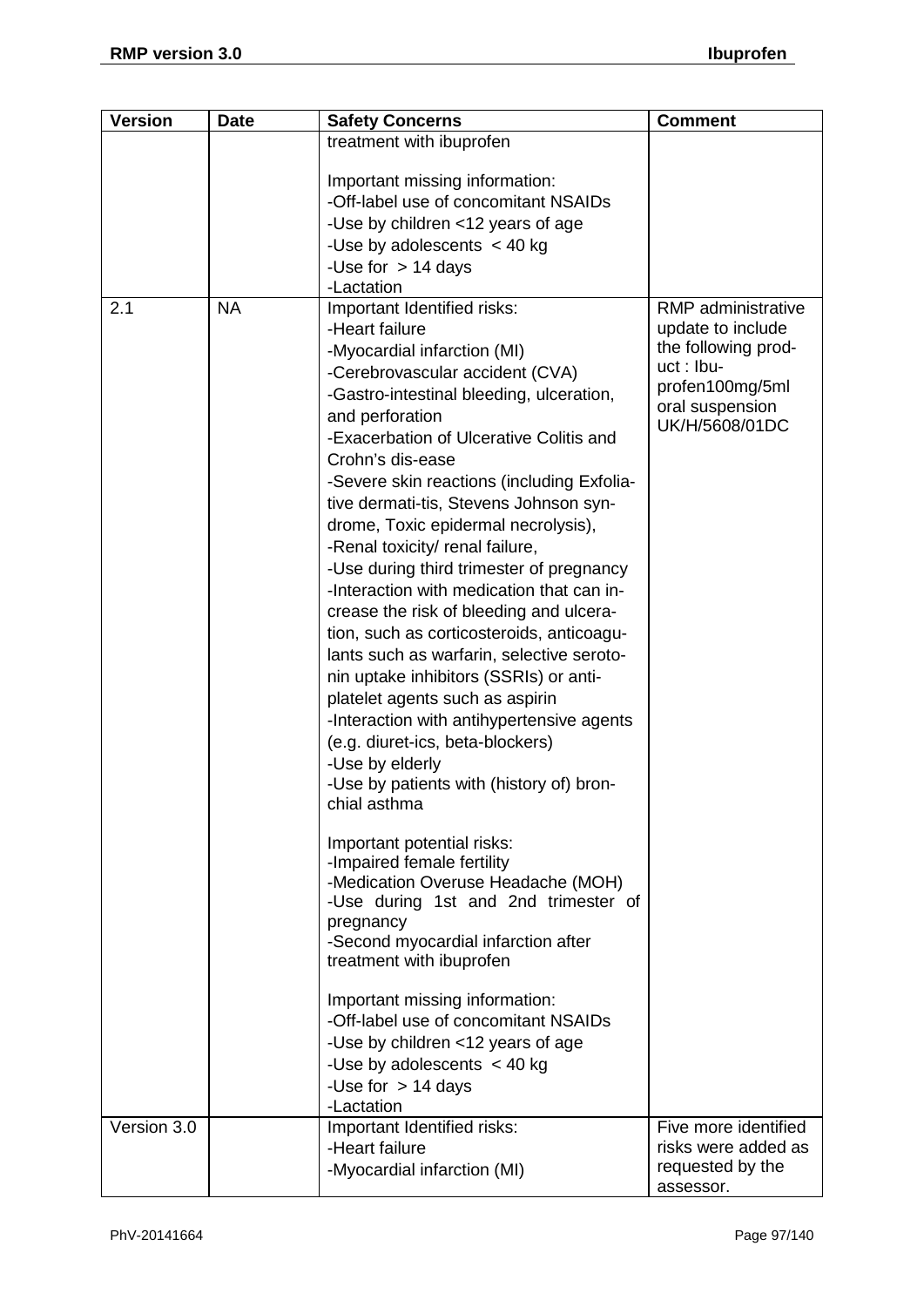| Version | Date | Safety Concerns | Comment |
| --- | --- | --- | --- |
| | | treatment with ibuprofen<br><br>Important missing information:<br>-Off-label use of concomitant NSAIDs<br>-Use by children <12 years of age<br>-Use by adolescents < 40 kg<br>-Use for > 14 days<br>-Lactation | |
| 2.1 | NA | Important Identified risks:<br>-Heart failure<br>-Myocardial infarction (MI)<br>-Cerebrovascular accident (CVA)<br>-Gastro-intestinal bleeding, ulceration, and perforation<br>-Exacerbation of Ulcerative Colitis and Crohn's dis-ease<br>-Severe skin reactions (including Exfolia-tive dermati-tis, Stevens Johnson syn-drome, Toxic epidermal necrolysis),<br>-Renal toxicity/ renal failure,<br>-Use during third trimester of pregnancy<br>-Interaction with medication that can in-crease the risk of bleeding and ulcera-tion, such as corticosteroids, anticoagu-lants such as warfarin, selective seroto-nin uptake inhibitors (SSRIs) or anti-platelet agents such as aspirin<br>-Interaction with antihypertensive agents (e.g. diuret-ics, beta-blockers)<br>-Use by elderly<br>-Use by patients with (history of) bron-chial asthma<br><br>Important potential risks:<br>-Impaired female fertility<br>-Medication Overuse Headache (MOH)<br>-Use during 1st and 2nd trimester of pregnancy<br>-Second myocardial infarction after treatment with ibuprofen<br><br>Important missing information:<br>-Off-label use of concomitant NSAIDs<br>-Use by children <12 years of age<br>-Use by adolescents < 40 kg<br>-Use for > 14 days<br>-Lactation | RMP administrative update to include the following prod-uct : Ibu-profen100mg/5ml oral suspension UK/H/5608/01DC |
| Version 3.0 | | Important Identified risks:<br>-Heart failure<br>-Myocardial infarction (MI) | Five more identified risks were added as requested by the assessor. |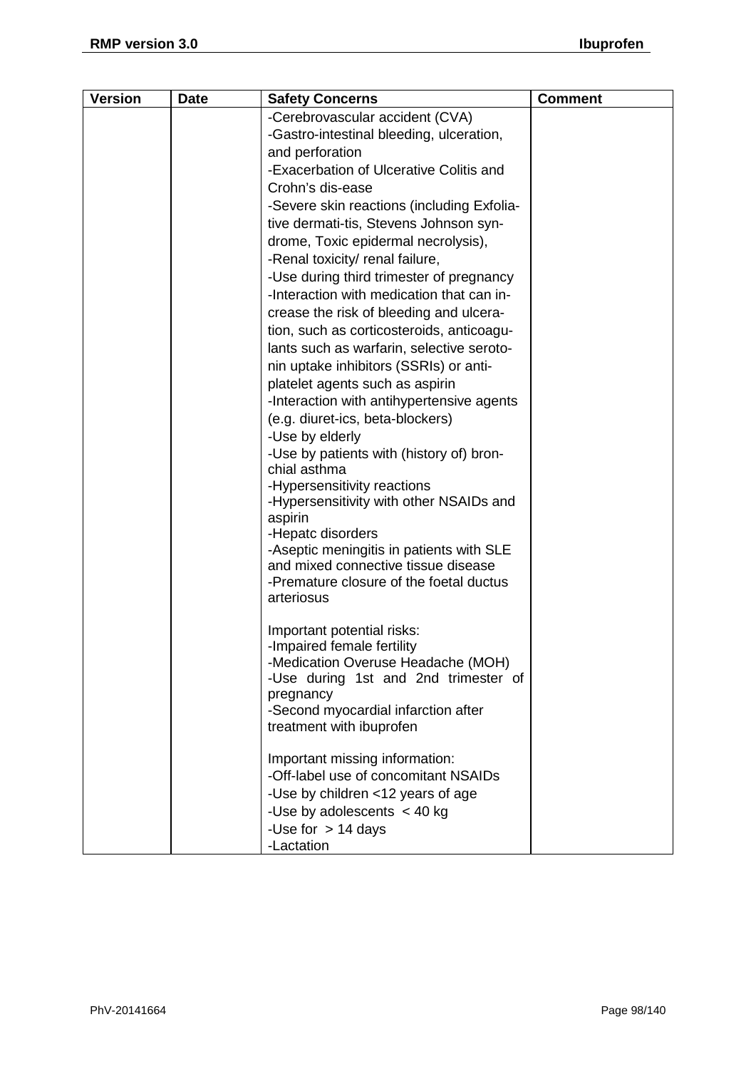| Version | Date | Safety Concerns | Comment |
|---|---|---|---|
| | | -Cerebrovascular accident (CVA)<br>-Gastro-intestinal bleeding, ulceration, and perforation<br>-Exacerbation of Ulcerative Colitis and Crohn's dis-ease<br>-Severe skin reactions (including Exfolia-tive dermati-tis, Stevens Johnson syn-drome, Toxic epidermal necrolysis),<br>-Renal toxicity/ renal failure,<br>-Use during third trimester of pregnancy<br>-Interaction with medication that can in-crease the risk of bleeding and ulcera-tion, such as corticosteroids, anticoagu-lants such as warfarin, selective seroto-nin uptake inhibitors (SSRIs) or anti-platelet agents such as aspirin<br>-Interaction with antihypertensive agents (e.g. diuret-ics, beta-blockers)<br>-Use by elderly<br>-Use by patients with (history of) bron-chial asthma<br>-Hypersensitivity reactions<br>-Hypersensitivity with other NSAIDs and aspirin<br>-Hepatc disorders<br>-Aseptic meningitis in patients with SLE and mixed connective tissue disease<br>-Premature closure of the foetal ductus arteriosus<br><br>Important potential risks:<br>-Impaired female fertility<br>-Medication Overuse Headache (MOH)<br>-Use during 1st and 2nd trimester of pregnancy<br>-Second myocardial infarction after treatment with ibuprofen<br><br>Important missing information:<br>-Off-label use of concomitant NSAIDs<br>-Use by children <12 years of age<br>-Use by adolescents < 40 kg<br>-Use for > 14 days<br>-Lactation | |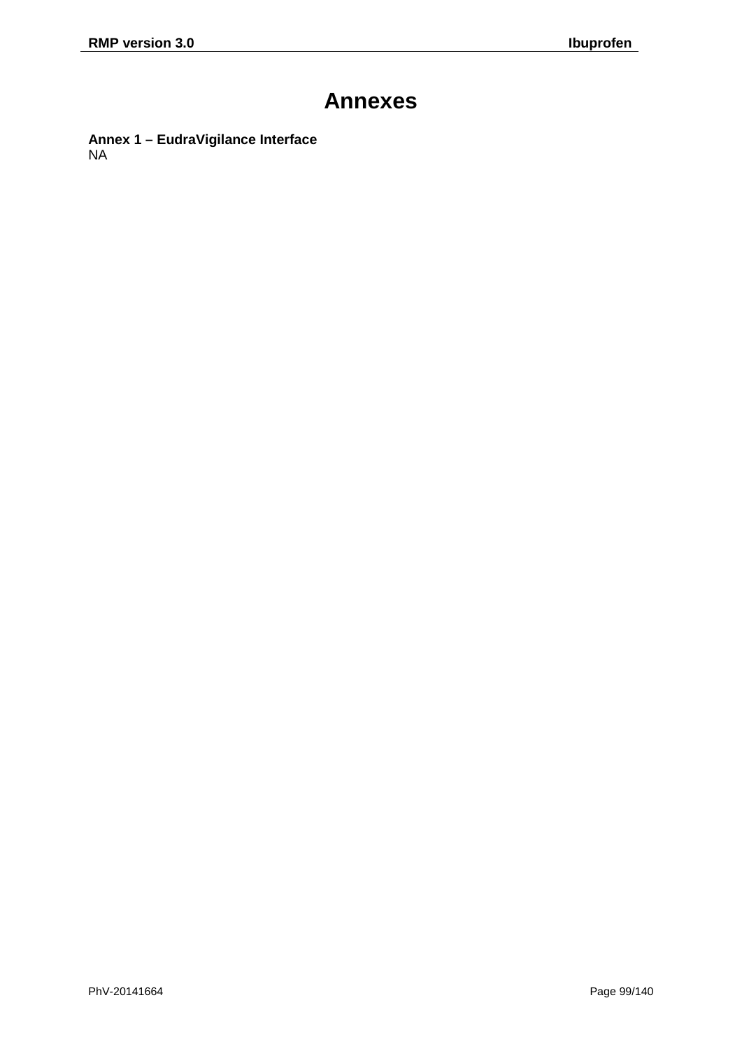# Annexes

**Annex 1 – EudraVigilance Interface**

NA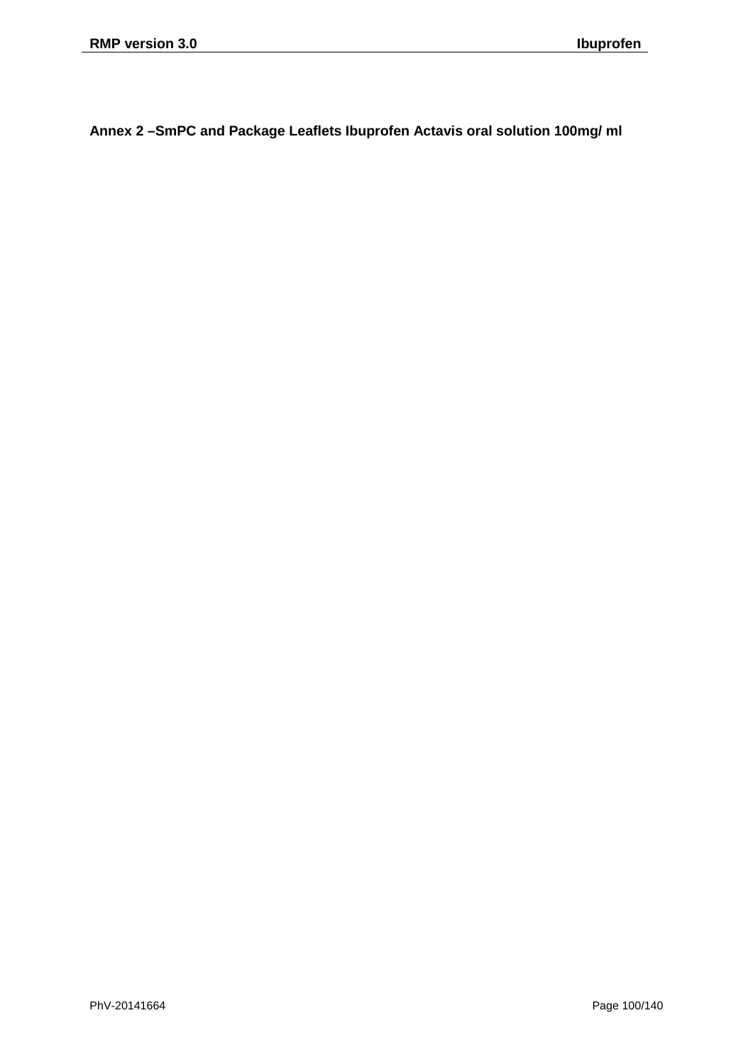## Annex 2 –SmPC and Package Leaflets Ibuprofen Actavis oral solution 100mg/ ml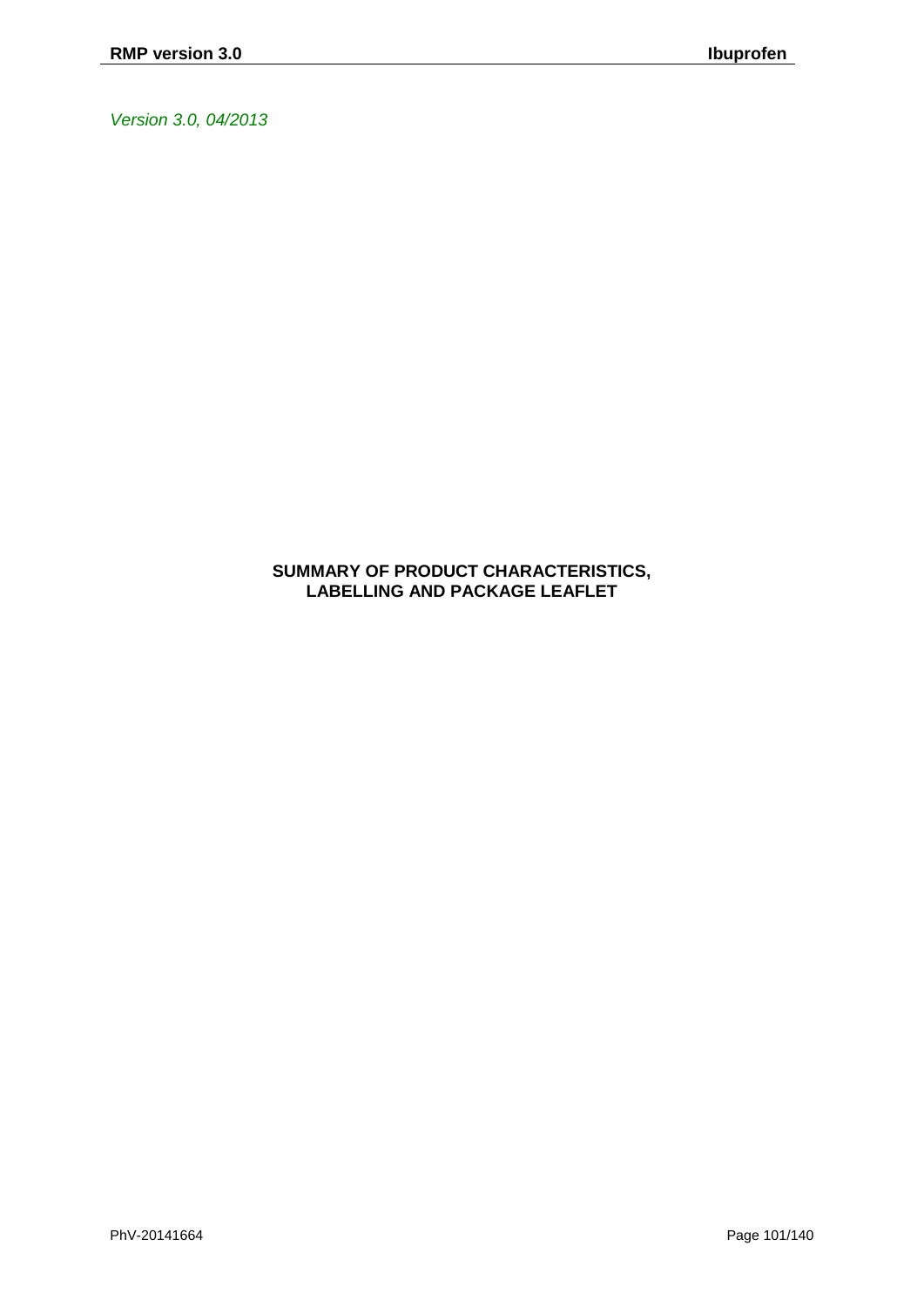*Version 3.0, 04/2013*

**SUMMARY OF PRODUCT CHARACTERISTICS, LABELLING AND PACKAGE LEAFLET**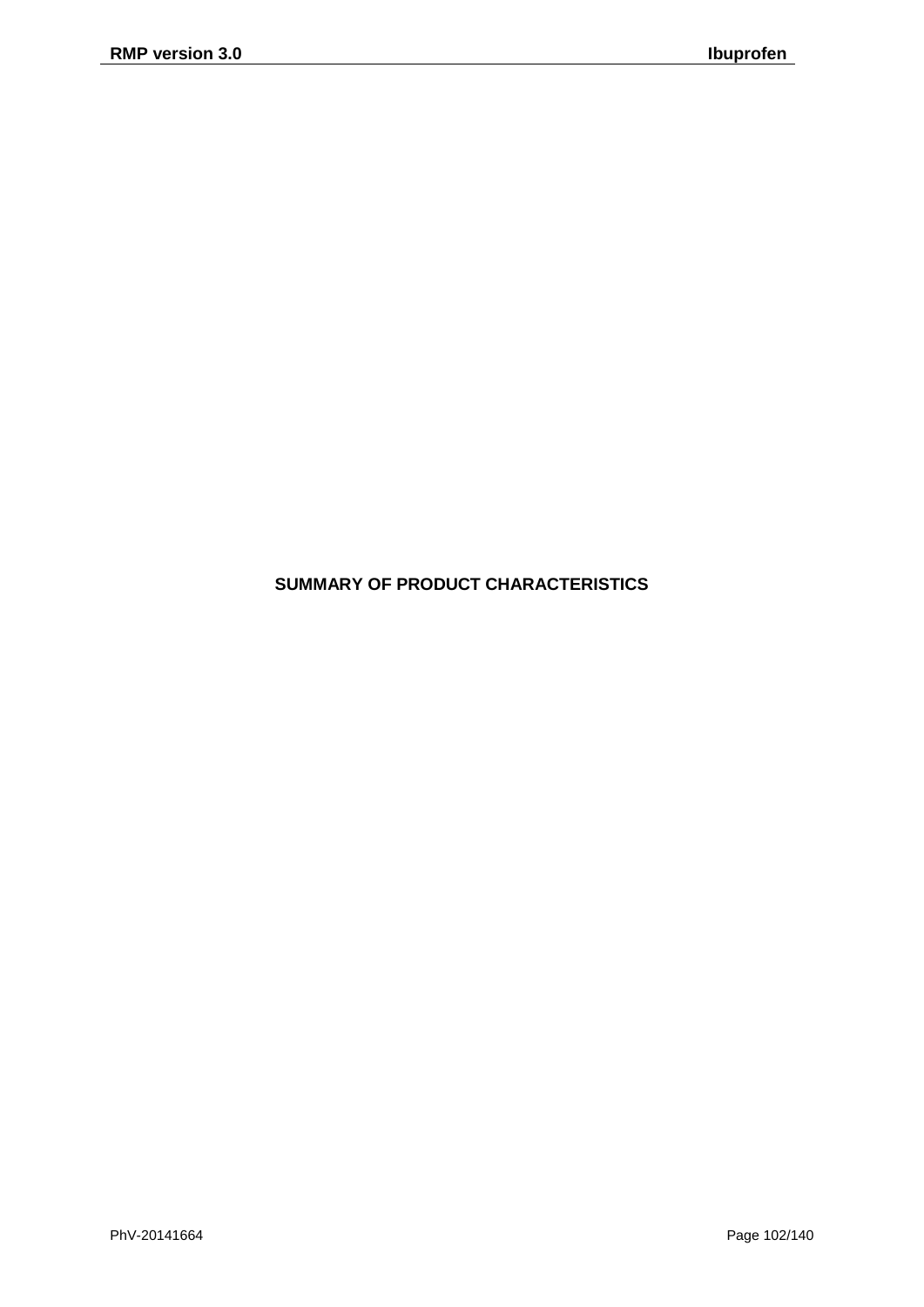**SUMMARY OF PRODUCT CHARACTERISTICS**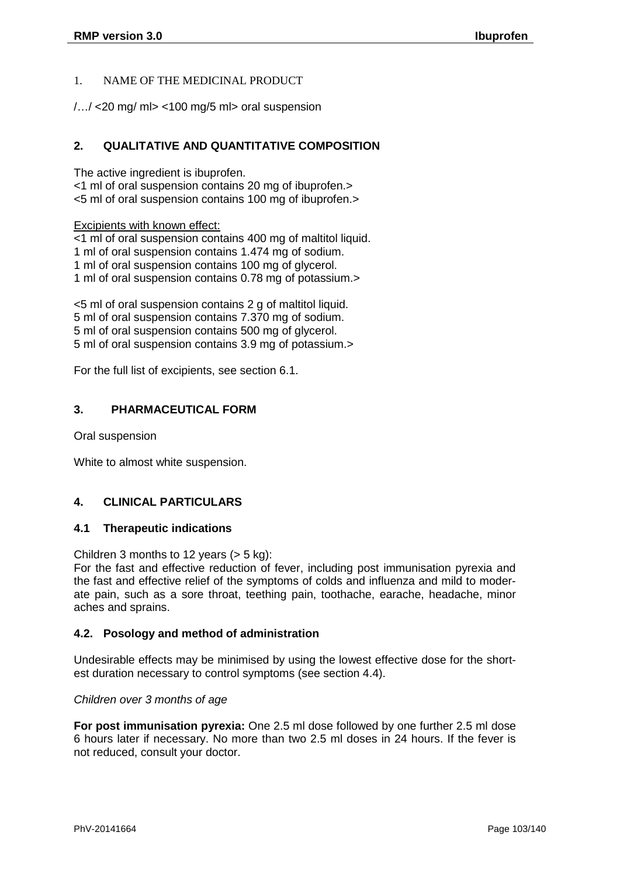1. NAME OF THE MEDICINAL PRODUCT

/…/ <20 mg/ ml> <100 mg/5 ml> oral suspension

## 2. QUALITATIVE AND QUANTITATIVE COMPOSITION

The active ingredient is ibuprofen.
<1 ml of oral suspension contains 20 mg of ibuprofen.>
<5 ml of oral suspension contains 100 mg of ibuprofen.>

Excipients with known effect:
<1 ml of oral suspension contains 400 mg of maltitol liquid.
1 ml of oral suspension contains 1.474 mg of sodium.
1 ml of oral suspension contains 100 mg of glycerol.
1 ml of oral suspension contains 0.78 mg of potassium.>

<5 ml of oral suspension contains 2 g of maltitol liquid.
5 ml of oral suspension contains 7.370 mg of sodium.
5 ml of oral suspension contains 500 mg of glycerol.
5 ml of oral suspension contains 3.9 mg of potassium.>

For the full list of excipients, see section 6.1.

## 3. PHARMACEUTICAL FORM

Oral suspension

White to almost white suspension.

## 4. CLINICAL PARTICULARS

### 4.1 Therapeutic indications

Children 3 months to 12 years (> 5 kg):
For the fast and effective reduction of fever, including post immunisation pyrexia and the fast and effective relief of the symptoms of colds and influenza and mild to moderate pain, such as a sore throat, teething pain, toothache, earache, headache, minor aches and sprains.

### 4.2. Posology and method of administration

Undesirable effects may be minimised by using the lowest effective dose for the shortest duration necessary to control symptoms (see section 4.4).

*Children over 3 months of age*

**For post immunisation pyrexia:** One 2.5 ml dose followed by one further 2.5 ml dose 6 hours later if necessary. No more than two 2.5 ml doses in 24 hours. If the fever is not reduced, consult your doctor.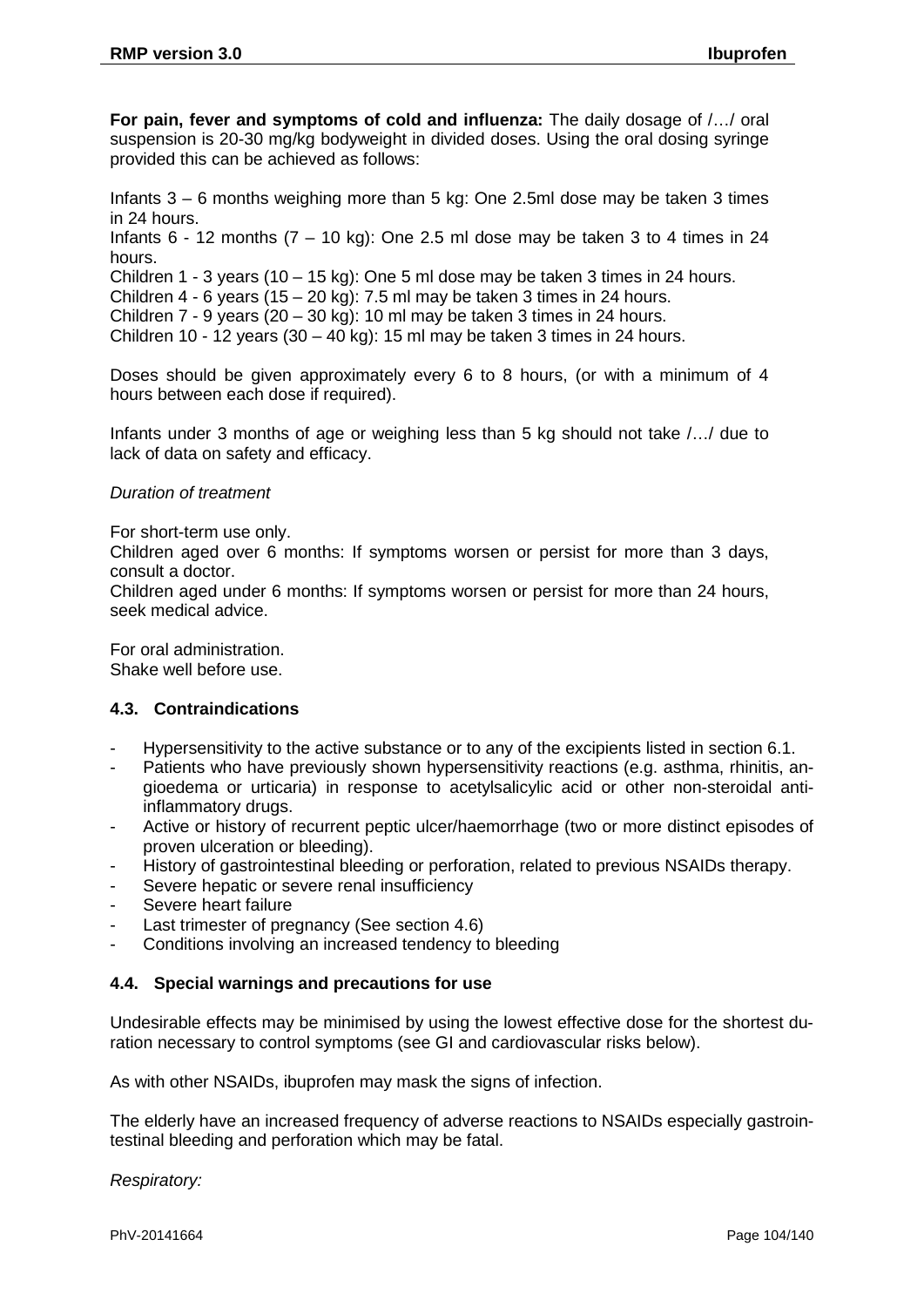**For pain, fever and symptoms of cold and influenza:** The daily dosage of /…/ oral suspension is 20-30 mg/kg bodyweight in divided doses. Using the oral dosing syringe provided this can be achieved as follows:

Infants 3 – 6 months weighing more than 5 kg: One 2.5ml dose may be taken 3 times in 24 hours.
Infants 6 - 12 months (7 – 10 kg): One 2.5 ml dose may be taken 3 to 4 times in 24 hours.
Children 1 - 3 years (10 – 15 kg): One 5 ml dose may be taken 3 times in 24 hours.
Children 4 - 6 years (15 – 20 kg): 7.5 ml may be taken 3 times in 24 hours.
Children 7 - 9 years (20 – 30 kg): 10 ml may be taken 3 times in 24 hours.
Children 10 - 12 years (30 – 40 kg): 15 ml may be taken 3 times in 24 hours.

Doses should be given approximately every 6 to 8 hours, (or with a minimum of 4 hours between each dose if required).

Infants under 3 months of age or weighing less than 5 kg should not take /…/ due to lack of data on safety and efficacy.

*Duration of treatment*

For short-term use only.
Children aged over 6 months: If symptoms worsen or persist for more than 3 days, consult a doctor.
Children aged under 6 months: If symptoms worsen or persist for more than 24 hours, seek medical advice.

For oral administration.
Shake well before use.

### 4.3. Contraindications

- Hypersensitivity to the active substance or to any of the excipients listed in section 6.1.
- Patients who have previously shown hypersensitivity reactions (e.g. asthma, rhinitis, angioedema or urticaria) in response to acetylsalicylic acid or other non-steroidal anti-inflammatory drugs.
- Active or history of recurrent peptic ulcer/haemorrhage (two or more distinct episodes of proven ulceration or bleeding).
- History of gastrointestinal bleeding or perforation, related to previous NSAIDs therapy.
- Severe hepatic or severe renal insufficiency
- Severe heart failure
- Last trimester of pregnancy (See section 4.6)
- Conditions involving an increased tendency to bleeding

### 4.4. Special warnings and precautions for use

Undesirable effects may be minimised by using the lowest effective dose for the shortest duration necessary to control symptoms (see GI and cardiovascular risks below).

As with other NSAIDs, ibuprofen may mask the signs of infection.

The elderly have an increased frequency of adverse reactions to NSAIDs especially gastrointestinal bleeding and perforation which may be fatal.

*Respiratory:*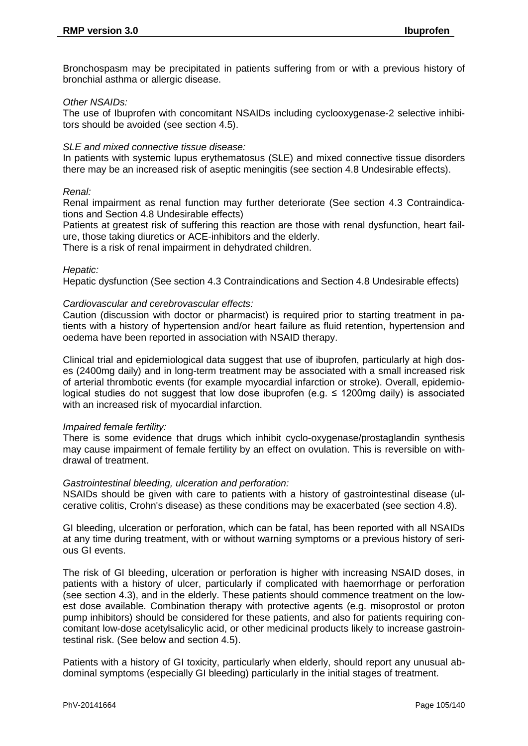Bronchospasm may be precipitated in patients suffering from or with a previous history of bronchial asthma or allergic disease.

*Other NSAIDs:*

The use of Ibuprofen with concomitant NSAIDs including cyclooxygenase-2 selective inhibitors should be avoided (see section 4.5).

*SLE and mixed connective tissue disease:*

In patients with systemic lupus erythematosus (SLE) and mixed connective tissue disorders there may be an increased risk of aseptic meningitis (see section 4.8 Undesirable effects).

*Renal:*

Renal impairment as renal function may further deteriorate (See section 4.3 Contraindications and Section 4.8 Undesirable effects)

Patients at greatest risk of suffering this reaction are those with renal dysfunction, heart failure, those taking diuretics or ACE-inhibitors and the elderly.

There is a risk of renal impairment in dehydrated children.

*Hepatic:*

Hepatic dysfunction (See section 4.3 Contraindications and Section 4.8 Undesirable effects)

*Cardiovascular and cerebrovascular effects:*

Caution (discussion with doctor or pharmacist) is required prior to starting treatment in patients with a history of hypertension and/or heart failure as fluid retention, hypertension and oedema have been reported in association with NSAID therapy.

Clinical trial and epidemiological data suggest that use of ibuprofen, particularly at high doses (2400mg daily) and in long-term treatment may be associated with a small increased risk of arterial thrombotic events (for example myocardial infarction or stroke). Overall, epidemiological studies do not suggest that low dose ibuprofen (e.g. ≤ 1200mg daily) is associated with an increased risk of myocardial infarction.

*Impaired female fertility:*

There is some evidence that drugs which inhibit cyclo-oxygenase/prostaglandin synthesis may cause impairment of female fertility by an effect on ovulation. This is reversible on withdrawal of treatment.

*Gastrointestinal bleeding, ulceration and perforation:*

NSAIDs should be given with care to patients with a history of gastrointestinal disease (ulcerative colitis, Crohn's disease) as these conditions may be exacerbated (see section 4.8).

GI bleeding, ulceration or perforation, which can be fatal, has been reported with all NSAIDs at any time during treatment, with or without warning symptoms or a previous history of serious GI events.

The risk of GI bleeding, ulceration or perforation is higher with increasing NSAID doses, in patients with a history of ulcer, particularly if complicated with haemorrhage or perforation (see section 4.3), and in the elderly. These patients should commence treatment on the lowest dose available. Combination therapy with protective agents (e.g. misoprostol or proton pump inhibitors) should be considered for these patients, and also for patients requiring concomitant low-dose acetylsalicylic acid, or other medicinal products likely to increase gastrointestinal risk. (See below and section 4.5).

Patients with a history of GI toxicity, particularly when elderly, should report any unusual abdominal symptoms (especially GI bleeding) particularly in the initial stages of treatment.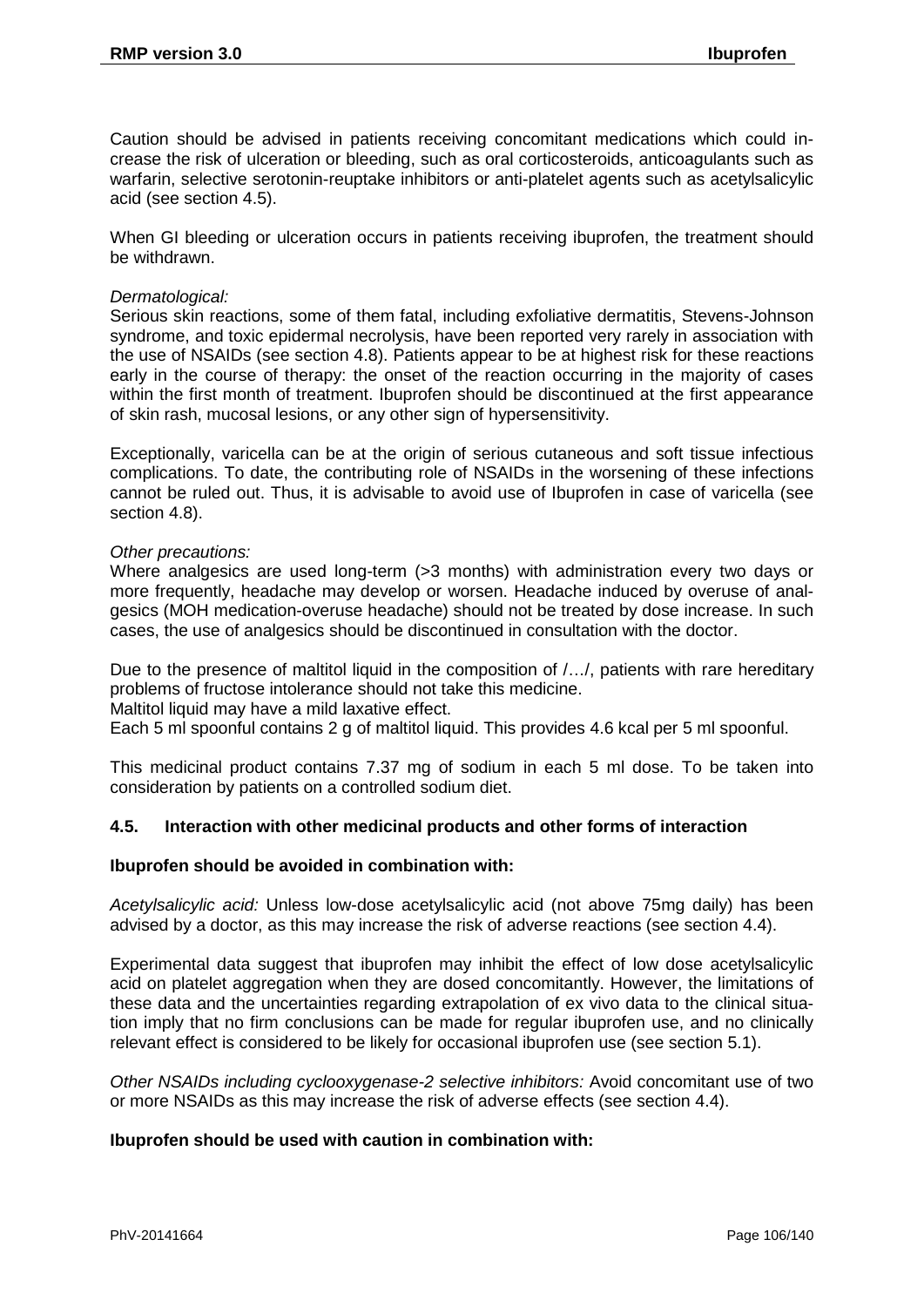Caution should be advised in patients receiving concomitant medications which could increase the risk of ulceration or bleeding, such as oral corticosteroids, anticoagulants such as warfarin, selective serotonin-reuptake inhibitors or anti-platelet agents such as acetylsalicylic acid (see section 4.5).

When GI bleeding or ulceration occurs in patients receiving ibuprofen, the treatment should be withdrawn.

*Dermatological:*
Serious skin reactions, some of them fatal, including exfoliative dermatitis, Stevens-Johnson syndrome, and toxic epidermal necrolysis, have been reported very rarely in association with the use of NSAIDs (see section 4.8). Patients appear to be at highest risk for these reactions early in the course of therapy: the onset of the reaction occurring in the majority of cases within the first month of treatment. Ibuprofen should be discontinued at the first appearance of skin rash, mucosal lesions, or any other sign of hypersensitivity.

Exceptionally, varicella can be at the origin of serious cutaneous and soft tissue infectious complications. To date, the contributing role of NSAIDs in the worsening of these infections cannot be ruled out. Thus, it is advisable to avoid use of Ibuprofen in case of varicella (see section 4.8).

*Other precautions:*
Where analgesics are used long-term (>3 months) with administration every two days or more frequently, headache may develop or worsen. Headache induced by overuse of analgesics (MOH medication-overuse headache) should not be treated by dose increase. In such cases, the use of analgesics should be discontinued in consultation with the doctor.

Due to the presence of maltitol liquid in the composition of /…/, patients with rare hereditary problems of fructose intolerance should not take this medicine.
Maltitol liquid may have a mild laxative effect.
Each 5 ml spoonful contains 2 g of maltitol liquid. This provides 4.6 kcal per 5 ml spoonful.

This medicinal product contains 7.37 mg of sodium in each 5 ml dose. To be taken into consideration by patients on a controlled sodium diet.

### 4.5. Interaction with other medicinal products and other forms of interaction

**Ibuprofen should be avoided in combination with:**

*Acetylsalicylic acid:* Unless low-dose acetylsalicylic acid (not above 75mg daily) has been advised by a doctor, as this may increase the risk of adverse reactions (see section 4.4).

Experimental data suggest that ibuprofen may inhibit the effect of low dose acetylsalicylic acid on platelet aggregation when they are dosed concomitantly. However, the limitations of these data and the uncertainties regarding extrapolation of ex vivo data to the clinical situation imply that no firm conclusions can be made for regular ibuprofen use, and no clinically relevant effect is considered to be likely for occasional ibuprofen use (see section 5.1).

*Other NSAIDs including cyclooxygenase-2 selective inhibitors:* Avoid concomitant use of two or more NSAIDs as this may increase the risk of adverse effects (see section 4.4).

**Ibuprofen should be used with caution in combination with:**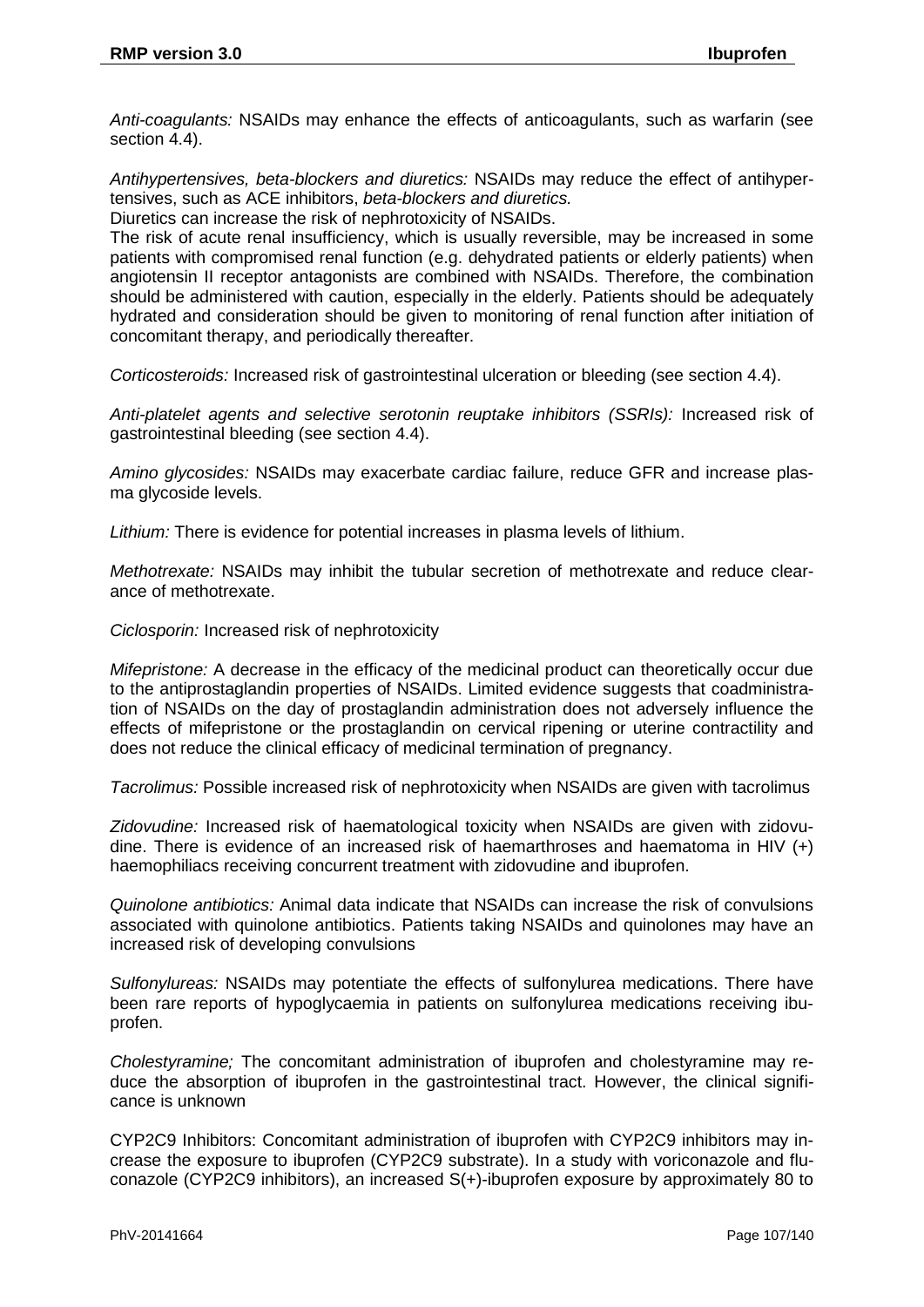*Anti-coagulants:* NSAIDs may enhance the effects of anticoagulants, such as warfarin (see section 4.4).

*Antihypertensives, beta-blockers and diuretics:* NSAIDs may reduce the effect of antihypertensives, such as ACE inhibitors, *beta-blockers and diuretics.*
Diuretics can increase the risk of nephrotoxicity of NSAIDs.
The risk of acute renal insufficiency, which is usually reversible, may be increased in some patients with compromised renal function (e.g. dehydrated patients or elderly patients) when angiotensin II receptor antagonists are combined with NSAIDs. Therefore, the combination should be administered with caution, especially in the elderly. Patients should be adequately hydrated and consideration should be given to monitoring of renal function after initiation of concomitant therapy, and periodically thereafter.

*Corticosteroids:* Increased risk of gastrointestinal ulceration or bleeding (see section 4.4).

*Anti-platelet agents and selective serotonin reuptake inhibitors (SSRIs):* Increased risk of gastrointestinal bleeding (see section 4.4).

*Amino glycosides:* NSAIDs may exacerbate cardiac failure, reduce GFR and increase plasma glycoside levels.

*Lithium:* There is evidence for potential increases in plasma levels of lithium.

*Methotrexate:* NSAIDs may inhibit the tubular secretion of methotrexate and reduce clearance of methotrexate.

*Ciclosporin:* Increased risk of nephrotoxicity

*Mifepristone:* A decrease in the efficacy of the medicinal product can theoretically occur due to the antiprostaglandin properties of NSAIDs. Limited evidence suggests that coadministration of NSAIDs on the day of prostaglandin administration does not adversely influence the effects of mifepristone or the prostaglandin on cervical ripening or uterine contractility and does not reduce the clinical efficacy of medicinal termination of pregnancy.

*Tacrolimus:* Possible increased risk of nephrotoxicity when NSAIDs are given with tacrolimus

*Zidovudine:* Increased risk of haematological toxicity when NSAIDs are given with zidovudine. There is evidence of an increased risk of haemarthroses and haematoma in HIV (+) haemophiliacs receiving concurrent treatment with zidovudine and ibuprofen.

*Quinolone antibiotics:* Animal data indicate that NSAIDs can increase the risk of convulsions associated with quinolone antibiotics. Patients taking NSAIDs and quinolones may have an increased risk of developing convulsions

*Sulfonylureas:* NSAIDs may potentiate the effects of sulfonylurea medications. There have been rare reports of hypoglycaemia in patients on sulfonylurea medications receiving ibuprofen.

*Cholestyramine;* The concomitant administration of ibuprofen and cholestyramine may reduce the absorption of ibuprofen in the gastrointestinal tract. However, the clinical significance is unknown

CYP2C9 Inhibitors: Concomitant administration of ibuprofen with CYP2C9 inhibitors may increase the exposure to ibuprofen (CYP2C9 substrate). In a study with voriconazole and fluconazole (CYP2C9 inhibitors), an increased S(+)-ibuprofen exposure by approximately 80 to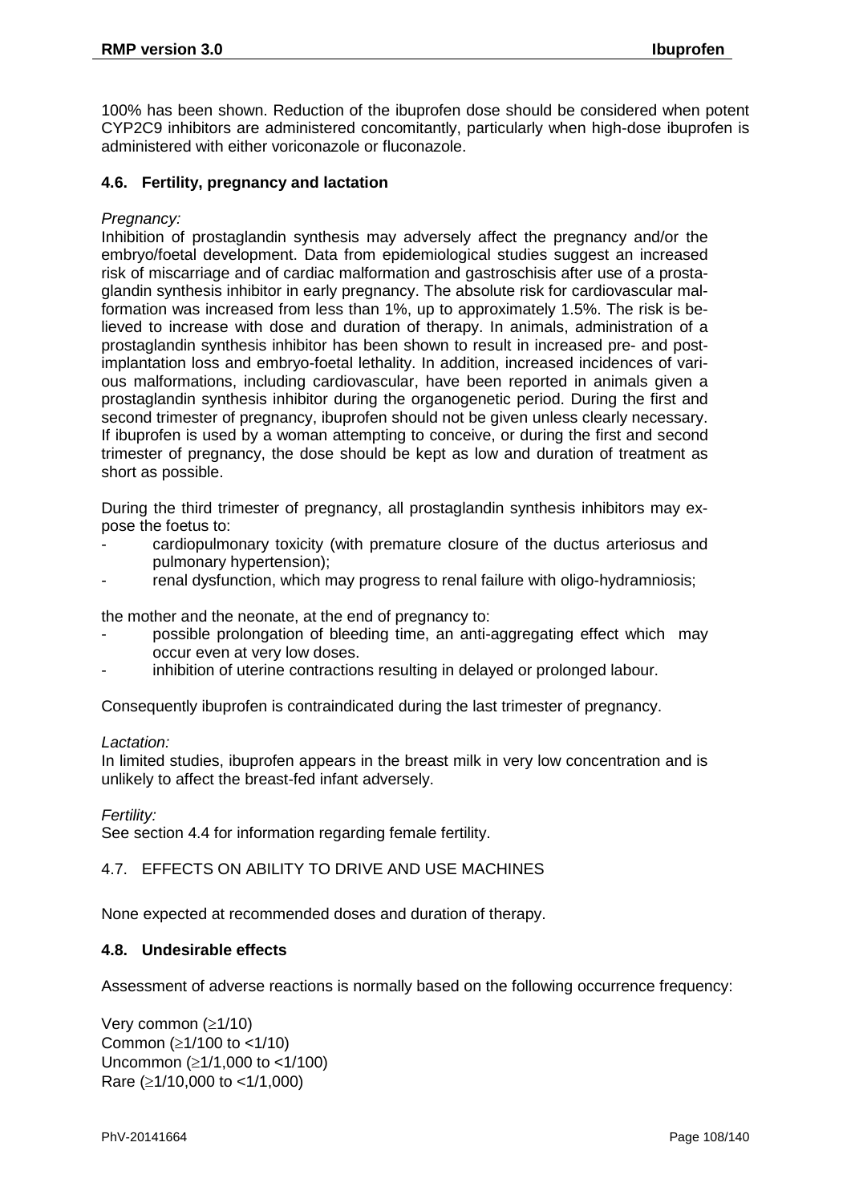100% has been shown. Reduction of the ibuprofen dose should be considered when potent CYP2C9 inhibitors are administered concomitantly, particularly when high-dose ibuprofen is administered with either voriconazole or fluconazole.

### 4.6. Fertility, pregnancy and lactation

*Pregnancy:*

Inhibition of prostaglandin synthesis may adversely affect the pregnancy and/or the embryo/foetal development. Data from epidemiological studies suggest an increased risk of miscarriage and of cardiac malformation and gastroschisis after use of a prostaglandin synthesis inhibitor in early pregnancy. The absolute risk for cardiovascular malformation was increased from less than 1%, up to approximately 1.5%. The risk is believed to increase with dose and duration of therapy. In animals, administration of a prostaglandin synthesis inhibitor has been shown to result in increased pre- and post-implantation loss and embryo-foetal lethality. In addition, increased incidences of various malformations, including cardiovascular, have been reported in animals given a prostaglandin synthesis inhibitor during the organogenetic period. During the first and second trimester of pregnancy, ibuprofen should not be given unless clearly necessary. If ibuprofen is used by a woman attempting to conceive, or during the first and second trimester of pregnancy, the dose should be kept as low and duration of treatment as short as possible.

During the third trimester of pregnancy, all prostaglandin synthesis inhibitors may expose the foetus to:

- cardiopulmonary toxicity (with premature closure of the ductus arteriosus and pulmonary hypertension);
- renal dysfunction, which may progress to renal failure with oligo-hydramniosis;

the mother and the neonate, at the end of pregnancy to:

- possible prolongation of bleeding time, an anti-aggregating effect which may occur even at very low doses.
- inhibition of uterine contractions resulting in delayed or prolonged labour.

Consequently ibuprofen is contraindicated during the last trimester of pregnancy.

*Lactation:*

In limited studies, ibuprofen appears in the breast milk in very low concentration and is unlikely to affect the breast-fed infant adversely.

*Fertility:*

See section 4.4 for information regarding female fertility.

### 4.7. EFFECTS ON ABILITY TO DRIVE AND USE MACHINES

None expected at recommended doses and duration of therapy.

### 4.8. Undesirable effects

Assessment of adverse reactions is normally based on the following occurrence frequency:

Very common (≥1/10)
Common (≥1/100 to <1/10)
Uncommon (≥1/1,000 to <1/100)
Rare (≥1/10,000 to <1/1,000)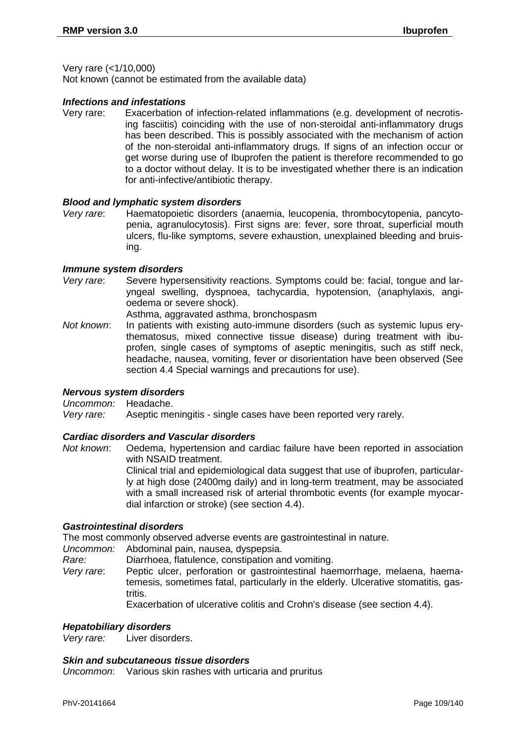Very rare (<1/10,000)
Not known (cannot be estimated from the available data)

***Infections and infestations***

Very rare: Exacerbation of infection-related inflammations (e.g. development of necrotising fasciitis) coinciding with the use of non-steroidal anti-inflammatory drugs has been described. This is possibly associated with the mechanism of action of the non-steroidal anti-inflammatory drugs. If signs of an infection occur or get worse during use of Ibuprofen the patient is therefore recommended to go to a doctor without delay. It is to be investigated whether there is an indication for anti-infective/antibiotic therapy.

***Blood and lymphatic system disorders***

*Very rare*: Haematopoietic disorders (anaemia, leucopenia, thrombocytopenia, pancytopenia, agranulocytosis). First signs are: fever, sore throat, superficial mouth ulcers, flu-like symptoms, severe exhaustion, unexplained bleeding and bruising.

***Immune system disorders***

*Very rare*: Severe hypersensitivity reactions. Symptoms could be: facial, tongue and laryngeal swelling, dyspnoea, tachycardia, hypotension, (anaphylaxis, angioedema or severe shock).
Asthma, aggravated asthma, bronchospasm

*Not known*: In patients with existing auto-immune disorders (such as systemic lupus erythematosus, mixed connective tissue disease) during treatment with ibuprofen, single cases of symptoms of aseptic meningitis, such as stiff neck, headache, nausea, vomiting, fever or disorientation have been observed (See section 4.4 Special warnings and precautions for use).

***Nervous system disorders***

*Uncommon:* Headache.
*Very rare:* Aseptic meningitis - single cases have been reported very rarely.

***Cardiac disorders and Vascular disorders***

*Not known*: Oedema, hypertension and cardiac failure have been reported in association with NSAID treatment.
Clinical trial and epidemiological data suggest that use of ibuprofen, particularly at high dose (2400mg daily) and in long-term treatment, may be associated with a small increased risk of arterial thrombotic events (for example myocardial infarction or stroke) (see section 4.4).

***Gastrointestinal disorders***

The most commonly observed adverse events are gastrointestinal in nature.
*Uncommon:* Abdominal pain, nausea, dyspepsia.
*Rare:* Diarrhoea, flatulence, constipation and vomiting.
*Very rare*: Peptic ulcer, perforation or gastrointestinal haemorrhage, melaena, haematemesis, sometimes fatal, particularly in the elderly. Ulcerative stomatitis, gastritis.
Exacerbation of ulcerative colitis and Crohn's disease (see section 4.4).

***Hepatobiliary disorders***

*Very rare:* Liver disorders.

***Skin and subcutaneous tissue disorders***

*Uncommon*: Various skin rashes with urticaria and pruritus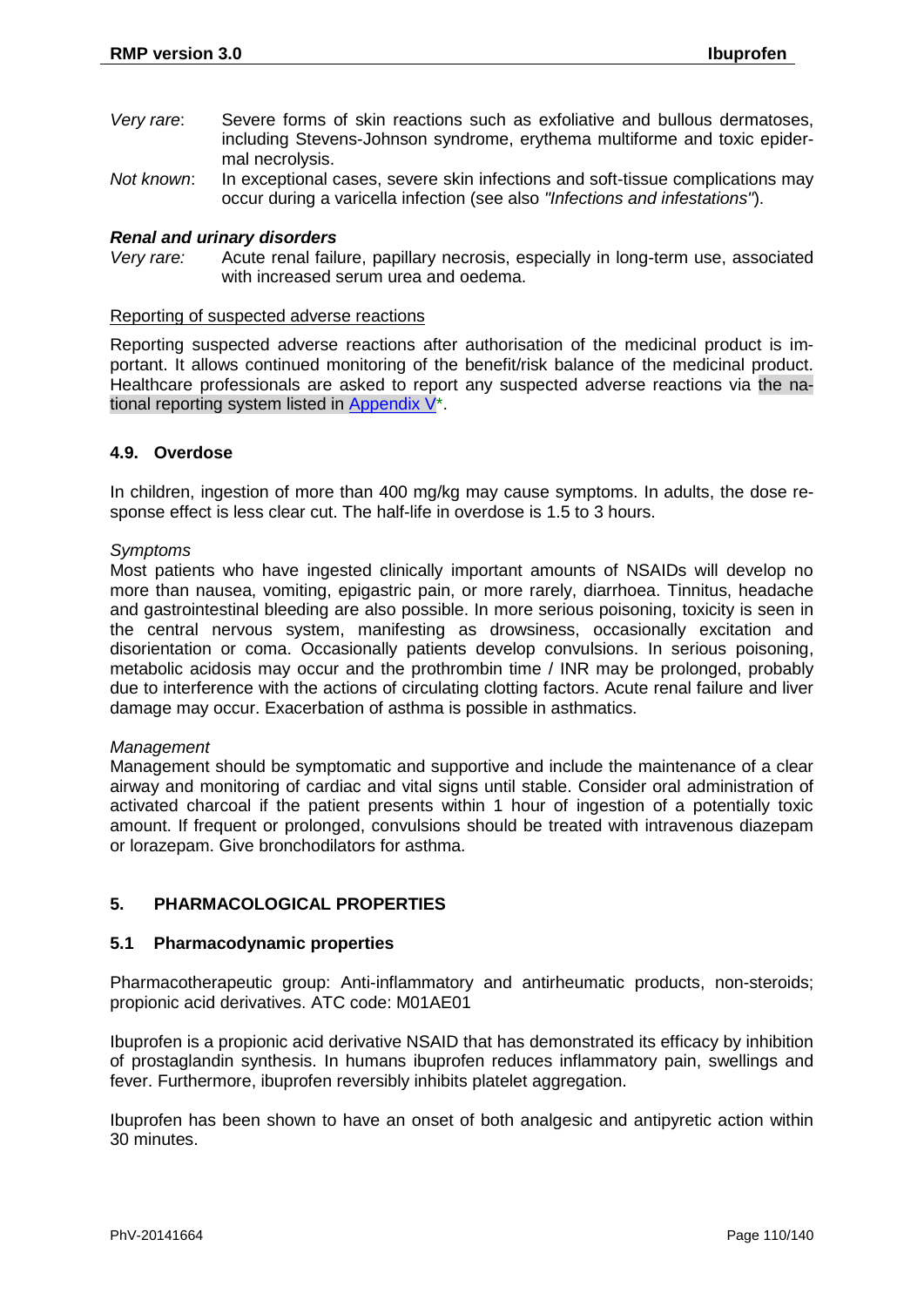*Very rare*: Severe forms of skin reactions such as exfoliative and bullous dermatoses, including Stevens-Johnson syndrome, erythema multiforme and toxic epidermal necrolysis.

*Not known*: In exceptional cases, severe skin infections and soft-tissue complications may occur during a varicella infection (see also *"Infections and infestations"*).

***Renal and urinary disorders***

*Very rare:* Acute renal failure, papillary necrosis, especially in long-term use, associated with increased serum urea and oedema.

Reporting of suspected adverse reactions

Reporting suspected adverse reactions after authorisation of the medicinal product is important. It allows continued monitoring of the benefit/risk balance of the medicinal product. Healthcare professionals are asked to report any suspected adverse reactions via the national reporting system listed in Appendix V*.

### 4.9. Overdose

In children, ingestion of more than 400 mg/kg may cause symptoms. In adults, the dose response effect is less clear cut. The half-life in overdose is 1.5 to 3 hours.

*Symptoms*

Most patients who have ingested clinically important amounts of NSAIDs will develop no more than nausea, vomiting, epigastric pain, or more rarely, diarrhoea. Tinnitus, headache and gastrointestinal bleeding are also possible. In more serious poisoning, toxicity is seen in the central nervous system, manifesting as drowsiness, occasionally excitation and disorientation or coma. Occasionally patients develop convulsions. In serious poisoning, metabolic acidosis may occur and the prothrombin time / INR may be prolonged, probably due to interference with the actions of circulating clotting factors. Acute renal failure and liver damage may occur. Exacerbation of asthma is possible in asthmatics.

*Management*

Management should be symptomatic and supportive and include the maintenance of a clear airway and monitoring of cardiac and vital signs until stable. Consider oral administration of activated charcoal if the patient presents within 1 hour of ingestion of a potentially toxic amount. If frequent or prolonged, convulsions should be treated with intravenous diazepam or lorazepam. Give bronchodilators for asthma.

## 5. PHARMACOLOGICAL PROPERTIES

### 5.1 Pharmacodynamic properties

Pharmacotherapeutic group: Anti-inflammatory and antirheumatic products, non-steroids; propionic acid derivatives. ATC code: M01AE01

Ibuprofen is a propionic acid derivative NSAID that has demonstrated its efficacy by inhibition of prostaglandin synthesis. In humans ibuprofen reduces inflammatory pain, swellings and fever. Furthermore, ibuprofen reversibly inhibits platelet aggregation.

Ibuprofen has been shown to have an onset of both analgesic and antipyretic action within 30 minutes.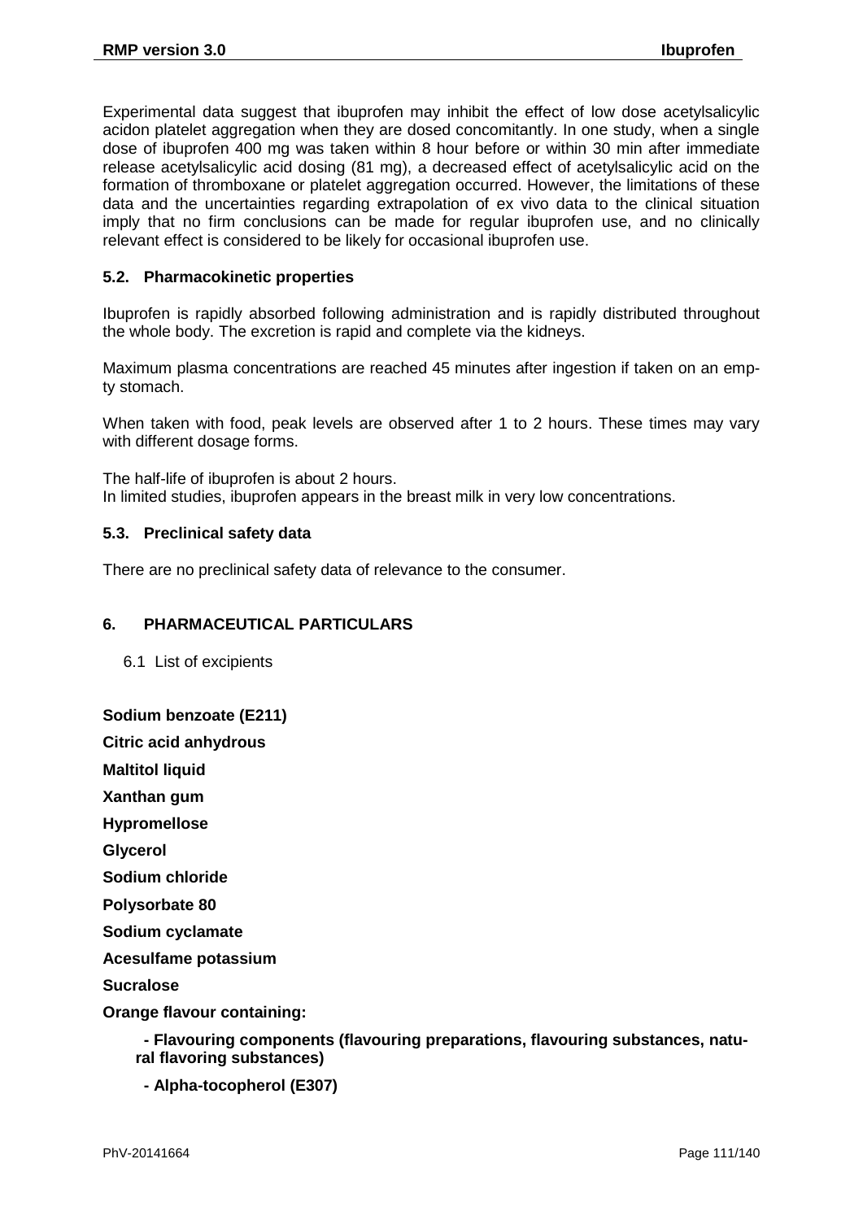Experimental data suggest that ibuprofen may inhibit the effect of low dose acetylsalicylic acidon platelet aggregation when they are dosed concomitantly. In one study, when a single dose of ibuprofen 400 mg was taken within 8 hour before or within 30 min after immediate release acetylsalicylic acid dosing (81 mg), a decreased effect of acetylsalicylic acid on the formation of thromboxane or platelet aggregation occurred. However, the limitations of these data and the uncertainties regarding extrapolation of ex vivo data to the clinical situation imply that no firm conclusions can be made for regular ibuprofen use, and no clinically relevant effect is considered to be likely for occasional ibuprofen use.

### 5.2. Pharmacokinetic properties

Ibuprofen is rapidly absorbed following administration and is rapidly distributed throughout the whole body. The excretion is rapid and complete via the kidneys.

Maximum plasma concentrations are reached 45 minutes after ingestion if taken on an empty stomach.

When taken with food, peak levels are observed after 1 to 2 hours. These times may vary with different dosage forms.

The half-life of ibuprofen is about 2 hours.
In limited studies, ibuprofen appears in the breast milk in very low concentrations.

### 5.3. Preclinical safety data

There are no preclinical safety data of relevance to the consumer.

## 6. PHARMACEUTICAL PARTICULARS

6.1 List of excipients

**Sodium benzoate (E211)**

**Citric acid anhydrous**

**Maltitol liquid**

**Xanthan gum**

**Hypromellose**

**Glycerol**

**Sodium chloride**

**Polysorbate 80**

**Sodium cyclamate**

**Acesulfame potassium**

**Sucralose**

**Orange flavour containing:**

- **Flavouring components (flavouring preparations, flavouring substances, natural flavoring substances)**
- **Alpha-tocopherol (E307)**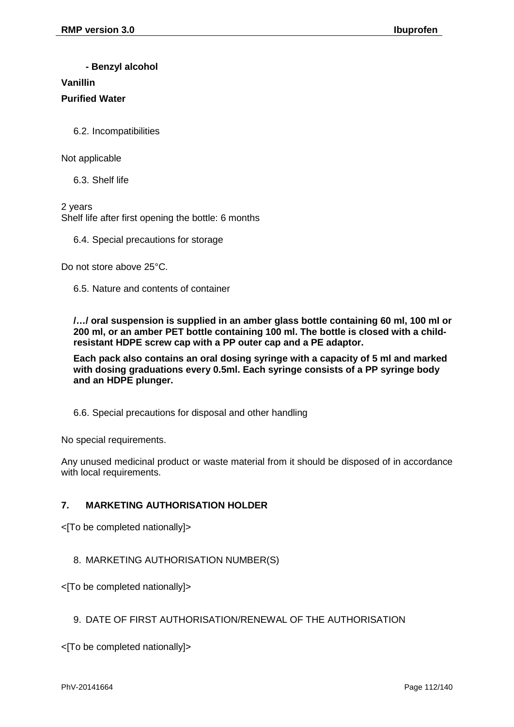**- Benzyl alcohol**

**Vanillin**

**Purified Water**

6.2. Incompatibilities

Not applicable

6.3. Shelf life

2 years
Shelf life after first opening the bottle: 6 months

6.4. Special precautions for storage

Do not store above 25°C.

6.5. Nature and contents of container

**/…/ oral suspension is supplied in an amber glass bottle containing 60 ml, 100 ml or 200 ml, or an amber PET bottle containing 100 ml. The bottle is closed with a child-resistant HDPE screw cap with a PP outer cap and a PE adaptor.**

**Each pack also contains an oral dosing syringe with a capacity of 5 ml and marked with dosing graduations every 0.5ml. Each syringe consists of a PP syringe body and an HDPE plunger.**

6.6. Special precautions for disposal and other handling

No special requirements.

Any unused medicinal product or waste material from it should be disposed of in accordance with local requirements.

## 7. MARKETING AUTHORISATION HOLDER

<[To be completed nationally]>

8. MARKETING AUTHORISATION NUMBER(S)

<[To be completed nationally]>

9. DATE OF FIRST AUTHORISATION/RENEWAL OF THE AUTHORISATION

<[To be completed nationally]>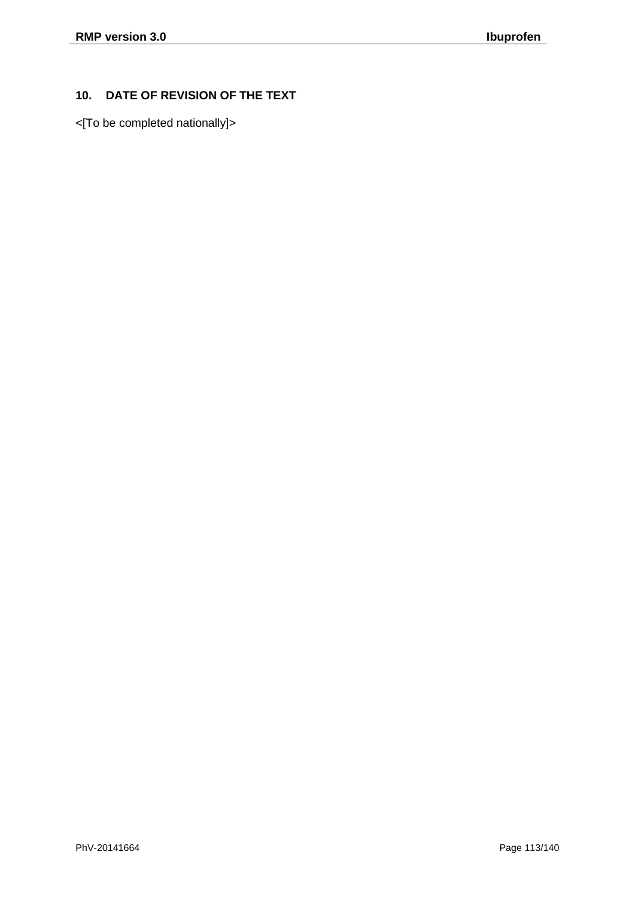## 10. DATE OF REVISION OF THE TEXT

<[To be completed nationally]>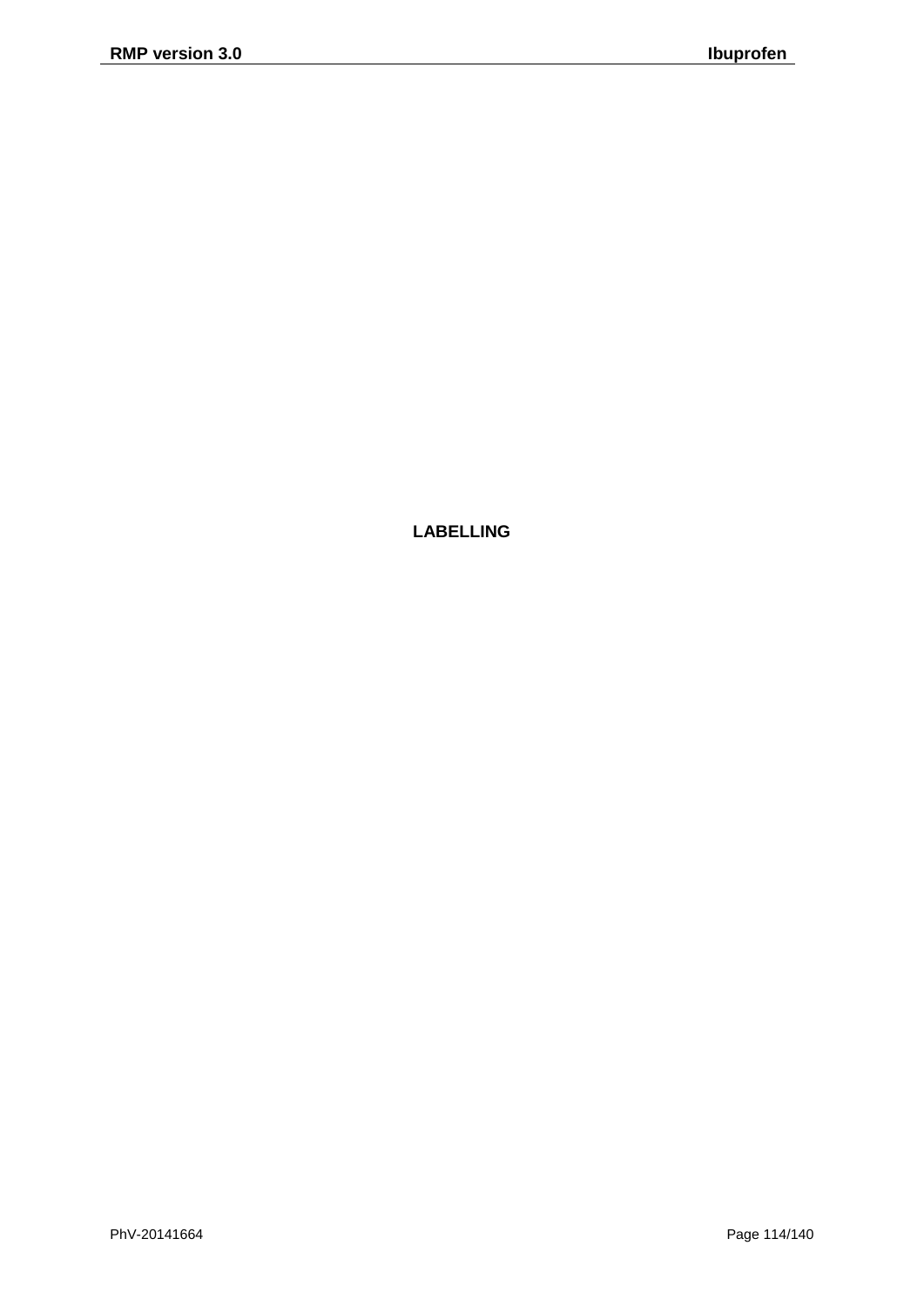# LABELLING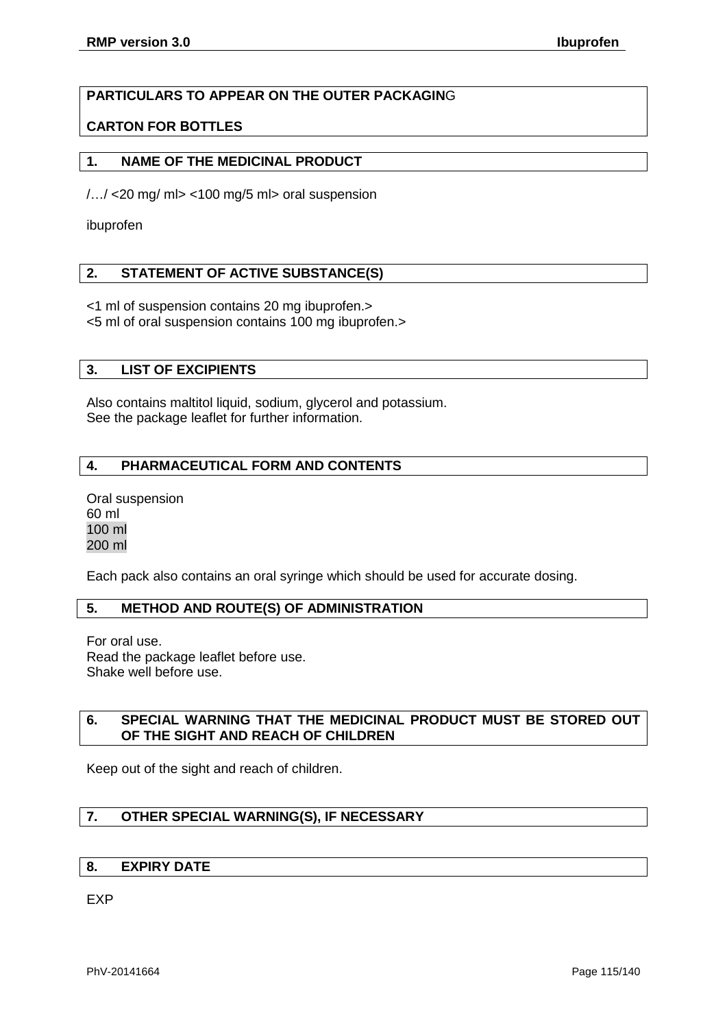**PARTICULARS TO APPEAR ON THE OUTER PACKAGING**

**CARTON FOR BOTTLES**

## 1. NAME OF THE MEDICINAL PRODUCT

/…/ <20 mg/ ml> <100 mg/5 ml> oral suspension

ibuprofen

## 2. STATEMENT OF ACTIVE SUBSTANCE(S)

<1 ml of suspension contains 20 mg ibuprofen.>
<5 ml of oral suspension contains 100 mg ibuprofen.>

## 3. LIST OF EXCIPIENTS

Also contains maltitol liquid, sodium, glycerol and potassium.
See the package leaflet for further information.

## 4. PHARMACEUTICAL FORM AND CONTENTS

Oral suspension
60 ml
100 ml
200 ml

Each pack also contains an oral syringe which should be used for accurate dosing.

## 5. METHOD AND ROUTE(S) OF ADMINISTRATION

For oral use.
Read the package leaflet before use.
Shake well before use.

## 6. SPECIAL WARNING THAT THE MEDICINAL PRODUCT MUST BE STORED OUT OF THE SIGHT AND REACH OF CHILDREN

Keep out of the sight and reach of children.

## 7. OTHER SPECIAL WARNING(S), IF NECESSARY

## 8. EXPIRY DATE

EXP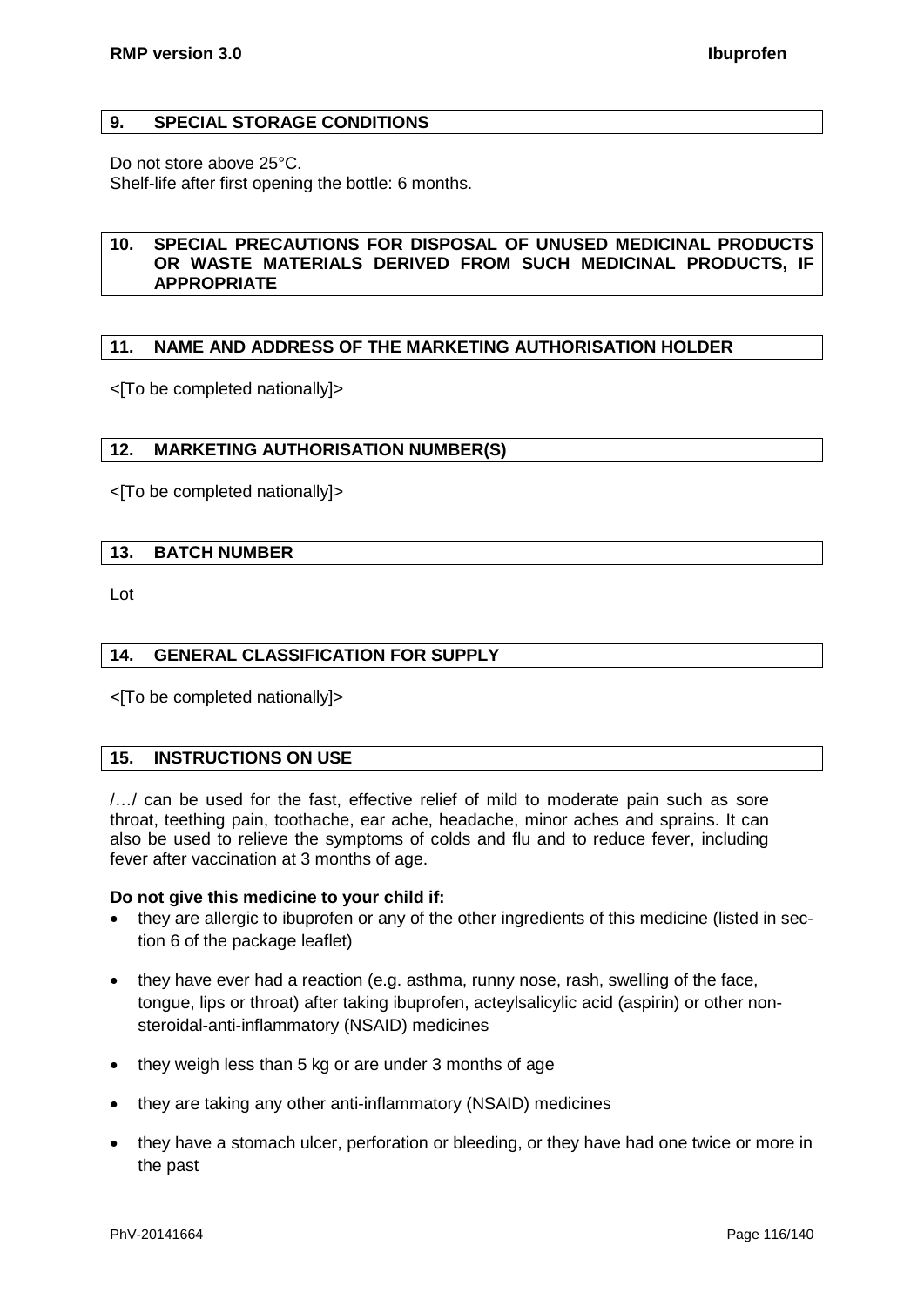## 9. SPECIAL STORAGE CONDITIONS

Do not store above 25°C.
Shelf-life after first opening the bottle: 6 months.

## 10. SPECIAL PRECAUTIONS FOR DISPOSAL OF UNUSED MEDICINAL PRODUCTS OR WASTE MATERIALS DERIVED FROM SUCH MEDICINAL PRODUCTS, IF APPROPRIATE

## 11. NAME AND ADDRESS OF THE MARKETING AUTHORISATION HOLDER

<[To be completed nationally]>

## 12. MARKETING AUTHORISATION NUMBER(S)

<[To be completed nationally]>

## 13. BATCH NUMBER

Lot

## 14. GENERAL CLASSIFICATION FOR SUPPLY

<[To be completed nationally]>

## 15. INSTRUCTIONS ON USE

/…/ can be used for the fast, effective relief of mild to moderate pain such as sore throat, teething pain, toothache, ear ache, headache, minor aches and sprains. It can also be used to relieve the symptoms of colds and flu and to reduce fever, including fever after vaccination at 3 months of age.

**Do not give this medicine to your child if:**

- they are allergic to ibuprofen or any of the other ingredients of this medicine (listed in section 6 of the package leaflet)
- they have ever had a reaction (e.g. asthma, runny nose, rash, swelling of the face, tongue, lips or throat) after taking ibuprofen, acteylsalicylic acid (aspirin) or other non-steroidal-anti-inflammatory (NSAID) medicines
- they weigh less than 5 kg or are under 3 months of age
- they are taking any other anti-inflammatory (NSAID) medicines
- they have a stomach ulcer, perforation or bleeding, or they have had one twice or more in the past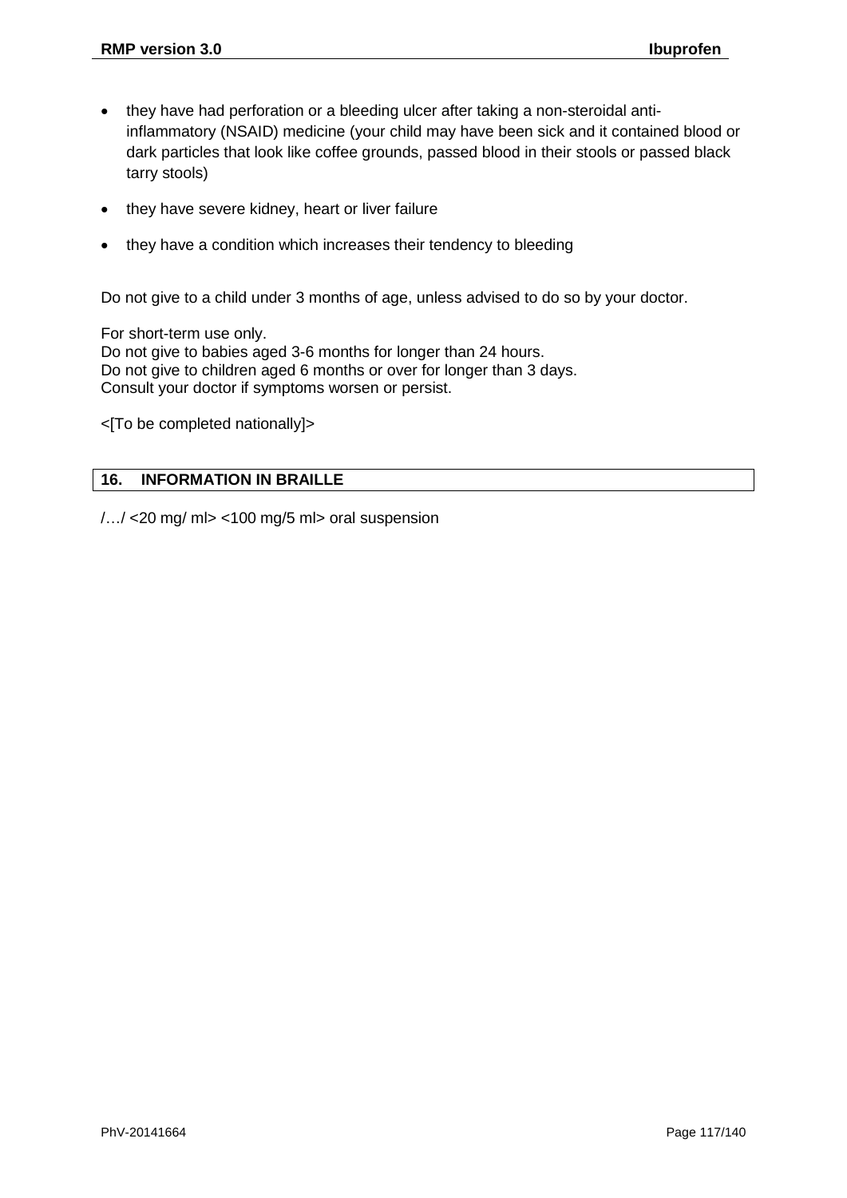- they have had perforation or a bleeding ulcer after taking a non-steroidal anti-inflammatory (NSAID) medicine (your child may have been sick and it contained blood or dark particles that look like coffee grounds, passed blood in their stools or passed black tarry stools)
- they have severe kidney, heart or liver failure
- they have a condition which increases their tendency to bleeding

Do not give to a child under 3 months of age, unless advised to do so by your doctor.

For short-term use only.
Do not give to babies aged 3-6 months for longer than 24 hours.
Do not give to children aged 6 months or over for longer than 3 days.
Consult your doctor if symptoms worsen or persist.

<[To be completed nationally]>

## 16. INFORMATION IN BRAILLE

/…/ <20 mg/ ml> <100 mg/5 ml> oral suspension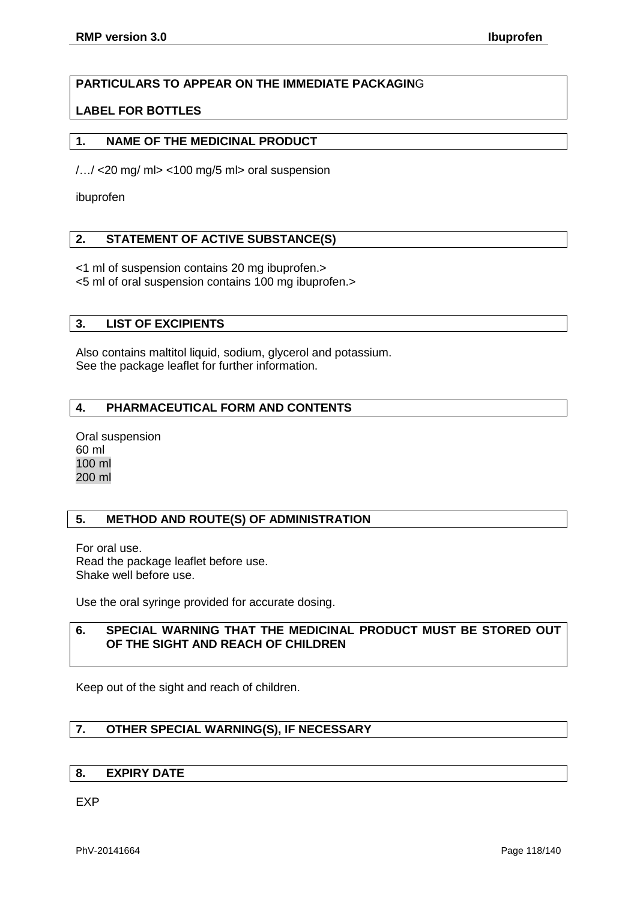**PARTICULARS TO APPEAR ON THE IMMEDIATE PACKAGING**

**LABEL FOR BOTTLES**

## 1. NAME OF THE MEDICINAL PRODUCT

/…/ <20 mg/ ml> <100 mg/5 ml> oral suspension

ibuprofen

## 2. STATEMENT OF ACTIVE SUBSTANCE(S)

<1 ml of suspension contains 20 mg ibuprofen.>
<5 ml of oral suspension contains 100 mg ibuprofen.>

## 3. LIST OF EXCIPIENTS

Also contains maltitol liquid, sodium, glycerol and potassium.
See the package leaflet for further information.

## 4. PHARMACEUTICAL FORM AND CONTENTS

Oral suspension
60 ml
100 ml
200 ml

## 5. METHOD AND ROUTE(S) OF ADMINISTRATION

For oral use.
Read the package leaflet before use.
Shake well before use.

Use the oral syringe provided for accurate dosing.

## 6. SPECIAL WARNING THAT THE MEDICINAL PRODUCT MUST BE STORED OUT OF THE SIGHT AND REACH OF CHILDREN

Keep out of the sight and reach of children.

## 7. OTHER SPECIAL WARNING(S), IF NECESSARY

## 8. EXPIRY DATE

EXP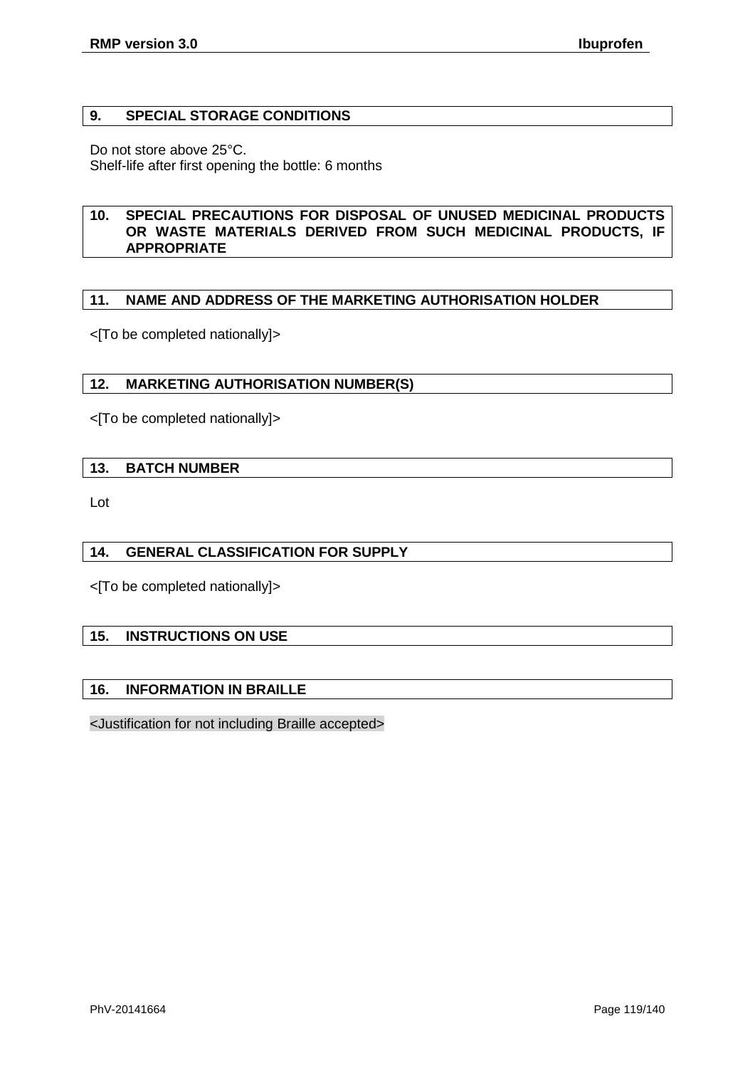## 9. SPECIAL STORAGE CONDITIONS

Do not store above 25°C.
Shelf-life after first opening the bottle: 6 months

## 10. SPECIAL PRECAUTIONS FOR DISPOSAL OF UNUSED MEDICINAL PRODUCTS OR WASTE MATERIALS DERIVED FROM SUCH MEDICINAL PRODUCTS, IF APPROPRIATE

## 11. NAME AND ADDRESS OF THE MARKETING AUTHORISATION HOLDER

<[To be completed nationally]>

## 12. MARKETING AUTHORISATION NUMBER(S)

<[To be completed nationally]>

## 13. BATCH NUMBER

Lot

## 14. GENERAL CLASSIFICATION FOR SUPPLY

<[To be completed nationally]>

## 15. INSTRUCTIONS ON USE

## 16. INFORMATION IN BRAILLE

<Justification for not including Braille accepted>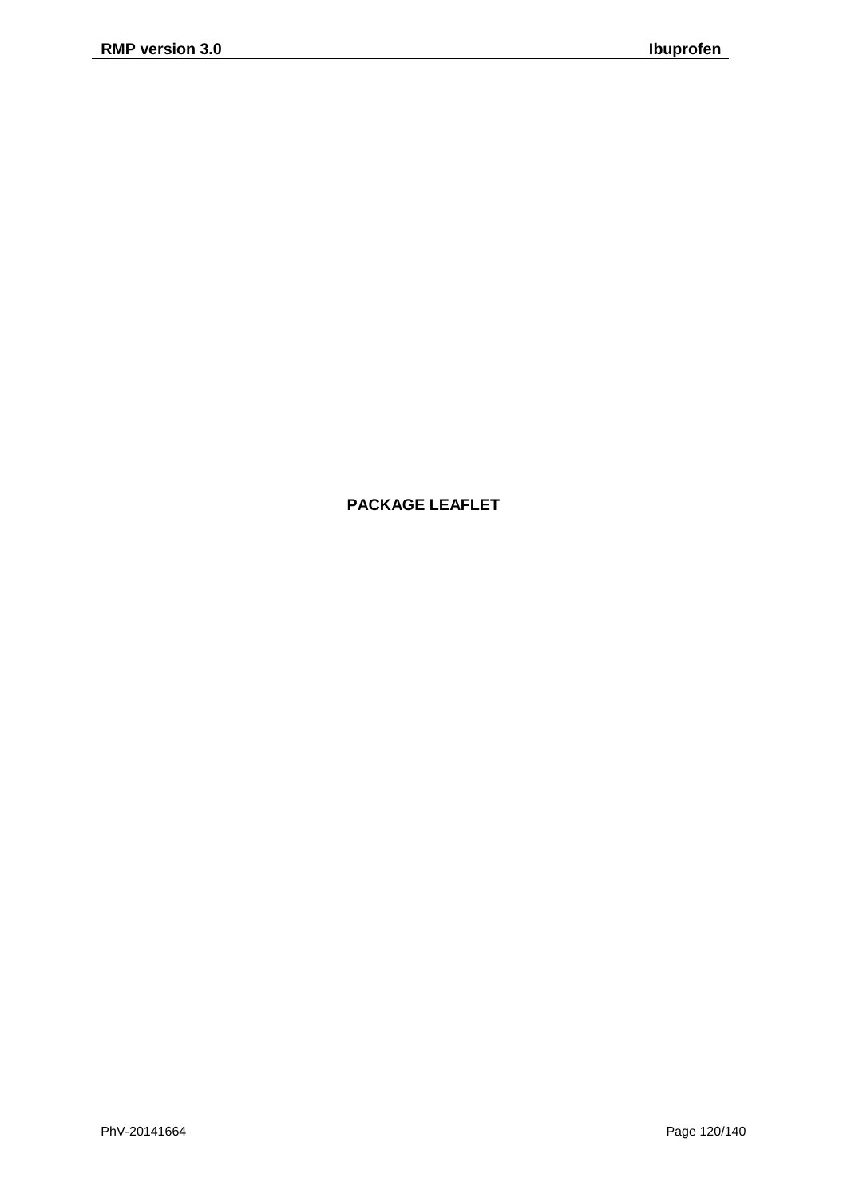# PACKAGE LEAFLET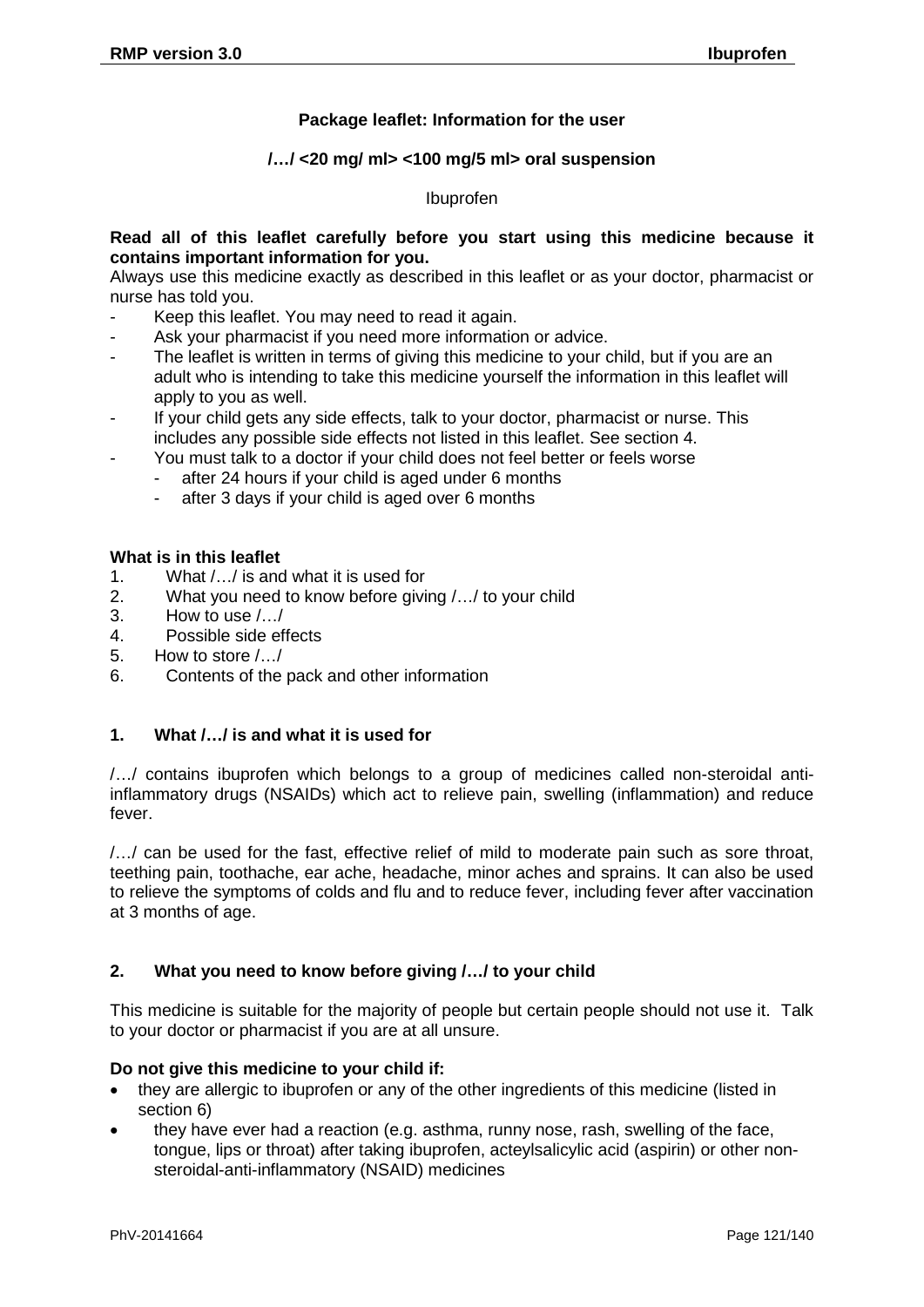**Package leaflet: Information for the user**

**/…/ <20 mg/ ml> <100 mg/5 ml> oral suspension**

Ibuprofen

**Read all of this leaflet carefully before you start using this medicine because it contains important information for you.**

Always use this medicine exactly as described in this leaflet or as your doctor, pharmacist or nurse has told you.

- Keep this leaflet. You may need to read it again.
- Ask your pharmacist if you need more information or advice.
- The leaflet is written in terms of giving this medicine to your child, but if you are an adult who is intending to take this medicine yourself the information in this leaflet will apply to you as well.
- If your child gets any side effects, talk to your doctor, pharmacist or nurse. This includes any possible side effects not listed in this leaflet. See section 4.
- You must talk to a doctor if your child does not feel better or feels worse
    - after 24 hours if your child is aged under 6 months
    - after 3 days if your child is aged over 6 months

**What is in this leaflet**

1. What /…/ is and what it is used for
2. What you need to know before giving /…/ to your child
3. How to use /…/
4. Possible side effects
5. How to store /…/
6. Contents of the pack and other information

## 1. What /…/ is and what it is used for

/…/ contains ibuprofen which belongs to a group of medicines called non-steroidal anti-inflammatory drugs (NSAIDs) which act to relieve pain, swelling (inflammation) and reduce fever.

/…/ can be used for the fast, effective relief of mild to moderate pain such as sore throat, teething pain, toothache, ear ache, headache, minor aches and sprains. It can also be used to relieve the symptoms of colds and flu and to reduce fever, including fever after vaccination at 3 months of age.

## 2. What you need to know before giving /…/ to your child

This medicine is suitable for the majority of people but certain people should not use it. Talk to your doctor or pharmacist if you are at all unsure.

**Do not give this medicine to your child if:**

- they are allergic to ibuprofen or any of the other ingredients of this medicine (listed in section 6)
- they have ever had a reaction (e.g. asthma, runny nose, rash, swelling of the face, tongue, lips or throat) after taking ibuprofen, acteylsalicylic acid (aspirin) or other non-steroidal-anti-inflammatory (NSAID) medicines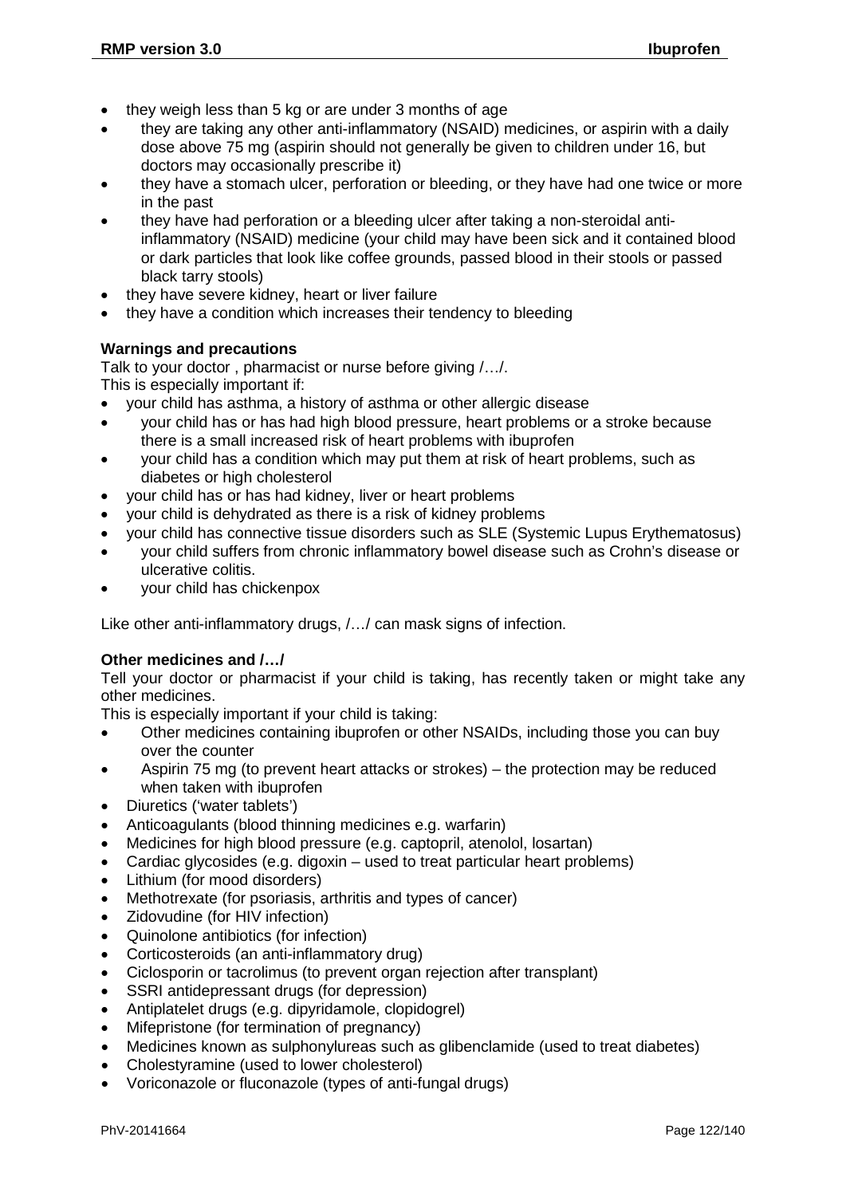- they weigh less than 5 kg or are under 3 months of age
- they are taking any other anti-inflammatory (NSAID) medicines, or aspirin with a daily dose above 75 mg (aspirin should not generally be given to children under 16, but doctors may occasionally prescribe it)
- they have a stomach ulcer, perforation or bleeding, or they have had one twice or more in the past
- they have had perforation or a bleeding ulcer after taking a non-steroidal anti-inflammatory (NSAID) medicine (your child may have been sick and it contained blood or dark particles that look like coffee grounds, passed blood in their stools or passed black tarry stools)
- they have severe kidney, heart or liver failure
- they have a condition which increases their tendency to bleeding

**Warnings and precautions**

Talk to your doctor , pharmacist or nurse before giving /…/.
This is especially important if:

- your child has asthma, a history of asthma or other allergic disease
- your child has or has had high blood pressure, heart problems or a stroke because there is a small increased risk of heart problems with ibuprofen
- your child has a condition which may put them at risk of heart problems, such as diabetes or high cholesterol
- your child has or has had kidney, liver or heart problems
- your child is dehydrated as there is a risk of kidney problems
- your child has connective tissue disorders such as SLE (Systemic Lupus Erythematosus)
- your child suffers from chronic inflammatory bowel disease such as Crohn's disease or ulcerative colitis.
- your child has chickenpox

Like other anti-inflammatory drugs, /…/ can mask signs of infection.

**Other medicines and /…/**

Tell your doctor or pharmacist if your child is taking, has recently taken or might take any other medicines.
This is especially important if your child is taking:

- Other medicines containing ibuprofen or other NSAIDs, including those you can buy over the counter
- Aspirin 75 mg (to prevent heart attacks or strokes) – the protection may be reduced when taken with ibuprofen
- Diuretics ('water tablets')
- Anticoagulants (blood thinning medicines e.g. warfarin)
- Medicines for high blood pressure (e.g. captopril, atenolol, losartan)
- Cardiac glycosides (e.g. digoxin – used to treat particular heart problems)
- Lithium (for mood disorders)
- Methotrexate (for psoriasis, arthritis and types of cancer)
- Zidovudine (for HIV infection)
- Quinolone antibiotics (for infection)
- Corticosteroids (an anti-inflammatory drug)
- Ciclosporin or tacrolimus (to prevent organ rejection after transplant)
- SSRI antidepressant drugs (for depression)
- Antiplatelet drugs (e.g. dipyridamole, clopidogrel)
- Mifepristone (for termination of pregnancy)
- Medicines known as sulphonylureas such as glibenclamide (used to treat diabetes)
- Cholestyramine (used to lower cholesterol)
- Voriconazole or fluconazole (types of anti-fungal drugs)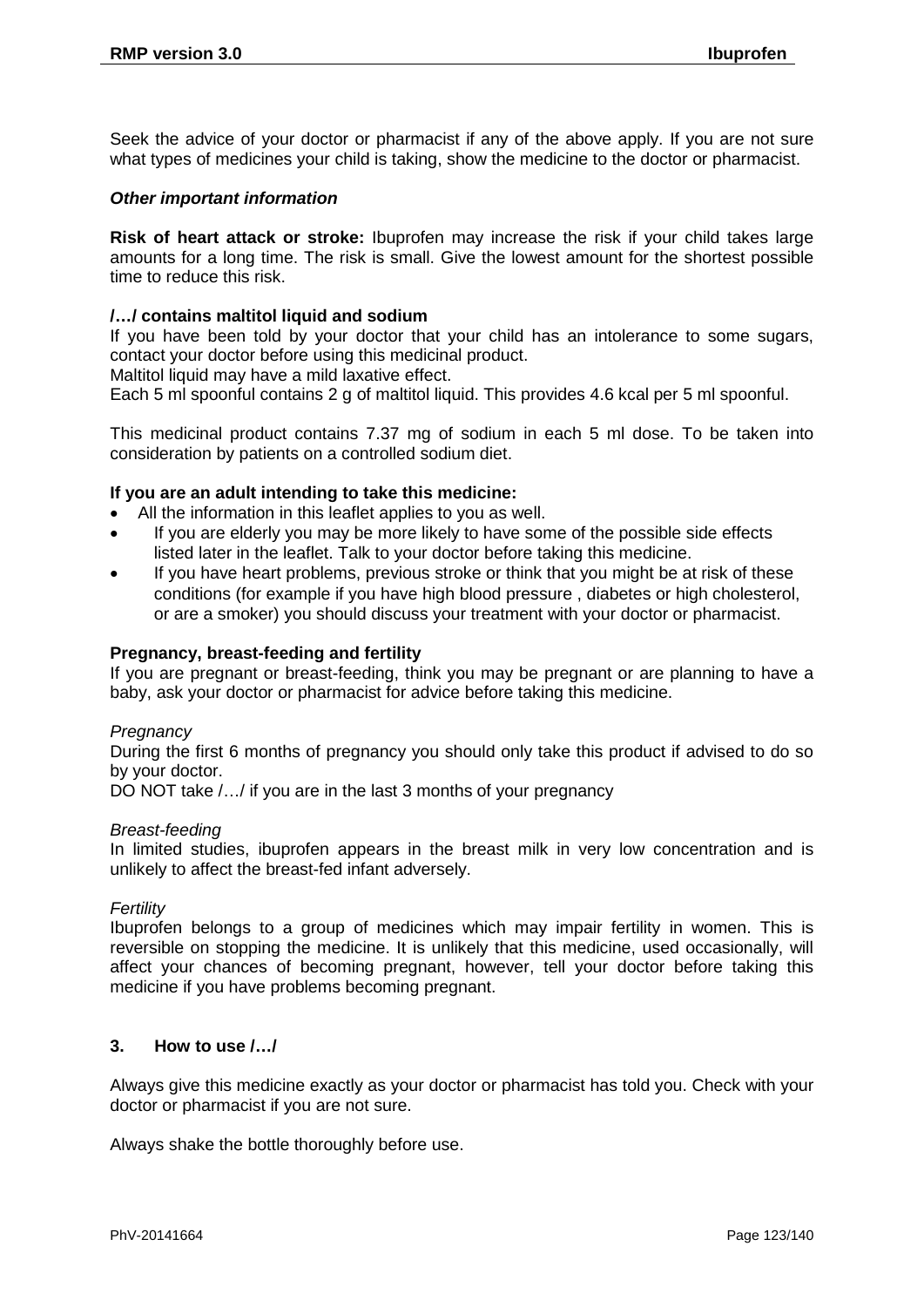Seek the advice of your doctor or pharmacist if any of the above apply. If you are not sure what types of medicines your child is taking, show the medicine to the doctor or pharmacist.

***Other important information***

**Risk of heart attack or stroke:** Ibuprofen may increase the risk if your child takes large amounts for a long time. The risk is small. Give the lowest amount for the shortest possible time to reduce this risk.

**/…/ contains maltitol liquid and sodium**

If you have been told by your doctor that your child has an intolerance to some sugars, contact your doctor before using this medicinal product.
Maltitol liquid may have a mild laxative effect.
Each 5 ml spoonful contains 2 g of maltitol liquid. This provides 4.6 kcal per 5 ml spoonful.

This medicinal product contains 7.37 mg of sodium in each 5 ml dose. To be taken into consideration by patients on a controlled sodium diet.

**If you are an adult intending to take this medicine:**

- All the information in this leaflet applies to you as well.
- If you are elderly you may be more likely to have some of the possible side effects listed later in the leaflet. Talk to your doctor before taking this medicine.
- If you have heart problems, previous stroke or think that you might be at risk of these conditions (for example if you have high blood pressure , diabetes or high cholesterol, or are a smoker) you should discuss your treatment with your doctor or pharmacist.

**Pregnancy, breast-feeding and fertility**

If you are pregnant or breast-feeding, think you may be pregnant or are planning to have a baby, ask your doctor or pharmacist for advice before taking this medicine.

*Pregnancy*

During the first 6 months of pregnancy you should only take this product if advised to do so by your doctor.
DO NOT take /…/ if you are in the last 3 months of your pregnancy

*Breast-feeding*

In limited studies, ibuprofen appears in the breast milk in very low concentration and is unlikely to affect the breast-fed infant adversely.

*Fertility*

Ibuprofen belongs to a group of medicines which may impair fertility in women. This is reversible on stopping the medicine. It is unlikely that this medicine, used occasionally, will affect your chances of becoming pregnant, however, tell your doctor before taking this medicine if you have problems becoming pregnant.

## 3. How to use /…/

Always give this medicine exactly as your doctor or pharmacist has told you. Check with your doctor or pharmacist if you are not sure.

Always shake the bottle thoroughly before use.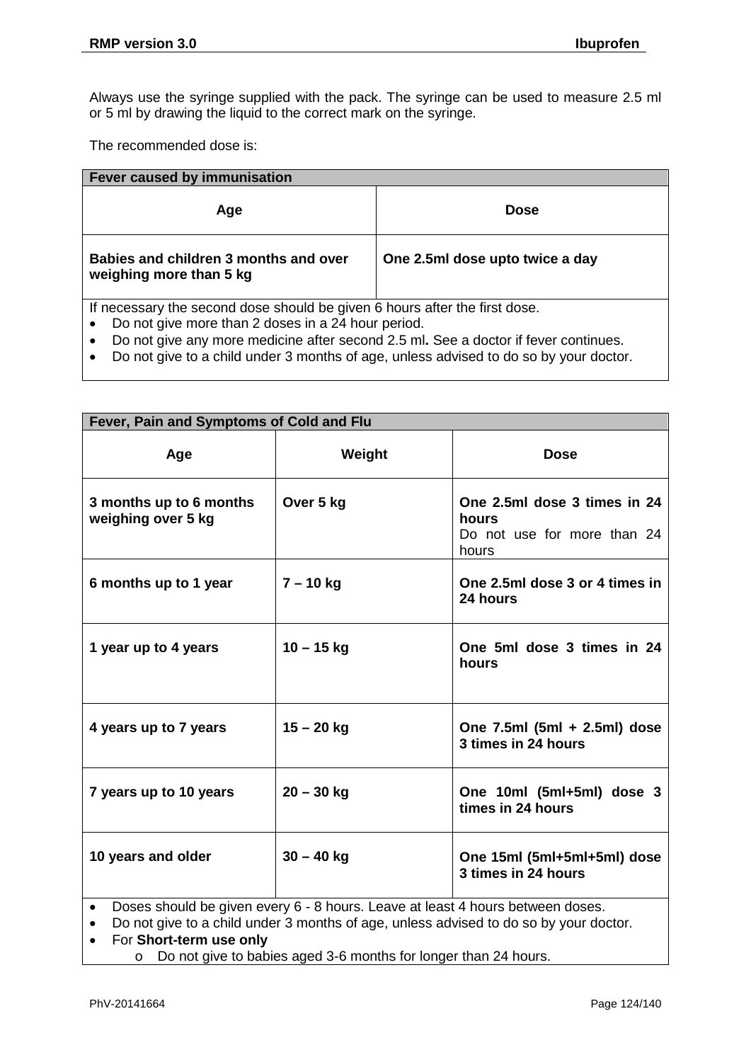Always use the syringe supplied with the pack. The syringe can be used to measure 2.5 ml or 5 ml by drawing the liquid to the correct mark on the syringe.

The recommended dose is:

| **Fever caused by immunisation** | |
|---|---|
| **Age** | **Dose** |
| **Babies and children 3 months and over weighing more than 5 kg** | **One 2.5ml dose upto twice a day** |

If necessary the second dose should be given 6 hours after the first dose.

- Do not give more than 2 doses in a 24 hour period.
- Do not give any more medicine after second 2.5 ml**.** See a doctor if fever continues.
- Do not give to a child under 3 months of age, unless advised to do so by your doctor.

| **Fever, Pain and Symptoms of Cold and Flu** | | |
|---|---|---|
| **Age** | **Weight** | **Dose** |
| **3 months up to 6 months weighing over 5 kg** | **Over 5 kg** | **One 2.5ml dose 3 times in 24 hours** Do not use for more than 24 hours |
| **6 months up to 1 year** | **7 – 10 kg** | **One 2.5ml dose 3 or 4 times in 24 hours** |
| **1 year up to 4 years** | **10 – 15 kg** | **One 5ml dose 3 times in 24 hours** |
| **4 years up to 7 years** | **15 – 20 kg** | **One 7.5ml (5ml + 2.5ml) dose 3 times in 24 hours** |
| **7 years up to 10 years** | **20 – 30 kg** | **One 10ml (5ml+5ml) dose 3 times in 24 hours** |
| **10 years and older** | **30 – 40 kg** | **One 15ml (5ml+5ml+5ml) dose 3 times in 24 hours** |

- Doses should be given every 6 - 8 hours. Leave at least 4 hours between doses.
- Do not give to a child under 3 months of age, unless advised to do so by your doctor.
- For **Short-term use only**
    - Do not give to babies aged 3-6 months for longer than 24 hours.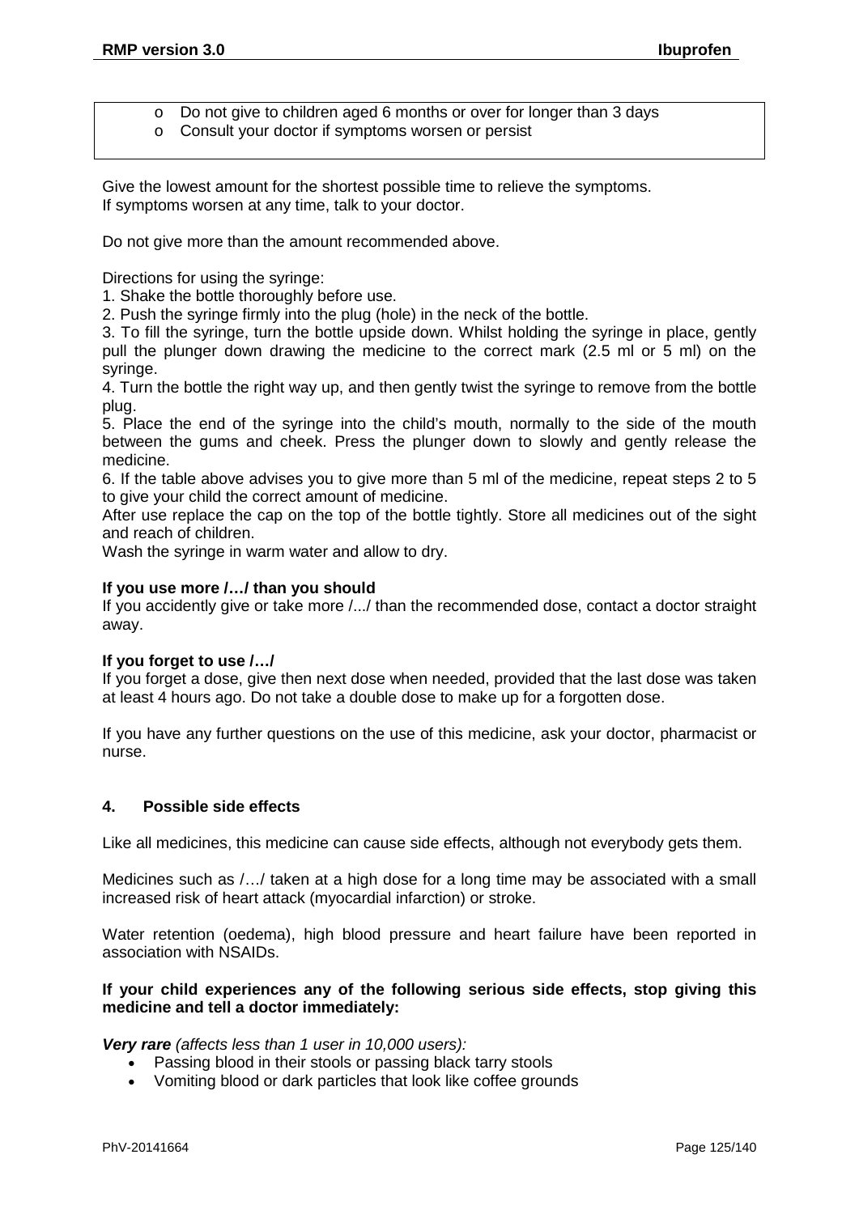- Do not give to children aged 6 months or over for longer than 3 days
- Consult your doctor if symptoms worsen or persist

Give the lowest amount for the shortest possible time to relieve the symptoms.
If symptoms worsen at any time, talk to your doctor.

Do not give more than the amount recommended above.

Directions for using the syringe:
1. Shake the bottle thoroughly before use.
2. Push the syringe firmly into the plug (hole) in the neck of the bottle.
3. To fill the syringe, turn the bottle upside down. Whilst holding the syringe in place, gently pull the plunger down drawing the medicine to the correct mark (2.5 ml or 5 ml) on the syringe.
4. Turn the bottle the right way up, and then gently twist the syringe to remove from the bottle plug.
5. Place the end of the syringe into the child's mouth, normally to the side of the mouth between the gums and cheek. Press the plunger down to slowly and gently release the medicine.
6. If the table above advises you to give more than 5 ml of the medicine, repeat steps 2 to 5 to give your child the correct amount of medicine.

After use replace the cap on the top of the bottle tightly. Store all medicines out of the sight and reach of children.
Wash the syringe in warm water and allow to dry.

**If you use more /…/ than you should**
If you accidently give or take more /.../ than the recommended dose, contact a doctor straight away.

**If you forget to use /…/**
If you forget a dose, give then next dose when needed, provided that the last dose was taken at least 4 hours ago. Do not take a double dose to make up for a forgotten dose.

If you have any further questions on the use of this medicine, ask your doctor, pharmacist or nurse.

## 4. Possible side effects

Like all medicines, this medicine can cause side effects, although not everybody gets them.

Medicines such as /…/ taken at a high dose for a long time may be associated with a small increased risk of heart attack (myocardial infarction) or stroke.

Water retention (oedema), high blood pressure and heart failure have been reported in association with NSAIDs.

**If your child experiences any of the following serious side effects, stop giving this medicine and tell a doctor immediately:**

***Very rare*** *(affects less than 1 user in 10,000 users):*

- Passing blood in their stools or passing black tarry stools
- Vomiting blood or dark particles that look like coffee grounds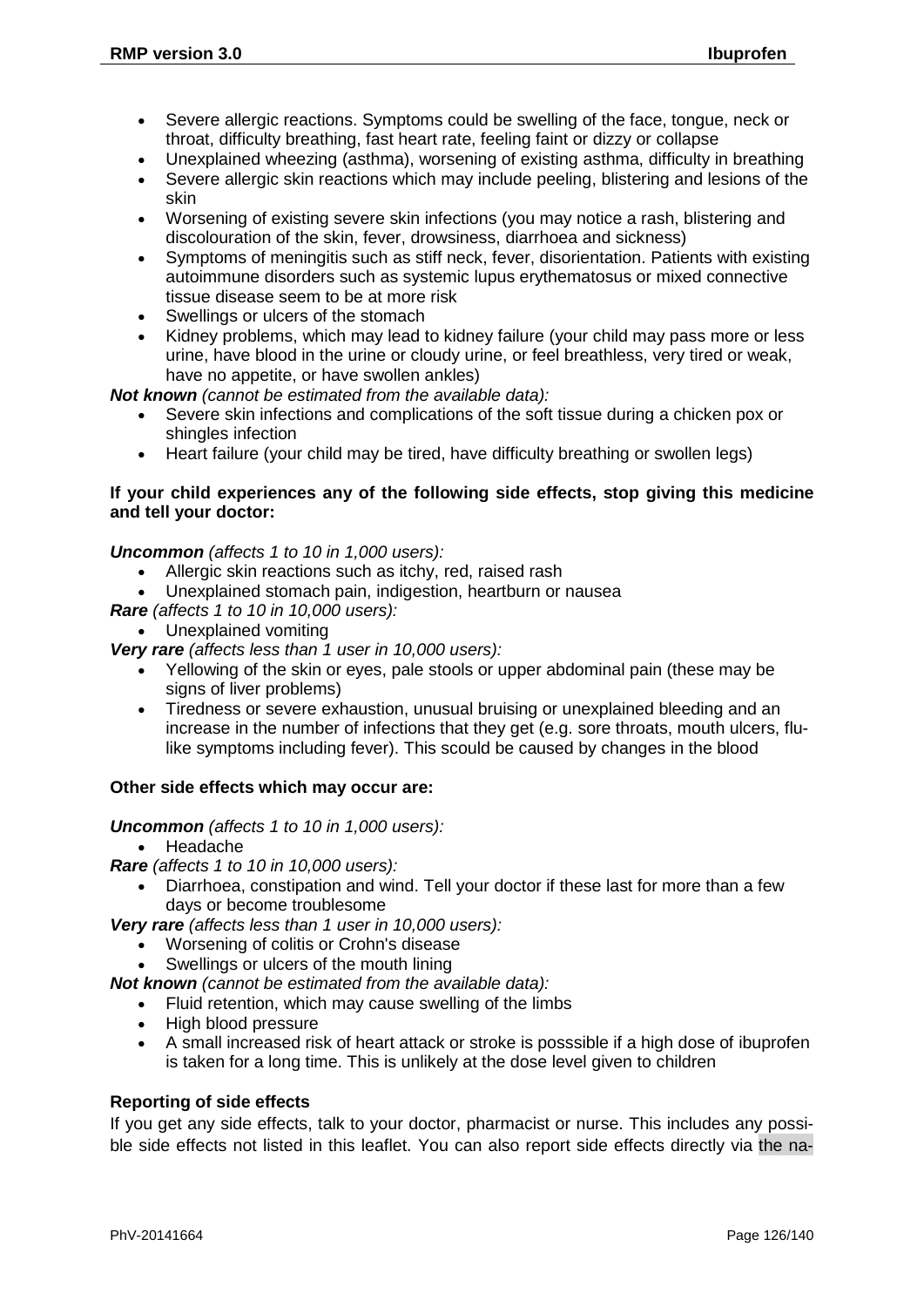- Severe allergic reactions. Symptoms could be swelling of the face, tongue, neck or throat, difficulty breathing, fast heart rate, feeling faint or dizzy or collapse
- Unexplained wheezing (asthma), worsening of existing asthma, difficulty in breathing
- Severe allergic skin reactions which may include peeling, blistering and lesions of the skin
- Worsening of existing severe skin infections (you may notice a rash, blistering and discolouration of the skin, fever, drowsiness, diarrhoea and sickness)
- Symptoms of meningitis such as stiff neck, fever, disorientation. Patients with existing autoimmune disorders such as systemic lupus erythematosus or mixed connective tissue disease seem to be at more risk
- Swellings or ulcers of the stomach
- Kidney problems, which may lead to kidney failure (your child may pass more or less urine, have blood in the urine or cloudy urine, or feel breathless, very tired or weak, have no appetite, or have swollen ankles)

***Not known*** *(cannot be estimated from the available data):*

- Severe skin infections and complications of the soft tissue during a chicken pox or shingles infection
- Heart failure (your child may be tired, have difficulty breathing or swollen legs)

**If your child experiences any of the following side effects, stop giving this medicine and tell your doctor:**

***Uncommon*** *(affects 1 to 10 in 1,000 users):*

- Allergic skin reactions such as itchy, red, raised rash
- Unexplained stomach pain, indigestion, heartburn or nausea

***Rare*** *(affects 1 to 10 in 10,000 users):*

- Unexplained vomiting

***Very rare*** *(affects less than 1 user in 10,000 users):*

- Yellowing of the skin or eyes, pale stools or upper abdominal pain (these may be signs of liver problems)
- Tiredness or severe exhaustion, unusual bruising or unexplained bleeding and an increase in the number of infections that they get (e.g. sore throats, mouth ulcers, flu-like symptoms including fever). This scould be caused by changes in the blood

**Other side effects which may occur are:**

***Uncommon*** *(affects 1 to 10 in 1,000 users):*

- Headache

***Rare*** *(affects 1 to 10 in 10,000 users):*

- Diarrhoea, constipation and wind. Tell your doctor if these last for more than a few days or become troublesome

***Very rare*** *(affects less than 1 user in 10,000 users):*

- Worsening of colitis or Crohn's disease
- Swellings or ulcers of the mouth lining

***Not known*** *(cannot be estimated from the available data):*

- Fluid retention, which may cause swelling of the limbs
- High blood pressure
- A small increased risk of heart attack or stroke is posssible if a high dose of ibuprofen is taken for a long time. This is unlikely at the dose level given to children

**Reporting of side effects**

If you get any side effects, talk to your doctor, pharmacist or nurse. This includes any possible side effects not listed in this leaflet. You can also report side effects directly via the na-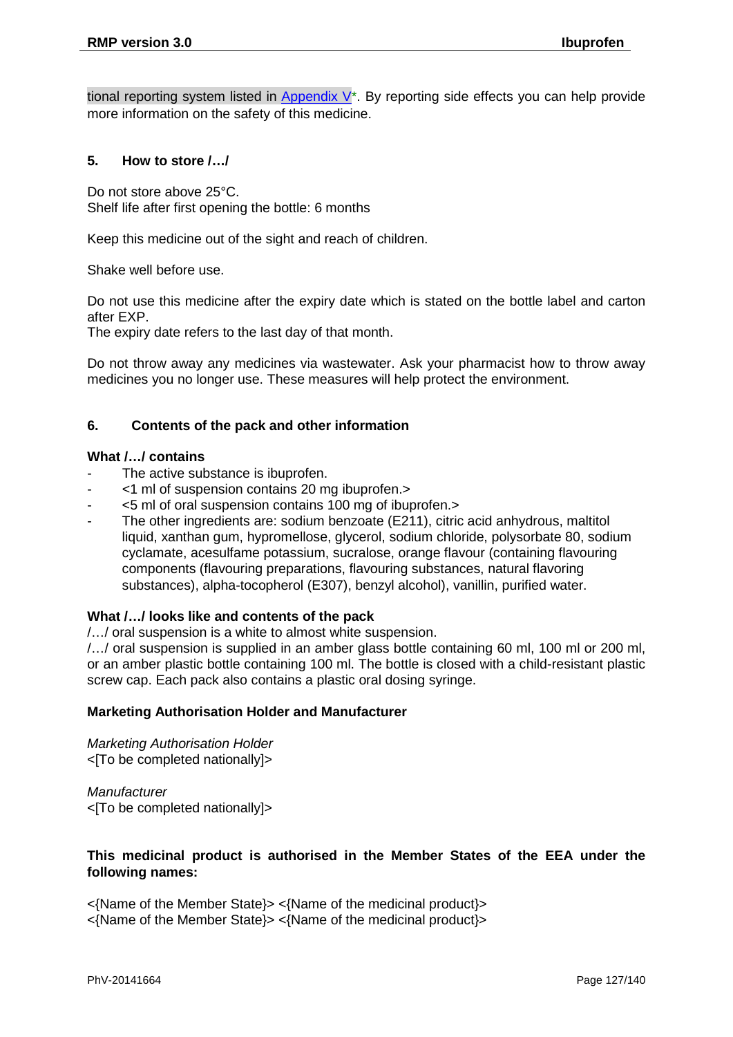tional reporting system listed in Appendix V*. By reporting side effects you can help provide more information on the safety of this medicine.

### 5. How to store /…/

Do not store above 25°C.
Shelf life after first opening the bottle: 6 months

Keep this medicine out of the sight and reach of children.

Shake well before use.

Do not use this medicine after the expiry date which is stated on the bottle label and carton after EXP.
The expiry date refers to the last day of that month.

Do not throw away any medicines via wastewater. Ask your pharmacist how to throw away medicines you no longer use. These measures will help protect the environment.

### 6. Contents of the pack and other information

**What /…/ contains**

- The active substance is ibuprofen.
- <1 ml of suspension contains 20 mg ibuprofen.>
- <5 ml of oral suspension contains 100 mg of ibuprofen.>
- The other ingredients are: sodium benzoate (E211), citric acid anhydrous, maltitol liquid, xanthan gum, hypromellose, glycerol, sodium chloride, polysorbate 80, sodium cyclamate, acesulfame potassium, sucralose, orange flavour (containing flavouring components (flavouring preparations, flavouring substances, natural flavoring substances), alpha-tocopherol (E307), benzyl alcohol), vanillin, purified water.

**What /…/ looks like and contents of the pack**

/…/ oral suspension is a white to almost white suspension.
/…/ oral suspension is supplied in an amber glass bottle containing 60 ml, 100 ml or 200 ml, or an amber plastic bottle containing 100 ml. The bottle is closed with a child-resistant plastic screw cap. Each pack also contains a plastic oral dosing syringe.

**Marketing Authorisation Holder and Manufacturer**

*Marketing Authorisation Holder*
<[To be completed nationally]>

*Manufacturer*
<[To be completed nationally]>

**This medicinal product is authorised in the Member States of the EEA under the following names:**

<{Name of the Member State}> <{Name of the medicinal product}>
<{Name of the Member State}> <{Name of the medicinal product}>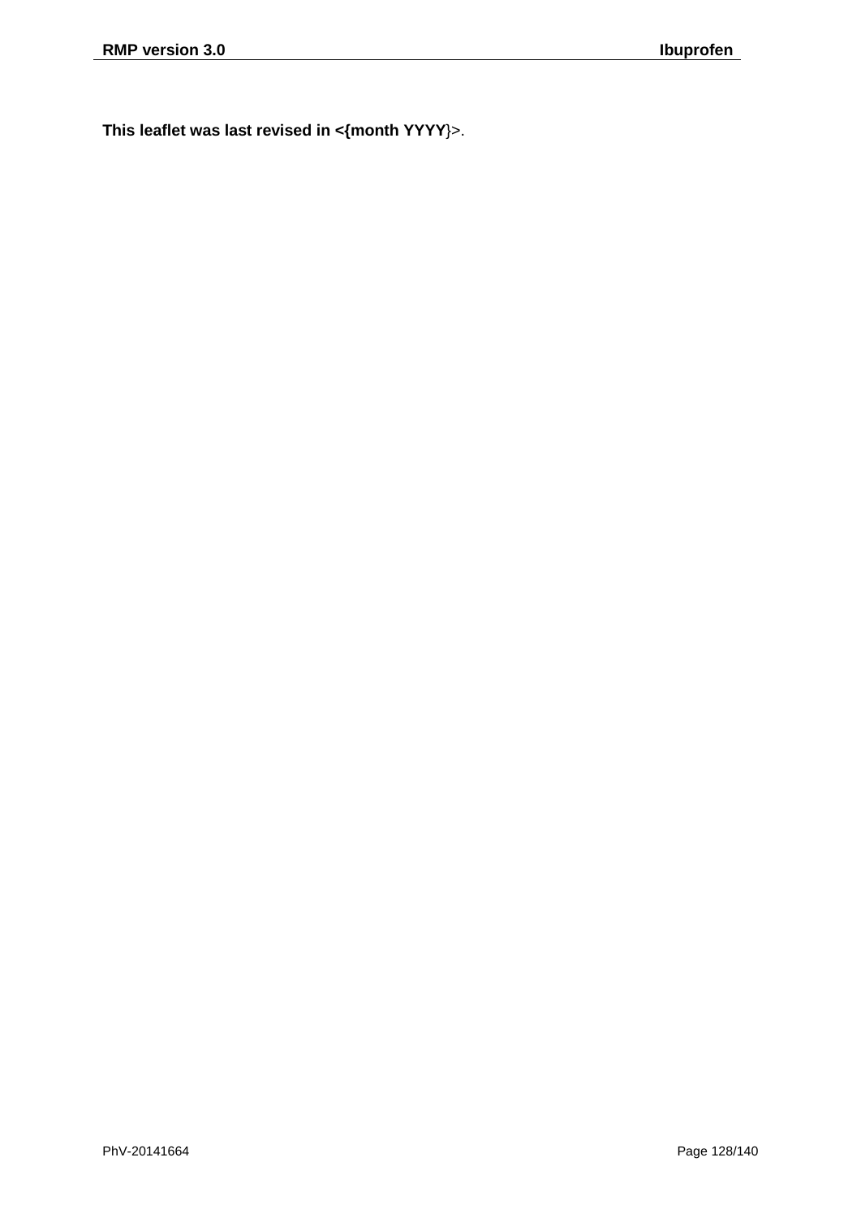**This leaflet was last revised in <{month YYYY**}>.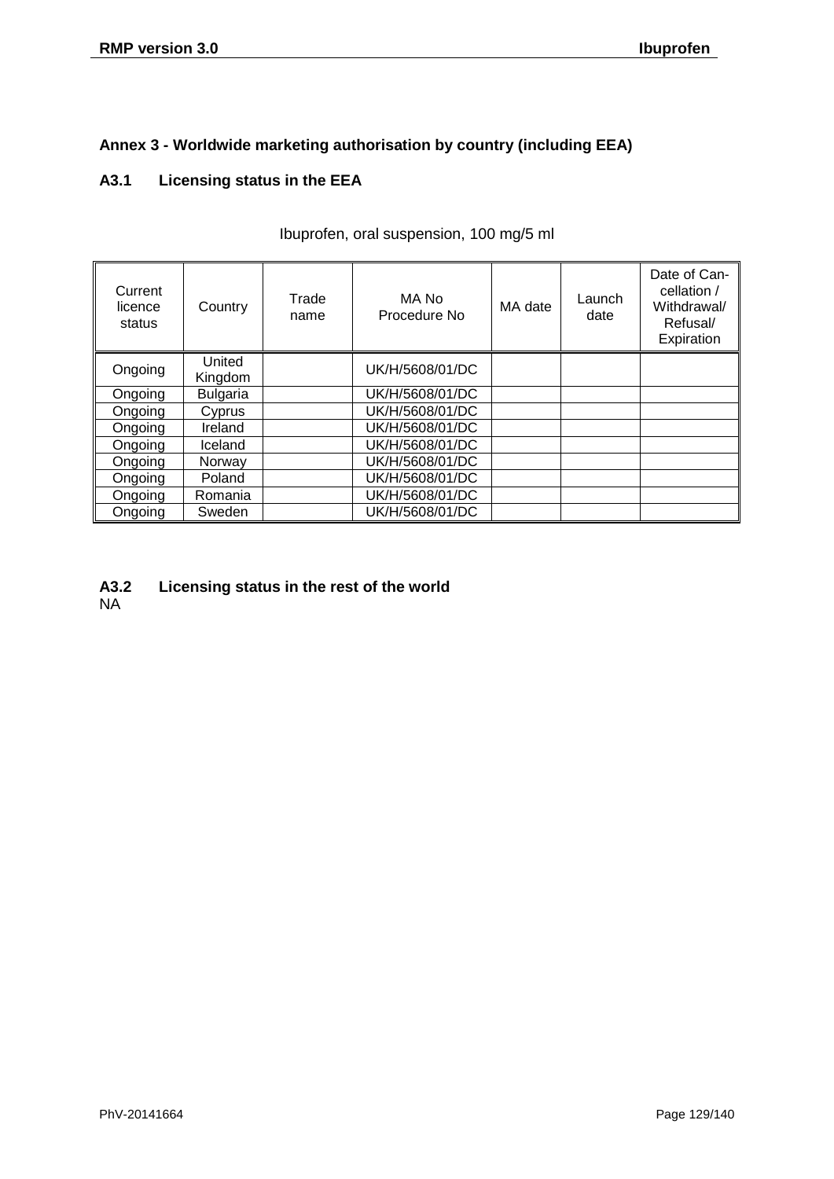## Annex 3 - Worldwide marketing authorisation by country (including EEA)

### A3.1 Licensing status in the EEA

Ibuprofen, oral suspension, 100 mg/5 ml

| Current licence status | Country | Trade name | MA No Procedure No | MA date | Launch date | Date of Can-cellation / Withdrawal/ Refusal/ Expiration |
|---|---|---|---|---|---|---|
| Ongoing | United Kingdom | | UK/H/5608/01/DC | | | |
| Ongoing | Bulgaria | | UK/H/5608/01/DC | | | |
| Ongoing | Cyprus | | UK/H/5608/01/DC | | | |
| Ongoing | Ireland | | UK/H/5608/01/DC | | | |
| Ongoing | Iceland | | UK/H/5608/01/DC | | | |
| Ongoing | Norway | | UK/H/5608/01/DC | | | |
| Ongoing | Poland | | UK/H/5608/01/DC | | | |
| Ongoing | Romania | | UK/H/5608/01/DC | | | |
| Ongoing | Sweden | | UK/H/5608/01/DC | | | |

### A3.2 Licensing status in the rest of the world

NA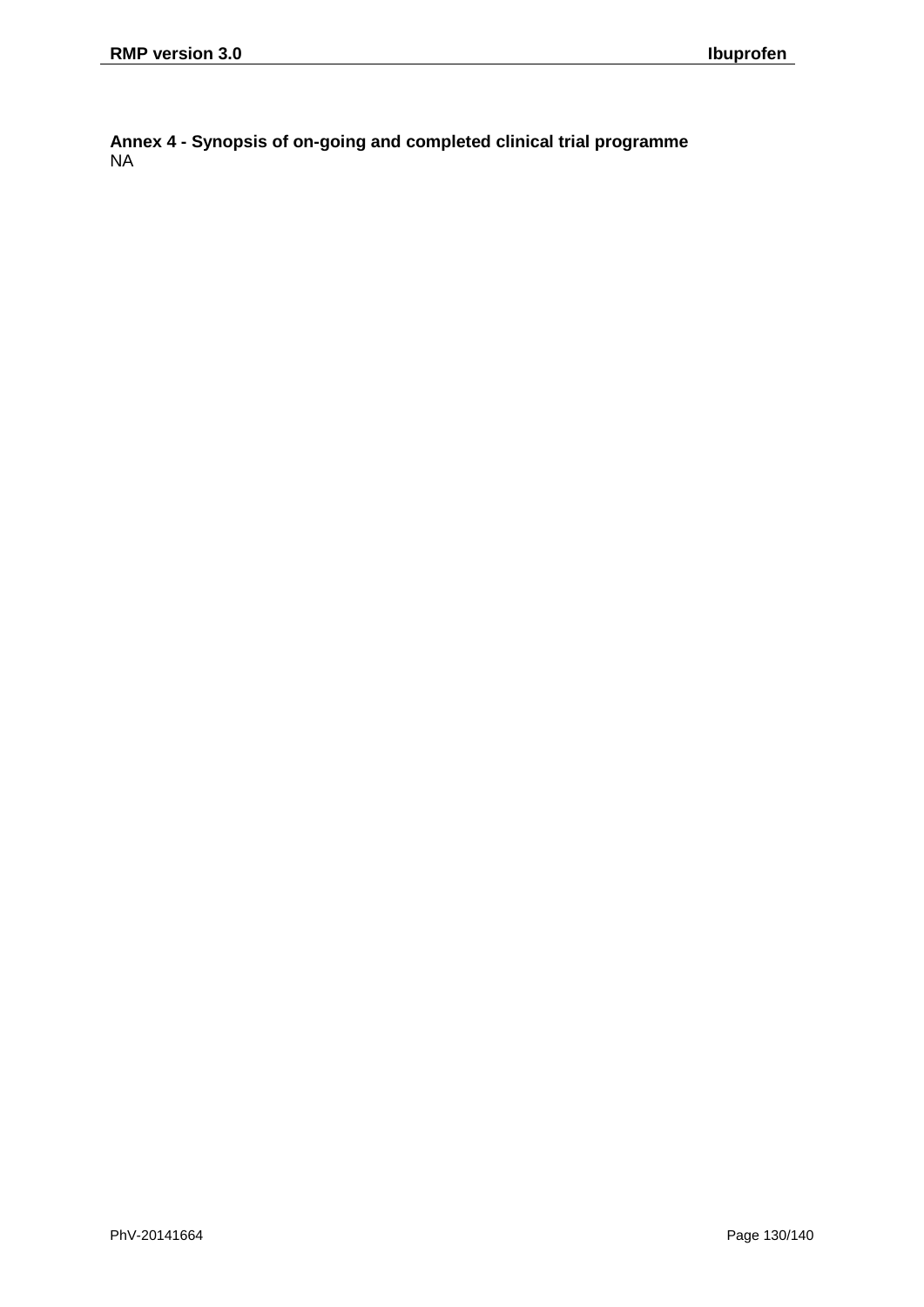**Annex 4 - Synopsis of on-going and completed clinical trial programme**

NA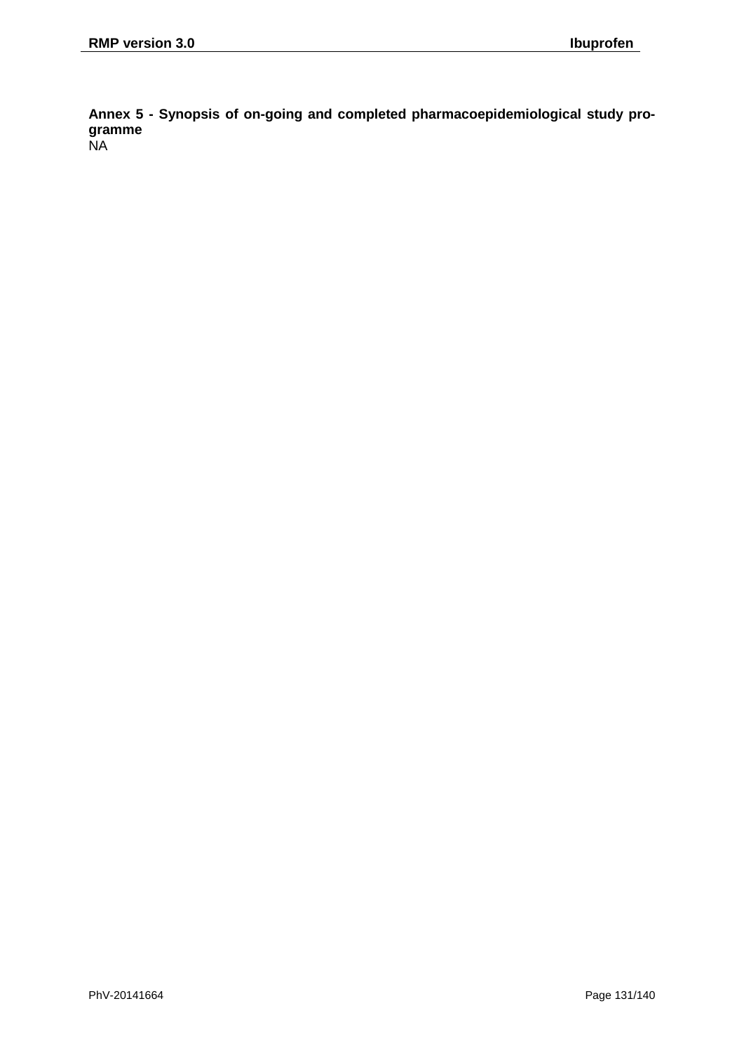**Annex 5 - Synopsis of on-going and completed pharmacoepidemiological study programme**

NA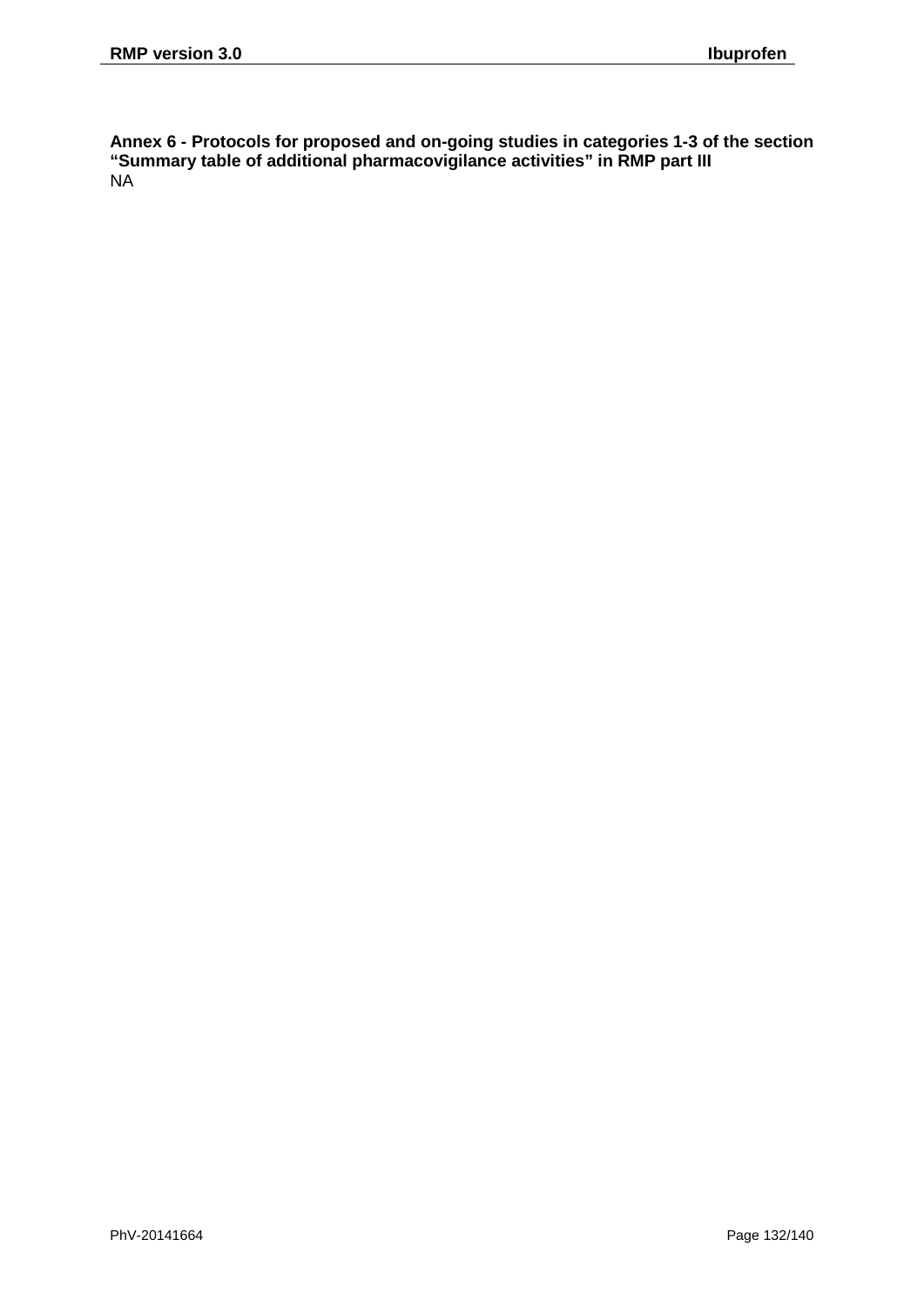**Annex 6 - Protocols for proposed and on-going studies in categories 1-3 of the section "Summary table of additional pharmacovigilance activities" in RMP part III**

NA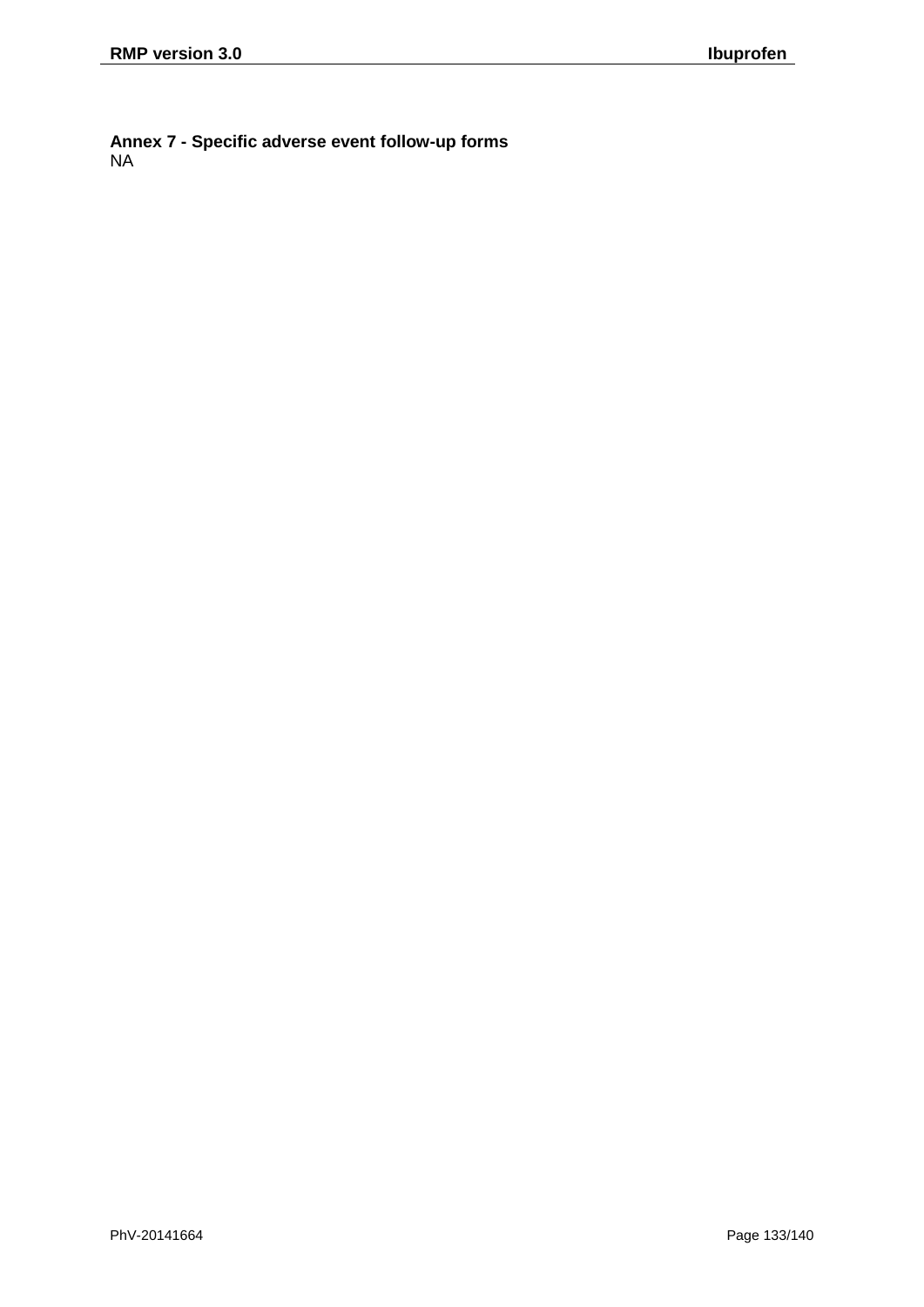**Annex 7 - Specific adverse event follow-up forms**

NA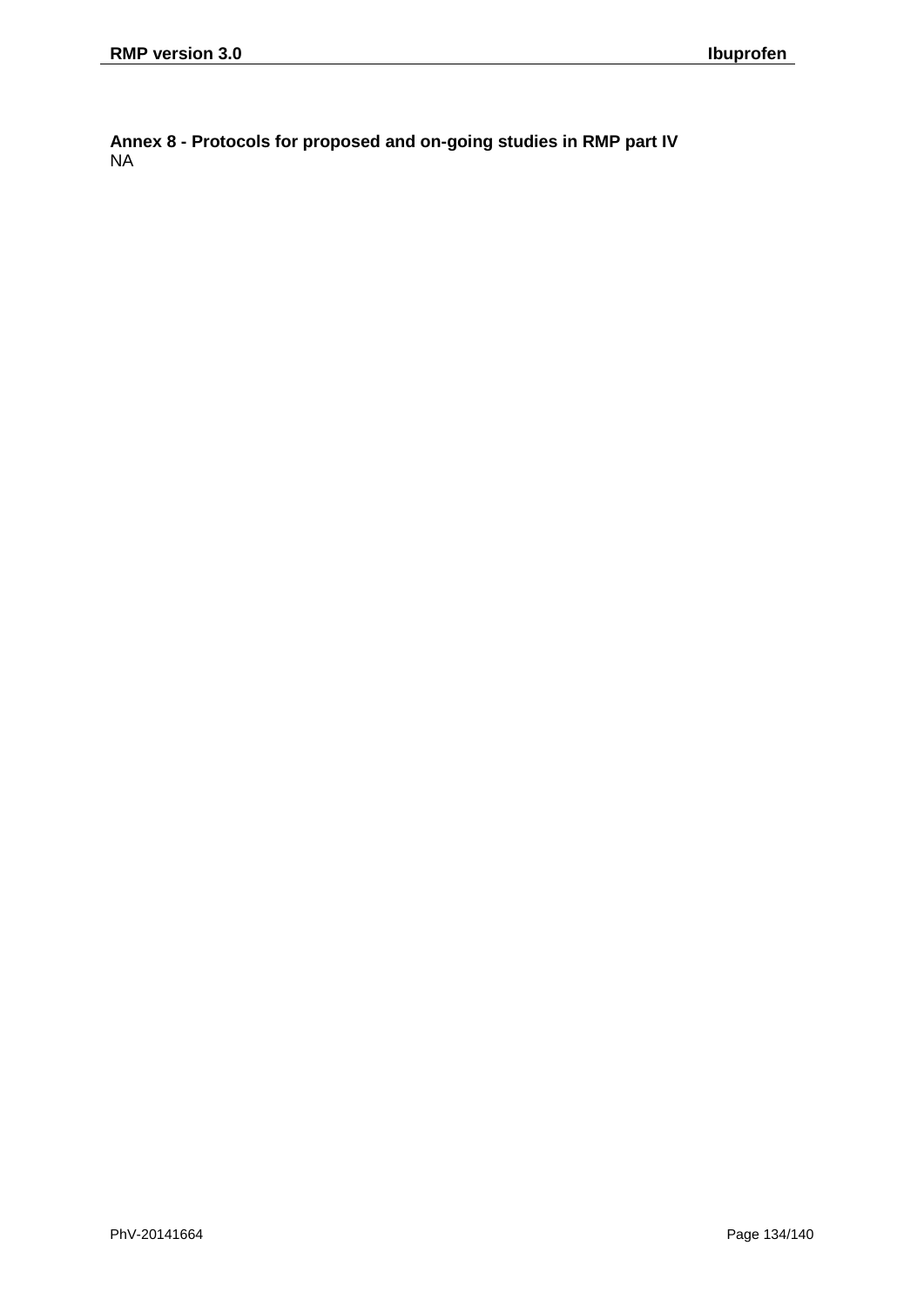**Annex 8 - Protocols for proposed and on-going studies in RMP part IV**

NA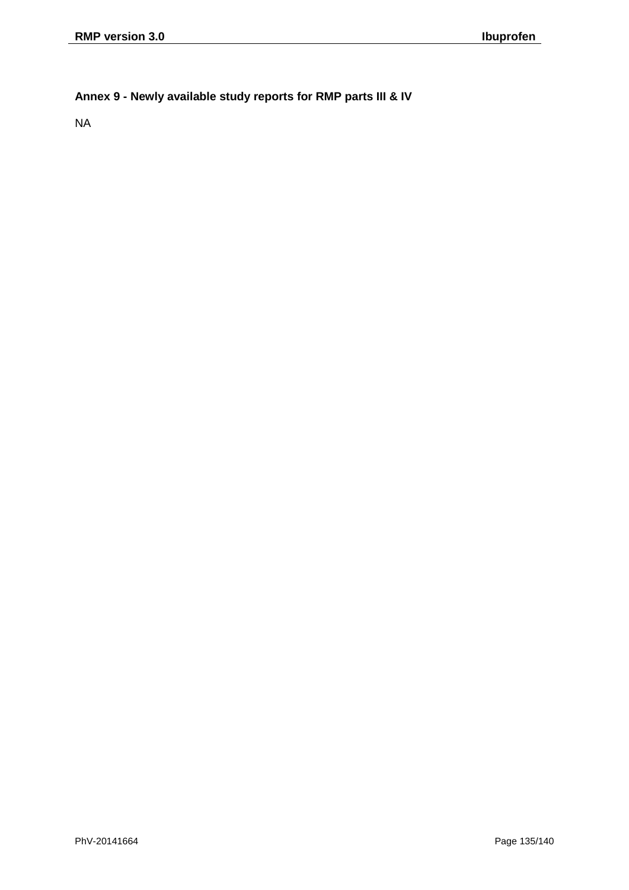## Annex 9 - Newly available study reports for RMP parts III & IV

NA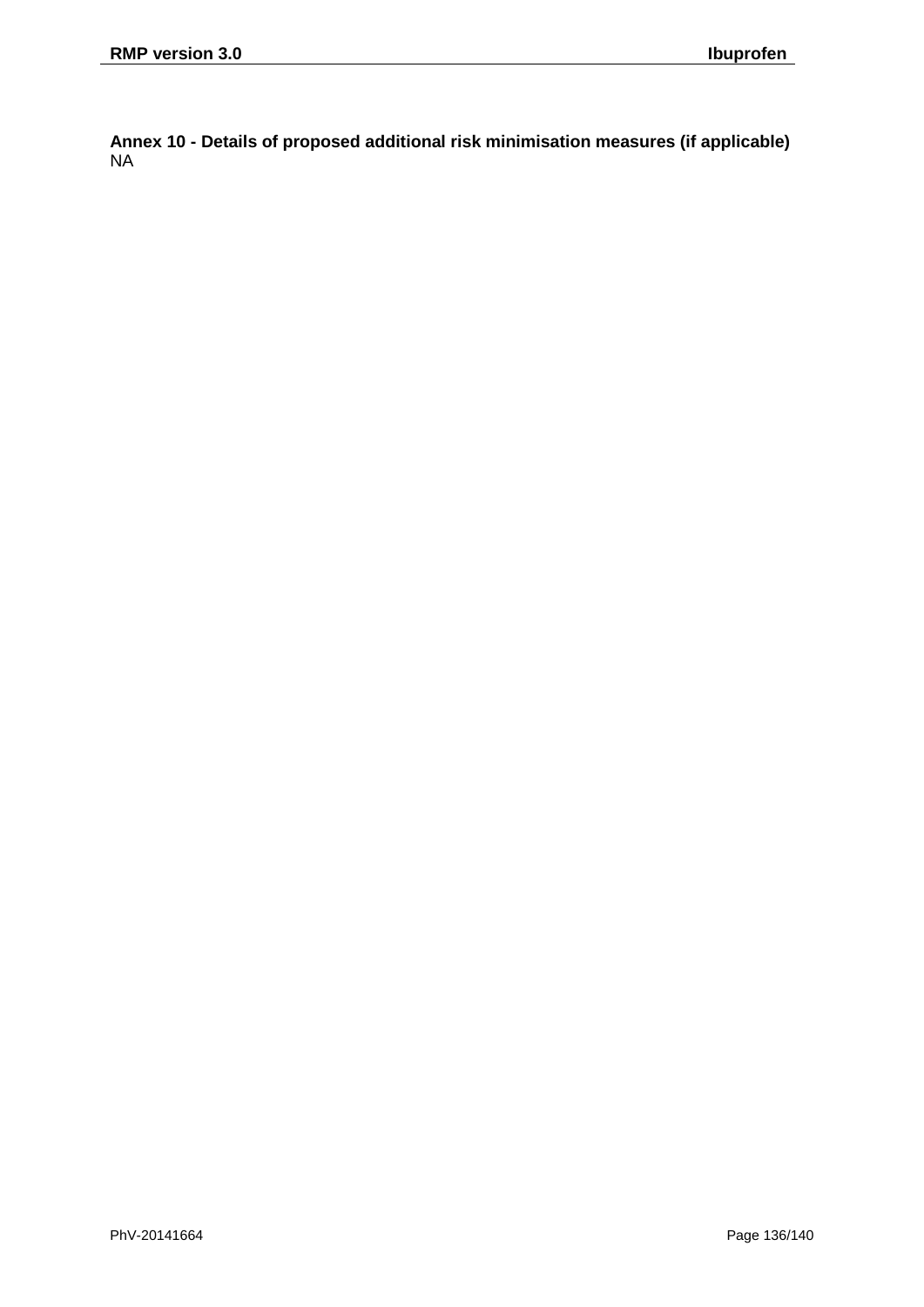**Annex 10 - Details of proposed additional risk minimisation measures (if applicable)**

NA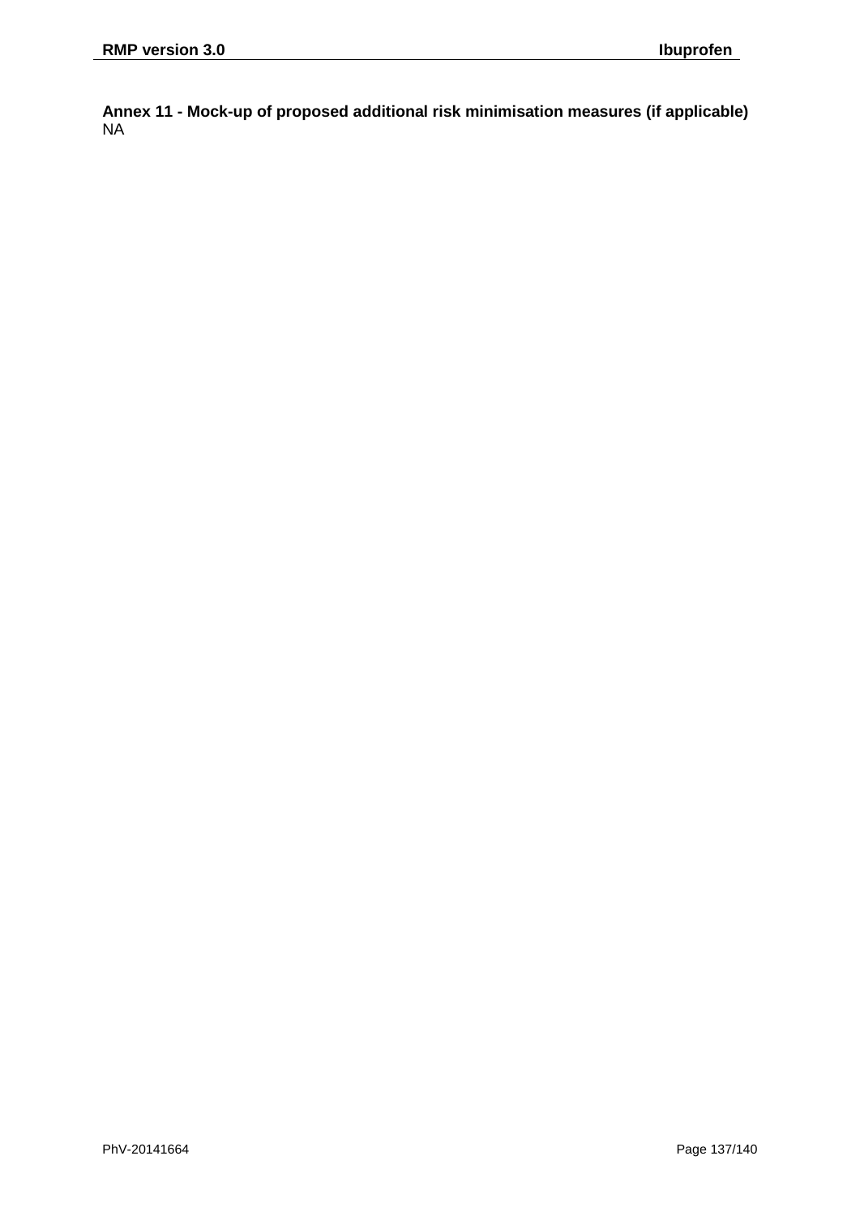**Annex 11 - Mock-up of proposed additional risk minimisation measures (if applicable)**
NA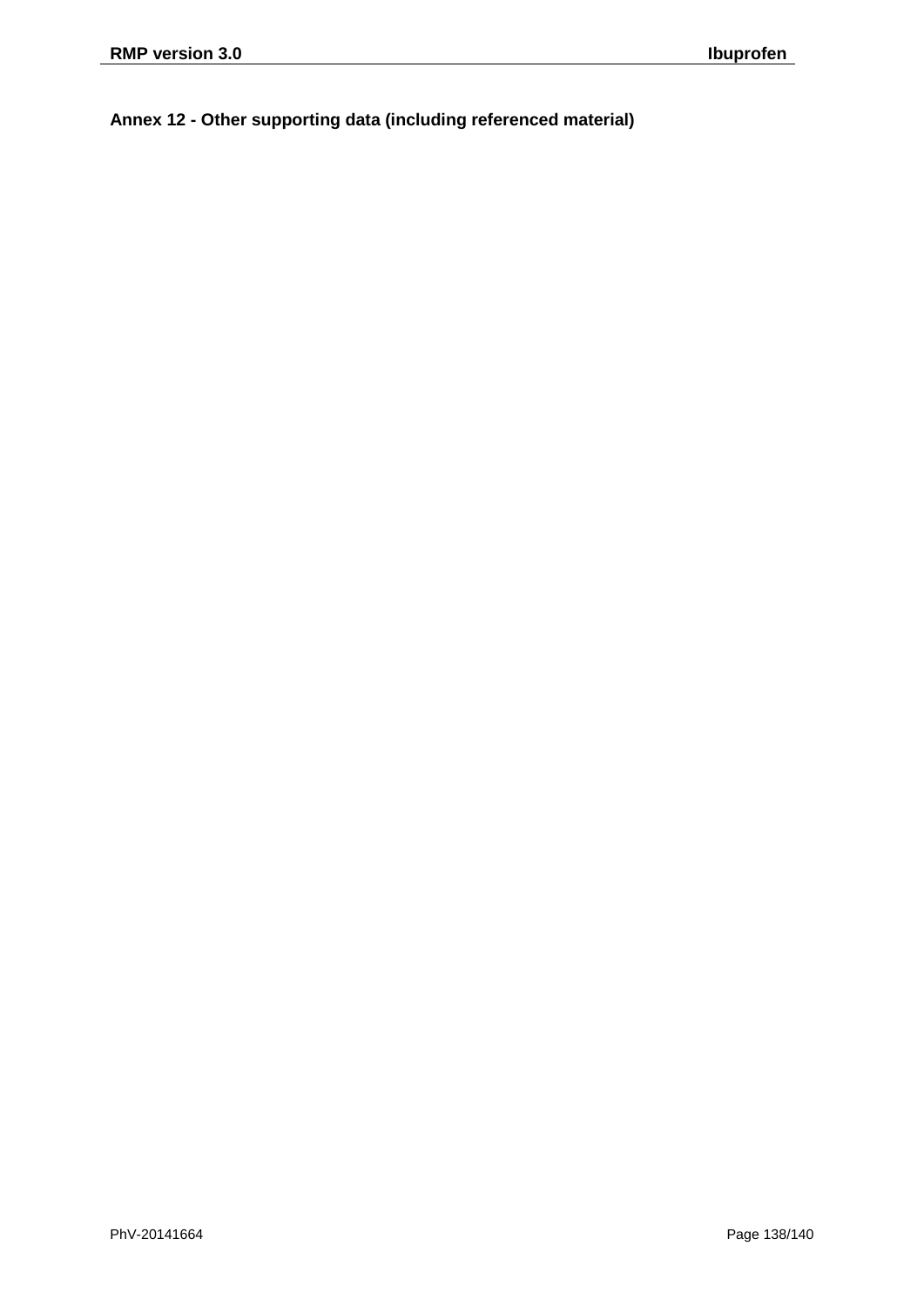## Annex 12 - Other supporting data (including referenced material)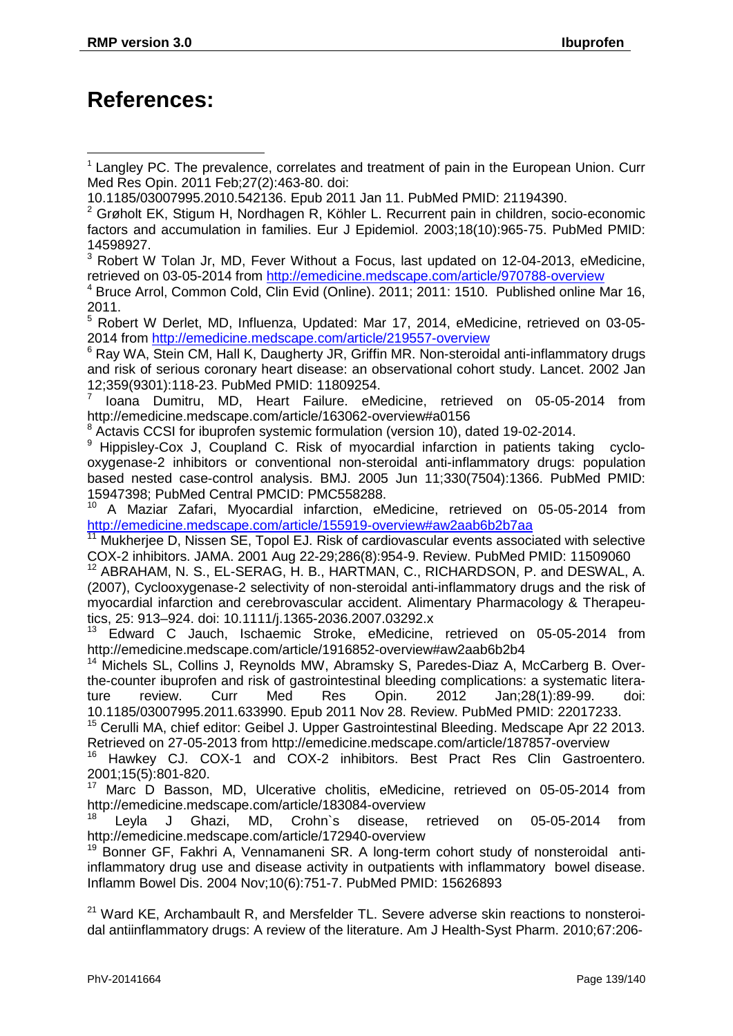# References:

[1] Langley PC. The prevalence, correlates and treatment of pain in the European Union. Curr Med Res Opin. 2011 Feb;27(2):463-80. doi: 10.1185/03007995.2010.542136. Epub 2011 Jan 11. PubMed PMID: 21194390.

[2] Grøholt EK, Stigum H, Nordhagen R, Köhler L. Recurrent pain in children, socio-economic factors and accumulation in families. Eur J Epidemiol. 2003;18(10):965-75. PubMed PMID: 14598927.

[3] Robert W Tolan Jr, MD, Fever Without a Focus, last updated on 12-04-2013, eMedicine, retrieved on 03-05-2014 from http://emedicine.medscape.com/article/970788-overview

[4] Bruce Arrol, Common Cold, Clin Evid (Online). 2011; 2011: 1510. Published online Mar 16, 2011.

[5] Robert W Derlet, MD, Influenza, Updated: Mar 17, 2014, eMedicine, retrieved on 03-05-2014 from http://emedicine.medscape.com/article/219557-overview

[6] Ray WA, Stein CM, Hall K, Daugherty JR, Griffin MR. Non-steroidal anti-inflammatory drugs and risk of serious coronary heart disease: an observational cohort study. Lancet. 2002 Jan 12;359(9301):118-23. PubMed PMID: 11809254.

[7] Ioana Dumitru, MD, Heart Failure. eMedicine, retrieved on 05-05-2014 from http://emedicine.medscape.com/article/163062-overview#a0156

[8] Actavis CCSI for ibuprofen systemic formulation (version 10), dated 19-02-2014.

[9] Hippisley-Cox J, Coupland C. Risk of myocardial infarction in patients taking cyclo-oxygenase-2 inhibitors or conventional non-steroidal anti-inflammatory drugs: population based nested case-control analysis. BMJ. 2005 Jun 11;330(7504):1366. PubMed PMID: 15947398; PubMed Central PMCID: PMC558288.

[10] A Maziar Zafari, Myocardial infarction, eMedicine, retrieved on 05-05-2014 from http://emedicine.medscape.com/article/155919-overview#aw2aab6b2b7aa

[11] Mukherjee D, Nissen SE, Topol EJ. Risk of cardiovascular events associated with selective COX-2 inhibitors. JAMA. 2001 Aug 22-29;286(8):954-9. Review. PubMed PMID: 11509060

[12] ABRAHAM, N. S., EL-SERAG, H. B., HARTMAN, C., RICHARDSON, P. and DESWAL, A. (2007), Cyclooxygenase-2 selectivity of non-steroidal anti-inflammatory drugs and the risk of myocardial infarction and cerebrovascular accident. Alimentary Pharmacology & Therapeutics, 25: 913–924. doi: 10.1111/j.1365-2036.2007.03292.x

[13] Edward C Jauch, Ischaemic Stroke, eMedicine, retrieved on 05-05-2014 from http://emedicine.medscape.com/article/1916852-overview#aw2aab6b2b4

[14] Michels SL, Collins J, Reynolds MW, Abramsky S, Paredes-Diaz A, McCarberg B. Over-the-counter ibuprofen and risk of gastrointestinal bleeding complications: a systematic literature review. Curr Med Res Opin. 2012 Jan;28(1):89-99. doi: 10.1185/03007995.2011.633990. Epub 2011 Nov 28. Review. PubMed PMID: 22017233.

[15] Cerulli MA, chief editor: Geibel J. Upper Gastrointestinal Bleeding. Medscape Apr 22 2013. Retrieved on 27-05-2013 from http://emedicine.medscape.com/article/187857-overview

[16] Hawkey CJ. COX-1 and COX-2 inhibitors. Best Pract Res Clin Gastroentero. 2001;15(5):801-820.

[17] Marc D Basson, MD, Ulcerative cholitis, eMedicine, retrieved on 05-05-2014 from http://emedicine.medscape.com/article/183084-overview

[18] Leyla J Ghazi, MD, Crohn`s disease, retrieved on 05-05-2014 from http://emedicine.medscape.com/article/172940-overview

[19] Bonner GF, Fakhri A, Vennamaneni SR. A long-term cohort study of nonsteroidal anti-inflammatory drug use and disease activity in outpatients with inflammatory bowel disease. Inflamm Bowel Dis. 2004 Nov;10(6):751-7. PubMed PMID: 15626893

[21] Ward KE, Archambault R, and Mersfelder TL. Severe adverse skin reactions to nonsteroidal antiinflammatory drugs: A review of the literature. Am J Health-Syst Pharm. 2010;67:206-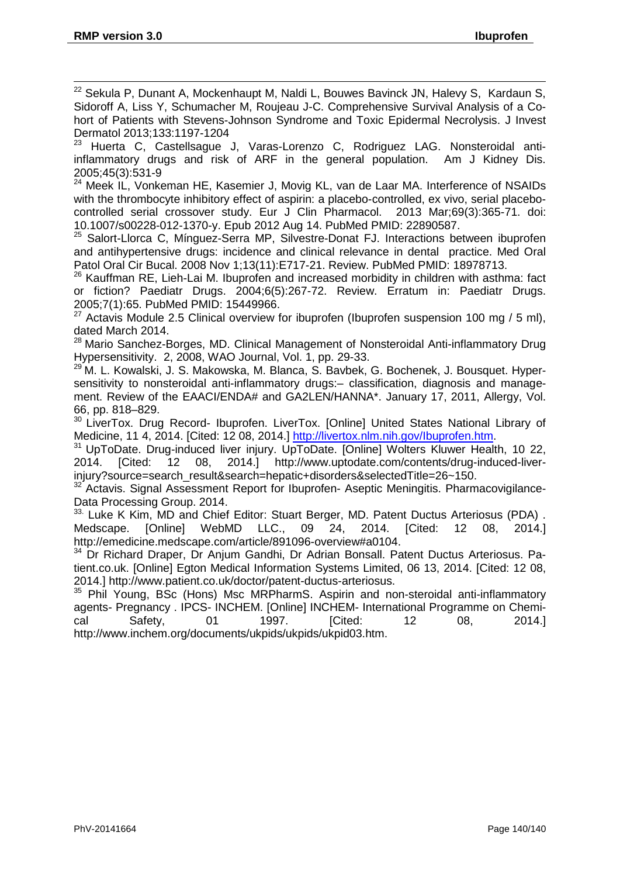[22] Sekula P, Dunant A, Mockenhaupt M, Naldi L, Bouwes Bavinck JN, Halevy S, Kardaun S, Sidoroff A, Liss Y, Schumacher M, Roujeau J-C. Comprehensive Survival Analysis of a Cohort of Patients with Stevens-Johnson Syndrome and Toxic Epidermal Necrolysis. J Invest Dermatol 2013;133:1197-1204

[23] Huerta C, Castellsague J, Varas-Lorenzo C, Rodriguez LAG. Nonsteroidal anti-inflammatory drugs and risk of ARF in the general population. Am J Kidney Dis. 2005;45(3):531-9

[24] Meek IL, Vonkeman HE, Kasemier J, Movig KL, van de Laar MA. Interference of NSAIDs with the thrombocyte inhibitory effect of aspirin: a placebo-controlled, ex vivo, serial placebo-controlled serial crossover study. Eur J Clin Pharmacol. 2013 Mar;69(3):365-71. doi: 10.1007/s00228-012-1370-y. Epub 2012 Aug 14. PubMed PMID: 22890587.

[25] Salort-Llorca C, Mínguez-Serra MP, Silvestre-Donat FJ. Interactions between ibuprofen and antihypertensive drugs: incidence and clinical relevance in dental practice. Med Oral Patol Oral Cir Bucal. 2008 Nov 1;13(11):E717-21. Review. PubMed PMID: 18978713.

[26] Kauffman RE, Lieh-Lai M. Ibuprofen and increased morbidity in children with asthma: fact or fiction? Paediatr Drugs. 2004;6(5):267-72. Review. Erratum in: Paediatr Drugs. 2005;7(1):65. PubMed PMID: 15449966.

[27] Actavis Module 2.5 Clinical overview for ibuprofen (Ibuprofen suspension 100 mg / 5 ml), dated March 2014.

[28] Mario Sanchez-Borges, MD. Clinical Management of Nonsteroidal Anti-inflammatory Drug Hypersensitivity. 2, 2008, WAO Journal, Vol. 1, pp. 29-33.

[29] M. L. Kowalski, J. S. Makowska, M. Blanca, S. Bavbek, G. Bochenek, J. Bousquet. Hypersensitivity to nonsteroidal anti-inflammatory drugs:– classification, diagnosis and management. Review of the EAACI/ENDA# and GA2LEN/HANNA*. January 17, 2011, Allergy, Vol. 66, pp. 818–829.

[30] LiverTox. Drug Record- Ibuprofen. LiverTox. [Online] United States National Library of Medicine, 11 4, 2014. [Cited: 12 08, 2014.] http://livertox.nlm.nih.gov/Ibuprofen.htm.

[31] UpToDate. Drug-induced liver injury. UpToDate. [Online] Wolters Kluwer Health, 10 22, 2014. [Cited: 12 08, 2014.] http://www.uptodate.com/contents/drug-induced-liver-injury?source=search_result&search=hepatic+disorders&selectedTitle=26~150.

[32] Actavis. Signal Assessment Report for Ibuprofen- Aseptic Meningitis. Pharmacovigilance-Data Processing Group. 2014.

[33] Luke K Kim, MD and Chief Editor: Stuart Berger, MD. Patent Ductus Arteriosus (PDA) . Medscape. [Online] WebMD LLC., 09 24, 2014. [Cited: 12 08, 2014.] http://emedicine.medscape.com/article/891096-overview#a0104.

[34] Dr Richard Draper, Dr Anjum Gandhi, Dr Adrian Bonsall. Patent Ductus Arteriosus. Patient.co.uk. [Online] Egton Medical Information Systems Limited, 06 13, 2014. [Cited: 12 08, 2014.] http://www.patient.co.uk/doctor/patent-ductus-arteriosus.

[35] Phil Young, BSc (Hons) Msc MRPharmS. Aspirin and non-steroidal anti-inflammatory agents- Pregnancy . IPCS- INCHEM. [Online] INCHEM- International Programme on Chemical Safety, 01 1997. [Cited: 12 08, 2014.] http://www.inchem.org/documents/ukpids/ukpids/ukpid03.htm.